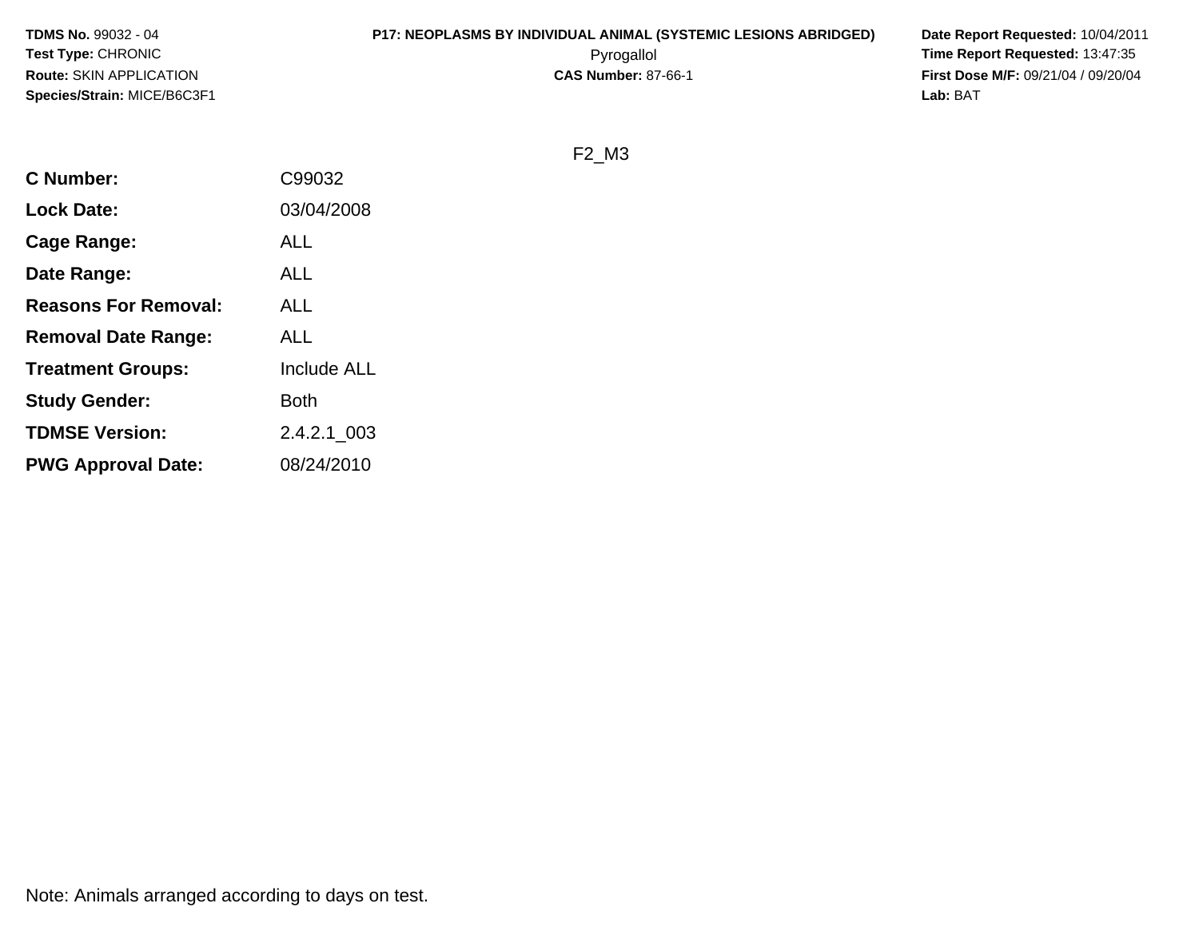**TDMS No.** 99032 - 04
**Test Type:** CHRONIC
**Route:** SKIN APPLICATION
**Species/Strain:** MICE/B6C3F1

**P17: NEOPLASMS BY INDIVIDUAL ANIMAL (SYSTEMIC LESIONS ABRIDGED)**
Pyrogallol
**CAS Number:** 87-66-1

**Date Report Requested:** 10/04/2011
**Time Report Requested:** 13:47:35
**First Dose M/F:** 09/21/04 / 09/20/04
**Lab:** BAT

F2_M3

| | |
|---|---|
| **C Number:** | C99032 |
| **Lock Date:** | 03/04/2008 |
| **Cage Range:** | ALL |
| **Date Range:** | ALL |
| **Reasons For Removal:** | ALL |
| **Removal Date Range:** | ALL |
| **Treatment Groups:** | Include ALL |
| **Study Gender:** | Both |
| **TDMSE Version:** | 2.4.2.1_003 |
| **PWG Approval Date:** | 08/24/2010 |

Note: Animals arranged according to days on test.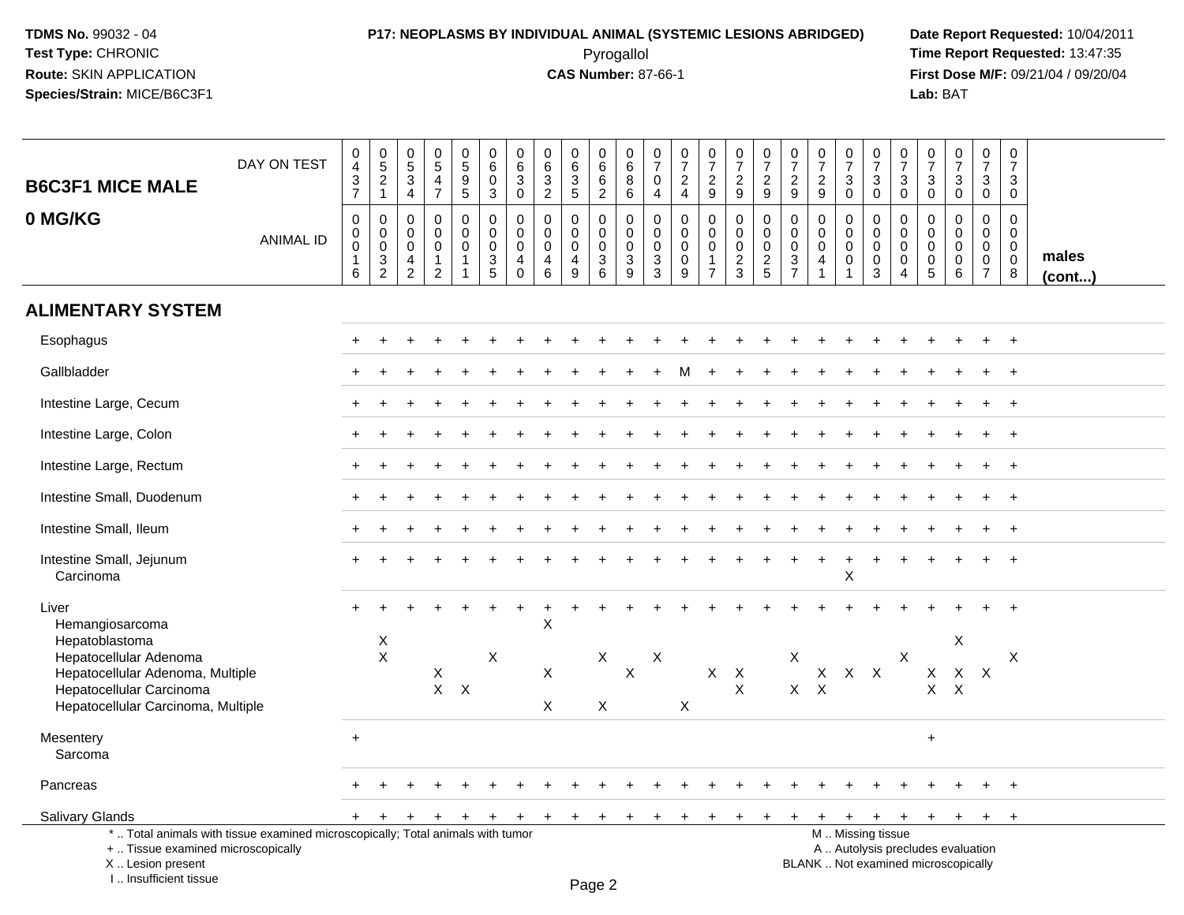**TDMS No.** 99032 - 04
**Test Type:** CHRONIC
**Route:** SKIN APPLICATION
**Species/Strain:** MICE/B6C3F1

**P17: NEOPLASMS BY INDIVIDUAL ANIMAL (SYSTEMIC LESIONS ABRIDGED)**
Pyrogallol
**CAS Number:** 87-66-1

**Date Report Requested:** 10/04/2011
**Time Report Requested:** 13:47:35
**First Dose M/F:** 09/21/04 / 09/20/04
**Lab:** BAT

## B6C3F1 MICE MALE 0 MG/KG

| DAY ON TEST | 0437 | 0521 | 0534 | 0547 | 0595 | 0603 | 0630 | 0632 | 0635 | 0662 | 0686 | 0704 | 0724 | 0729 | 0729 | 0729 | 0729 | 0729 | 0730 | 0730 | 0730 | 0730 | 0730 | 0730 | 0730 | |
|---|---|---|---|---|---|---|---|---|---|---|---|---|---|---|---|---|---|---|---|---|---|---|---|---|---|---|
| **ANIMAL ID** | 00016 | 00032 | 00042 | 00012 | 00011 | 00035 | 00040 | 00046 | 00049 | 00036 | 00039 | 00033 | 00009 | 00017 | 00023 | 00025 | 00037 | 00041 | 00001 | 00003 | 00004 | 00005 | 00006 | 00007 | 00008 | **males (cont...)** |
| **ALIMENTARY SYSTEM** | | | | | | | | | | | | | | | | | | | | | | | | | | |
| Esophagus | + | + | + | + | + | + | + | + | + | + | + | + | + | + | + | + | + | + | + | + | + | + | + | + | + | |
| Gallbladder | + | + | + | + | + | + | + | + | + | + | + | + | M | + | + | + | + | + | + | + | + | + | + | + | + | |
| Intestine Large, Cecum | + | + | + | + | + | + | + | + | + | + | + | + | + | + | + | + | + | + | + | + | + | + | + | + | + | |
| Intestine Large, Colon | + | + | + | + | + | + | + | + | + | + | + | + | + | + | + | + | + | + | + | + | + | + | + | + | + | |
| Intestine Large, Rectum | + | + | + | + | + | + | + | + | + | + | + | + | + | + | + | + | + | + | + | + | + | + | + | + | + | |
| Intestine Small, Duodenum | + | + | + | + | + | + | + | + | + | + | + | + | + | + | + | + | + | + | + | + | + | + | + | + | + | |
| Intestine Small, Ileum | + | + | + | + | + | + | + | + | + | + | + | + | + | + | + | + | + | + | + | + | + | + | + | + | + | |
| Intestine Small, Jejunum | + | + | + | + | + | + | + | + | + | + | + | + | + | + | + | + | + | + | + | + | + | + | + | + | + | |
| Carcinoma | | | | | | | | | | | | | | | | | | | X | | | | | | | |
| Liver | + | + | + | + | + | + | + | + | + | + | + | + | + | + | + | + | + | + | + | + | + | + | + | + | + | |
| Hemangiosarcoma | | | | | | | | X | | | | | | | | | | | | | | | | | | |
| Hepatoblastoma | | X | | | | | | | | | | | | | | | | | | | | | X | | | |
| Hepatocellular Adenoma | | X | | | | X | | | | X | | X | | | | | X | | | | X | | | | X | |
| Hepatocellular Adenoma, Multiple | | | | X | | | | X | | | X | | | X | X | | | X | X | X | | X | X | X | | |
| Hepatocellular Carcinoma | | | | X | X | | | | | | | | | | X | | X | X | | | | X | X | | | |
| Hepatocellular Carcinoma, Multiple | | | | | | | | X | | X | | | X | | | | | | | | | | | | | |
| Mesentery | + | | | | | | | | | | | | | | | | | | | | | + | | | | |
| Sarcoma | | | | | | | | | | | | | | | | | | | | | | | | | | |
| Pancreas | + | + | + | + | + | + | + | + | + | + | + | + | + | + | + | + | + | + | + | + | + | + | + | + | + | |
| Salivary Glands | + | + | + | + | + | + | + | + | + | + | + | + | + | + | + | + | + | + | + | + | + | + | + | + | + | |

\* .. Total animals with tissue examined microscopically; Total animals with tumor
\+ .. Tissue examined microscopically
X .. Lesion present
I .. Insufficient tissue

M .. Missing tissue
A .. Autolysis precludes evaluation
BLANK .. Not examined microscopically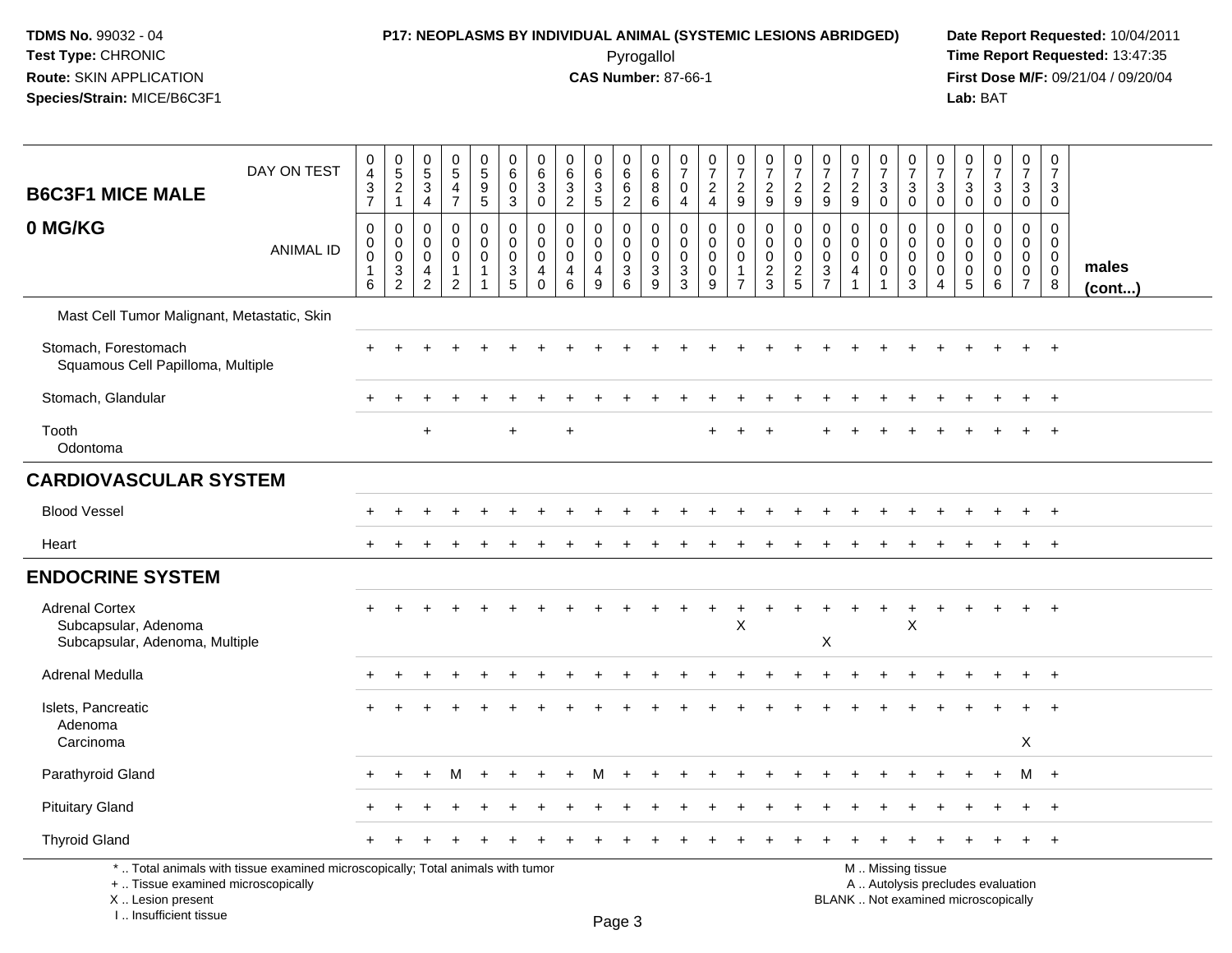**TDMS No.** 99032 - 04
**Test Type:** CHRONIC
**Route:** SKIN APPLICATION
**Species/Strain:** MICE/B6C3F1

**P17: NEOPLASMS BY INDIVIDUAL ANIMAL (SYSTEMIC LESIONS ABRIDGED)**
Pyrogallol
**CAS Number:** 87-66-1

**Date Report Requested:** 10/04/2011
**Time Report Requested:** 13:47:35
**First Dose M/F:** 09/21/04 / 09/20/04
**Lab:** BAT

| B6C3F1 MICE MALE 0 MG/KG | | | | | | | | | | | | | | | | | | | | | | | | | | |
|---|---|---|---|---|---|---|---|---|---|---|---|---|---|---|---|---|---|---|---|---|---|---|---|---|---|---|
| DAY ON TEST | 0437 | 0521 | 0534 | 0547 | 0595 | 0603 | 0630 | 0632 | 0635 | 0662 | 0686 | 0704 | 0724 | 0729 | 0729 | 0729 | 0729 | 0729 | 0730 | 0730 | 0730 | 0730 | 0730 | 0730 | 0730 | |
| ANIMAL ID | 00016 | 00032 | 00042 | 00012 | 00011 | 00035 | 00040 | 00046 | 00049 | 00036 | 00039 | 00033 | 00009 | 00017 | 00023 | 00025 | 00037 | 00041 | 00001 | 00003 | 00004 | 00005 | 00006 | 00007 | 00008 | males (cont...) |
| Mast Cell Tumor Malignant, Metastatic, Skin | | | | | | | | | | | | | | | | | | | | | | | | | | |
| Stomach, Forestomach | + | + | + | + | + | + | + | + | + | + | + | + | + | + | + | + | + | + | + | + | + | + | + | + | + | |
| Squamous Cell Papilloma, Multiple | | | | | | | | | | | | | | | | | | | | | | | | | | |
| Stomach, Glandular | + | + | + | + | + | + | + | + | + | + | + | + | + | + | + | + | + | + | + | + | + | + | + | + | + | |
| Tooth | | | + | | | + | | + | | | | | + | + | + | | + | + | + | + | + | + | + | + | + | |
| Odontoma | | | | | | | | | | | | | | | | | | | | | | | | | | |
| **CARDIOVASCULAR SYSTEM** | | | | | | | | | | | | | | | | | | | | | | | | | | |
| Blood Vessel | + | + | + | + | + | + | + | + | + | + | + | + | + | + | + | + | + | + | + | + | + | + | + | + | + | |
| Heart | + | + | + | + | + | + | + | + | + | + | + | + | + | + | + | + | + | + | + | + | + | + | + | + | + | |
| **ENDOCRINE SYSTEM** | | | | | | | | | | | | | | | | | | | | | | | | | | |
| Adrenal Cortex | + | + | + | + | + | + | + | + | + | + | + | + | + | + | + | + | + | + | + | + | + | + | + | + | + | |
| Subcapsular, Adenoma | | | | | | | | | | | | | | X | | | | | | X | | | | | | |
| Subcapsular, Adenoma, Multiple | | | | | | | | | | | | | | | | | X | | | | | | | | | |
| Adrenal Medulla | + | + | + | + | + | + | + | + | + | + | + | + | + | + | + | + | + | + | + | + | + | + | + | + | + | |
| Islets, Pancreatic | + | + | + | + | + | + | + | + | + | + | + | + | + | + | + | + | + | + | + | + | + | + | + | + | + | |
| Adenoma | | | | | | | | | | | | | | | | | | | | | | | | | | |
| Carcinoma | | | | | | | | | | | | | | | | | | | | | | | | X | | |
| Parathyroid Gland | + | + | + | M | + | + | + | + | M | + | + | + | + | + | + | + | + | + | + | + | + | + | + | M | + | |
| Pituitary Gland | + | + | + | + | + | + | + | + | + | + | + | + | + | + | + | + | + | + | + | + | + | + | + | + | + | |
| Thyroid Gland | + | + | + | + | + | + | + | + | + | + | + | + | + | + | + | + | + | + | + | + | + | + | + | + | + | |

\* .. Total animals with tissue examined microscopically; Total animals with tumor
\+ .. Tissue examined microscopically
X .. Lesion present
I .. Insufficient tissue

M .. Missing tissue
A .. Autolysis precludes evaluation
BLANK .. Not examined microscopically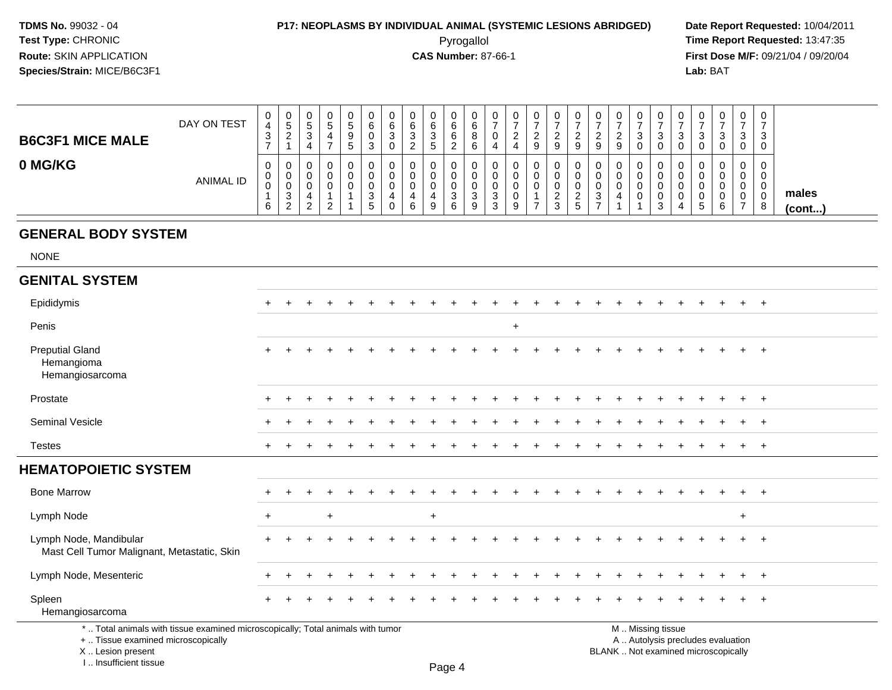**TDMS No.** 99032 - 04
**Test Type:** CHRONIC
**Route:** SKIN APPLICATION
**Species/Strain:** MICE/B6C3F1

**P17: NEOPLASMS BY INDIVIDUAL ANIMAL (SYSTEMIC LESIONS ABRIDGED)**
Pyrogallol
**CAS Number:** 87-66-1

**Date Report Requested:** 10/04/2011
**Time Report Requested:** 13:47:35
**First Dose M/F:** 09/21/04 / 09/20/04
**Lab:** BAT

| B6C3F1 MICE MALE 0 MG/KG | | | | | | | | | | | | | | | | | | | | | | | | | | |
|---|---|---|---|---|---|---|---|---|---|---|---|---|---|---|---|---|---|---|---|---|---|---|---|---|---|---|
| DAY ON TEST | 0437 | 0521 | 0534 | 0547 | 0595 | 0603 | 0630 | 0632 | 0635 | 0662 | 0686 | 0704 | 0724 | 0729 | 0729 | 0729 | 0729 | 0729 | 0730 | 0730 | 0730 | 0730 | 0730 | 0730 | 0730 | |
| ANIMAL ID | 00016 | 00032 | 00042 | 00012 | 00011 | 00035 | 00040 | 00046 | 00049 | 00036 | 00039 | 00033 | 00009 | 00017 | 00023 | 00025 | 00037 | 00041 | 00001 | 00003 | 00004 | 00005 | 00006 | 00007 | 00008 | males (cont...) |
| **GENERAL BODY SYSTEM** | | | | | | | | | | | | | | | | | | | | | | | | | | |
| NONE | | | | | | | | | | | | | | | | | | | | | | | | | | |
| **GENITAL SYSTEM** | | | | | | | | | | | | | | | | | | | | | | | | | | |
| Epididymis | + | + | + | + | + | + | + | + | + | + | + | + | + | + | + | + | + | + | + | + | + | + | + | + | + | |
| Penis | | | | | | | | | | | | | + | | | | | | | | | | | | | |
| Preputial Gland | + | + | + | + | + | + | + | + | + | + | + | + | + | + | + | + | + | + | + | + | + | + | + | + | + | |
| Hemangioma | | | | | | | | | | | | | | | | | | | | | | | | | | |
| Hemangiosarcoma | | | | | | | | | | | | | | | | | | | | | | | | | | |
| Prostate | + | + | + | + | + | + | + | + | + | + | + | + | + | + | + | + | + | + | + | + | + | + | + | + | + | |
| Seminal Vesicle | + | + | + | + | + | + | + | + | + | + | + | + | + | + | + | + | + | + | + | + | + | + | + | + | + | |
| Testes | + | + | + | + | + | + | + | + | + | + | + | + | + | + | + | + | + | + | + | + | + | + | + | + | + | |
| **HEMATOPOIETIC SYSTEM** | | | | | | | | | | | | | | | | | | | | | | | | | | |
| Bone Marrow | + | + | + | + | + | + | + | + | + | + | + | + | + | + | + | + | + | + | + | + | + | + | + | + | + | |
| Lymph Node | + | | | + | | | | | + | | | | | | | | | | | | | | | + | | |
| Lymph Node, Mandibular | + | + | + | + | + | + | + | + | + | + | + | + | + | + | + | + | + | + | + | + | + | + | + | + | + | |
| Mast Cell Tumor Malignant, Metastatic, Skin | | | | | | | | | | | | | | | | | | | | | | | | | | |
| Lymph Node, Mesenteric | + | + | + | + | + | + | + | + | + | + | + | + | + | + | + | + | + | + | + | + | + | + | + | + | + | |
| Spleen | + | + | + | + | + | + | + | + | + | + | + | + | + | + | + | + | + | + | + | + | + | + | + | + | + | |
| Hemangiosarcoma | | | | | | | | | | | | | | | | | | | | | | | | | | |

\* .. Total animals with tissue examined microscopically; Total animals with tumor
\+ .. Tissue examined microscopically
X .. Lesion present
I .. Insufficient tissue

M .. Missing tissue
A .. Autolysis precludes evaluation
BLANK .. Not examined microscopically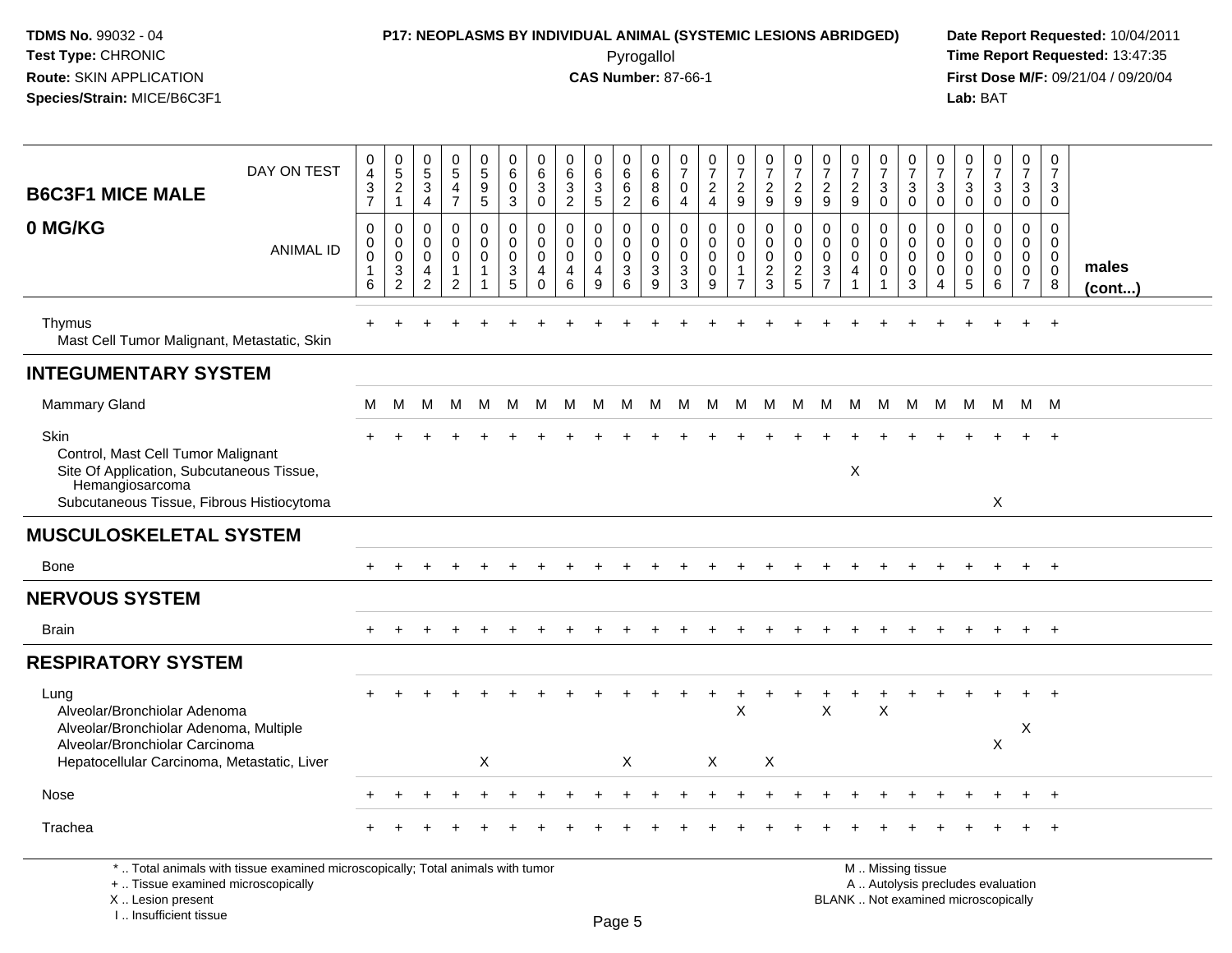| B6C3F1 MICE MALE<br>0 MG/KG | | | | | | | | | | | | | | | | | | | | | | | | | | |
|---|---|---|---|---|---|---|---|---|---|---|---|---|---|---|---|---|---|---|---|---|---|---|---|---|---|---|
| DAY ON TEST | 0437 | 0521 | 0534 | 0547 | 0595 | 0603 | 0630 | 0632 | 0635 | 0662 | 0686 | 0704 | 0724 | 0729 | 0729 | 0729 | 0729 | 0729 | 0730 | 0730 | 0730 | 0730 | 0730 | 0730 | 0730 | |
| ANIMAL ID | 0016 | 0032 | 0042 | 0012 | 0011 | 0035 | 0040 | 0046 | 0049 | 0036 | 0039 | 0033 | 0009 | 0017 | 0023 | 0025 | 0037 | 0041 | 0001 | 0003 | 0004 | 0005 | 0006 | 0007 | 0008 | males (cont...) |
| Thymus | + | + | + | + | + | + | + | + | + | + | + | + | + | + | + | + | + | + | + | + | + | + | + | + | + | |
| Mast Cell Tumor Malignant, Metastatic, Skin | | | | | | | | | | | | | | | | | | | | | | | | | | |
| **INTEGUMENTARY SYSTEM** | | | | | | | | | | | | | | | | | | | | | | | | | | |
| Mammary Gland | M | M | M | M | M | M | M | M | M | M | M | M | M | M | M | M | M | M | M | M | M | M | M | M | M | |
| Skin | + | + | + | + | + | + | + | + | + | + | + | + | + | + | + | + | + | + | + | + | + | + | + | + | + | |
| Control, Mast Cell Tumor Malignant | | | | | | | | | | | | | | | | | | | | | | | | | | |
| Site Of Application, Subcutaneous Tissue, Hemangiosarcoma | | | | | | | | | | | | | | | | | | X | | | | | | | | |
| Subcutaneous Tissue, Fibrous Histiocytoma | | | | | | | | | | | | | | | | | | | | | | | X | | | |
| **MUSCULOSKELETAL SYSTEM** | | | | | | | | | | | | | | | | | | | | | | | | | | |
| Bone | + | + | + | + | + | + | + | + | + | + | + | + | + | + | + | + | + | + | + | + | + | + | + | + | + | |
| **NERVOUS SYSTEM** | | | | | | | | | | | | | | | | | | | | | | | | | | |
| Brain | + | + | + | + | + | + | + | + | + | + | + | + | + | + | + | + | + | + | + | + | + | + | + | + | + | |
| **RESPIRATORY SYSTEM** | | | | | | | | | | | | | | | | | | | | | | | | | | |
| Lung | + | + | + | + | + | + | + | + | + | + | + | + | + | + | + | + | + | + | + | + | + | + | + | + | + | |
| Alveolar/Bronchiolar Adenoma | | | | | | | | | | | | | | X | | | X | | X | | | | | | | |
| Alveolar/Bronchiolar Adenoma, Multiple | | | | | | | | | | | | | | | | | | | | | | | | X | | |
| Alveolar/Bronchiolar Carcinoma | | | | | | | | | | | | | | | | | | | | | | | X | | | |
| Hepatocellular Carcinoma, Metastatic, Liver | | | | | X | | | | | X | | | X | | X | | | | | | | | | | | |
| Nose | + | + | + | + | + | + | + | + | + | + | + | + | + | + | + | + | + | + | + | + | + | + | + | + | + | |
| Trachea | + | + | + | + | + | + | + | + | + | + | + | + | + | + | + | + | + | + | + | + | + | + | + | + | + | |

* .. Total animals with tissue examined microscopically; Total animals with tumor
+ .. Tissue examined microscopically
X .. Lesion present
I .. Insufficient tissue

M .. Missing tissue
A .. Autolysis precludes evaluation
BLANK .. Not examined microscopically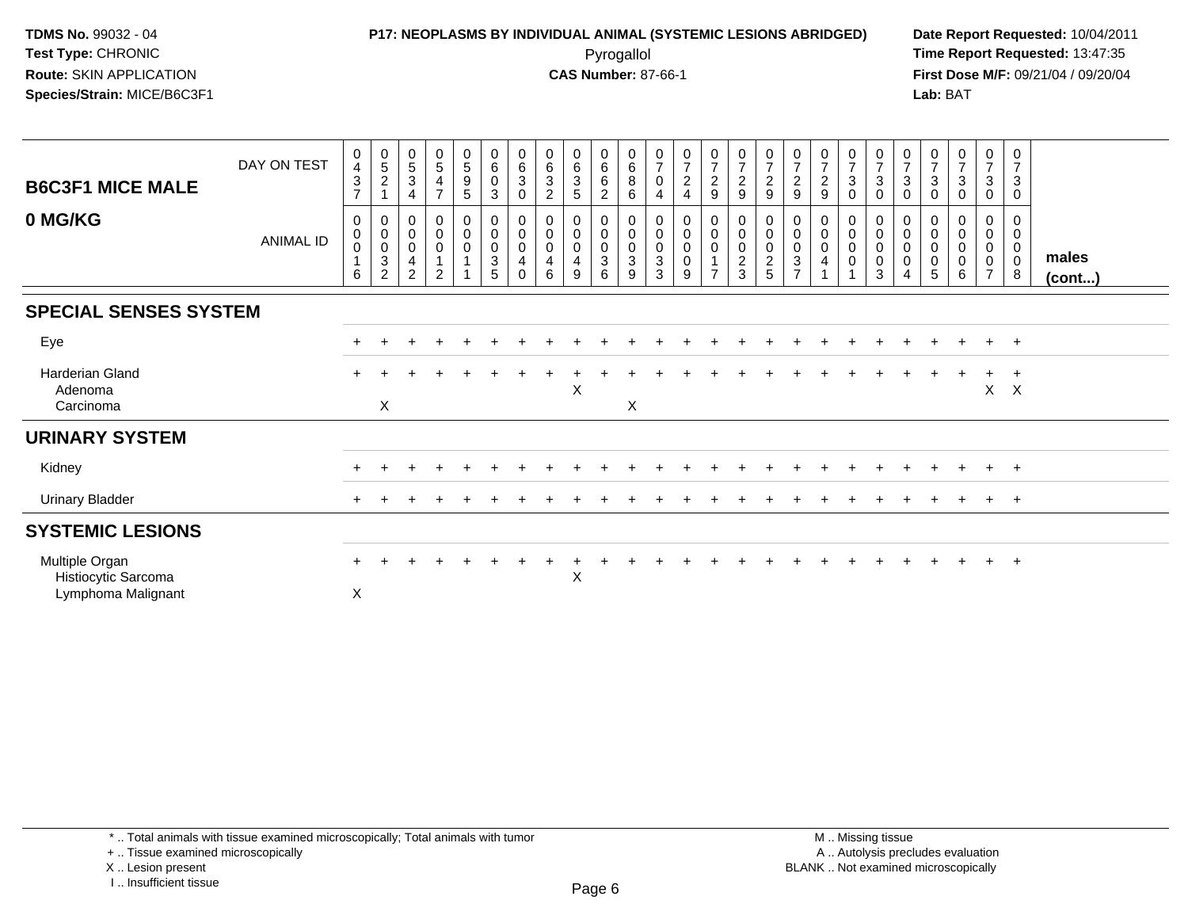**TDMS No.** 99032 - 04
**Test Type:** CHRONIC
**Route:** SKIN APPLICATION
**Species/Strain:** MICE/B6C3F1

**P17: NEOPLASMS BY INDIVIDUAL ANIMAL (SYSTEMIC LESIONS ABRIDGED)**
Pyrogallol
**CAS Number:** 87-66-1

**Date Report Requested:** 10/04/2011
**Time Report Requested:** 13:47:35
**First Dose M/F:** 09/21/04 / 09/20/04
**Lab:** BAT

| B6C3F1 MICE MALE 0 MG/KG | | | | | | | | | | | | | | | | | | | | | | | | | | |
|---|---|---|---|---|---|---|---|---|---|---|---|---|---|---|---|---|---|---|---|---|---|---|---|---|---|---|
| DAY ON TEST | 0437 | 0521 | 0534 | 0547 | 0595 | 0603 | 0630 | 0632 | 0635 | 0662 | 0686 | 0704 | 0724 | 0729 | 0729 | 0729 | 0729 | 0729 | 0730 | 0730 | 0730 | 0730 | 0730 | 0730 | 0730 | |
| ANIMAL ID | 00016 | 00032 | 00042 | 00012 | 00011 | 00035 | 00040 | 00046 | 00049 | 00036 | 00039 | 00033 | 00009 | 00017 | 00023 | 00025 | 00037 | 00041 | 00001 | 00003 | 00004 | 00005 | 00006 | 00007 | 00008 | males (cont...) |
| **SPECIAL SENSES SYSTEM** | | | | | | | | | | | | | | | | | | | | | | | | | | |
| Eye | + | + | + | + | + | + | + | + | + | + | + | + | + | + | + | + | + | + | + | + | + | + | + | + | + | |
| Harderian Gland | + | + | + | + | + | + | + | + | + | + | + | + | + | + | + | + | + | + | + | + | + | + | + | + | + | |
| Adenoma | | | | | | | | | X | | | | | | | | | | | | | | | X | X | |
| Carcinoma | | X | | | | | | | | | X | | | | | | | | | | | | | | | |
| **URINARY SYSTEM** | | | | | | | | | | | | | | | | | | | | | | | | | | |
| Kidney | + | + | + | + | + | + | + | + | + | + | + | + | + | + | + | + | + | + | + | + | + | + | + | + | + | |
| Urinary Bladder | + | + | + | + | + | + | + | + | + | + | + | + | + | + | + | + | + | + | + | + | + | + | + | + | + | |
| **SYSTEMIC LESIONS** | | | | | | | | | | | | | | | | | | | | | | | | | | |
| Multiple Organ | + | + | + | + | + | + | + | + | + | + | + | + | + | + | + | + | + | + | + | + | + | + | + | + | + | |
| Histiocytic Sarcoma | | | | | | | | | X | | | | | | | | | | | | | | | | | |
| Lymphoma Malignant | X | | | | | | | | | | | | | | | | | | | | | | | | | |

\* .. Total animals with tissue examined microscopically; Total animals with tumor
\+ .. Tissue examined microscopically
X .. Lesion present
I .. Insufficient tissue

M .. Missing tissue
A .. Autolysis precludes evaluation
BLANK .. Not examined microscopically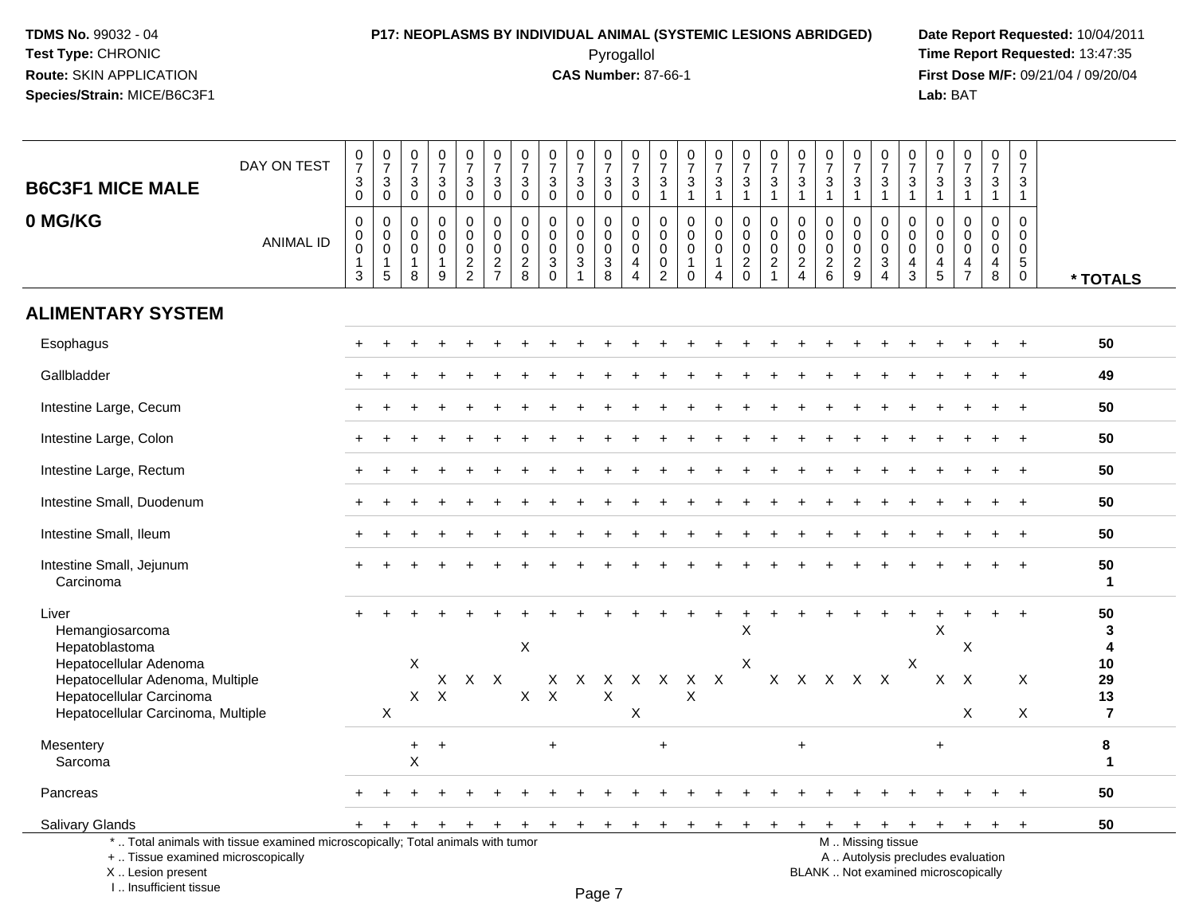**TDMS No.** 99032 - 04
**Test Type:** CHRONIC
**Route:** SKIN APPLICATION
**Species/Strain:** MICE/B6C3F1

**P17: NEOPLASMS BY INDIVIDUAL ANIMAL (SYSTEMIC LESIONS ABRIDGED)**
Pyrogallol
**CAS Number:** 87-66-1

**Date Report Requested:** 10/04/2011
**Time Report Requested:** 13:47:35
**First Dose M/F:** 09/21/04 / 09/20/04
**Lab:** BAT

## B6C3F1 MICE MALE
## 0 MG/KG

| DAY ON TEST | 0730 | 0730 | 0730 | 0730 | 0730 | 0730 | 0730 | 0730 | 0730 | 0730 | 0730 | 0731 | 0731 | 0731 | 0731 | 0731 | 0731 | 0731 | 0731 | 0731 | 0731 | 0731 | 0731 | 0731 | 0731 | |
|---|---|---|---|---|---|---|---|---|---|---|---|---|---|---|---|---|---|---|---|---|---|---|---|---|---|---|
| **ANIMAL ID** | 0013 | 0015 | 0018 | 0019 | 0022 | 0027 | 0028 | 0030 | 0031 | 0038 | 0044 | 0002 | 0010 | 0014 | 0020 | 0021 | 0024 | 0026 | 0029 | 0034 | 0043 | 0045 | 0047 | 0048 | 0050 | *** TOTALS** |
| **ALIMENTARY SYSTEM** | | | | | | | | | | | | | | | | | | | | | | | | | | |
| Esophagus | + | + | + | + | + | + | + | + | + | + | + | + | + | + | + | + | + | + | + | + | + | + | + | + | + | 50 |
| Gallbladder | + | + | + | + | + | + | + | + | + | + | + | + | + | + | + | + | + | + | + | + | + | + | + | + | + | 49 |
| Intestine Large, Cecum | + | + | + | + | + | + | + | + | + | + | + | + | + | + | + | + | + | + | + | + | + | + | + | + | + | 50 |
| Intestine Large, Colon | + | + | + | + | + | + | + | + | + | + | + | + | + | + | + | + | + | + | + | + | + | + | + | + | + | 50 |
| Intestine Large, Rectum | + | + | + | + | + | + | + | + | + | + | + | + | + | + | + | + | + | + | + | + | + | + | + | + | + | 50 |
| Intestine Small, Duodenum | + | + | + | + | + | + | + | + | + | + | + | + | + | + | + | + | + | + | + | + | + | + | + | + | + | 50 |
| Intestine Small, Ileum | + | + | + | + | + | + | + | + | + | + | + | + | + | + | + | + | + | + | + | + | + | + | + | + | + | 50 |
| Intestine Small, Jejunum | + | + | + | + | + | + | + | + | + | + | + | + | + | + | + | + | + | + | + | + | + | + | + | + | + | 50 |
| Carcinoma | | | | | | | | | | | | | | | | | | | | | | | | | | 1 |
| Liver | + | + | + | + | + | + | + | + | + | + | + | + | + | + | + | + | + | + | + | + | + | + | + | + | + | 50 |
| Hemangiosarcoma | | | | | | | | | | | | | | | X | | | | | | | X | | | | 3 |
| Hepatoblastoma | | | | | | | X | | | | | | | | | | | | | | | | X | | | 4 |
| Hepatocellular Adenoma | | | X | | | | | | | | | | | | X | | | | | | X | | | | | 10 |
| Hepatocellular Adenoma, Multiple | | | | X | X | X | | X | X | X | X | X | X | X | | X | X | X | X | X | | X | X | | X | 29 |
| Hepatocellular Carcinoma | | | X | X | | | X | X | | X | | | X | | | | | | | | | | | | | 13 |
| Hepatocellular Carcinoma, Multiple | | X | | | | | | | | | X | | | | | | | | | | | | X | | X | 7 |
| Mesentery | | | + | + | | | | + | | | | + | | | | | + | | | | | + | | | | 8 |
| Sarcoma | | | X | | | | | | | | | | | | | | | | | | | | | | | 1 |
| Pancreas | + | + | + | + | + | + | + | + | + | + | + | + | + | + | + | + | + | + | + | + | + | + | + | + | + | 50 |
| Salivary Glands | + | + | + | + | + | + | + | + | + | + | + | + | + | + | + | + | + | + | + | + | + | + | + | + | + | 50 |

* .. Total animals with tissue examined microscopically; Total animals with tumor
+ .. Tissue examined microscopically
X .. Lesion present
I .. Insufficient tissue

M .. Missing tissue
A .. Autolysis precludes evaluation
BLANK .. Not examined microscopically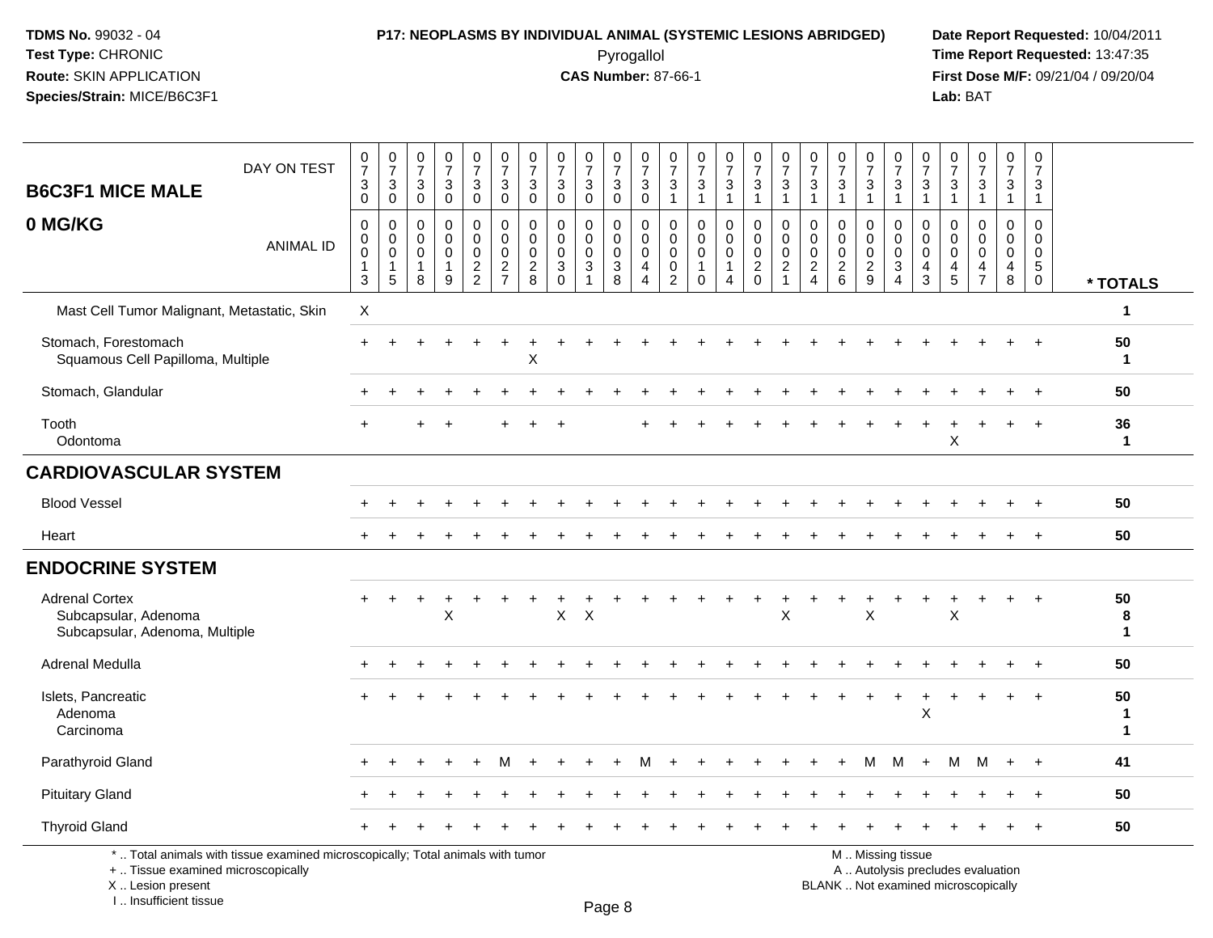**TDMS No.** 99032 - 04
**Test Type:** CHRONIC
**Route:** SKIN APPLICATION
**Species/Strain:** MICE/B6C3F1

**P17: NEOPLASMS BY INDIVIDUAL ANIMAL (SYSTEMIC LESIONS ABRIDGED)**
Pyrogallol
**CAS Number:** 87-66-1

**Date Report Requested:** 10/04/2011
**Time Report Requested:** 13:47:35
**First Dose M/F:** 09/21/04 / 09/20/04
**Lab:** BAT

## B6C3F1 MICE MALE
## 0 MG/KG

| DAY ON TEST | 0730 | 0730 | 0730 | 0730 | 0730 | 0730 | 0730 | 0730 | 0730 | 0730 | 0730 | 0731 | 0731 | 0731 | 0731 | 0731 | 0731 | 0731 | 0731 | 0731 | 0731 | 0731 | 0731 | 0731 | 0731 | |
|---|---|---|---|---|---|---|---|---|---|---|---|---|---|---|---|---|---|---|---|---|---|---|---|---|---|---|
| **ANIMAL ID** | 00013 | 00015 | 00018 | 00019 | 00022 | 00027 | 00028 | 00030 | 00031 | 00038 | 00044 | 00002 | 00010 | 00014 | 00020 | 00021 | 00024 | 00026 | 00029 | 00034 | 00043 | 00045 | 00047 | 00048 | 00050 | *** TOTALS** |
| Mast Cell Tumor Malignant, Metastatic, Skin | X | | | | | | | | | | | | | | | | | | | | | | | | | 1 |
| Stomach, Forestomach | + | + | + | + | + | + | + | + | + | + | + | + | + | + | + | + | + | + | + | + | + | + | + | + | + | 50 |
| Squamous Cell Papilloma, Multiple | | | | | | | X | | | | | | | | | | | | | | | | | | | 1 |
| Stomach, Glandular | + | + | + | + | + | + | + | + | + | + | + | + | + | + | + | + | + | + | + | + | + | + | + | + | + | 50 |
| Tooth | + | | + | + | | + | + | + | | | + | + | + | + | + | + | + | + | + | + | + | + | + | + | + | 36 |
| Odontoma | | | | | | | | | | | | | | | | | | | | | | X | | | | 1 |
| **CARDIOVASCULAR SYSTEM** | | | | | | | | | | | | | | | | | | | | | | | | | | |
| Blood Vessel | + | + | + | + | + | + | + | + | + | + | + | + | + | + | + | + | + | + | + | + | + | + | + | + | + | 50 |
| Heart | + | + | + | + | + | + | + | + | + | + | + | + | + | + | + | + | + | + | + | + | + | + | + | + | + | 50 |
| **ENDOCRINE SYSTEM** | | | | | | | | | | | | | | | | | | | | | | | | | | |
| Adrenal Cortex | + | + | + | + | + | + | + | + | + | + | + | + | + | + | + | + | + | + | + | + | + | + | + | + | + | 50 |
| Subcapsular, Adenoma | | | | X | | | | X | X | | | | | | | X | | | X | | | X | | | | 8 |
| Subcapsular, Adenoma, Multiple | | | | | | | | | | | | | | | | | | | | | | | | | | 1 |
| Adrenal Medulla | + | + | + | + | + | + | + | + | + | + | + | + | + | + | + | + | + | + | + | + | + | + | + | + | + | 50 |
| Islets, Pancreatic | + | + | + | + | + | + | + | + | + | + | + | + | + | + | + | + | + | + | + | + | + | + | + | + | + | 50 |
| Adenoma | | | | | | | | | | | | | | | | | | | | | X | | | | | 1 |
| Carcinoma | | | | | | | | | | | | | | | | | | | | | | | | | | 1 |
| Parathyroid Gland | + | + | + | + | + | M | + | + | + | + | M | + | + | + | + | + | + | + | M | M | + | M | M | + | + | 41 |
| Pituitary Gland | + | + | + | + | + | + | + | + | + | + | + | + | + | + | + | + | + | + | + | + | + | + | + | + | + | 50 |
| Thyroid Gland | + | + | + | + | + | + | + | + | + | + | + | + | + | + | + | + | + | + | + | + | + | + | + | + | + | 50 |

\* .. Total animals with tissue examined microscopically; Total animals with tumor
\+ .. Tissue examined microscopically
X .. Lesion present
I .. Insufficient tissue

M .. Missing tissue
A .. Autolysis precludes evaluation
BLANK .. Not examined microscopically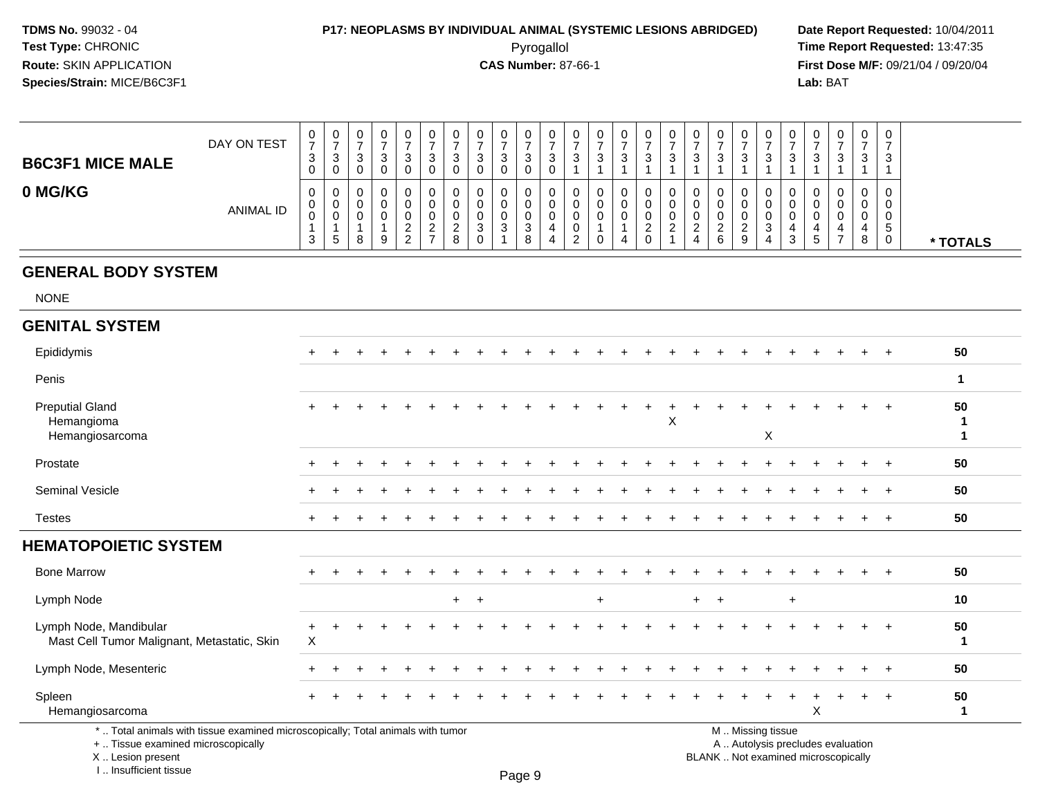**TDMS No.** 99032 - 04
**Test Type:** CHRONIC
**Route:** SKIN APPLICATION
**Species/Strain:** MICE/B6C3F1

**P17: NEOPLASMS BY INDIVIDUAL ANIMAL (SYSTEMIC LESIONS ABRIDGED)**
Pyrogallol
**CAS Number:** 87-66-1

**Date Report Requested:** 10/04/2011
**Time Report Requested:** 13:47:35
**First Dose M/F:** 09/21/04 / 09/20/04
**Lab:** BAT

## B6C3F1 MICE MALE
## 0 MG/KG

| DAY ON TEST | 0730 | 0730 | 0730 | 0730 | 0730 | 0730 | 0730 | 0730 | 0730 | 0730 | 0730 | 0731 | 0731 | 0731 | 0731 | 0731 | 0731 | 0731 | 0731 | 0731 | 0731 | 0731 | 0731 | 0731 | 0731 | |
|---|---|---|---|---|---|---|---|---|---|---|---|---|---|---|---|---|---|---|---|---|---|---|---|---|---|---|
| **ANIMAL ID** | 0013 | 0015 | 0018 | 0019 | 0022 | 0027 | 0028 | 0030 | 0031 | 0038 | 0044 | 0002 | 0010 | 0014 | 0020 | 0021 | 0024 | 0026 | 0029 | 0034 | 0043 | 0045 | 0047 | 0048 | 0050 | *** TOTALS** |
| **GENERAL BODY SYSTEM** | | | | | | | | | | | | | | | | | | | | | | | | | | |
| NONE | | | | | | | | | | | | | | | | | | | | | | | | | | |
| **GENITAL SYSTEM** | | | | | | | | | | | | | | | | | | | | | | | | | | |
| Epididymis | + | + | + | + | + | + | + | + | + | + | + | + | + | + | + | + | + | + | + | + | + | + | + | + | + | 50 |
| Penis | | | | | | | | | | | | | | | | | | | | | | | | | | 1 |
| Preputial Gland | + | + | + | + | + | + | + | + | + | + | + | + | + | + | + | + | + | + | + | + | + | + | + | + | + | 50 |
| Hemangioma | | | | | | | | | | | | | | | | X | | | | | | | | | | 1 |
| Hemangiosarcoma | | | | | | | | | | | | | | | | | | | | X | | | | | | 1 |
| Prostate | + | + | + | + | + | + | + | + | + | + | + | + | + | + | + | + | + | + | + | + | + | + | + | + | + | 50 |
| Seminal Vesicle | + | + | + | + | + | + | + | + | + | + | + | + | + | + | + | + | + | + | + | + | + | + | + | + | + | 50 |
| Testes | + | + | + | + | + | + | + | + | + | + | + | + | + | + | + | + | + | + | + | + | + | + | + | + | + | 50 |
| **HEMATOPOIETIC SYSTEM** | | | | | | | | | | | | | | | | | | | | | | | | | | |
| Bone Marrow | + | + | + | + | + | + | + | + | + | + | + | + | + | + | + | + | + | + | + | + | + | + | + | + | + | 50 |
| Lymph Node | | | | | | | + | + | | | | | + | | | | + | + | | | + | | | | | 10 |
| Lymph Node, Mandibular | + | + | + | + | + | + | + | + | + | + | + | + | + | + | + | + | + | + | + | + | + | + | + | + | + | 50 |
| Mast Cell Tumor Malignant, Metastatic, Skin | X | | | | | | | | | | | | | | | | | | | | | | | | | 1 |
| Lymph Node, Mesenteric | + | + | + | + | + | + | + | + | + | + | + | + | + | + | + | + | + | + | + | + | + | + | + | + | + | 50 |
| Spleen | + | + | + | + | + | + | + | + | + | + | + | + | + | + | + | + | + | + | + | + | + | + | + | + | + | 50 |
| Hemangiosarcoma | | | | | | | | | | | | | | | | | | | | | | X | | | | 1 |

* .. Total animals with tissue examined microscopically; Total animals with tumor
+ .. Tissue examined microscopically
X .. Lesion present
I .. Insufficient tissue

M .. Missing tissue
A .. Autolysis precludes evaluation
BLANK .. Not examined microscopically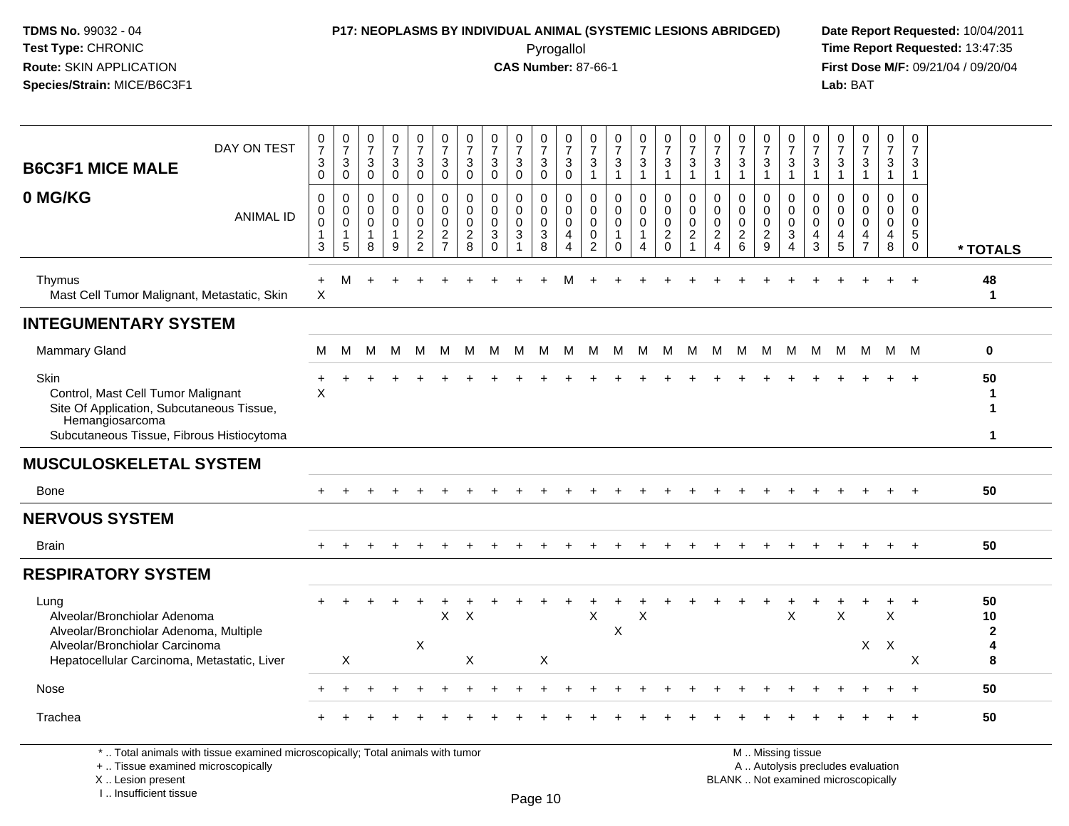TDMS No. 99032 - 04
Test Type: CHRONIC
Route: SKIN APPLICATION
Species/Strain: MICE/B6C3F1

**P17: NEOPLASMS BY INDIVIDUAL ANIMAL (SYSTEMIC LESIONS ABRIDGED)**
Pyrogallol
**CAS Number:** 87-66-1

Date Report Requested: 10/04/2011
Time Report Requested: 13:47:35
First Dose M/F: 09/21/04 / 09/20/04
Lab: BAT

## B6C3F1 MICE MALE
## 0 MG/KG

| DAY ON TEST | 0730 | 0730 | 0730 | 0730 | 0730 | 0730 | 0730 | 0730 | 0730 | 0730 | 0730 | 0731 | 0731 | 0731 | 0731 | 0731 | 0731 | 0731 | 0731 | 0731 | 0731 | 0731 | 0731 | 0731 | 0731 | |
|---|---|---|---|---|---|---|---|---|---|---|---|---|---|---|---|---|---|---|---|---|---|---|---|---|---|---|
| **ANIMAL ID** | 00013 | 00015 | 00018 | 00019 | 00022 | 00027 | 00028 | 00030 | 00031 | 00038 | 00044 | 00002 | 00010 | 00014 | 00020 | 00021 | 00024 | 00026 | 00029 | 00034 | 00043 | 00045 | 00047 | 00048 | 00050 | **\* TOTALS** |
| Thymus | + | M | + | + | + | + | + | + | + | + | M | + | + | + | + | + | + | + | + | + | + | + | + | + | + | 48 |
| Mast Cell Tumor Malignant, Metastatic, Skin | X | | | | | | | | | | | | | | | | | | | | | | | | | 1 |
| **INTEGUMENTARY SYSTEM** | | | | | | | | | | | | | | | | | | | | | | | | | | |
| Mammary Gland | M | M | M | M | M | M | M | M | M | M | M | M | M | M | M | M | M | M | M | M | M | M | M | M | M | 0 |
| Skin | + | + | + | + | + | + | + | + | + | + | + | + | + | + | + | + | + | + | + | + | + | + | + | + | + | 50 |
| Control, Mast Cell Tumor Malignant | X | | | | | | | | | | | | | | | | | | | | | | | | | 1 |
| Site Of Application, Subcutaneous Tissue, Hemangiosarcoma | | | | | | | | | | | | | | | | | | | | | | | | | | 1 |
| Subcutaneous Tissue, Fibrous Histiocytoma | | | | | | | | | | | | | | | | | | | | | | | | | | 1 |
| **MUSCULOSKELETAL SYSTEM** | | | | | | | | | | | | | | | | | | | | | | | | | | |
| Bone | + | + | + | + | + | + | + | + | + | + | + | + | + | + | + | + | + | + | + | + | + | + | + | + | + | 50 |
| **NERVOUS SYSTEM** | | | | | | | | | | | | | | | | | | | | | | | | | | |
| Brain | + | + | + | + | + | + | + | + | + | + | + | + | + | + | + | + | + | + | + | + | + | + | + | + | + | 50 |
| **RESPIRATORY SYSTEM** | | | | | | | | | | | | | | | | | | | | | | | | | | |
| Lung | + | + | + | + | + | + | + | + | + | + | + | + | + | + | + | + | + | + | + | + | + | + | + | + | + | 50 |
| Alveolar/Bronchiolar Adenoma | | | | | | X | X | | | | | X | | X | | | | | | X | | X | | X | | 10 |
| Alveolar/Bronchiolar Adenoma, Multiple | | | | | | | | | | | | | X | | | | | | | | | | | | | 2 |
| Alveolar/Bronchiolar Carcinoma | | | | | X | | | | | | | | | | | | | | | | | | X | X | | 4 |
| Hepatocellular Carcinoma, Metastatic, Liver | | X | | | | | X | | | X | | | | | | | | | | | | | | | X | 8 |
| Nose | + | + | + | + | + | + | + | + | + | + | + | + | + | + | + | + | + | + | + | + | + | + | + | + | + | 50 |
| Trachea | + | + | + | + | + | + | + | + | + | + | + | + | + | + | + | + | + | + | + | + | + | + | + | + | + | 50 |

\* .. Total animals with tissue examined microscopically; Total animals with tumor
\+ .. Tissue examined microscopically
X .. Lesion present
I .. Insufficient tissue

M .. Missing tissue
A .. Autolysis precludes evaluation
BLANK .. Not examined microscopically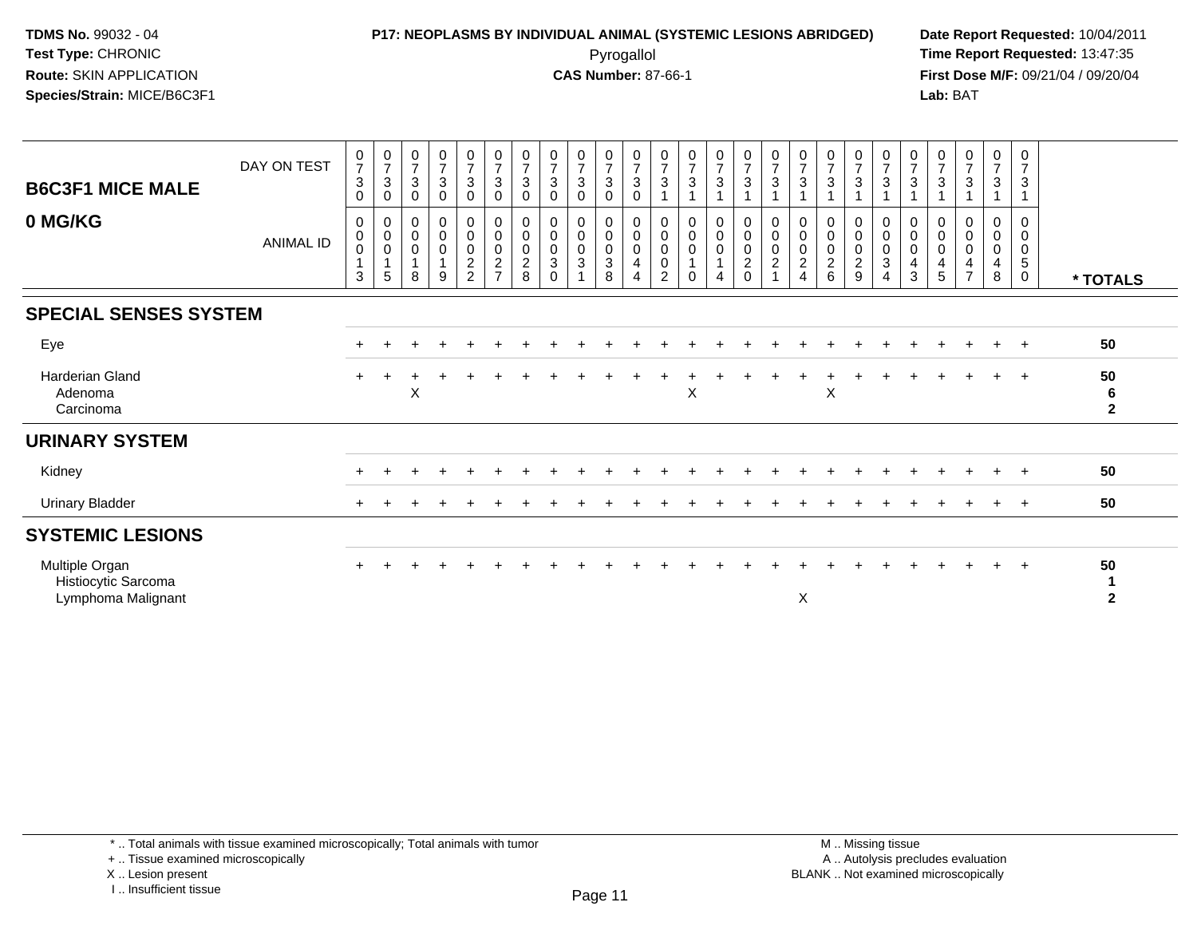**TDMS No.** 99032 - 04
**Test Type:** CHRONIC
**Route:** SKIN APPLICATION
**Species/Strain:** MICE/B6C3F1

**P17: NEOPLASMS BY INDIVIDUAL ANIMAL (SYSTEMIC LESIONS ABRIDGED)**
Pyrogallol
**CAS Number:** 87-66-1

**Date Report Requested:** 10/04/2011
**Time Report Requested:** 13:47:35
**First Dose M/F:** 09/21/04 / 09/20/04
**Lab:** BAT

## B6C3F1 MICE MALE

## 0 MG/KG

| DAY ON TEST | 0730 | 0730 | 0730 | 0730 | 0730 | 0730 | 0730 | 0730 | 0730 | 0730 | 0730 | 0731 | 0731 | 0731 | 0731 | 0731 | 0731 | 0731 | 0731 | 0731 | 0731 | 0731 | 0731 | 0731 | 0731 | |
|---|---|---|---|---|---|---|---|---|---|---|---|---|---|---|---|---|---|---|---|---|---|---|---|---|---|---|
| **ANIMAL ID** | 00013 | 00015 | 00018 | 00019 | 00022 | 00027 | 00028 | 00030 | 00031 | 00038 | 00044 | 00002 | 00010 | 00014 | 00020 | 00021 | 00024 | 00026 | 00029 | 00034 | 00043 | 00045 | 00047 | 00048 | 00050 | **\* TOTALS** |
| **SPECIAL SENSES SYSTEM** | | | | | | | | | | | | | | | | | | | | | | | | | | |
| Eye | + | + | + | + | + | + | + | + | + | + | + | + | + | + | + | + | + | + | + | + | + | + | + | + | + | **50** |
| Harderian Gland | + | + | + | + | + | + | + | + | + | + | + | + | + | + | + | + | + | + | + | + | + | + | + | + | + | **50** |
| Adenoma | | | X | | | | | | | | | | X | | | | | X | | | | | | | | **6** |
| Carcinoma | | | | | | | | | | | | | | | | | | | | | | | | | | **2** |
| **URINARY SYSTEM** | | | | | | | | | | | | | | | | | | | | | | | | | | |
| Kidney | + | + | + | + | + | + | + | + | + | + | + | + | + | + | + | + | + | + | + | + | + | + | + | + | + | **50** |
| Urinary Bladder | + | + | + | + | + | + | + | + | + | + | + | + | + | + | + | + | + | + | + | + | + | + | + | + | + | **50** |
| **SYSTEMIC LESIONS** | | | | | | | | | | | | | | | | | | | | | | | | | | |
| Multiple Organ | + | + | + | + | + | + | + | + | + | + | + | + | + | + | + | + | + | + | + | + | + | + | + | + | + | **50** |
| Histiocytic Sarcoma | | | | | | | | | | | | | | | | | | | | | | | | | | **1** |
| Lymphoma Malignant | | | | | | | | | | | | | | | | | X | | | | | | | | | **2** |

\* .. Total animals with tissue examined microscopically; Total animals with tumor
\+ .. Tissue examined microscopically
X .. Lesion present
I .. Insufficient tissue

M .. Missing tissue
A .. Autolysis precludes evaluation
BLANK .. Not examined microscopically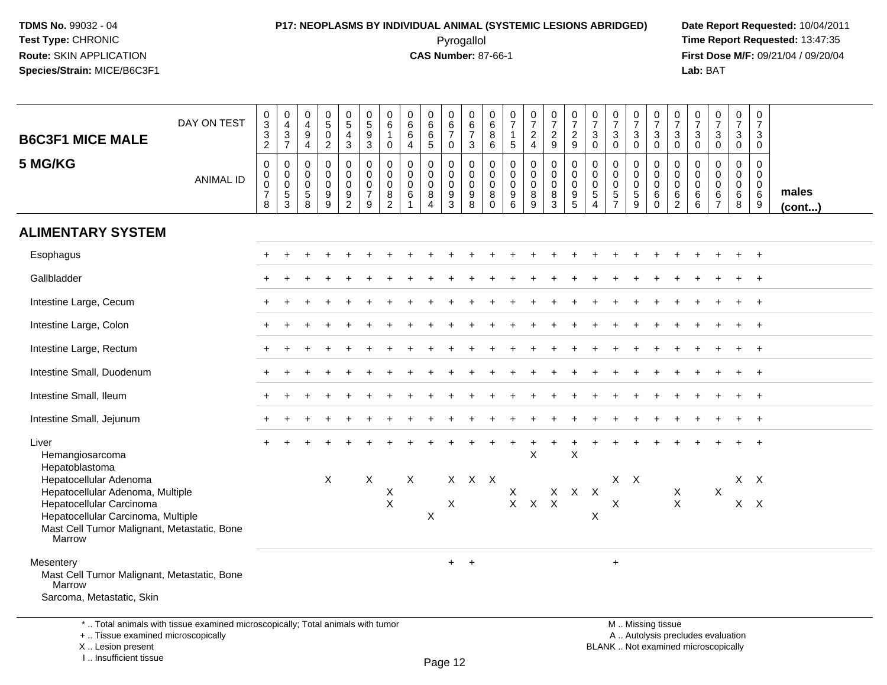# B6C3F1 MICE MALE

## 5 MG/KG

| DAY ON TEST | 0332 | 0437 | 0494 | 0502 | 0543 | 0593 | 0610 | 0664 | 0665 | 0670 | 0673 | 0686 | 0715 | 0724 | 0729 | 0729 | 0730 | 0730 | 0730 | 0730 | 0730 | 0730 | 0730 | 0730 | 0730 | |
|---|---|---|---|---|---|---|---|---|---|---|---|---|---|---|---|---|---|---|---|---|---|---|---|---|---|---|
| **ANIMAL ID** | 0078 | 0053 | 0058 | 0099 | 0092 | 0079 | 0082 | 0061 | 0084 | 0093 | 0098 | 0080 | 0096 | 0089 | 0083 | 0095 | 0054 | 0057 | 0059 | 0060 | 0062 | 0066 | 0067 | 0068 | 0069 | **males (cont...)** |
| **ALIMENTARY SYSTEM** | | | | | | | | | | | | | | | | | | | | | | | | | | |
| Esophagus | + | + | + | + | + | + | + | + | + | + | + | + | + | + | + | + | + | + | + | + | + | + | + | + | + | |
| Gallbladder | + | + | + | + | + | + | + | + | + | + | + | + | + | + | + | + | + | + | + | + | + | + | + | + | + | |
| Intestine Large, Cecum | + | + | + | + | + | + | + | + | + | + | + | + | + | + | + | + | + | + | + | + | + | + | + | + | + | |
| Intestine Large, Colon | + | + | + | + | + | + | + | + | + | + | + | + | + | + | + | + | + | + | + | + | + | + | + | + | + | |
| Intestine Large, Rectum | + | + | + | + | + | + | + | + | + | + | + | + | + | + | + | + | + | + | + | + | + | + | + | + | + | |
| Intestine Small, Duodenum | + | + | + | + | + | + | + | + | + | + | + | + | + | + | + | + | + | + | + | + | + | + | + | + | + | |
| Intestine Small, Ileum | + | + | + | + | + | + | + | + | + | + | + | + | + | + | + | + | + | + | + | + | + | + | + | + | + | |
| Intestine Small, Jejunum | + | + | + | + | + | + | + | + | + | + | + | + | + | + | + | + | + | + | + | + | + | + | + | + | + | |
| Liver | + | + | + | + | + | + | + | + | + | + | + | + | + | + | + | + | + | + | + | + | + | + | + | + | + | |
| Hemangiosarcoma | | | | | | | | | | | | | | X | | X | | | | | | | | | | |
| Hepatoblastoma | | | | | | | | | | | | | | | | | | | | | | | | | | |
| Hepatocellular Adenoma | | | | X | | X | | X | | X | X | X | | | | | | X | X | | | | | X | X | |
| Hepatocellular Adenoma, Multiple | | | | | | | X | | | | | | X | | X | X | X | | | | X | | X | | | |
| Hepatocellular Carcinoma | | | | | | | X | | | X | | | X | X | X | | | X | | | X | | | X | X | |
| Hepatocellular Carcinoma, Multiple | | | | | | | | | X | | | | | | | | X | | | | | | | | | |
| Mast Cell Tumor Malignant, Metastatic, Bone Marrow | | | | | | | | | | | | | | | | | | | | | | | | | | |
| Mesentery | | | | | | | | | | + | + | | | | | | | + | | | | | | | | |
| Mast Cell Tumor Malignant, Metastatic, Bone Marrow | | | | | | | | | | | | | | | | | | | | | | | | | | |
| Sarcoma, Metastatic, Skin | | | | | | | | | | | | | | | | | | | | | | | | | | |

\* .. Total animals with tissue examined microscopically; Total animals with tumor
+ .. Tissue examined microscopically
X .. Lesion present
I .. Insufficient tissue

M .. Missing tissue
A .. Autolysis precludes evaluation
BLANK .. Not examined microscopically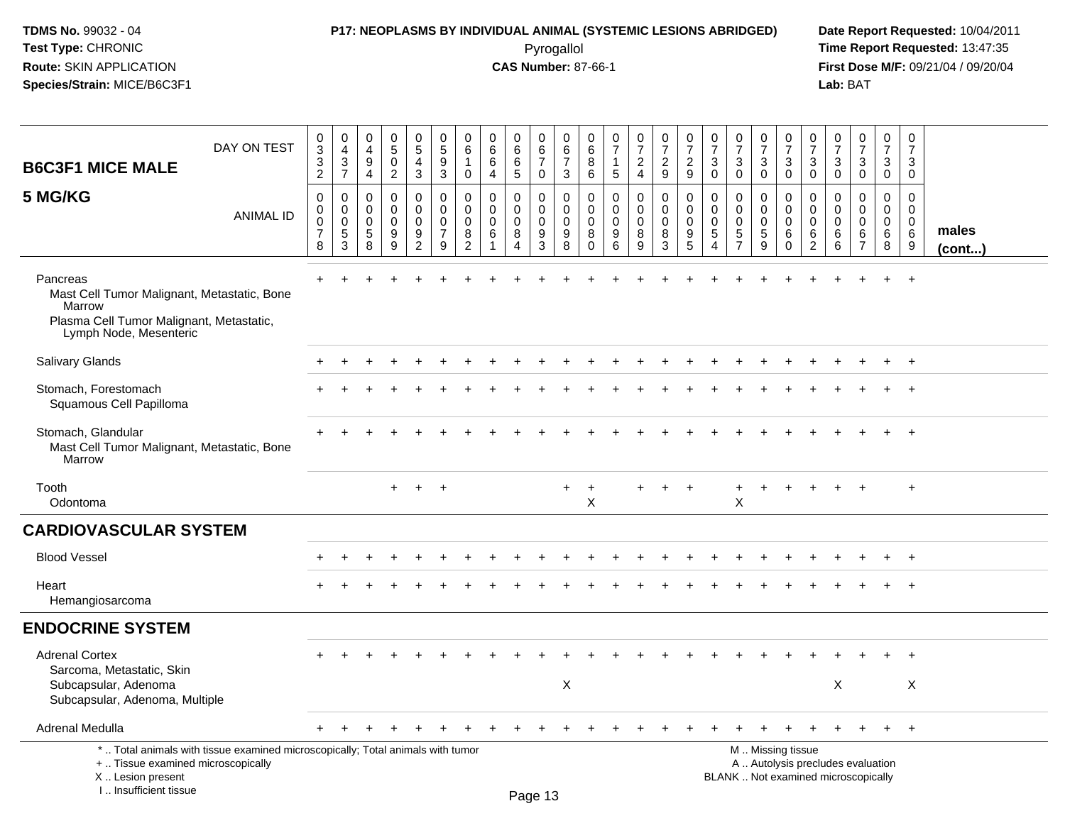**TDMS No.** 99032 - 04
**Test Type:** CHRONIC
**Route:** SKIN APPLICATION
**Species/Strain:** MICE/B6C3F1

**P17: NEOPLASMS BY INDIVIDUAL ANIMAL (SYSTEMIC LESIONS ABRIDGED)**
Pyrogallol
**CAS Number:** 87-66-1

**Date Report Requested:** 10/04/2011
**Time Report Requested:** 13:47:35
**First Dose M/F:** 09/21/04 / 09/20/04
**Lab:** BAT

## B6C3F1 MICE MALE 5 MG/KG

| DAY ON TEST | 0332 | 0437 | 0494 | 0502 | 0543 | 0593 | 0610 | 0664 | 0665 | 0670 | 0673 | 0686 | 0715 | 0724 | 0729 | 0729 | 0730 | 0730 | 0730 | 0730 | 0730 | 0730 | 0730 | 0730 | 0730 | |
|---|---|---|---|---|---|---|---|---|---|---|---|---|---|---|---|---|---|---|---|---|---|---|---|---|---|---|
| ANIMAL ID | 0078 | 0053 | 0058 | 0099 | 0092 | 0079 | 0082 | 0061 | 0084 | 0093 | 0098 | 0080 | 0096 | 0089 | 0083 | 0095 | 0054 | 0057 | 0059 | 0060 | 0062 | 0066 | 0067 | 0068 | 0069 | males (cont...) |
| Pancreas | + | + | + | + | + | + | + | + | + | + | + | + | + | + | + | + | + | + | + | + | + | + | + | + | + | |
| Mast Cell Tumor Malignant, Metastatic, Bone Marrow | | | | | | | | | | | | | | | | | | | | | | | | | | |
| Plasma Cell Tumor Malignant, Metastatic, Lymph Node, Mesenteric | | | | | | | | | | | | | | | | | | | | | | | | | | |
| Salivary Glands | + | + | + | + | + | + | + | + | + | + | + | + | + | + | + | + | + | + | + | + | + | + | + | + | + | |
| Stomach, Forestomach | + | + | + | + | + | + | + | + | + | + | + | + | + | + | + | + | + | + | + | + | + | + | + | + | + | |
| Squamous Cell Papilloma | | | | | | | | | | | | | | | | | | | | | | | | | | |
| Stomach, Glandular | + | + | + | + | + | + | + | + | + | + | + | + | + | + | + | + | + | + | + | + | + | + | + | + | + | |
| Mast Cell Tumor Malignant, Metastatic, Bone Marrow | | | | | | | | | | | | | | | | | | | | | | | | | | |
| Tooth | | | | + | + | + | | | | | + | + | | + | + | + | | + | + | + | + | + | + | | + | |
| Odontoma | | | | | | | | | | | | X | | | | | | X | | | | | | | | |

## CARDIOVASCULAR SYSTEM

| | | | | | | | | | | | | | | | | | | | | | | | | | | |
|---|---|---|---|---|---|---|---|---|---|---|---|---|---|---|---|---|---|---|---|---|---|---|---|---|---|---|
| Blood Vessel | + | + | + | + | + | + | + | + | + | + | + | + | + | + | + | + | + | + | + | + | + | + | + | + | + | |
| Heart | + | + | + | + | + | + | + | + | + | + | + | + | + | + | + | + | + | + | + | + | + | + | + | + | + | |
| Hemangiosarcoma | | | | | | | | | | | | | | | | | | | | | | | | | | |

## ENDOCRINE SYSTEM

| | | | | | | | | | | | | | | | | | | | | | | | | | | |
|---|---|---|---|---|---|---|---|---|---|---|---|---|---|---|---|---|---|---|---|---|---|---|---|---|---|---|
| Adrenal Cortex | + | + | + | + | + | + | + | + | + | + | + | + | + | + | + | + | + | + | + | + | + | + | + | + | + | |
| Sarcoma, Metastatic, Skin | | | | | | | | | | | | | | | | | | | | | | | | | | |
| Subcapsular, Adenoma | | | | | | | | | | | X | | | | | | | | | | | X | | | X | |
| Subcapsular, Adenoma, Multiple | | | | | | | | | | | | | | | | | | | | | | | | | | |
| Adrenal Medulla | + | + | + | + | + | + | + | + | + | + | + | + | + | + | + | + | + | + | + | + | + | + | + | + | + | |

\* .. Total animals with tissue examined microscopically; Total animals with tumor
\+ .. Tissue examined microscopically
X .. Lesion present
I .. Insufficient tissue

M .. Missing tissue
A .. Autolysis precludes evaluation
BLANK .. Not examined microscopically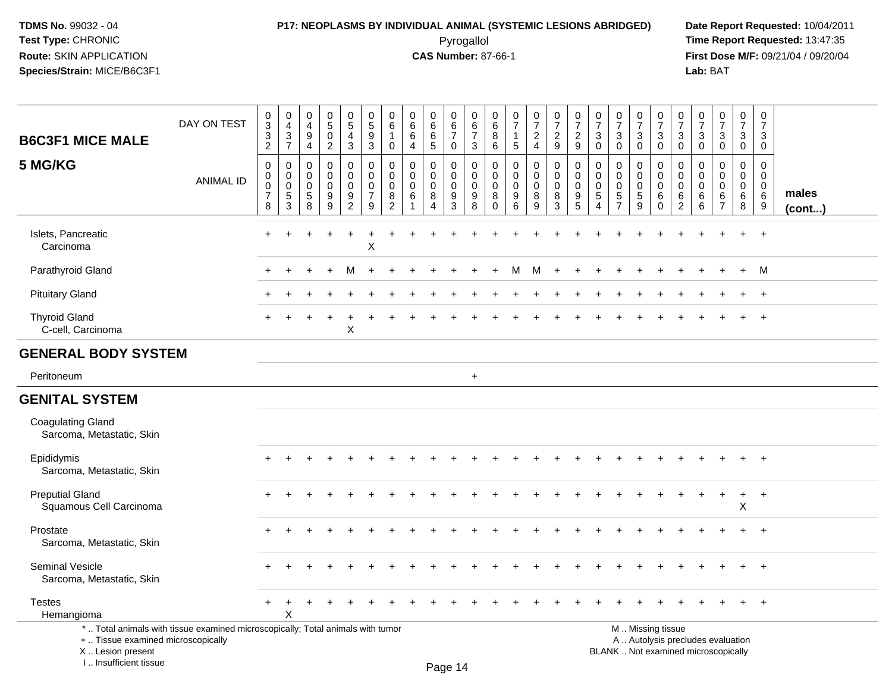TDMS No. 99032 - 04
Test Type: CHRONIC
Route: SKIN APPLICATION
Species/Strain: MICE/B6C3F1

**P17: NEOPLASMS BY INDIVIDUAL ANIMAL (SYSTEMIC LESIONS ABRIDGED)**
Pyrogallol
**CAS Number:** 87-66-1

Date Report Requested: 10/04/2011
Time Report Requested: 13:47:35
First Dose M/F: 09/21/04 / 09/20/04
Lab: BAT

| B6C3F1 MICE MALE 5 MG/KG | DAY ON TEST | 0332 | 0437 | 0494 | 0502 | 0543 | 0593 | 0610 | 0664 | 0665 | 0670 | 0673 | 0686 | 0715 | 0724 | 0729 | 0729 | 0730 | 0730 | 0730 | 0730 | 0730 | 0730 | 0730 | 0730 | 0730 | |
|---|---|---|---|---|---|---|---|---|---|---|---|---|---|---|---|---|---|---|---|---|---|---|---|---|---|---|---|
| | ANIMAL ID | 0078 | 0053 | 0058 | 0099 | 0092 | 0079 | 0082 | 0061 | 0084 | 0093 | 0098 | 0080 | 0096 | 0089 | 0083 | 0095 | 0054 | 0057 | 0059 | 0060 | 0062 | 0066 | 0067 | 0068 | 0069 | males (cont...) |
| Islets, Pancreatic | | + | + | + | + | + | + | + | + | + | + | + | + | + | + | + | + | + | + | + | + | + | + | + | + | + | |
| Carcinoma | | | | | | | X | | | | | | | | | | | | | | | | | | | | |
| Parathyroid Gland | | + | + | + | + | M | + | + | + | + | + | + | + | M | M | + | + | + | + | + | + | + | + | + | + | M | |
| Pituitary Gland | | + | + | + | + | + | + | + | + | + | + | + | + | + | + | + | + | + | + | + | + | + | + | + | + | + | |
| Thyroid Gland | | + | + | + | + | + | + | + | + | + | + | + | + | + | + | + | + | + | + | + | + | + | + | + | + | + | |
| C-cell, Carcinoma | | | | | | X | | | | | | | | | | | | | | | | | | | | | |
| **GENERAL BODY SYSTEM** | | | | | | | | | | | | | | | | | | | | | | | | | | | |
| Peritoneum | | | | | | | | | | | | + | | | | | | | | | | | | | | | |
| **GENITAL SYSTEM** | | | | | | | | | | | | | | | | | | | | | | | | | | | |
| Coagulating Gland | | | | | | | | | | | | | | | | | | | | | | | | | | | |
| Sarcoma, Metastatic, Skin | | | | | | | | | | | | | | | | | | | | | | | | | | | |
| Epididymis | | + | + | + | + | + | + | + | + | + | + | + | + | + | + | + | + | + | + | + | + | + | + | + | + | + | |
| Sarcoma, Metastatic, Skin | | | | | | | | | | | | | | | | | | | | | | | | | | | |
| Preputial Gland | | + | + | + | + | + | + | + | + | + | + | + | + | + | + | + | + | + | + | + | + | + | + | + | + | + | |
| Squamous Cell Carcinoma | | | | | | | | | | | | | | | | | | | | | | | | | X | | |
| Prostate | | + | + | + | + | + | + | + | + | + | + | + | + | + | + | + | + | + | + | + | + | + | + | + | + | + | |
| Sarcoma, Metastatic, Skin | | | | | | | | | | | | | | | | | | | | | | | | | | | |
| Seminal Vesicle | | + | + | + | + | + | + | + | + | + | + | + | + | + | + | + | + | + | + | + | + | + | + | + | + | + | |
| Sarcoma, Metastatic, Skin | | | | | | | | | | | | | | | | | | | | | | | | | | | |
| Testes | | + | + | + | + | + | + | + | + | + | + | + | + | + | + | + | + | + | + | + | + | + | + | + | + | + | |
| Hemangioma | | | X | | | | | | | | | | | | | | | | | | | | | | | | |

\* .. Total animals with tissue examined microscopically; Total animals with tumor
\+ .. Tissue examined microscopically
X .. Lesion present
I .. Insufficient tissue

M .. Missing tissue
A .. Autolysis precludes evaluation
BLANK .. Not examined microscopically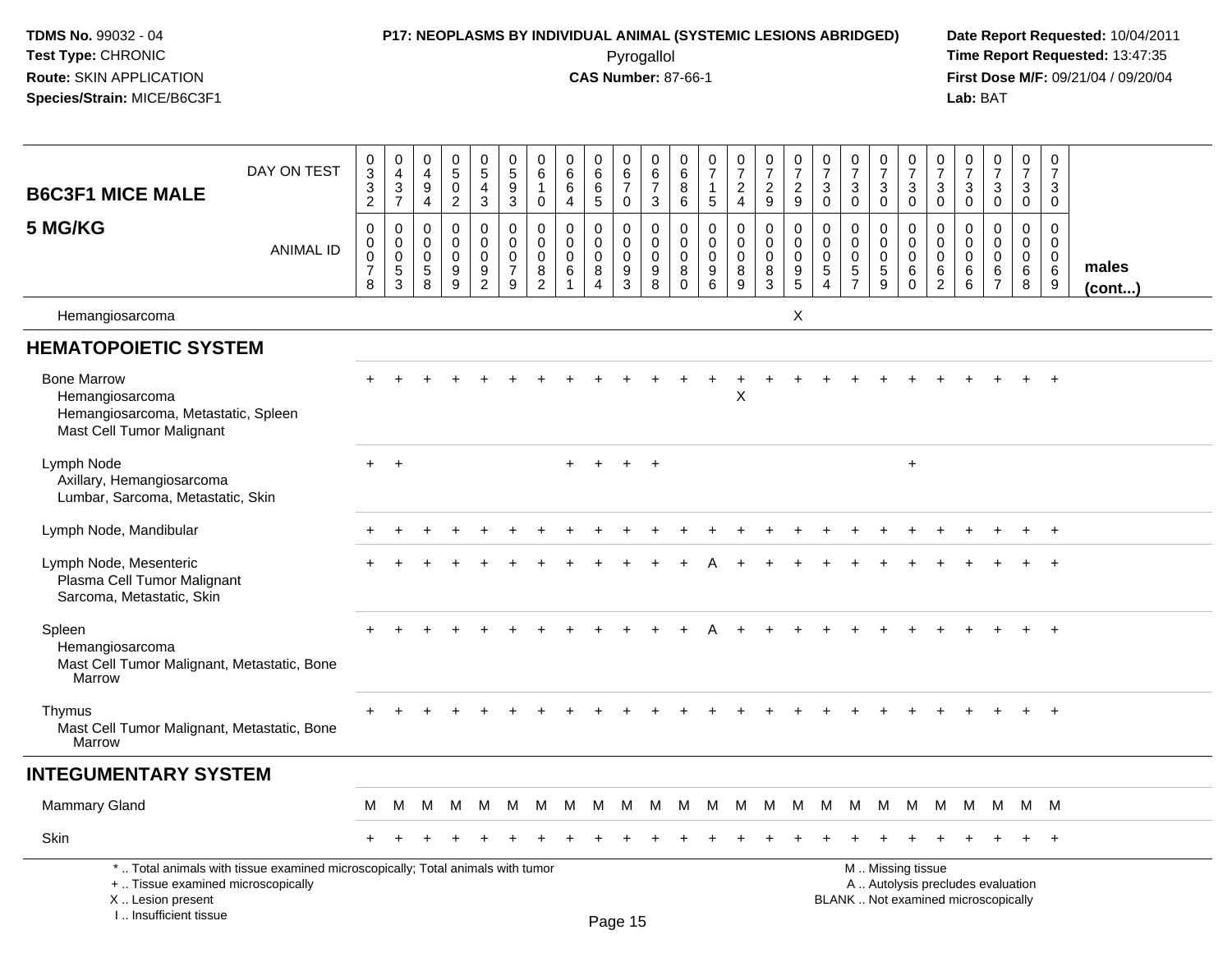**TDMS No.** 99032 - 04
**Test Type:** CHRONIC
**Route:** SKIN APPLICATION
**Species/Strain:** MICE/B6C3F1

**P17: NEOPLASMS BY INDIVIDUAL ANIMAL (SYSTEMIC LESIONS ABRIDGED)**
Pyrogallol
**CAS Number:** 87-66-1

**Date Report Requested:** 10/04/2011
**Time Report Requested:** 13:47:35
**First Dose M/F:** 09/21/04 / 09/20/04
**Lab:** BAT

| B6C3F1 MICE MALE 5 MG/KG | | | | | | | | | | | | | | | | | | | | | | | | | | |
|---|---|---|---|---|---|---|---|---|---|---|---|---|---|---|---|---|---|---|---|---|---|---|---|---|---|---|
| DAY ON TEST | 0332 | 0437 | 0494 | 0502 | 0543 | 0593 | 0610 | 0664 | 0665 | 0670 | 0673 | 0686 | 0715 | 0724 | 0729 | 0729 | 0730 | 0730 | 0730 | 0730 | 0730 | 0730 | 0730 | 0730 | 0730 | |
| ANIMAL ID | 0078 | 0053 | 0058 | 0099 | 0092 | 0079 | 0082 | 0061 | 0084 | 0093 | 0098 | 0080 | 0096 | 0089 | 0083 | 0095 | 0054 | 0057 | 0059 | 0060 | 0062 | 0066 | 0067 | 0068 | 0069 | **males (cont...)** |
| Hemangiosarcoma | | | | | | | | | | | | | | | | X | | | | | | | | | | |
| **HEMATOPOIETIC SYSTEM** | | | | | | | | | | | | | | | | | | | | | | | | | | |
| Bone Marrow | + | + | + | + | + | + | + | + | + | + | + | + | + | + | + | + | + | + | + | + | + | + | + | + | + | |
| Hemangiosarcoma | | | | | | | | | | | | | | X | | | | | | | | | | | | |
| Hemangiosarcoma, Metastatic, Spleen | | | | | | | | | | | | | | | | | | | | | | | | | | |
| Mast Cell Tumor Malignant | | | | | | | | | | | | | | | | | | | | | | | | | | |
| Lymph Node | + | + | | | | | | + | + | + | + | | | | | | | | | + | | | | | | |
| Axillary, Hemangiosarcoma | | | | | | | | | | | | | | | | | | | | | | | | | | |
| Lumbar, Sarcoma, Metastatic, Skin | | | | | | | | | | | | | | | | | | | | | | | | | | |
| Lymph Node, Mandibular | + | + | + | + | + | + | + | + | + | + | + | + | + | + | + | + | + | + | + | + | + | + | + | + | + | |
| Lymph Node, Mesenteric | + | + | + | + | + | + | + | + | + | + | + | + | A | + | + | + | + | + | + | + | + | + | + | + | + | |
| Plasma Cell Tumor Malignant | | | | | | | | | | | | | | | | | | | | | | | | | | |
| Sarcoma, Metastatic, Skin | | | | | | | | | | | | | | | | | | | | | | | | | | |
| Spleen | + | + | + | + | + | + | + | + | + | + | + | + | A | + | + | + | + | + | + | + | + | + | + | + | + | |
| Hemangiosarcoma | | | | | | | | | | | | | | | | | | | | | | | | | | |
| Mast Cell Tumor Malignant, Metastatic, Bone Marrow | | | | | | | | | | | | | | | | | | | | | | | | | | |
| Thymus | + | + | + | + | + | + | + | + | + | + | + | + | + | + | + | + | + | + | + | + | + | + | + | + | + | |
| Mast Cell Tumor Malignant, Metastatic, Bone Marrow | | | | | | | | | | | | | | | | | | | | | | | | | | |
| **INTEGUMENTARY SYSTEM** | | | | | | | | | | | | | | | | | | | | | | | | | | |
| Mammary Gland | M | M | M | M | M | M | M | M | M | M | M | M | M | M | M | M | M | M | M | M | M | M | M | M | M | |
| Skin | + | + | + | + | + | + | + | + | + | + | + | + | + | + | + | + | + | + | + | + | + | + | + | + | + | |

\* .. Total animals with tissue examined microscopically; Total animals with tumor
\+ .. Tissue examined microscopically
X .. Lesion present
I .. Insufficient tissue

M .. Missing tissue
A .. Autolysis precludes evaluation
BLANK .. Not examined microscopically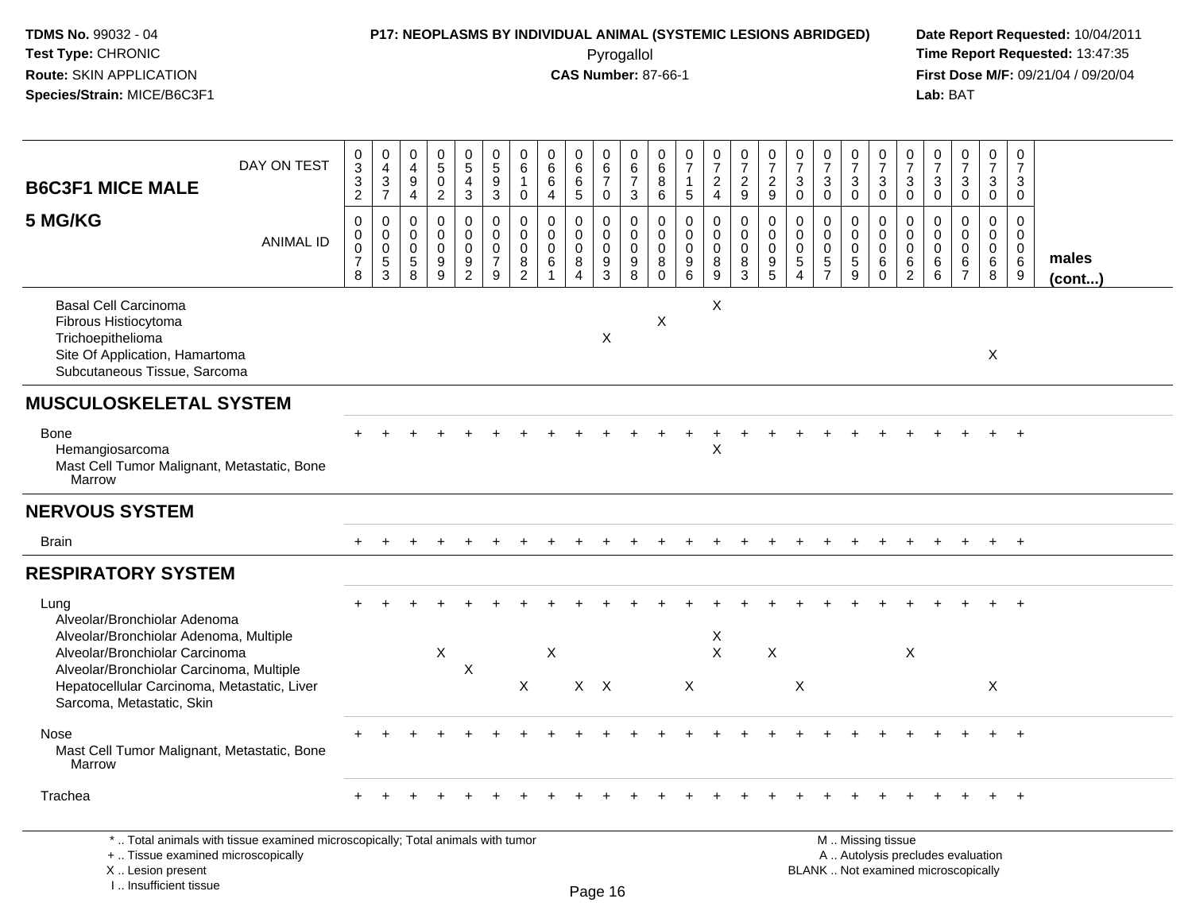**TDMS No.** 99032 - 04
**Test Type:** CHRONIC
**Route:** SKIN APPLICATION
**Species/Strain:** MICE/B6C3F1

**P17: NEOPLASMS BY INDIVIDUAL ANIMAL (SYSTEMIC LESIONS ABRIDGED)**
Pyrogallol
**CAS Number:** 87-66-1

**Date Report Requested:** 10/04/2011
**Time Report Requested:** 13:47:35
**First Dose M/F:** 09/21/04 / 09/20/04
**Lab:** BAT

## B6C3F1 MICE MALE 5 MG/KG

| DAY ON TEST | 0332 | 0437 | 0494 | 0502 | 0543 | 0593 | 0610 | 0664 | 0665 | 0670 | 0673 | 0686 | 0715 | 0724 | 0729 | 0729 | 0730 | 0730 | 0730 | 0730 | 0730 | 0730 | 0730 | 0730 | 0730 | |
|---|---|---|---|---|---|---|---|---|---|---|---|---|---|---|---|---|---|---|---|---|---|---|---|---|---|---|
| **ANIMAL ID** | 00078 | 00053 | 00058 | 00099 | 00092 | 00079 | 00082 | 00061 | 00084 | 00093 | 00098 | 00080 | 00096 | 00089 | 00083 | 00095 | 00054 | 00057 | 00059 | 00060 | 00062 | 00066 | 00067 | 00068 | 00069 | **males (cont...)** |
| Basal Cell Carcinoma | | | | | | | | | | | | | | X | | | | | | | | | | | | |
| Fibrous Histiocytoma | | | | | | | | | | | | X | | | | | | | | | | | | | | |
| Trichoepithelioma | | | | | | | | | | X | | | | | | | | | | | | | | | | |
| Site Of Application, Hamartoma | | | | | | | | | | | | | | | | | | | | | | | | X | | |
| Subcutaneous Tissue, Sarcoma | | | | | | | | | | | | | | | | | | | | | | | | | | |
| **MUSCULOSKELETAL SYSTEM** | | | | | | | | | | | | | | | | | | | | | | | | | | |
| Bone | + | + | + | + | + | + | + | + | + | + | + | + | + | + | + | + | + | + | + | + | + | + | + | + | + | |
| Hemangiosarcoma | | | | | | | | | | | | | | X | | | | | | | | | | | | |
| Mast Cell Tumor Malignant, Metastatic, Bone Marrow | | | | | | | | | | | | | | | | | | | | | | | | | | |
| **NERVOUS SYSTEM** | | | | | | | | | | | | | | | | | | | | | | | | | | |
| Brain | + | + | + | + | + | + | + | + | + | + | + | + | + | + | + | + | + | + | + | + | + | + | + | + | + | |
| **RESPIRATORY SYSTEM** | | | | | | | | | | | | | | | | | | | | | | | | | | |
| Lung | + | + | + | + | + | + | + | + | + | + | + | + | + | + | + | + | + | + | + | + | + | + | + | + | + | |
| Alveolar/Bronchiolar Adenoma | | | | | | | | | | | | | | | | | | | | | | | | | | |
| Alveolar/Bronchiolar Adenoma, Multiple | | | | | | | | | | | | | | X | | | | | | | | | | | | |
| Alveolar/Bronchiolar Carcinoma | | | | X | | | | X | | | | | | X | | X | | | | | X | | | | | |
| Alveolar/Bronchiolar Carcinoma, Multiple | | | | | X | | | | | | | | | | | | | | | | | | | | | |
| Hepatocellular Carcinoma, Metastatic, Liver | | | | | | | X | | X | X | | | X | | | | X | | | | | | | X | | |
| Sarcoma, Metastatic, Skin | | | | | | | | | | | | | | | | | | | | | | | | | | |
| Nose | + | + | + | + | + | + | + | + | + | + | + | + | + | + | + | + | + | + | + | + | + | + | + | + | + | |
| Mast Cell Tumor Malignant, Metastatic, Bone Marrow | | | | | | | | | | | | | | | | | | | | | | | | | | |
| Trachea | + | + | + | + | + | + | + | + | + | + | + | + | + | + | + | + | + | + | + | + | + | + | + | + | + | |

\* .. Total animals with tissue examined microscopically; Total animals with tumor
\+ .. Tissue examined microscopically
X .. Lesion present
I .. Insufficient tissue

M .. Missing tissue
A .. Autolysis precludes evaluation
BLANK .. Not examined microscopically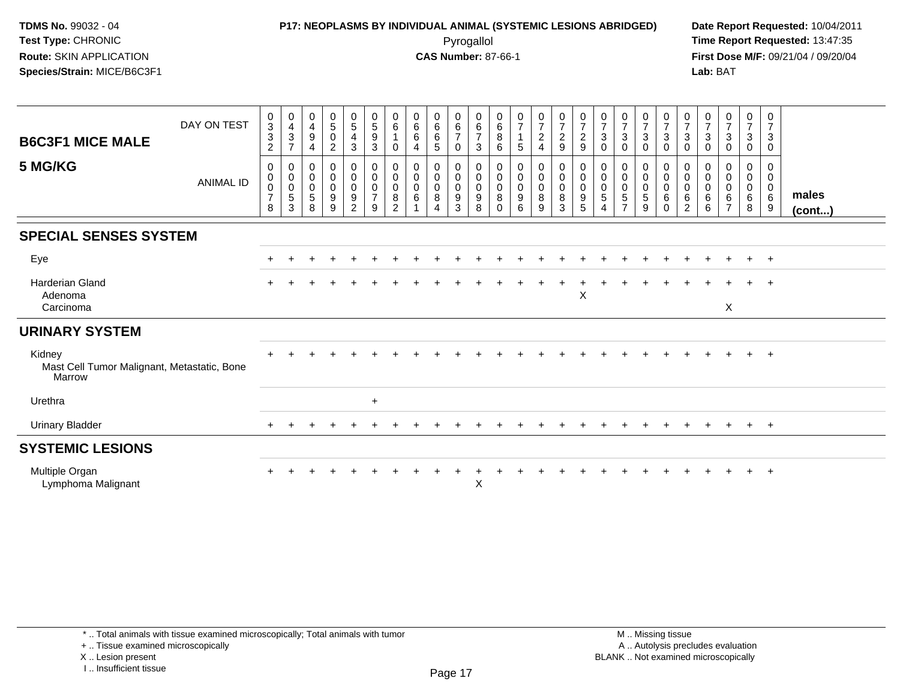TDMS No. 99032 - 04
Test Type: CHRONIC
Route: SKIN APPLICATION
Species/Strain: MICE/B6C3F1

P17: NEOPLASMS BY INDIVIDUAL ANIMAL (SYSTEMIC LESIONS ABRIDGED)
Pyrogallol
CAS Number: 87-66-1

Date Report Requested: 10/04/2011
Time Report Requested: 13:47:35
First Dose M/F: 09/21/04 / 09/20/04
Lab: BAT

## B6C3F1 MICE MALE 5 MG/KG

| DAY ON TEST | 0332 | 0437 | 0494 | 0502 | 0543 | 0593 | 0610 | 0664 | 0665 | 0670 | 0673 | 0686 | 0715 | 0724 | 0729 | 0729 | 0730 | 0730 | 0730 | 0730 | 0730 | 0730 | 0730 | 0730 | 0730 | |
|---|---|---|---|---|---|---|---|---|---|---|---|---|---|---|---|---|---|---|---|---|---|---|---|---|---|---|
| **ANIMAL ID** | 0078 | 0053 | 0058 | 0099 | 0092 | 0079 | 0082 | 0061 | 0084 | 0093 | 0098 | 0080 | 0096 | 0089 | 0083 | 0095 | 0054 | 0057 | 0059 | 0060 | 0062 | 0066 | 0067 | 0068 | 0069 | **males (cont...)** |
| **SPECIAL SENSES SYSTEM** | | | | | | | | | | | | | | | | | | | | | | | | | | |
| Eye | + | + | + | + | + | + | + | + | + | + | + | + | + | + | + | + | + | + | + | + | + | + | + | + | + | |
| Harderian Gland | + | + | + | + | + | + | + | + | + | + | + | + | + | + | + | + | + | + | + | + | + | + | + | + | + | |
| Adenoma | | | | | | | | | | | | | | | | X | | | | | | | | | | |
| Carcinoma | | | | | | | | | | | | | | | | | | | | | | | X | | | |
| **URINARY SYSTEM** | | | | | | | | | | | | | | | | | | | | | | | | | | |
| Kidney | + | + | + | + | + | + | + | + | + | + | + | + | + | + | + | + | + | + | + | + | + | + | + | + | + | |
| Mast Cell Tumor Malignant, Metastatic, Bone Marrow | | | | | | | | | | | | | | | | | | | | | | | | | | |
| Urethra | | | | | | + | | | | | | | | | | | | | | | | | | | | |
| Urinary Bladder | + | + | + | + | + | + | + | + | + | + | + | + | + | + | + | + | + | + | + | + | + | + | + | + | + | |
| **SYSTEMIC LESIONS** | | | | | | | | | | | | | | | | | | | | | | | | | | |
| Multiple Organ | + | + | + | + | + | + | + | + | + | + | + | + | + | + | + | + | + | + | + | + | + | + | + | + | + | |
| Lymphoma Malignant | | | | | | | | | | | X | | | | | | | | | | | | | | | |

\* .. Total animals with tissue examined microscopically; Total animals with tumor
\+ .. Tissue examined microscopically
X .. Lesion present
I .. Insufficient tissue

M .. Missing tissue
A .. Autolysis precludes evaluation
BLANK .. Not examined microscopically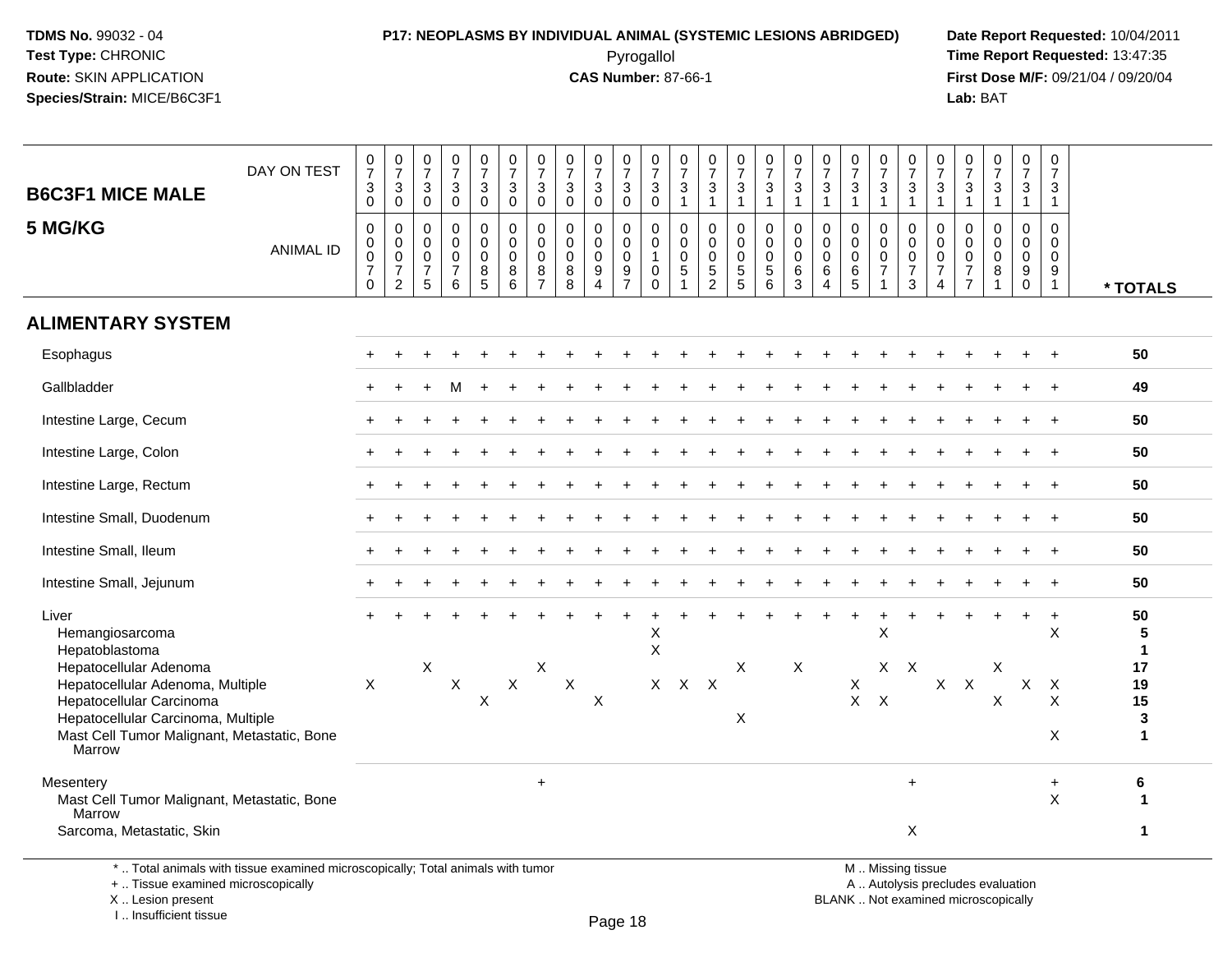**TDMS No.** 99032 - 04
**Test Type:** CHRONIC
**Route:** SKIN APPLICATION
**Species/Strain:** MICE/B6C3F1

**P17: NEOPLASMS BY INDIVIDUAL ANIMAL (SYSTEMIC LESIONS ABRIDGED)**
Pyrogallol
**CAS Number:** 87-66-1

**Date Report Requested:** 10/04/2011
**Time Report Requested:** 13:47:35
**First Dose M/F:** 09/21/04 / 09/20/04
**Lab:** BAT

## B6C3F1 MICE MALE
## 5 MG/KG

| DAY ON TEST | 0730 | 0730 | 0730 | 0730 | 0730 | 0730 | 0730 | 0730 | 0730 | 0730 | 0730 | 0731 | 0731 | 0731 | 0731 | 0731 | 0731 | 0731 | 0731 | 0731 | 0731 | 0731 | 0731 | 0731 | 0731 | |
|---|---|---|---|---|---|---|---|---|---|---|---|---|---|---|---|---|---|---|---|---|---|---|---|---|---|---|
| **ANIMAL ID** | 0070 | 0072 | 0075 | 0076 | 0085 | 0086 | 0087 | 0088 | 0094 | 0097 | 0100 | 0051 | 0052 | 0055 | 0056 | 0063 | 0064 | 0065 | 0071 | 0073 | 0074 | 0077 | 0081 | 0090 | 0091 | *** TOTALS** |
| **ALIMENTARY SYSTEM** | | | | | | | | | | | | | | | | | | | | | | | | | | |
| Esophagus | + | + | + | + | + | + | + | + | + | + | + | + | + | + | + | + | + | + | + | + | + | + | + | + | + | 50 |
| Gallbladder | + | + | + | M | + | + | + | + | + | + | + | + | + | + | + | + | + | + | + | + | + | + | + | + | + | 49 |
| Intestine Large, Cecum | + | + | + | + | + | + | + | + | + | + | + | + | + | + | + | + | + | + | + | + | + | + | + | + | + | 50 |
| Intestine Large, Colon | + | + | + | + | + | + | + | + | + | + | + | + | + | + | + | + | + | + | + | + | + | + | + | + | + | 50 |
| Intestine Large, Rectum | + | + | + | + | + | + | + | + | + | + | + | + | + | + | + | + | + | + | + | + | + | + | + | + | + | 50 |
| Intestine Small, Duodenum | + | + | + | + | + | + | + | + | + | + | + | + | + | + | + | + | + | + | + | + | + | + | + | + | + | 50 |
| Intestine Small, Ileum | + | + | + | + | + | + | + | + | + | + | + | + | + | + | + | + | + | + | + | + | + | + | + | + | + | 50 |
| Intestine Small, Jejunum | + | + | + | + | + | + | + | + | + | + | + | + | + | + | + | + | + | + | + | + | + | + | + | + | + | 50 |
| Liver | + | + | + | + | + | + | + | + | + | + | + | + | + | + | + | + | + | + | + | + | + | + | + | + | + | 50 |
| Hemangiosarcoma | | | | | | | | | | | X | | | | | | | | X | | | | | | X | 5 |
| Hepatoblastoma | | | | | | | | | | | X | | | | | | | | | | | | | | | 1 |
| Hepatocellular Adenoma | | | X | | | | X | | | | | | | X | | X | | | X | X | | | X | | | 17 |
| Hepatocellular Adenoma, Multiple | X | | | X | | X | | X | | | X | X | X | | | | | X | | | X | X | | X | X | 19 |
| Hepatocellular Carcinoma | | | | | X | | | | X | | | | | | | | | X | X | | | | X | | X | 15 |
| Hepatocellular Carcinoma, Multiple | | | | | | | | | | | | | | X | | | | | | | | | | | | 3 |
| Mast Cell Tumor Malignant, Metastatic, Bone Marrow | | | | | | | | | | | | | | | | | | | | | | | | | X | 1 |
| Mesentery | | | | | | | + | | | | | | | | | | | | | + | | | | | + | 6 |
| Mast Cell Tumor Malignant, Metastatic, Bone Marrow | | | | | | | | | | | | | | | | | | | | | | | | | X | 1 |
| Sarcoma, Metastatic, Skin | | | | | | | | | | | | | | | | | | | | X | | | | | | 1 |

\* .. Total animals with tissue examined microscopically; Total animals with tumor
\+ .. Tissue examined microscopically
X .. Lesion present
I .. Insufficient tissue

M .. Missing tissue
A .. Autolysis precludes evaluation
BLANK .. Not examined microscopically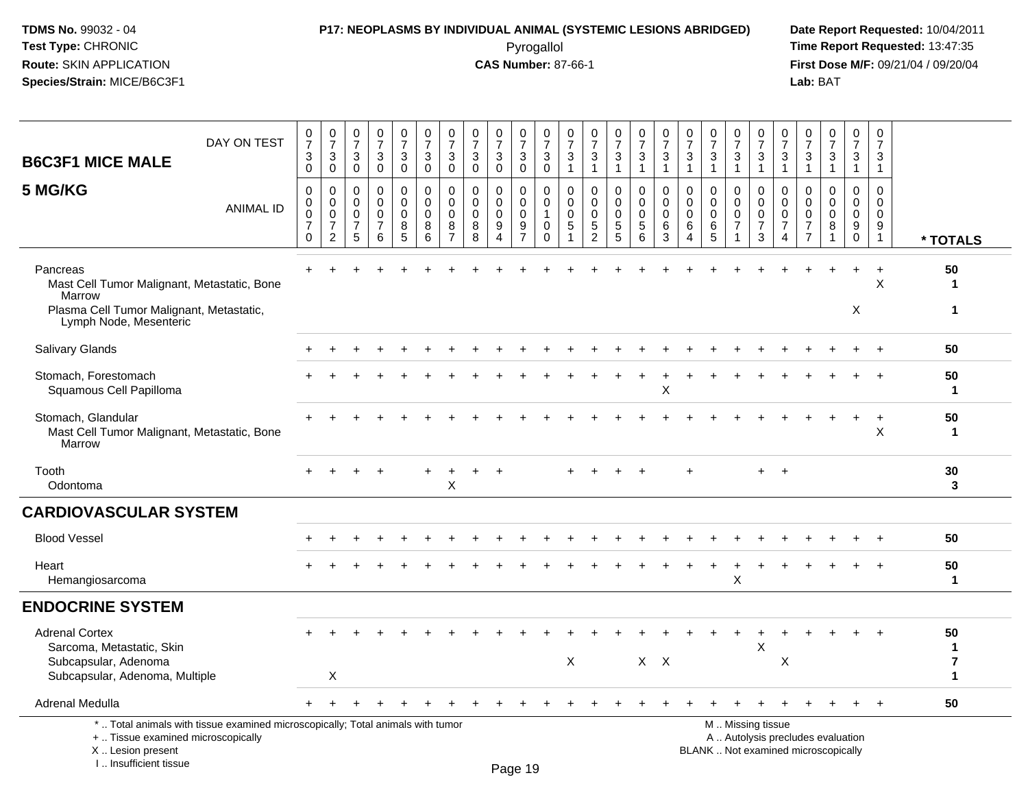| B6C3F1 MICE MALE 5 MG/KG | DAY ON TEST | 0730 | 0730 | 0730 | 0730 | 0730 | 0730 | 0730 | 0730 | 0730 | 0730 | 0730 | 0731 | 0731 | 0731 | 0731 | 0731 | 0731 | 0731 | 0731 | 0731 | 0731 | 0731 | 0731 | 0731 | 0731 | |
|---|---|---|---|---|---|---|---|---|---|---|---|---|---|---|---|---|---|---|---|---|---|---|---|---|---|---|---|
| | ANIMAL ID | 00070 | 00072 | 00075 | 00076 | 00085 | 00086 | 00087 | 00088 | 00094 | 00097 | 00100 | 00051 | 00052 | 00055 | 00056 | 00063 | 00064 | 00065 | 00071 | 00073 | 00074 | 00077 | 00081 | 00090 | 00091 | * TOTALS |
| Pancreas | | + | + | + | + | + | + | + | + | + | + | + | + | + | + | + | + | + | + | + | + | + | + | + | + | + | 50 |
| Mast Cell Tumor Malignant, Metastatic, Bone Marrow | | | | | | | | | | | | | | | | | | | | | | | | | | X | 1 |
| Plasma Cell Tumor Malignant, Metastatic, Lymph Node, Mesenteric | | | | | | | | | | | | | | | | | | | | | | | | | X | | 1 |
| Salivary Glands | | + | + | + | + | + | + | + | + | + | + | + | + | + | + | + | + | + | + | + | + | + | + | + | + | + | 50 |
| Stomach, Forestomach | | + | + | + | + | + | + | + | + | + | + | + | + | + | + | + | + | + | + | + | + | + | + | + | + | + | 50 |
| Squamous Cell Papilloma | | | | | | | | | | | | | | | | | X | | | | | | | | | | 1 |
| Stomach, Glandular | | + | + | + | + | + | + | + | + | + | + | + | + | + | + | + | + | + | + | + | + | + | + | + | + | + | 50 |
| Mast Cell Tumor Malignant, Metastatic, Bone Marrow | | | | | | | | | | | | | | | | | | | | | | | | | | X | 1 |
| Tooth | | + | + | + | + | | + | + | + | + | | | + | + | + | + | | + | | | + | + | | | | | 30 |
| Odontoma | | | | | | | X | | | | | | | | | | | | | | | | | | | | 3 |
| **CARDIOVASCULAR SYSTEM** | | | | | | | | | | | | | | | | | | | | | | | | | | | |
| Blood Vessel | | + | + | + | + | + | + | + | + | + | + | + | + | + | + | + | + | + | + | + | + | + | + | + | + | + | 50 |
| Heart | | + | + | + | + | + | + | + | + | + | + | + | + | + | + | + | + | + | + | + | + | + | + | + | + | + | 50 |
| Hemangiosarcoma | | | | | | | | | | | | | | | | | | | | X | | | | | | | 1 |
| **ENDOCRINE SYSTEM** | | | | | | | | | | | | | | | | | | | | | | | | | | | |
| Adrenal Cortex | | + | + | + | + | + | + | + | + | + | + | + | + | + | + | + | + | + | + | + | + | + | + | + | + | + | 50 |
| Sarcoma, Metastatic, Skin | | | | | | | | | | | | | | | | | | | | | X | | | | | | 1 |
| Subcapsular, Adenoma | | | | | | | | | | | | | X | | | X | X | | | | | X | | | | | 7 |
| Subcapsular, Adenoma, Multiple | | X | | | | | | | | | | | | | | | | | | | | | | | | | 1 |
| Adrenal Medulla | | + | + | + | + | + | + | + | + | + | + | + | + | + | + | + | + | + | + | + | + | + | + | + | + | + | 50 |

* .. Total animals with tissue examined microscopically; Total animals with tumor
+ .. Tissue examined microscopically
X .. Lesion present
I .. Insufficient tissue

M .. Missing tissue
A .. Autolysis precludes evaluation
BLANK .. Not examined microscopically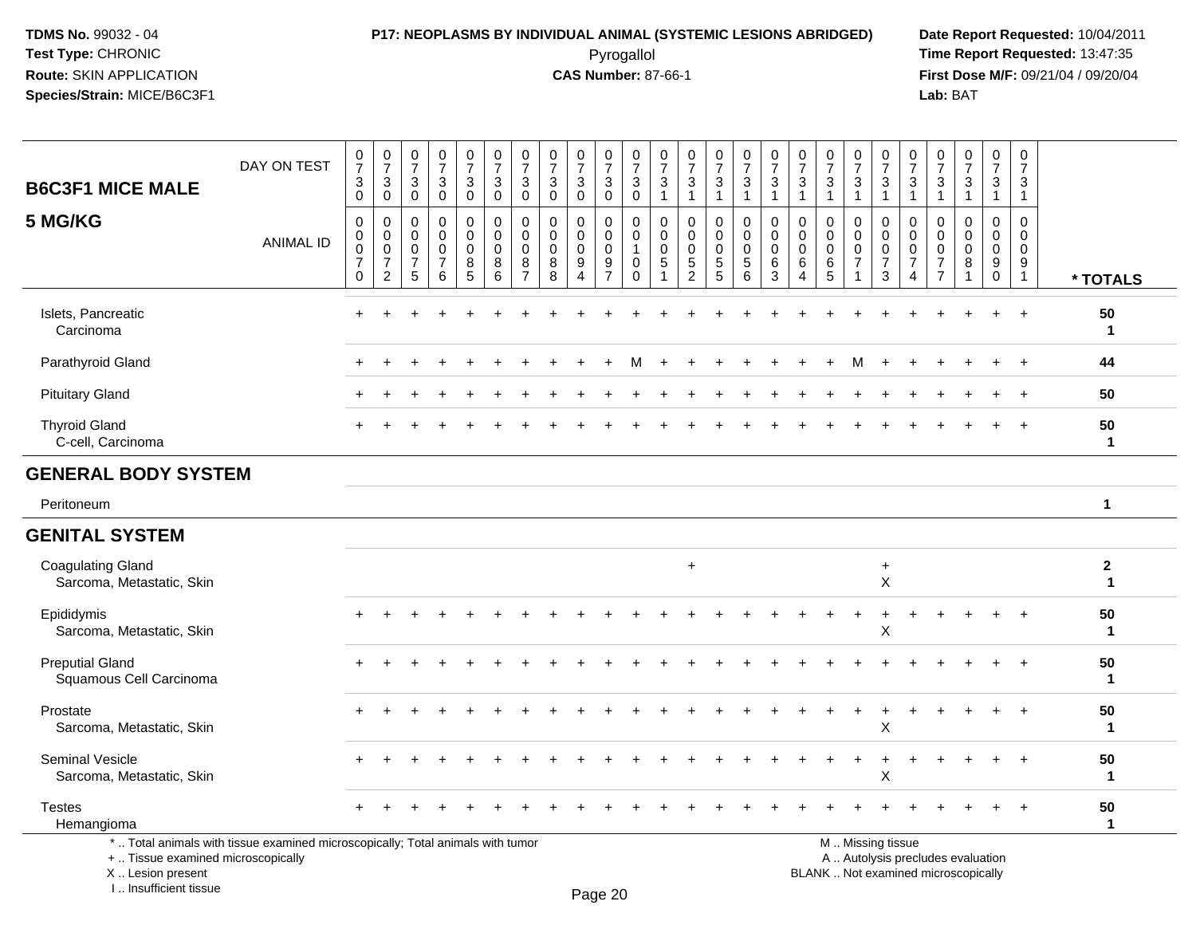**TDMS No.** 99032 - 04
**Test Type:** CHRONIC
**Route:** SKIN APPLICATION
**Species/Strain:** MICE/B6C3F1

**P17: NEOPLASMS BY INDIVIDUAL ANIMAL (SYSTEMIC LESIONS ABRIDGED)**
Pyrogallol
**CAS Number:** 87-66-1

**Date Report Requested:** 10/04/2011
**Time Report Requested:** 13:47:35
**First Dose M/F:** 09/21/04 / 09/20/04
**Lab:** BAT

**B6C3F1 MICE MALE**
**5 MG/KG**

| DAY ON TEST | 0730 | 0730 | 0730 | 0730 | 0730 | 0730 | 0730 | 0730 | 0730 | 0730 | 0730 | 0731 | 0731 | 0731 | 0731 | 0731 | 0731 | 0731 | 0731 | 0731 | 0731 | 0731 | 0731 | 0731 | 0731 | |
|---|---|---|---|---|---|---|---|---|---|---|---|---|---|---|---|---|---|---|---|---|---|---|---|---|---|---|
| ANIMAL ID | 00070 | 00072 | 00075 | 00076 | 00085 | 00086 | 00087 | 00088 | 00094 | 00097 | 00100 | 00051 | 00052 | 00055 | 00056 | 00063 | 00064 | 00065 | 00071 | 00073 | 00074 | 00077 | 00081 | 00090 | 00091 | * TOTALS |
| Islets, Pancreatic | + | + | + | + | + | + | + | + | + | + | + | + | + | + | + | + | + | + | + | + | + | + | + | + | + | 50 |
| Carcinoma | | | | | | | | | | | | | | | | | | | | | | | | | | 1 |
| Parathyroid Gland | + | + | + | + | + | + | + | + | + | + | M | + | + | + | + | + | + | + | M | + | + | + | + | + | + | 44 |
| Pituitary Gland | + | + | + | + | + | + | + | + | + | + | + | + | + | + | + | + | + | + | + | + | + | + | + | + | + | 50 |
| Thyroid Gland | + | + | + | + | + | + | + | + | + | + | + | + | + | + | + | + | + | + | + | + | + | + | + | + | + | 50 |
| C-cell, Carcinoma | | | | | | | | | | | | | | | | | | | | | | | | | | 1 |
| **GENERAL BODY SYSTEM** | | | | | | | | | | | | | | | | | | | | | | | | | | |
| Peritoneum | | | | | | | | | | | | | | | | | | | | | | | | | | 1 |
| **GENITAL SYSTEM** | | | | | | | | | | | | | | | | | | | | | | | | | | |
| Coagulating Gland | | | | | | | | | | | | | + | | | | | | | + | | | | | | 2 |
| Sarcoma, Metastatic, Skin | | | | | | | | | | | | | | | | | | | | X | | | | | | 1 |
| Epididymis | + | + | + | + | + | + | + | + | + | + | + | + | + | + | + | + | + | + | + | + | + | + | + | + | + | 50 |
| Sarcoma, Metastatic, Skin | | | | | | | | | | | | | | | | | | | | X | | | | | | 1 |
| Preputial Gland | + | + | + | + | + | + | + | + | + | + | + | + | + | + | + | + | + | + | + | + | + | + | + | + | + | 50 |
| Squamous Cell Carcinoma | | | | | | | | | | | | | | | | | | | | | | | | | | 1 |
| Prostate | + | + | + | + | + | + | + | + | + | + | + | + | + | + | + | + | + | + | + | + | + | + | + | + | + | 50 |
| Sarcoma, Metastatic, Skin | | | | | | | | | | | | | | | | | | | | X | | | | | | 1 |
| Seminal Vesicle | + | + | + | + | + | + | + | + | + | + | + | + | + | + | + | + | + | + | + | + | + | + | + | + | + | 50 |
| Sarcoma, Metastatic, Skin | | | | | | | | | | | | | | | | | | | | X | | | | | | 1 |
| Testes | + | + | + | + | + | + | + | + | + | + | + | + | + | + | + | + | + | + | + | + | + | + | + | + | + | 50 |
| Hemangioma | | | | | | | | | | | | | | | | | | | | | | | | | | 1 |

* .. Total animals with tissue examined microscopically; Total animals with tumor
+ .. Tissue examined microscopically
X .. Lesion present
I .. Insufficient tissue

M .. Missing tissue
A .. Autolysis precludes evaluation
BLANK .. Not examined microscopically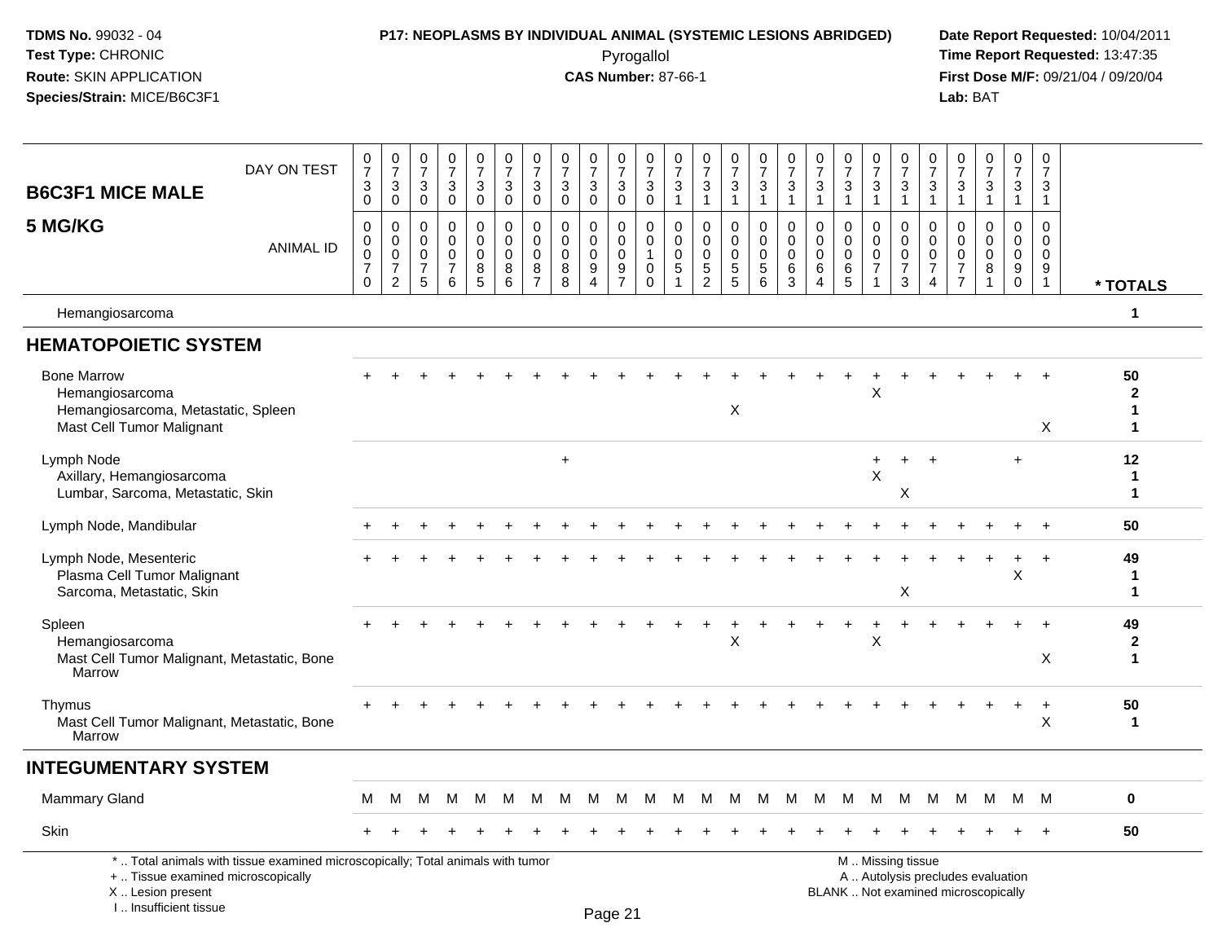**TDMS No.** 99032 - 04
**Test Type:** CHRONIC
**Route:** SKIN APPLICATION
**Species/Strain:** MICE/B6C3F1

**P17: NEOPLASMS BY INDIVIDUAL ANIMAL (SYSTEMIC LESIONS ABRIDGED)**
Pyrogallol
**CAS Number:** 87-66-1

**Date Report Requested:** 10/04/2011
**Time Report Requested:** 13:47:35
**First Dose M/F:** 09/21/04 / 09/20/04
**Lab:** BAT

| B6C3F1 MICE MALE 5 MG/KG | | | | | | | | | | | | | | | | | | | | | | | | | | |
|---|---|---|---|---|---|---|---|---|---|---|---|---|---|---|---|---|---|---|---|---|---|---|---|---|---|---|
| DAY ON TEST | 0730 | 0730 | 0730 | 0730 | 0730 | 0730 | 0730 | 0730 | 0730 | 0730 | 0730 | 0731 | 0731 | 0731 | 0731 | 0731 | 0731 | 0731 | 0731 | 0731 | 0731 | 0731 | 0731 | 0731 | 0731 | |
| ANIMAL ID | 0070 | 0072 | 0075 | 0076 | 0085 | 0086 | 0087 | 0088 | 0094 | 0097 | 0100 | 0051 | 0052 | 0055 | 0056 | 0063 | 0064 | 0065 | 0071 | 0073 | 0074 | 0077 | 0081 | 0090 | 0091 | * TOTALS |
| Hemangiosarcoma | | | | | | | | | | | | | | | | | | | | | | | | | | 1 |
| **HEMATOPOIETIC SYSTEM** | | | | | | | | | | | | | | | | | | | | | | | | | | |
| Bone Marrow | + | + | + | + | + | + | + | + | + | + | + | + | + | + | + | + | + | + | + | + | + | + | + | + | + | 50 |
| Hemangiosarcoma | | | | | | | | | | | | | | | | | | | X | | | | | | | 2 |
| Hemangiosarcoma, Metastatic, Spleen | | | | | | | | | | | | | | X | | | | | | | | | | | | 1 |
| Mast Cell Tumor Malignant | | | | | | | | | | | | | | | | | | | | | | | | | X | 1 |
| Lymph Node | | | | | | | | + | | | | | | | | | | | + | + | + | | | + | | 12 |
| Axillary, Hemangiosarcoma | | | | | | | | | | | | | | | | | | | X | | | | | | | 1 |
| Lumbar, Sarcoma, Metastatic, Skin | | | | | | | | | | | | | | | | | | | | X | | | | | | 1 |
| Lymph Node, Mandibular | + | + | + | + | + | + | + | + | + | + | + | + | + | + | + | + | + | + | + | + | + | + | + | + | + | 50 |
| Lymph Node, Mesenteric | + | + | + | + | + | + | + | + | + | + | + | + | + | + | + | + | + | + | + | + | + | + | + | + | + | 49 |
| Plasma Cell Tumor Malignant | | | | | | | | | | | | | | | | | | | | | | | | X | | 1 |
| Sarcoma, Metastatic, Skin | | | | | | | | | | | | | | | | | | | | X | | | | | | 1 |
| Spleen | + | + | + | + | + | + | + | + | + | + | + | + | + | + | + | + | + | + | + | + | + | + | + | + | + | 49 |
| Hemangiosarcoma | | | | | | | | | | | | | | X | | | | | X | | | | | | | 2 |
| Mast Cell Tumor Malignant, Metastatic, Bone Marrow | | | | | | | | | | | | | | | | | | | | | | | | | X | 1 |
| Thymus | + | + | + | + | + | + | + | + | + | + | + | + | + | + | + | + | + | + | + | + | + | + | + | + | + | 50 |
| Mast Cell Tumor Malignant, Metastatic, Bone Marrow | | | | | | | | | | | | | | | | | | | | | | | | | X | 1 |
| **INTEGUMENTARY SYSTEM** | | | | | | | | | | | | | | | | | | | | | | | | | | |
| Mammary Gland | M | M | M | M | M | M | M | M | M | M | M | M | M | M | M | M | M | M | M | M | M | M | M | M | M | 0 |
| Skin | + | + | + | + | + | + | + | + | + | + | + | + | + | + | + | + | + | + | + | + | + | + | + | + | + | 50 |

\* .. Total animals with tissue examined microscopically; Total animals with tumor
\+ .. Tissue examined microscopically
X .. Lesion present
I .. Insufficient tissue

M .. Missing tissue
A .. Autolysis precludes evaluation
BLANK .. Not examined microscopically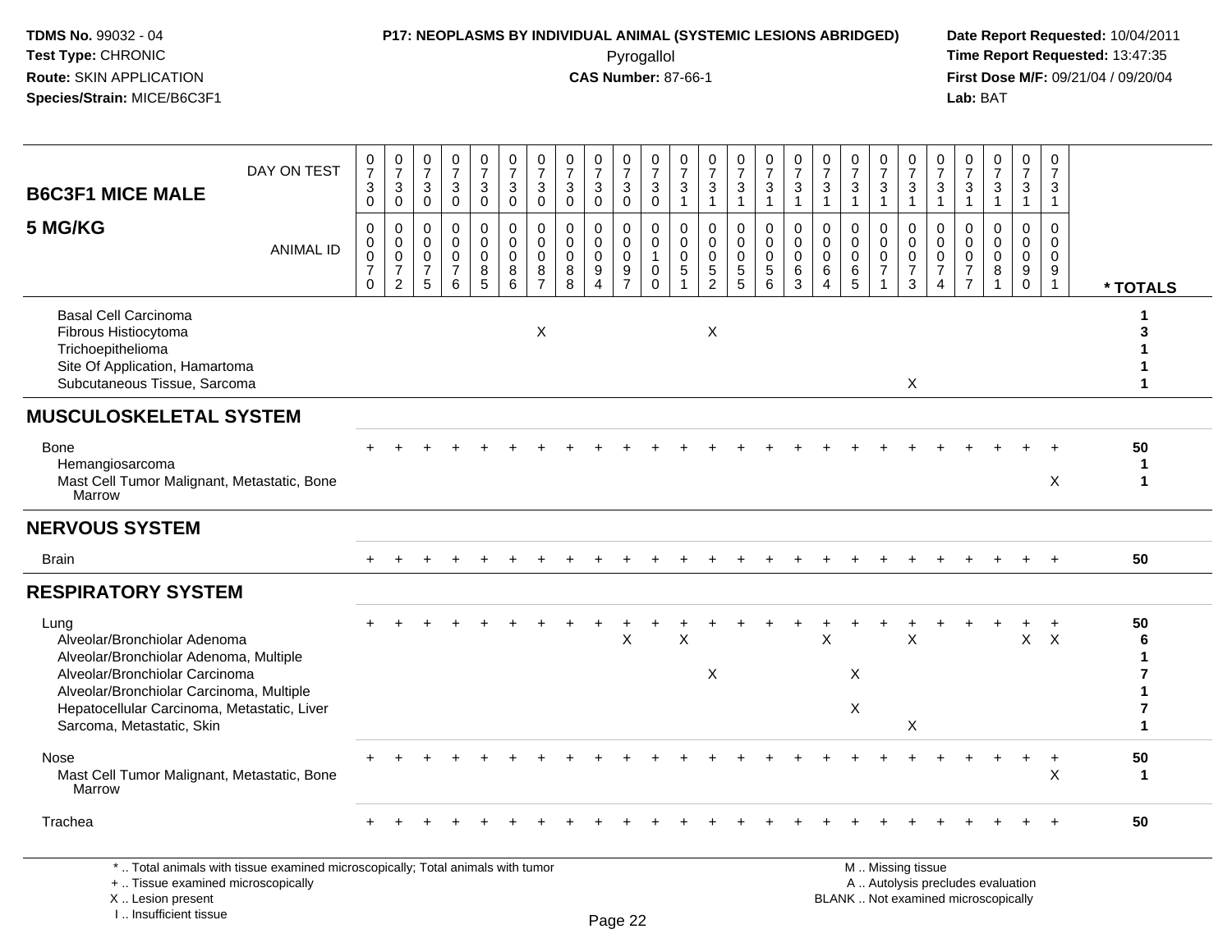**TDMS No.** 99032 - 04
**Test Type:** CHRONIC
**Route:** SKIN APPLICATION
**Species/Strain:** MICE/B6C3F1

**P17: NEOPLASMS BY INDIVIDUAL ANIMAL (SYSTEMIC LESIONS ABRIDGED)**
Pyrogallol
**CAS Number:** 87-66-1

**Date Report Requested:** 10/04/2011
**Time Report Requested:** 13:47:35
**First Dose M/F:** 09/21/04 / 09/20/04
**Lab:** BAT

## B6C3F1 MICE MALE — 5 MG/KG

| DAY ON TEST | 0730 | 0730 | 0730 | 0730 | 0730 | 0730 | 0730 | 0730 | 0730 | 0730 | 0730 | 0731 | 0731 | 0731 | 0731 | 0731 | 0731 | 0731 | 0731 | 0731 | 0731 | 0731 | 0731 | 0731 | 0731 | |
|---|---|---|---|---|---|---|---|---|---|---|---|---|---|---|---|---|---|---|---|---|---|---|---|---|---|---|
| **ANIMAL ID** | 0070 | 0072 | 0075 | 0076 | 0085 | 0086 | 0087 | 0088 | 0094 | 0097 | 0100 | 0051 | 0052 | 0055 | 0056 | 0063 | 0064 | 0065 | 0071 | 0073 | 0074 | 0077 | 0081 | 0090 | 0091 | **\* TOTALS** |
| Basal Cell Carcinoma | | | | | | | | | | | | | | | | | | | | | | | | | | 1 |
| Fibrous Histiocytoma | | | | | | | X | | | | | | X | | | | | | | | | | | | | 3 |
| Trichoepithelioma | | | | | | | | | | | | | | | | | | | | | | | | | | 1 |
| Site Of Application, Hamartoma | | | | | | | | | | | | | | | | | | | | | | | | | | 1 |
| Subcutaneous Tissue, Sarcoma | | | | | | | | | | | | | | | | | | | | X | | | | | | 1 |
| **MUSCULOSKELETAL SYSTEM** | | | | | | | | | | | | | | | | | | | | | | | | | | |
| Bone | + | + | + | + | + | + | + | + | + | + | + | + | + | + | + | + | + | + | + | + | + | + | + | + | + | 50 |
| Hemangiosarcoma | | | | | | | | | | | | | | | | | | | | | | | | | | 1 |
| Mast Cell Tumor Malignant, Metastatic, Bone Marrow | | | | | | | | | | | | | | | | | | | | | | | | | X | 1 |
| **NERVOUS SYSTEM** | | | | | | | | | | | | | | | | | | | | | | | | | | |
| Brain | + | + | + | + | + | + | + | + | + | + | + | + | + | + | + | + | + | + | + | + | + | + | + | + | + | 50 |
| **RESPIRATORY SYSTEM** | | | | | | | | | | | | | | | | | | | | | | | | | | |
| Lung | + | + | + | + | + | + | + | + | + | + | + | + | + | + | + | + | + | + | + | + | + | + | + | + | + | 50 |
| Alveolar/Bronchiolar Adenoma | | | | | | | | | | X | | X | | | | | X | | | X | | | | X | X | 6 |
| Alveolar/Bronchiolar Adenoma, Multiple | | | | | | | | | | | | | | | | | | | | | | | | | | 1 |
| Alveolar/Bronchiolar Carcinoma | | | | | | | | | | | | | X | | | | | X | | | | | | | | 7 |
| Alveolar/Bronchiolar Carcinoma, Multiple | | | | | | | | | | | | | | | | | | | | | | | | | | 1 |
| Hepatocellular Carcinoma, Metastatic, Liver | | | | | | | | | | | | | | | | | | X | | | | | | | | 7 |
| Sarcoma, Metastatic, Skin | | | | | | | | | | | | | | | | | | | | X | | | | | | 1 |
| Nose | + | + | + | + | + | + | + | + | + | + | + | + | + | + | + | + | + | + | + | + | + | + | + | + | + | 50 |
| Mast Cell Tumor Malignant, Metastatic, Bone Marrow | | | | | | | | | | | | | | | | | | | | | | | | | X | 1 |
| Trachea | + | + | + | + | + | + | + | + | + | + | + | + | + | + | + | + | + | + | + | + | + | + | + | + | + | 50 |

\* .. Total animals with tissue examined microscopically; Total animals with tumor
\+ .. Tissue examined microscopically
X .. Lesion present
I .. Insufficient tissue

M .. Missing tissue
A .. Autolysis precludes evaluation
BLANK .. Not examined microscopically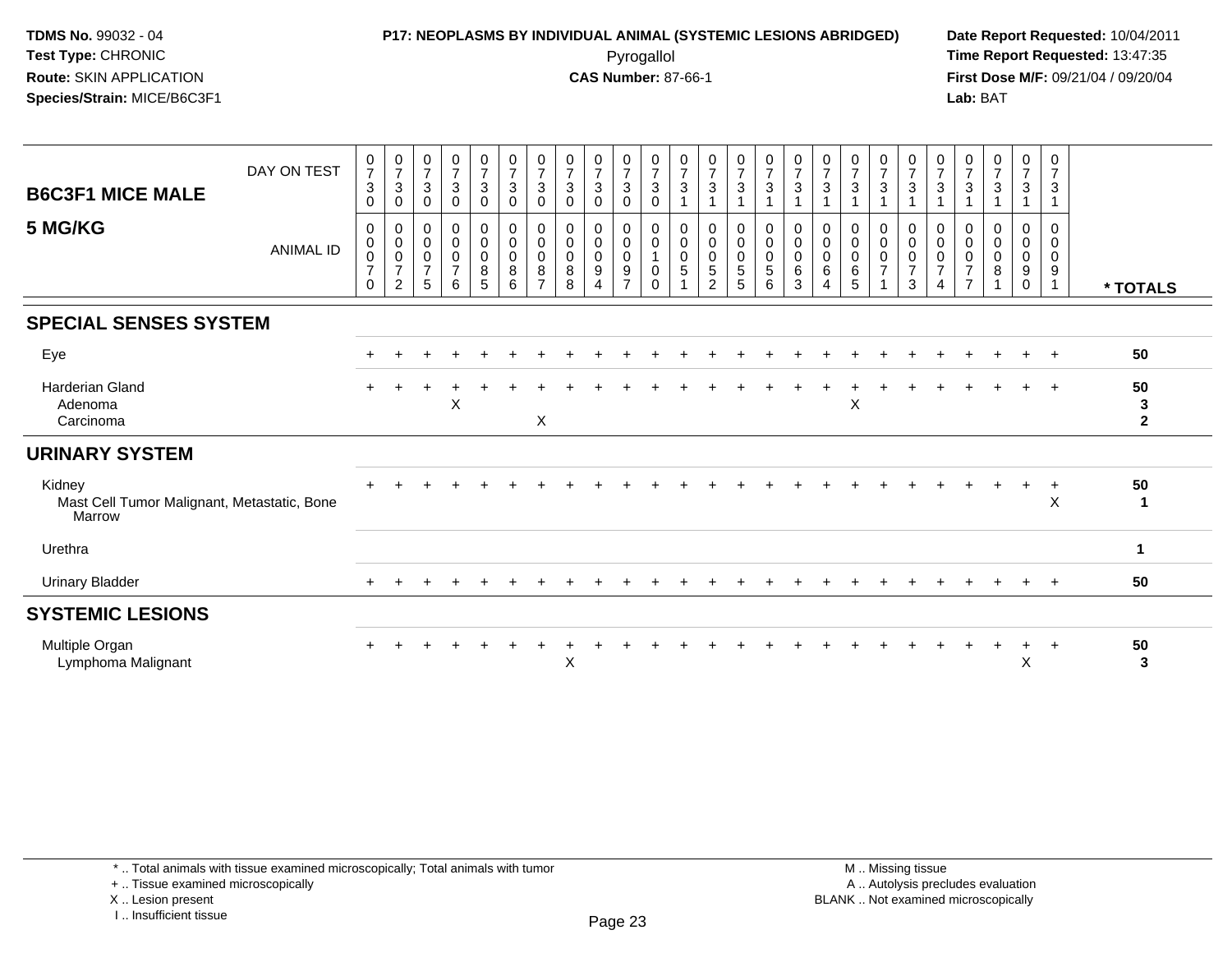TDMS No. 99032 - 04
Test Type: CHRONIC
Route: SKIN APPLICATION
Species/Strain: MICE/B6C3F1

**P17: NEOPLASMS BY INDIVIDUAL ANIMAL (SYSTEMIC LESIONS ABRIDGED)**
Pyrogallol
**CAS Number:** 87-66-1

Date Report Requested: 10/04/2011
Time Report Requested: 13:47:35
First Dose M/F: 09/21/04 / 09/20/04
Lab: BAT

## B6C3F1 MICE MALE
## 5 MG/KG

| DAY ON TEST | 0730 | 0730 | 0730 | 0730 | 0730 | 0730 | 0730 | 0730 | 0730 | 0730 | 0730 | 0731 | 0731 | 0731 | 0731 | 0731 | 0731 | 0731 | 0731 | 0731 | 0731 | 0731 | 0731 | 0731 | 0731 | |
|---|---|---|---|---|---|---|---|---|---|---|---|---|---|---|---|---|---|---|---|---|---|---|---|---|---|---|
| **ANIMAL ID** | 00070 | 00072 | 00075 | 00076 | 00085 | 00086 | 00087 | 00088 | 00094 | 00097 | 00100 | 00051 | 00052 | 00055 | 00056 | 00063 | 00064 | 00065 | 00071 | 00073 | 00074 | 00077 | 00081 | 00090 | 00091 | *** TOTALS** |
| **SPECIAL SENSES SYSTEM** | | | | | | | | | | | | | | | | | | | | | | | | | | |
| Eye | + | + | + | + | + | + | + | + | + | + | + | + | + | + | + | + | + | + | + | + | + | + | + | + | + | 50 |
| Harderian Gland | + | + | + | + | + | + | + | + | + | + | + | + | + | + | + | + | + | + | + | + | + | + | + | + | + | 50 |
| Adenoma | | | | X | | | | | | | | | | | | | | X | | | | | | | | 3 |
| Carcinoma | | | | | | | X | | | | | | | | | | | | | | | | | | | 2 |
| **URINARY SYSTEM** | | | | | | | | | | | | | | | | | | | | | | | | | | |
| Kidney | + | + | + | + | + | + | + | + | + | + | + | + | + | + | + | + | + | + | + | + | + | + | + | + | + | 50 |
| Mast Cell Tumor Malignant, Metastatic, Bone Marrow | | | | | | | | | | | | | | | | | | | | | | | | | X | 1 |
| Urethra | | | | | | | | | | | | | | | | | | | | | | | | | | 1 |
| Urinary Bladder | + | + | + | + | + | + | + | + | + | + | + | + | + | + | + | + | + | + | + | + | + | + | + | + | + | 50 |
| **SYSTEMIC LESIONS** | | | | | | | | | | | | | | | | | | | | | | | | | | |
| Multiple Organ | + | + | + | + | + | + | + | + | + | + | + | + | + | + | + | + | + | + | + | + | + | + | + | + | + | 50 |
| Lymphoma Malignant | | | | | | | | X | | | | | | | | | | | | | | | | X | | 3 |

\* .. Total animals with tissue examined microscopically; Total animals with tumor
\+ .. Tissue examined microscopically
X .. Lesion present
I .. Insufficient tissue

M .. Missing tissue
A .. Autolysis precludes evaluation
BLANK .. Not examined microscopically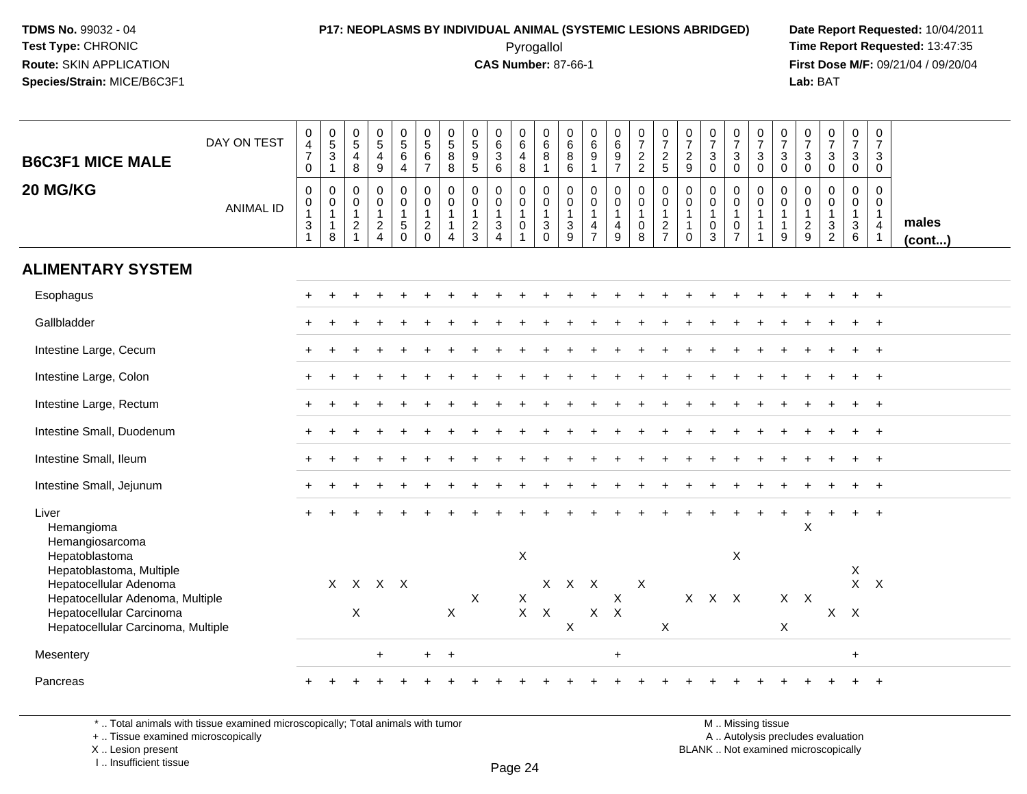**TDMS No.** 99032 - 04
**Test Type:** CHRONIC
**Route:** SKIN APPLICATION
**Species/Strain:** MICE/B6C3F1

**P17: NEOPLASMS BY INDIVIDUAL ANIMAL (SYSTEMIC LESIONS ABRIDGED)**
Pyrogallol
**CAS Number:** 87-66-1

**Date Report Requested:** 10/04/2011
**Time Report Requested:** 13:47:35
**First Dose M/F:** 09/21/04 / 09/20/04
**Lab:** BAT

## B6C3F1 MICE MALE 20 MG/KG

| DAY ON TEST | 0470 | 0531 | 0548 | 0549 | 0564 | 0567 | 0588 | 0595 | 0636 | 0648 | 0681 | 0686 | 0691 | 0697 | 0722 | 0725 | 0729 | 0730 | 0730 | 0730 | 0730 | 0730 | 0730 | 0730 | 0730 | |
|---|---|---|---|---|---|---|---|---|---|---|---|---|---|---|---|---|---|---|---|---|---|---|---|---|---|---|
| **ANIMAL ID** | 00131 | 00118 | 00121 | 00124 | 00150 | 00120 | 00114 | 00123 | 00134 | 00101 | 00130 | 00139 | 00147 | 00149 | 00108 | 00127 | 00110 | 00103 | 00107 | 00111 | 00119 | 00129 | 00132 | 00136 | 00141 | **males (cont...)** |
| **ALIMENTARY SYSTEM** | | | | | | | | | | | | | | | | | | | | | | | | | | |
| Esophagus | + | + | + | + | + | + | + | + | + | + | + | + | + | + | + | + | + | + | + | + | + | + | + | + | + | |
| Gallbladder | + | + | + | + | + | + | + | + | + | + | + | + | + | + | + | + | + | + | + | + | + | + | + | + | + | |
| Intestine Large, Cecum | + | + | + | + | + | + | + | + | + | + | + | + | + | + | + | + | + | + | + | + | + | + | + | + | + | |
| Intestine Large, Colon | + | + | + | + | + | + | + | + | + | + | + | + | + | + | + | + | + | + | + | + | + | + | + | + | + | |
| Intestine Large, Rectum | + | + | + | + | + | + | + | + | + | + | + | + | + | + | + | + | + | + | + | + | + | + | + | + | + | |
| Intestine Small, Duodenum | + | + | + | + | + | + | + | + | + | + | + | + | + | + | + | + | + | + | + | + | + | + | + | + | + | |
| Intestine Small, Ileum | + | + | + | + | + | + | + | + | + | + | + | + | + | + | + | + | + | + | + | + | + | + | + | + | + | |
| Intestine Small, Jejunum | + | + | + | + | + | + | + | + | + | + | + | + | + | + | + | + | + | + | + | + | + | + | + | + | + | |
| Liver | + | + | + | + | + | + | + | + | + | + | + | + | + | + | + | + | + | + | + | + | + | + | + | + | + | |
| Hemangioma | | | | | | | | | | | | | | | | | | | | | | X | | | | |
| Hemangiosarcoma | | | | | | | | | | | | | | | | | | | | | | | | | | |
| Hepatoblastoma | | | | | | | | | | X | | | | | | | | | X | | | | | | | |
| Hepatoblastoma, Multiple | | | | | | | | | | | | | | | | | | | | | | | | X | | |
| Hepatocellular Adenoma | | X | X | X | X | | | | | | X | X | X | | X | | | | | | | | | X | X | |
| Hepatocellular Adenoma, Multiple | | | | | | | | X | | X | | | | X | | | X | X | X | | X | X | | | | |
| Hepatocellular Carcinoma | | | X | | | | X | | | X | X | | X | X | | | | | | | | | X | X | | |
| Hepatocellular Carcinoma, Multiple | | | | | | | | | | | | X | | | | X | | | | | X | | | | | |
| Mesentery | | | | + | | + | + | | | | | | | + | | | | | | | | | | + | | |
| Pancreas | + | + | + | + | + | + | + | + | + | + | + | + | + | + | + | + | + | + | + | + | + | + | + | + | + | |

\* .. Total animals with tissue examined microscopically; Total animals with tumor
\+ .. Tissue examined microscopically
X .. Lesion present
I .. Insufficient tissue

M .. Missing tissue
A .. Autolysis precludes evaluation
BLANK .. Not examined microscopically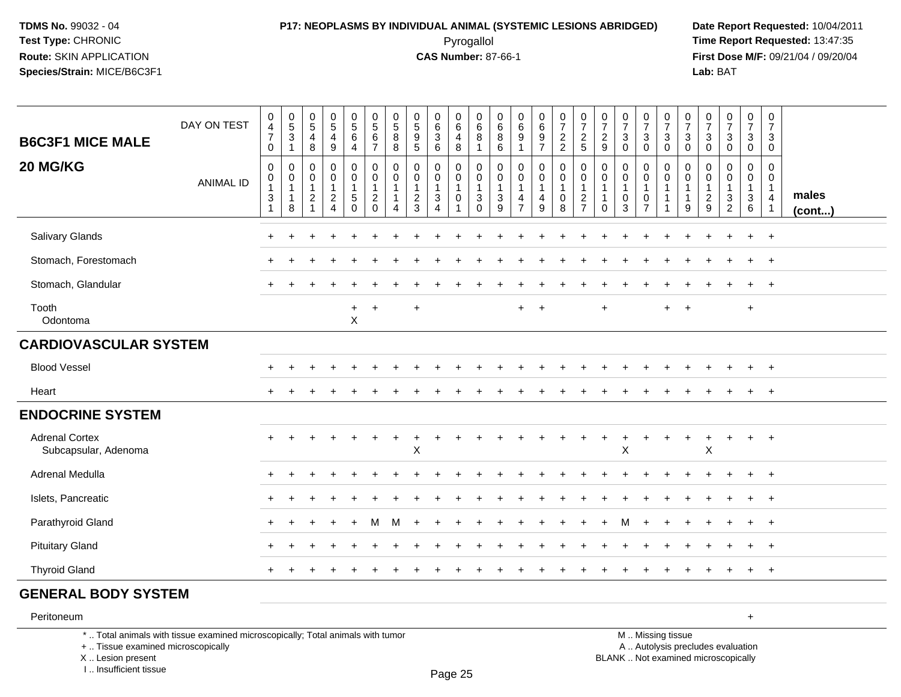**TDMS No.** 99032 - 04
**Test Type:** CHRONIC
**Route:** SKIN APPLICATION
**Species/Strain:** MICE/B6C3F1

**P17: NEOPLASMS BY INDIVIDUAL ANIMAL (SYSTEMIC LESIONS ABRIDGED)**
Pyrogallol
**CAS Number:** 87-66-1

**Date Report Requested:** 10/04/2011
**Time Report Requested:** 13:47:35
**First Dose M/F:** 09/21/04 / 09/20/04
**Lab:** BAT

| B6C3F1 MICE MALE 20 MG/KG | | | | | | | | | | | | | | | | | | | | | | | | | | |
|---|---|---|---|---|---|---|---|---|---|---|---|---|---|---|---|---|---|---|---|---|---|---|---|---|---|---|
| DAY ON TEST | 0470 | 0531 | 0548 | 0549 | 0564 | 0567 | 0588 | 0595 | 0636 | 0648 | 0681 | 0686 | 0691 | 0697 | 0722 | 0725 | 0729 | 0730 | 0730 | 0730 | 0730 | 0730 | 0730 | 0730 | 0730 | |
| ANIMAL ID | 0131 | 0118 | 0121 | 0124 | 0150 | 0120 | 0114 | 0123 | 0134 | 0101 | 0130 | 0139 | 0147 | 0149 | 0108 | 0127 | 0110 | 0103 | 0107 | 0111 | 0119 | 0129 | 0132 | 0136 | 0141 | males (cont...) |
| Salivary Glands | + | + | + | + | + | + | + | + | + | + | + | + | + | + | + | + | + | + | + | + | + | + | + | + | + | |
| Stomach, Forestomach | + | + | + | + | + | + | + | + | + | + | + | + | + | + | + | + | + | + | + | + | + | + | + | + | + | |
| Stomach, Glandular | + | + | + | + | + | + | + | + | + | + | + | + | + | + | + | + | + | + | + | + | + | + | + | + | + | |
| Tooth | | | | | + | + | | + | | | | | + | + | | | + | | | + | + | | | + | | |
| Odontoma | | | | | X | | | | | | | | | | | | | | | | | | | | | |
| **CARDIOVASCULAR SYSTEM** | | | | | | | | | | | | | | | | | | | | | | | | | | |
| Blood Vessel | + | + | + | + | + | + | + | + | + | + | + | + | + | + | + | + | + | + | + | + | + | + | + | + | + | |
| Heart | + | + | + | + | + | + | + | + | + | + | + | + | + | + | + | + | + | + | + | + | + | + | + | + | + | |
| **ENDOCRINE SYSTEM** | | | | | | | | | | | | | | | | | | | | | | | | | | |
| Adrenal Cortex | + | + | + | + | + | + | + | + | + | + | + | + | + | + | + | + | + | + | + | + | + | + | + | + | + | |
| Subcapsular, Adenoma | | | | | | | | X | | | | | | | | | | X | | | | X | | | | |
| Adrenal Medulla | + | + | + | + | + | + | + | + | + | + | + | + | + | + | + | + | + | + | + | + | + | + | + | + | + | |
| Islets, Pancreatic | + | + | + | + | + | + | + | + | + | + | + | + | + | + | + | + | + | + | + | + | + | + | + | + | + | |
| Parathyroid Gland | + | + | + | + | + | M | M | + | + | + | + | + | + | + | + | + | + | M | + | + | + | + | + | + | + | |
| Pituitary Gland | + | + | + | + | + | + | + | + | + | + | + | + | + | + | + | + | + | + | + | + | + | + | + | + | + | |
| Thyroid Gland | + | + | + | + | + | + | + | + | + | + | + | + | + | + | + | + | + | + | + | + | + | + | + | + | + | |
| **GENERAL BODY SYSTEM** | | | | | | | | | | | | | | | | | | | | | | | | | | |
| Peritoneum | | | | | | | | | | | | | | | | | | | | | | | | + | | |

\* .. Total animals with tissue examined microscopically; Total animals with tumor
\+ .. Tissue examined microscopically
X .. Lesion present
I .. Insufficient tissue

M .. Missing tissue
A .. Autolysis precludes evaluation
BLANK .. Not examined microscopically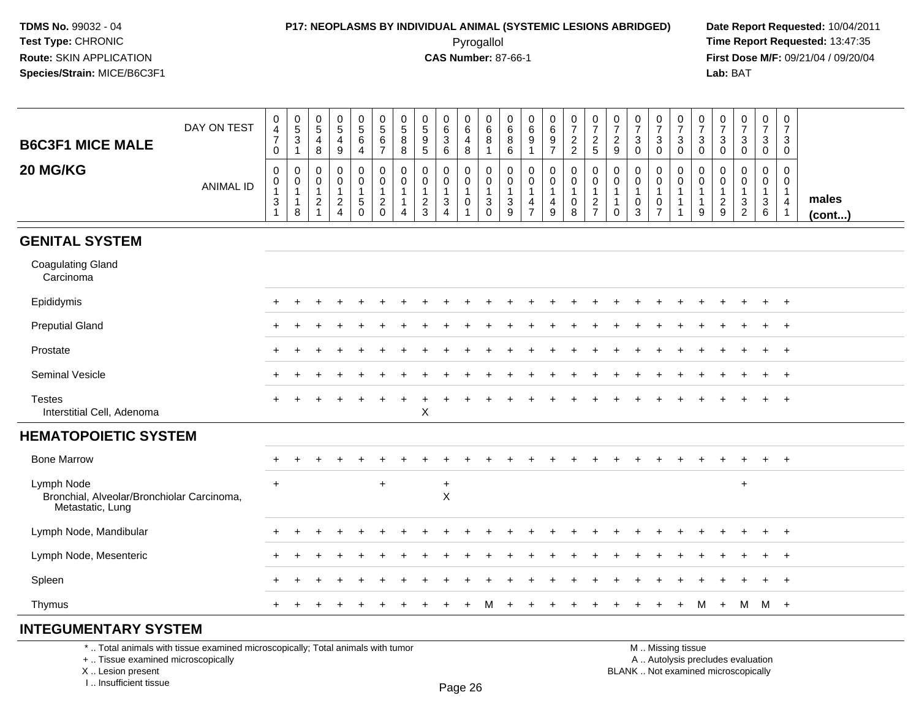**TDMS No.** 99032 - 04
**Test Type:** CHRONIC
**Route:** SKIN APPLICATION
**Species/Strain:** MICE/B6C3F1

**P17: NEOPLASMS BY INDIVIDUAL ANIMAL (SYSTEMIC LESIONS ABRIDGED)**
Pyrogallol
**CAS Number:** 87-66-1

**Date Report Requested:** 10/04/2011
**Time Report Requested:** 13:47:35
**First Dose M/F:** 09/21/04 / 09/20/04
**Lab:** BAT

| B6C3F1 MICE MALE 20 MG/KG | DAY ON TEST | 0470 | 0531 | 0548 | 0549 | 0564 | 0567 | 0588 | 0595 | 0636 | 0648 | 0681 | 0686 | 0691 | 0697 | 0722 | 0725 | 0729 | 0730 | 0730 | 0730 | 0730 | 0730 | 0730 | 0730 | 0730 | |
|---|---|---|---|---|---|---|---|---|---|---|---|---|---|---|---|---|---|---|---|---|---|---|---|---|---|---|---|
| | ANIMAL ID | 00131 | 00118 | 00121 | 00124 | 00150 | 00120 | 00114 | 00123 | 00134 | 00101 | 00130 | 00139 | 00147 | 00149 | 00108 | 00127 | 00110 | 00103 | 00107 | 00111 | 00119 | 00129 | 00132 | 00136 | 00141 | males (cont...) |
| **GENITAL SYSTEM** | | | | | | | | | | | | | | | | | | | | | | | | | | | |
| Coagulating Gland | | | | | | | | | | | | | | | | | | | | | | | | | | | |
| Carcinoma | | | | | | | | | | | | | | | | | | | | | | | | | | | |
| Epididymis | | + | + | + | + | + | + | + | + | + | + | + | + | + | + | + | + | + | + | + | + | + | + | + | + | + | |
| Preputial Gland | | + | + | + | + | + | + | + | + | + | + | + | + | + | + | + | + | + | + | + | + | + | + | + | + | + | |
| Prostate | | + | + | + | + | + | + | + | + | + | + | + | + | + | + | + | + | + | + | + | + | + | + | + | + | + | |
| Seminal Vesicle | | + | + | + | + | + | + | + | + | + | + | + | + | + | + | + | + | + | + | + | + | + | + | + | + | + | |
| Testes | | + | + | + | + | + | + | + | + | + | + | + | + | + | + | + | + | + | + | + | + | + | + | + | + | + | |
| Interstitial Cell, Adenoma | | | | | | | | | X | | | | | | | | | | | | | | | | | | |
| **HEMATOPOIETIC SYSTEM** | | | | | | | | | | | | | | | | | | | | | | | | | | | |
| Bone Marrow | | + | + | + | + | + | + | + | + | + | + | + | + | + | + | + | + | + | + | + | + | + | + | + | + | + | |
| Lymph Node | | + | | | | | + | | | + | | | | | | | | | | | | | | + | | | |
| Bronchial, Alveolar/Bronchiolar Carcinoma, Metastatic, Lung | | | | | | | | | | X | | | | | | | | | | | | | | | | | |
| Lymph Node, Mandibular | | + | + | + | + | + | + | + | + | + | + | + | + | + | + | + | + | + | + | + | + | + | + | + | + | + | |
| Lymph Node, Mesenteric | | + | + | + | + | + | + | + | + | + | + | + | + | + | + | + | + | + | + | + | + | + | + | + | + | + | |
| Spleen | | + | + | + | + | + | + | + | + | + | + | + | + | + | + | + | + | + | + | + | + | + | + | + | + | + | |
| Thymus | | + | + | + | + | + | + | + | + | + | + | M | + | + | + | + | + | + | + | + | + | M | + | M | M | + | |
| **INTEGUMENTARY SYSTEM** | | | | | | | | | | | | | | | | | | | | | | | | | | | |

\* .. Total animals with tissue examined microscopically; Total animals with tumor
\+ .. Tissue examined microscopically
X .. Lesion present
I .. Insufficient tissue

M .. Missing tissue
A .. Autolysis precludes evaluation
BLANK .. Not examined microscopically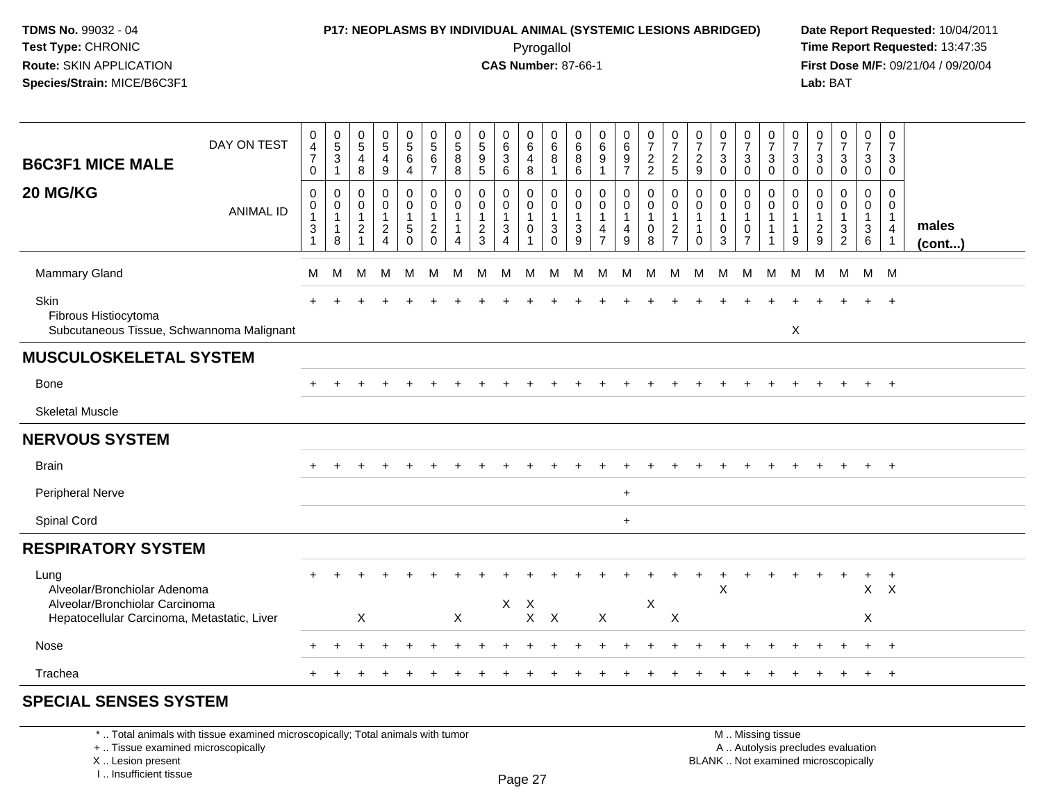**TDMS No.** 99032 - 04
**Test Type:** CHRONIC
**Route:** SKIN APPLICATION
**Species/Strain:** MICE/B6C3F1

**P17: NEOPLASMS BY INDIVIDUAL ANIMAL (SYSTEMIC LESIONS ABRIDGED)**
Pyrogallol
**CAS Number:** 87-66-1

**Date Report Requested:** 10/04/2011
**Time Report Requested:** 13:47:35
**First Dose M/F:** 09/21/04 / 09/20/04
**Lab:** BAT

## B6C3F1 MICE MALE 20 MG/KG

| DAY ON TEST | 0470 | 0531 | 0548 | 0549 | 0564 | 0567 | 0588 | 0595 | 0636 | 0648 | 0681 | 0686 | 0691 | 0697 | 0722 | 0725 | 0729 | 0730 | 0730 | 0730 | 0730 | 0730 | 0730 | 0730 | 0730 | |
|---|---|---|---|---|---|---|---|---|---|---|---|---|---|---|---|---|---|---|---|---|---|---|---|---|---|---|
| **ANIMAL ID** | 0131 | 0118 | 0121 | 0124 | 0150 | 0120 | 0114 | 0123 | 0134 | 0101 | 0130 | 0139 | 0147 | 0149 | 0108 | 0127 | 0110 | 0103 | 0107 | 0111 | 0119 | 0129 | 0132 | 0136 | 0141 | **males (cont...)** |
| Mammary Gland | M | M | M | M | M | M | M | M | M | M | M | M | M | M | M | M | M | M | M | M | M | M | M | M | M | |
| Skin | + | + | + | + | + | + | + | + | + | + | + | + | + | + | + | + | + | + | + | + | + | + | + | + | + | |
| Fibrous Histiocytoma | | | | | | | | | | | | | | | | | | | | | | | | | | |
| Subcutaneous Tissue, Schwannoma Malignant | | | | | | | | | | | | | | | | | | | | | X | | | | | |
| **MUSCULOSKELETAL SYSTEM** | | | | | | | | | | | | | | | | | | | | | | | | | | |
| Bone | + | + | + | + | + | + | + | + | + | + | + | + | + | + | + | + | + | + | + | + | + | + | + | + | + | |
| Skeletal Muscle | | | | | | | | | | | | | | | | | | | | | | | | | | |
| **NERVOUS SYSTEM** | | | | | | | | | | | | | | | | | | | | | | | | | | |
| Brain | + | + | + | + | + | + | + | + | + | + | + | + | + | + | + | + | + | + | + | + | + | + | + | + | + | |
| Peripheral Nerve | | | | | | | | | | | | | | + | | | | | | | | | | | | |
| Spinal Cord | | | | | | | | | | | | | | + | | | | | | | | | | | | |
| **RESPIRATORY SYSTEM** | | | | | | | | | | | | | | | | | | | | | | | | | | |
| Lung | + | + | + | + | + | + | + | + | + | + | + | + | + | + | + | + | + | + | + | + | + | + | + | + | + | |
| Alveolar/Bronchiolar Adenoma | | | | | | | | | | | | | | | | | | X | | | | | | X | X | |
| Alveolar/Bronchiolar Carcinoma | | | | | | | | | X | X | | | | | X | | | | | | | | | | | |
| Hepatocellular Carcinoma, Metastatic, Liver | | | X | | | | X | | | X | X | | X | | | X | | | | | | | | X | | |
| Nose | + | + | + | + | + | + | + | + | + | + | + | + | + | + | + | + | + | + | + | + | + | + | + | + | + | |
| Trachea | + | + | + | + | + | + | + | + | + | + | + | + | + | + | + | + | + | + | + | + | + | + | + | + | + | |
| **SPECIAL SENSES SYSTEM** | | | | | | | | | | | | | | | | | | | | | | | | | | |

\* .. Total animals with tissue examined microscopically; Total animals with tumor
\+ .. Tissue examined microscopically
X .. Lesion present
I .. Insufficient tissue

M .. Missing tissue
A .. Autolysis precludes evaluation
BLANK .. Not examined microscopically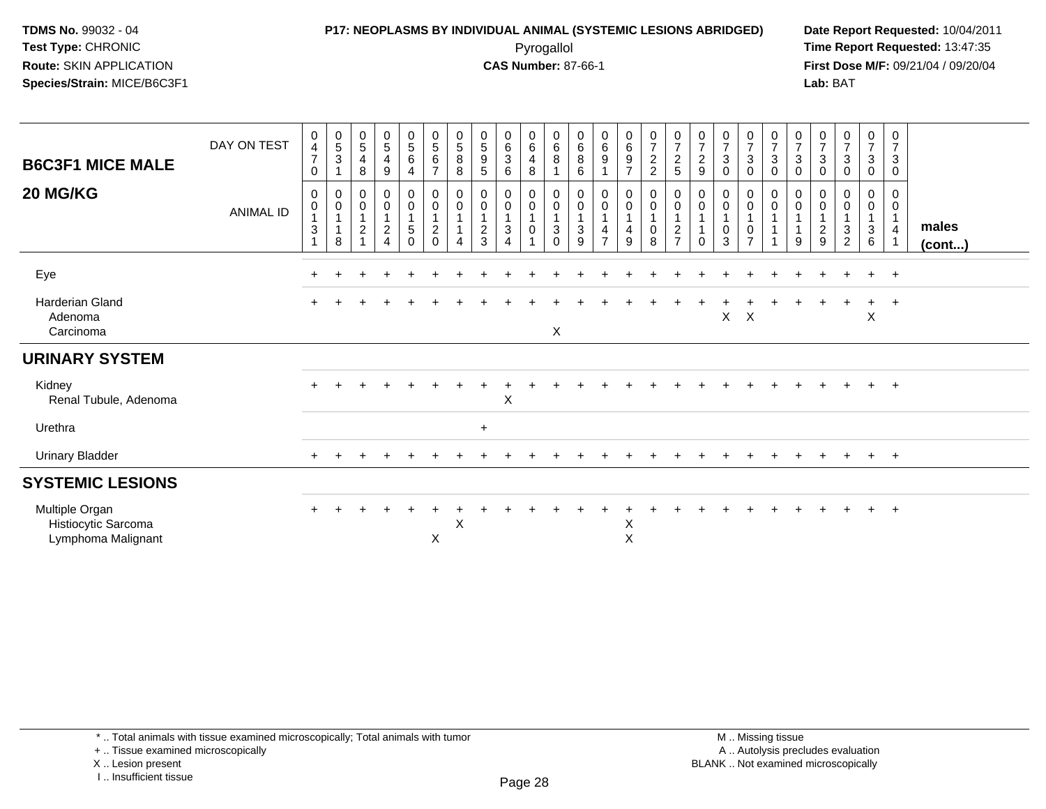# B6C3F1 MICE MALE

## 20 MG/KG

| | 0470 | 0531 | 0548 | 0549 | 0564 | 0567 | 0588 | 0595 | 0636 | 0648 | 0681 | 0686 | 0691 | 0697 | 0722 | 0725 | 0729 | 0730 | 0730 | 0730 | 0730 | 0730 | 0730 | 0730 | 0730 | |
|---|---|---|---|---|---|---|---|---|---|---|---|---|---|---|---|---|---|---|---|---|---|---|---|---|---|---|
| **DAY ON TEST** / **ANIMAL ID** | 0131 | 0118 | 0121 | 0124 | 0150 | 0120 | 0114 | 0123 | 0134 | 0101 | 0130 | 0139 | 0147 | 0149 | 0108 | 0127 | 0110 | 0103 | 0107 | 0111 | 0119 | 0129 | 0132 | 0136 | 0141 | **males (cont...)** |
| Eye | + | + | + | + | + | + | + | + | + | + | + | + | + | + | + | + | + | + | + | + | + | + | + | + | + | |
| Harderian Gland | + | + | + | + | + | + | + | + | + | + | + | + | + | + | + | + | + | + | + | + | + | + | + | + | + | |
| Adenoma | | | | | | | | | | | | | | | | | | X | X | | | | | X | | |
| Carcinoma | | | | | | | | | | | X | | | | | | | | | | | | | | | |
| **URINARY SYSTEM** | | | | | | | | | | | | | | | | | | | | | | | | | | |
| Kidney | + | + | + | + | + | + | + | + | + | + | + | + | + | + | + | + | + | + | + | + | + | + | + | + | + | |
| Renal Tubule, Adenoma | | | | | | | | | X | | | | | | | | | | | | | | | | | |
| Urethra | | | | | | | | + | | | | | | | | | | | | | | | | | | |
| Urinary Bladder | + | + | + | + | + | + | + | + | + | + | + | + | + | + | + | + | + | + | + | + | + | + | + | + | + | |
| **SYSTEMIC LESIONS** | | | | | | | | | | | | | | | | | | | | | | | | | | |
| Multiple Organ | + | + | + | + | + | + | + | + | + | + | + | + | + | + | + | + | + | + | + | + | + | + | + | + | + | |
| Histiocytic Sarcoma | | | | | | | X | | | | | | | X | | | | | | | | | | | | |
| Lymphoma Malignant | | | | | | X | | | | | | | | X | | | | | | | | | | | | |

\* .. Total animals with tissue examined microscopically; Total animals with tumor
+ .. Tissue examined microscopically
X .. Lesion present
I .. Insufficient tissue

M .. Missing tissue
A .. Autolysis precludes evaluation
BLANK .. Not examined microscopically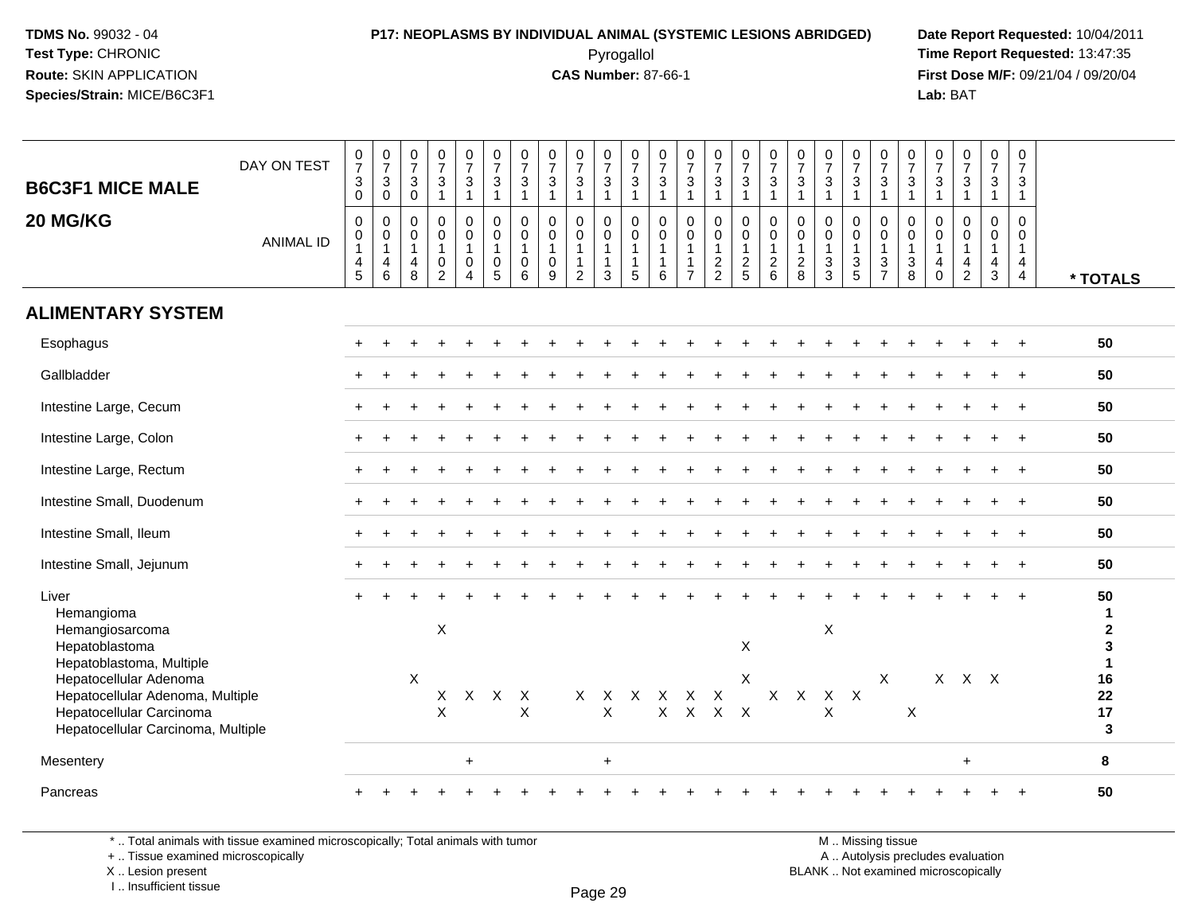TDMS No. 99032 - 04
Test Type: CHRONIC
Route: SKIN APPLICATION
Species/Strain: MICE/B6C3F1

**P17: NEOPLASMS BY INDIVIDUAL ANIMAL (SYSTEMIC LESIONS ABRIDGED)**
Pyrogallol
**CAS Number:** 87-66-1

**Date Report Requested:** 10/04/2011
**Time Report Requested:** 13:47:35
**First Dose M/F:** 09/21/04 / 09/20/04
**Lab:** BAT

## B6C3F1 MICE MALE
## 20 MG/KG

| DAY ON TEST | 0730 | 0730 | 0730 | 0731 | 0731 | 0731 | 0731 | 0731 | 0731 | 0731 | 0731 | 0731 | 0731 | 0731 | 0731 | 0731 | 0731 | 0731 | 0731 | 0731 | 0731 | 0731 | 0731 | 0731 | 0731 | |
|---|---|---|---|---|---|---|---|---|---|---|---|---|---|---|---|---|---|---|---|---|---|---|---|---|---|---|
| **ANIMAL ID** | 0145 | 0146 | 0148 | 0102 | 0104 | 0105 | 0106 | 0109 | 0112 | 0113 | 0115 | 0116 | 0117 | 0122 | 0125 | 0126 | 0128 | 0133 | 0135 | 0137 | 0138 | 0140 | 0142 | 0143 | 0144 | *** TOTALS** |
| **ALIMENTARY SYSTEM** | | | | | | | | | | | | | | | | | | | | | | | | | | |
| Esophagus | + | + | + | + | + | + | + | + | + | + | + | + | + | + | + | + | + | + | + | + | + | + | + | + | + | 50 |
| Gallbladder | + | + | + | + | + | + | + | + | + | + | + | + | + | + | + | + | + | + | + | + | + | + | + | + | + | 50 |
| Intestine Large, Cecum | + | + | + | + | + | + | + | + | + | + | + | + | + | + | + | + | + | + | + | + | + | + | + | + | + | 50 |
| Intestine Large, Colon | + | + | + | + | + | + | + | + | + | + | + | + | + | + | + | + | + | + | + | + | + | + | + | + | + | 50 |
| Intestine Large, Rectum | + | + | + | + | + | + | + | + | + | + | + | + | + | + | + | + | + | + | + | + | + | + | + | + | + | 50 |
| Intestine Small, Duodenum | + | + | + | + | + | + | + | + | + | + | + | + | + | + | + | + | + | + | + | + | + | + | + | + | + | 50 |
| Intestine Small, Ileum | + | + | + | + | + | + | + | + | + | + | + | + | + | + | + | + | + | + | + | + | + | + | + | + | + | 50 |
| Intestine Small, Jejunum | + | + | + | + | + | + | + | + | + | + | + | + | + | + | + | + | + | + | + | + | + | + | + | + | + | 50 |
| Liver | + | + | + | + | + | + | + | + | + | + | + | + | + | + | + | + | + | + | + | + | + | + | + | + | + | 50 |
| Hemangioma | | | | | | | | | | | | | | | | | | | | | | | | | | 1 |
| Hemangiosarcoma | | | | X | | | | | | | | | | | | | | X | | | | | | | | 2 |
| Hepatoblastoma | | | | | | | | | | | | | | | X | | | | | | | | | | | 3 |
| Hepatoblastoma, Multiple | | | | | | | | | | | | | | | | | | | | | | | | | | 1 |
| Hepatocellular Adenoma | | | X | | | | | | | | | | | | X | | | | | X | | X | X | X | | 16 |
| Hepatocellular Adenoma, Multiple | | | | X | X | X | X | | X | X | X | X | X | X | | X | X | X | X | | | | | | | 22 |
| Hepatocellular Carcinoma | | | | X | | | X | | | X | | X | X | X | X | | | X | | | X | | | | | 17 |
| Hepatocellular Carcinoma, Multiple | | | | | | | | | | | | | | | | | | | | | | | | | | 3 |
| Mesentery | | | | | + | | | | | + | | | | | | | | | | | | | + | | | 8 |
| Pancreas | + | + | + | + | + | + | + | + | + | + | + | + | + | + | + | + | + | + | + | + | + | + | + | + | + | 50 |

\* .. Total animals with tissue examined microscopically; Total animals with tumor
\+ .. Tissue examined microscopically
X .. Lesion present
I .. Insufficient tissue

M .. Missing tissue
A .. Autolysis precludes evaluation
BLANK .. Not examined microscopically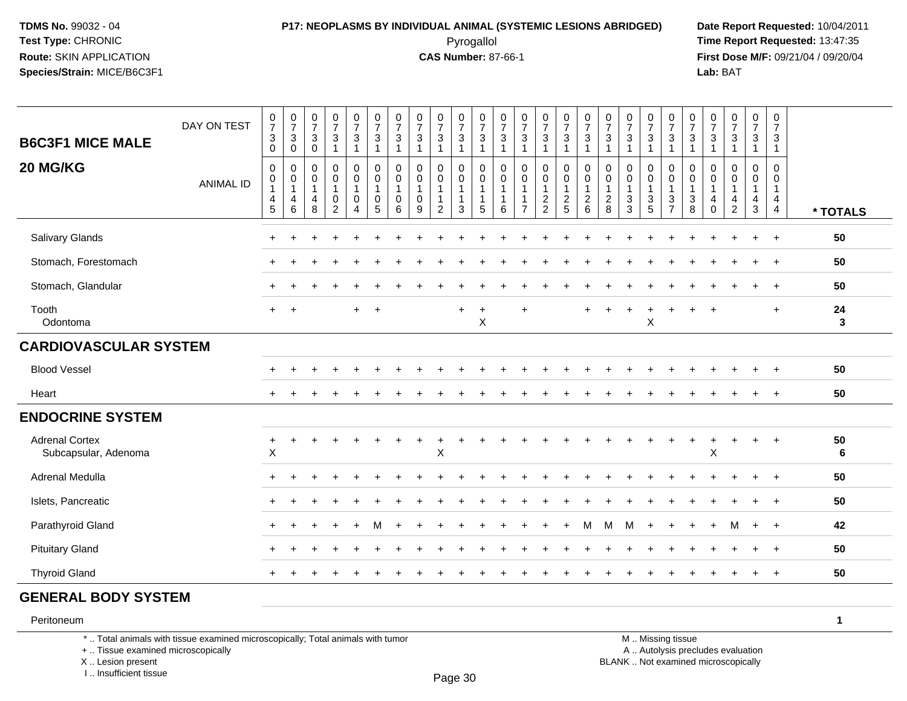TDMS No. 99032 - 04
Test Type: CHRONIC
Route: SKIN APPLICATION
Species/Strain: MICE/B6C3F1

**P17: NEOPLASMS BY INDIVIDUAL ANIMAL (SYSTEMIC LESIONS ABRIDGED)**
Pyrogallol
**CAS Number:** 87-66-1

Date Report Requested: 10/04/2011
Time Report Requested: 13:47:35
First Dose M/F: 09/21/04 / 09/20/04
Lab: BAT

## B6C3F1 MICE MALE 20 MG/KG

| DAY ON TEST | 0730 | 0730 | 0730 | 0731 | 0731 | 0731 | 0731 | 0731 | 0731 | 0731 | 0731 | 0731 | 0731 | 0731 | 0731 | 0731 | 0731 | 0731 | 0731 | 0731 | 0731 | 0731 | 0731 | 0731 | 0731 | |
|---|---|---|---|---|---|---|---|---|---|---|---|---|---|---|---|---|---|---|---|---|---|---|---|---|---|---|
| **ANIMAL ID** | 00145 | 00146 | 00148 | 00102 | 00104 | 00105 | 00106 | 00109 | 00112 | 00113 | 00115 | 00116 | 00117 | 00122 | 00125 | 00126 | 00128 | 00133 | 00135 | 00137 | 00138 | 00140 | 00142 | 00143 | 00144 | *** TOTALS** |
| Salivary Glands | + | + | + | + | + | + | + | + | + | + | + | + | + | + | + | + | + | + | + | + | + | + | + | + | + | 50 |
| Stomach, Forestomach | + | + | + | + | + | + | + | + | + | + | + | + | + | + | + | + | + | + | + | + | + | + | + | + | + | 50 |
| Stomach, Glandular | + | + | + | + | + | + | + | + | + | + | + | + | + | + | + | + | + | + | + | + | + | + | + | + | + | 50 |
| Tooth | + | + | | | + | + | | | | + | + | | + | | | + | + | + | + | + | + | + | | | + | 24 |
| Odontoma | | | | | | | | | | | X | | | | | | | | X | | | | | | | 3 |
| **CARDIOVASCULAR SYSTEM** | | | | | | | | | | | | | | | | | | | | | | | | | | |
| Blood Vessel | + | + | + | + | + | + | + | + | + | + | + | + | + | + | + | + | + | + | + | + | + | + | + | + | + | 50 |
| Heart | + | + | + | + | + | + | + | + | + | + | + | + | + | + | + | + | + | + | + | + | + | + | + | + | + | 50 |
| **ENDOCRINE SYSTEM** | | | | | | | | | | | | | | | | | | | | | | | | | | |
| Adrenal Cortex | + | + | + | + | + | + | + | + | + | + | + | + | + | + | + | + | + | + | + | + | + | + | + | + | + | 50 |
| Subcapsular, Adenoma | X | | | | | | | | X | | | | | | | | | | | | | X | | | | 6 |
| Adrenal Medulla | + | + | + | + | + | + | + | + | + | + | + | + | + | + | + | + | + | + | + | + | + | + | + | + | + | 50 |
| Islets, Pancreatic | + | + | + | + | + | + | + | + | + | + | + | + | + | + | + | + | + | + | + | + | + | + | + | + | + | 50 |
| Parathyroid Gland | + | + | + | + | + | M | + | + | + | + | + | + | + | + | + | M | M | M | + | + | + | + | M | + | + | 42 |
| Pituitary Gland | + | + | + | + | + | + | + | + | + | + | + | + | + | + | + | + | + | + | + | + | + | + | + | + | + | 50 |
| Thyroid Gland | + | + | + | + | + | + | + | + | + | + | + | + | + | + | + | + | + | + | + | + | + | + | + | + | + | 50 |
| **GENERAL BODY SYSTEM** | | | | | | | | | | | | | | | | | | | | | | | | | | |
| Peritoneum | | | | | | | | | | | | | | | | | | | | | | | | | | 1 |

* .. Total animals with tissue examined microscopically; Total animals with tumor
+ .. Tissue examined microscopically
X .. Lesion present
I .. Insufficient tissue

M .. Missing tissue
A .. Autolysis precludes evaluation
BLANK .. Not examined microscopically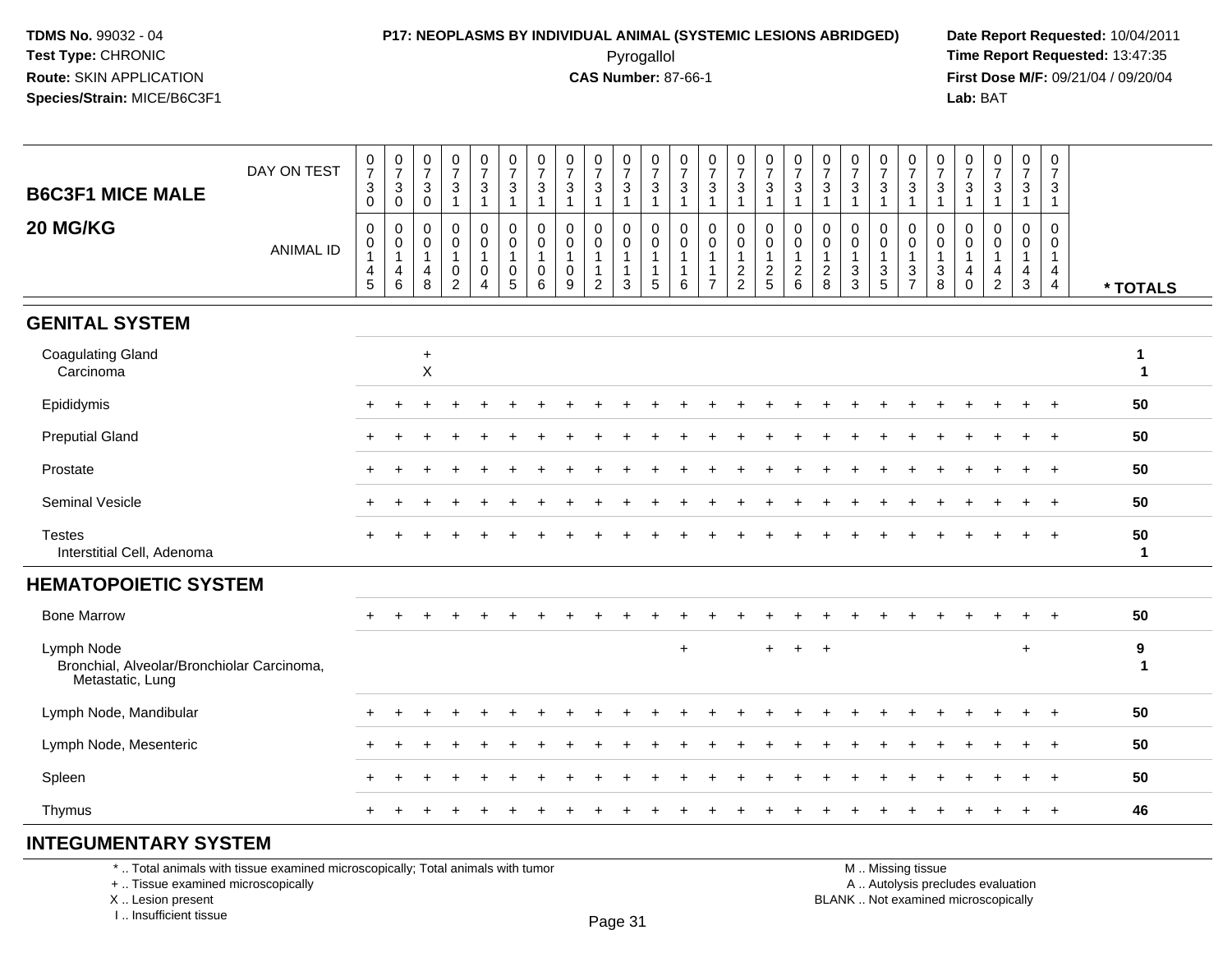**TDMS No.** 99032 - 04
**Test Type:** CHRONIC
**Route:** SKIN APPLICATION
**Species/Strain:** MICE/B6C3F1

**P17: NEOPLASMS BY INDIVIDUAL ANIMAL (SYSTEMIC LESIONS ABRIDGED)**
Pyrogallol
**CAS Number:** 87-66-1

**Date Report Requested:** 10/04/2011
**Time Report Requested:** 13:47:35
**First Dose M/F:** 09/21/04 / 09/20/04
**Lab:** BAT

| B6C3F1 MICE MALE 20 MG/KG | | | | | | | | | | | | | | | | | | | | | | | | | | |
|---|---|---|---|---|---|---|---|---|---|---|---|---|---|---|---|---|---|---|---|---|---|---|---|---|---|---|
| DAY ON TEST | 0730 | 0730 | 0730 | 0731 | 0731 | 0731 | 0731 | 0731 | 0731 | 0731 | 0731 | 0731 | 0731 | 0731 | 0731 | 0731 | 0731 | 0731 | 0731 | 0731 | 0731 | 0731 | 0731 | 0731 | 0731 | |
| ANIMAL ID | 0145 | 0146 | 0148 | 0102 | 0104 | 0105 | 0106 | 0109 | 0112 | 0113 | 0115 | 0116 | 0117 | 0122 | 0125 | 0126 | 0128 | 0133 | 0135 | 0137 | 0138 | 0140 | 0142 | 0143 | 0144 | * TOTALS |
| **GENITAL SYSTEM** | | | | | | | | | | | | | | | | | | | | | | | | | | |
| Coagulating Gland | | | + | | | | | | | | | | | | | | | | | | | | | | | 1 |
| Carcinoma | | | X | | | | | | | | | | | | | | | | | | | | | | | 1 |
| Epididymis | + | + | + | + | + | + | + | + | + | + | + | + | + | + | + | + | + | + | + | + | + | + | + | + | + | 50 |
| Preputial Gland | + | + | + | + | + | + | + | + | + | + | + | + | + | + | + | + | + | + | + | + | + | + | + | + | + | 50 |
| Prostate | + | + | + | + | + | + | + | + | + | + | + | + | + | + | + | + | + | + | + | + | + | + | + | + | + | 50 |
| Seminal Vesicle | + | + | + | + | + | + | + | + | + | + | + | + | + | + | + | + | + | + | + | + | + | + | + | + | + | 50 |
| Testes | + | + | + | + | + | + | + | + | + | + | + | + | + | + | + | + | + | + | + | + | + | + | + | + | + | 50 |
| Interstitial Cell, Adenoma | | | | | | | | | | | | | | | | | | | | | | | | | | 1 |
| **HEMATOPOIETIC SYSTEM** | | | | | | | | | | | | | | | | | | | | | | | | | | |
| Bone Marrow | + | + | + | + | + | + | + | + | + | + | + | + | + | + | + | + | + | + | + | + | + | + | + | + | + | 50 |
| Lymph Node | | | | | | | | | | | | + | | | + | + | + | | | | | | | + | | 9 |
| Bronchial, Alveolar/Bronchiolar Carcinoma, Metastatic, Lung | | | | | | | | | | | | | | | | | | | | | | | | | | 1 |
| Lymph Node, Mandibular | + | + | + | + | + | + | + | + | + | + | + | + | + | + | + | + | + | + | + | + | + | + | + | + | + | 50 |
| Lymph Node, Mesenteric | + | + | + | + | + | + | + | + | + | + | + | + | + | + | + | + | + | + | + | + | + | + | + | + | + | 50 |
| Spleen | + | + | + | + | + | + | + | + | + | + | + | + | + | + | + | + | + | + | + | + | + | + | + | + | + | 50 |
| Thymus | + | + | + | + | + | + | + | + | + | + | + | + | + | + | + | + | + | + | + | + | + | + | + | + | + | 46 |
| **INTEGUMENTARY SYSTEM** | | | | | | | | | | | | | | | | | | | | | | | | | | |

* .. Total animals with tissue examined microscopically; Total animals with tumor
+ .. Tissue examined microscopically
X .. Lesion present
I .. Insufficient tissue

M .. Missing tissue
A .. Autolysis precludes evaluation
BLANK .. Not examined microscopically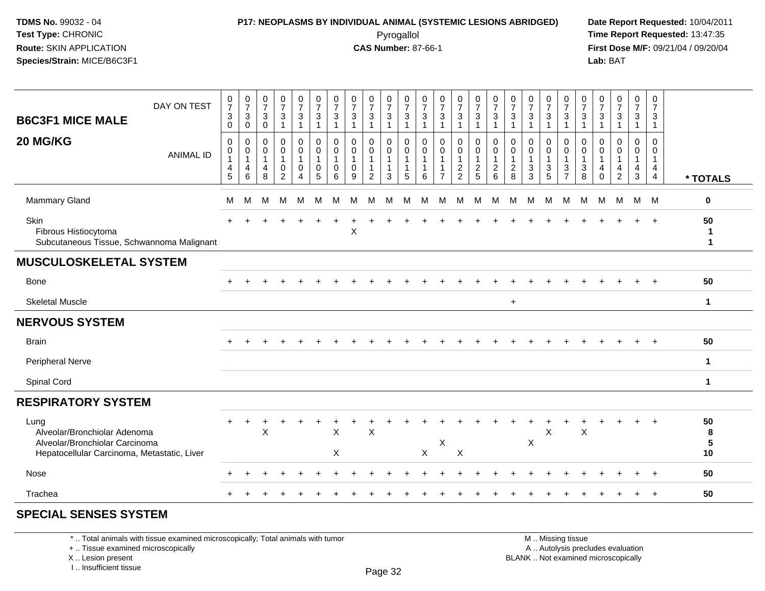## B6C3F1 MICE MALE 20 MG/KG

| | 0145 | 0146 | 0148 | 0102 | 0104 | 0105 | 0106 | 0109 | 0112 | 0113 | 0115 | 0116 | 0117 | 0122 | 0125 | 0126 | 0128 | 0133 | 0135 | 0137 | 0138 | 0140 | 0142 | 0143 | 0144 | * TOTALS |
|---|---|---|---|---|---|---|---|---|---|---|---|---|---|---|---|---|---|---|---|---|---|---|---|---|---|---|
| DAY ON TEST | 0730 | 0730 | 0730 | 0731 | 0731 | 0731 | 0731 | 0731 | 0731 | 0731 | 0731 | 0731 | 0731 | 0731 | 0731 | 0731 | 0731 | 0731 | 0731 | 0731 | 0731 | 0731 | 0731 | 0731 | 0731 | |
| Mammary Gland | M | M | M | M | M | M | M | M | M | M | M | M | M | M | M | M | M | M | M | M | M | M | M | M | M | 0 |
| Skin | + | + | + | + | + | + | + | + | + | + | + | + | + | + | + | + | + | + | + | + | + | + | + | + | + | 50 |
| Fibrous Histiocytoma | | | | | | | | X | | | | | | | | | | | | | | | | | | 1 |
| Subcutaneous Tissue, Schwannoma Malignant | | | | | | | | | | | | | | | | | | | | | | | | | | 1 |
| **MUSCULOSKELETAL SYSTEM** | | | | | | | | | | | | | | | | | | | | | | | | | | |
| Bone | + | + | + | + | + | + | + | + | + | + | + | + | + | + | + | + | + | + | + | + | + | + | + | + | + | 50 |
| Skeletal Muscle | | | | | | | | | | | | | | | | | + | | | | | | | | | 1 |
| **NERVOUS SYSTEM** | | | | | | | | | | | | | | | | | | | | | | | | | | |
| Brain | + | + | + | + | + | + | + | + | + | + | + | + | + | + | + | + | + | + | + | + | + | + | + | + | + | 50 |
| Peripheral Nerve | | | | | | | | | | | | | | | | | | | | | | | | | | 1 |
| Spinal Cord | | | | | | | | | | | | | | | | | | | | | | | | | | 1 |
| **RESPIRATORY SYSTEM** | | | | | | | | | | | | | | | | | | | | | | | | | | |
| Lung | + | + | + | + | + | + | + | + | + | + | + | + | + | + | + | + | + | + | + | + | + | + | + | + | + | 50 |
| Alveolar/Bronchiolar Adenoma | | | X | | | | X | | X | | | | | | | | | | X | | X | | | | | 8 |
| Alveolar/Bronchiolar Carcinoma | | | | | | | | | | | | | X | | | | | X | | | | | | | | 5 |
| Hepatocellular Carcinoma, Metastatic, Liver | | | | | | | X | | | | | X | | X | | | | | | | | | | | | 10 |
| Nose | + | + | + | + | + | + | + | + | + | + | + | + | + | + | + | + | + | + | + | + | + | + | + | + | + | 50 |
| Trachea | + | + | + | + | + | + | + | + | + | + | + | + | + | + | + | + | + | + | + | + | + | + | + | + | + | 50 |

**SPECIAL SENSES SYSTEM**

\* .. Total animals with tissue examined microscopically; Total animals with tumor
\+ .. Tissue examined microscopically
X .. Lesion present
I .. Insufficient tissue
M .. Missing tissue
A .. Autolysis precludes evaluation
BLANK .. Not examined microscopically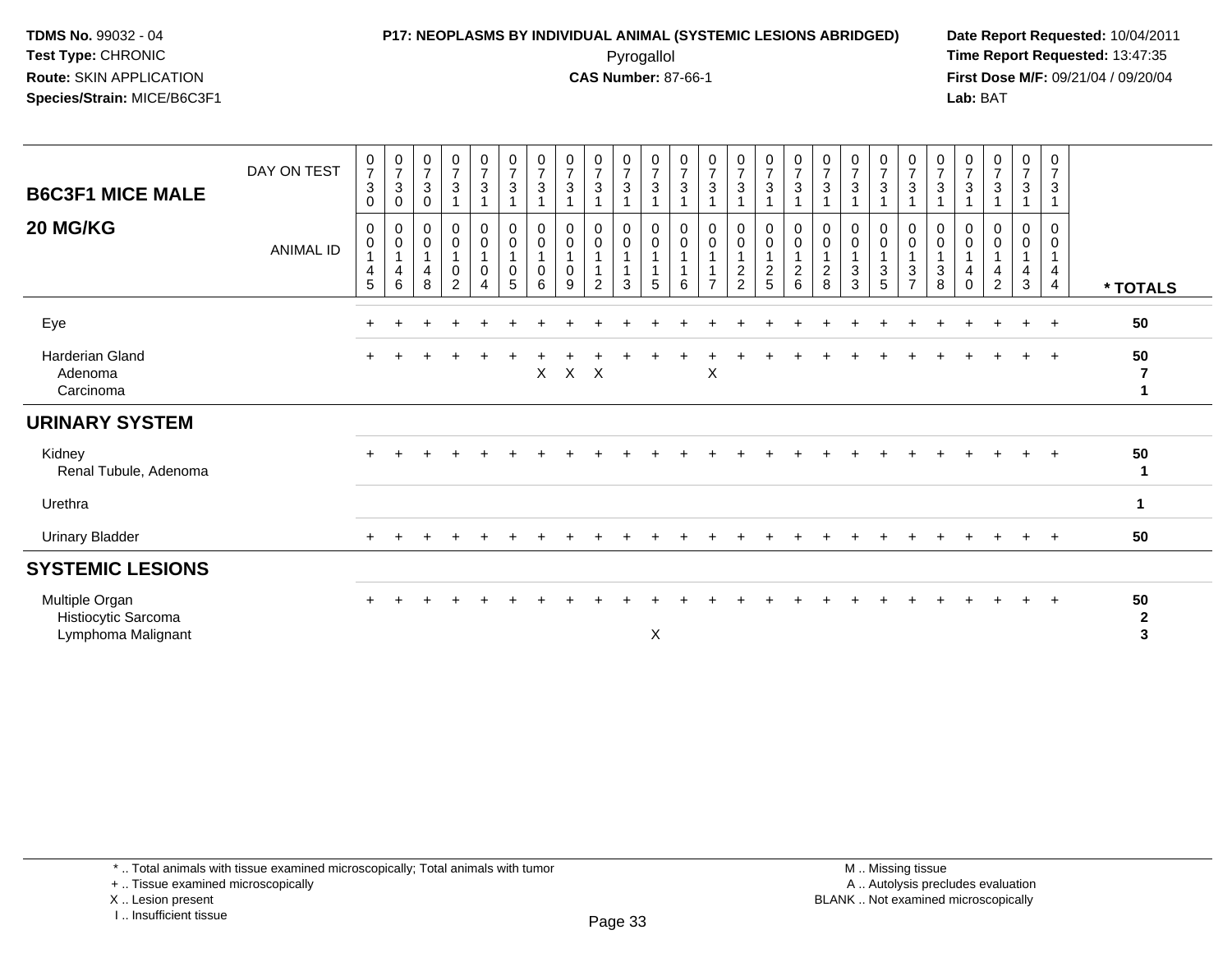**TDMS No.** 99032 - 04
**Test Type:** CHRONIC
**Route:** SKIN APPLICATION
**Species/Strain:** MICE/B6C3F1

**P17: NEOPLASMS BY INDIVIDUAL ANIMAL (SYSTEMIC LESIONS ABRIDGED)**
Pyrogallol
**CAS Number:** 87-66-1

**Date Report Requested:** 10/04/2011
**Time Report Requested:** 13:47:35
**First Dose M/F:** 09/21/04 / 09/20/04
**Lab:** BAT

## B6C3F1 MICE MALE 20 MG/KG

| DAY ON TEST | 0730 | 0730 | 0730 | 0731 | 0731 | 0731 | 0731 | 0731 | 0731 | 0731 | 0731 | 0731 | 0731 | 0731 | 0731 | 0731 | 0731 | 0731 | 0731 | 0731 | 0731 | 0731 | 0731 | 0731 | 0731 | |
|---|---|---|---|---|---|---|---|---|---|---|---|---|---|---|---|---|---|---|---|---|---|---|---|---|---|---|
| **ANIMAL ID** | 00145 | 00146 | 00148 | 00102 | 00104 | 00105 | 00106 | 00109 | 00112 | 00113 | 00115 | 00116 | 00117 | 00122 | 00125 | 00126 | 00128 | 00133 | 00135 | 00137 | 00138 | 00140 | 00142 | 00143 | 00144 | *** TOTALS** |
| Eye | + | + | + | + | + | + | + | + | + | + | + | + | + | + | + | + | + | + | + | + | + | + | + | + | + | **50** |
| Harderian Gland | + | + | + | + | + | + | + | + | + | + | + | + | + | + | + | + | + | + | + | + | + | + | + | + | + | **50** |
| Adenoma | | | | | | | X | X | X | | | | X | | | | | | | | | | | | | **7** |
| Carcinoma | | | | | | | | | | | | | | | | | | | | | | | | | | **1** |
| **URINARY SYSTEM** | | | | | | | | | | | | | | | | | | | | | | | | | | |
| Kidney | + | + | + | + | + | + | + | + | + | + | + | + | + | + | + | + | + | + | + | + | + | + | + | + | + | **50** |
| Renal Tubule, Adenoma | | | | | | | | | | | | | | | | | | | | | | | | | | **1** |
| Urethra | | | | | | | | | | | | | | | | | | | | | | | | | | **1** |
| Urinary Bladder | + | + | + | + | + | + | + | + | + | + | + | + | + | + | + | + | + | + | + | + | + | + | + | + | + | **50** |
| **SYSTEMIC LESIONS** | | | | | | | | | | | | | | | | | | | | | | | | | | |
| Multiple Organ | + | + | + | + | + | + | + | + | + | + | + | + | + | + | + | + | + | + | + | + | + | + | + | + | + | **50** |
| Histiocytic Sarcoma | | | | | | | | | | | | | | | | | | | | | | | | | | **2** |
| Lymphoma Malignant | | | | | | | | | | | X | | | | | | | | | | | | | | | **3** |

* .. Total animals with tissue examined microscopically; Total animals with tumor
+ .. Tissue examined microscopically
X .. Lesion present
I .. Insufficient tissue

M .. Missing tissue
A .. Autolysis precludes evaluation
BLANK .. Not examined microscopically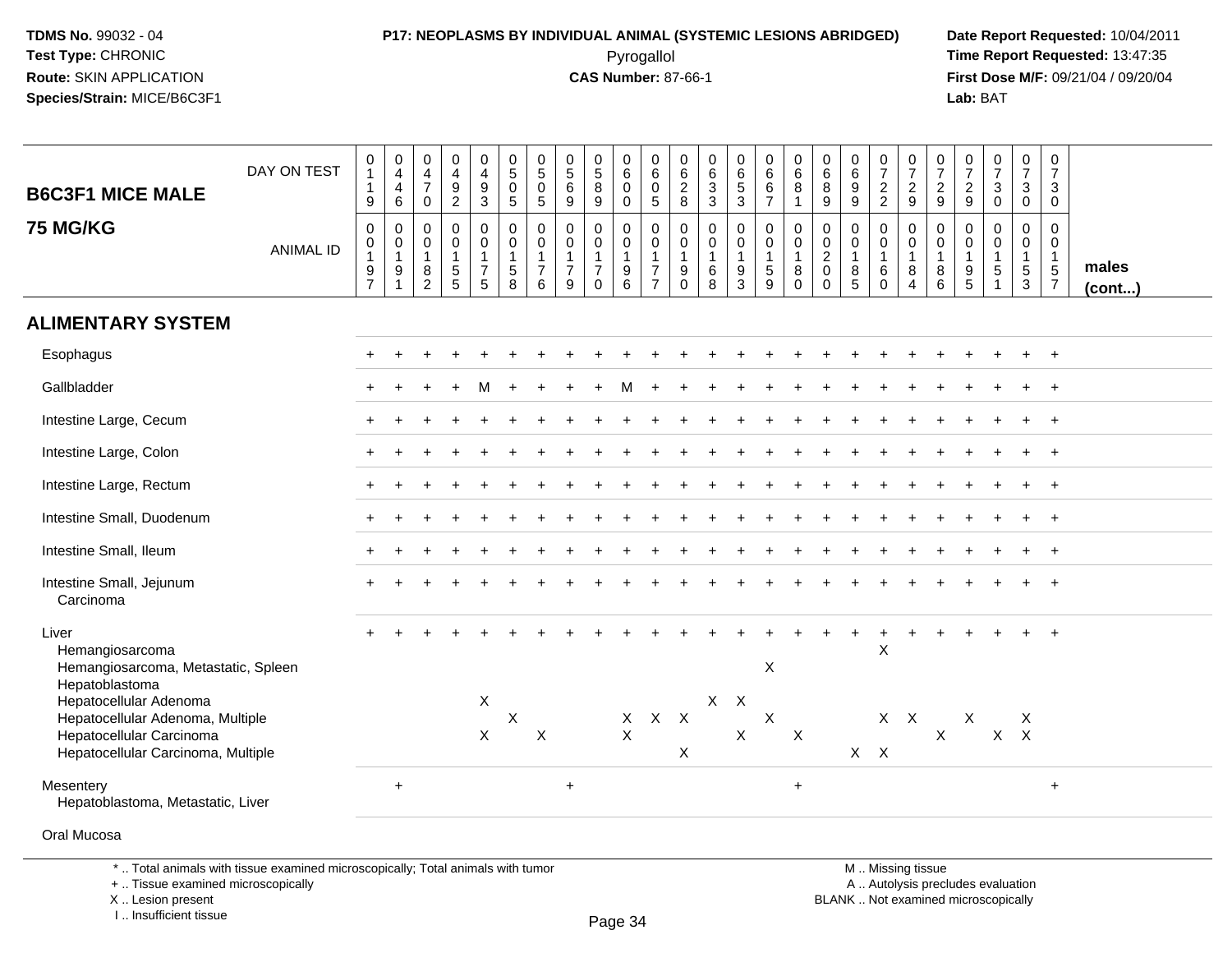**TDMS No.** 99032 - 04
**Test Type:** CHRONIC
**Route:** SKIN APPLICATION
**Species/Strain:** MICE/B6C3F1

**P17: NEOPLASMS BY INDIVIDUAL ANIMAL (SYSTEMIC LESIONS ABRIDGED)**
Pyrogallol
**CAS Number:** 87-66-1

**Date Report Requested:** 10/04/2011
**Time Report Requested:** 13:47:35
**First Dose M/F:** 09/21/04 / 09/20/04
**Lab:** BAT

## B6C3F1 MICE MALE 75 MG/KG

| DAY ON TEST | 0119 | 0446 | 0470 | 0492 | 0493 | 0505 | 0505 | 0569 | 0589 | 0600 | 0605 | 0628 | 0633 | 0653 | 0667 | 0681 | 0689 | 0699 | 0722 | 0729 | 0729 | 0729 | 0730 | 0730 | 0730 | |
|---|---|---|---|---|---|---|---|---|---|---|---|---|---|---|---|---|---|---|---|---|---|---|---|---|---|---|
| ANIMAL ID | 0197 | 0191 | 0182 | 0155 | 0175 | 0158 | 0176 | 0179 | 0170 | 0196 | 0177 | 0190 | 0168 | 0193 | 0159 | 0180 | 0200 | 0185 | 0160 | 0184 | 0186 | 0195 | 0151 | 0153 | 0157 | males (cont...) |
| **ALIMENTARY SYSTEM** | | | | | | | | | | | | | | | | | | | | | | | | | | |
| Esophagus | + | + | + | + | + | + | + | + | + | + | + | + | + | + | + | + | + | + | + | + | + | + | + | + | + | |
| Gallbladder | + | + | + | + | M | + | + | + | + | M | + | + | + | + | + | + | + | + | + | + | + | + | + | + | + | |
| Intestine Large, Cecum | + | + | + | + | + | + | + | + | + | + | + | + | + | + | + | + | + | + | + | + | + | + | + | + | + | |
| Intestine Large, Colon | + | + | + | + | + | + | + | + | + | + | + | + | + | + | + | + | + | + | + | + | + | + | + | + | + | |
| Intestine Large, Rectum | + | + | + | + | + | + | + | + | + | + | + | + | + | + | + | + | + | + | + | + | + | + | + | + | + | |
| Intestine Small, Duodenum | + | + | + | + | + | + | + | + | + | + | + | + | + | + | + | + | + | + | + | + | + | + | + | + | + | |
| Intestine Small, Ileum | + | + | + | + | + | + | + | + | + | + | + | + | + | + | + | + | + | + | + | + | + | + | + | + | + | |
| Intestine Small, Jejunum | + | + | + | + | + | + | + | + | + | + | + | + | + | + | + | + | + | + | + | + | + | + | + | + | + | |
| Carcinoma | | | | | | | | | | | | | | | | | | | | | | | | | | |
| Liver | + | + | + | + | + | + | + | + | + | + | + | + | + | + | + | + | + | + | + | + | + | + | + | + | + | |
| Hemangiosarcoma | | | | | | | | | | | | | | | | | | | X | | | | | | | |
| Hemangiosarcoma, Metastatic, Spleen | | | | | | | | | | | | | | | X | | | | | | | | | | | |
| Hepatoblastoma | | | | | | | | | | | | | | | | | | | | | | | | | | |
| Hepatocellular Adenoma | | | | | X | | | | | | | | X | X | | | | | | | | | | | | |
| Hepatocellular Adenoma, Multiple | | | | | | X | | | | X | X | X | | | X | | | | X | X | | X | | X | | |
| Hepatocellular Carcinoma | | | | | X | | X | | | X | | | | X | | X | | | | | X | | X | X | | |
| Hepatocellular Carcinoma, Multiple | | | | | | | | | | | | X | | | | | | X | X | | | | | | | |
| Mesentery | | + | | | | | | + | | | | | | | | + | | | | | | | | | + | |
| Hepatoblastoma, Metastatic, Liver | | | | | | | | | | | | | | | | | | | | | | | | | | |
| Oral Mucosa | | | | | | | | | | | | | | | | | | | | | | | | | | |

\* .. Total animals with tissue examined microscopically; Total animals with tumor
\+ .. Tissue examined microscopically
X .. Lesion present
I .. Insufficient tissue

M .. Missing tissue
A .. Autolysis precludes evaluation
BLANK .. Not examined microscopically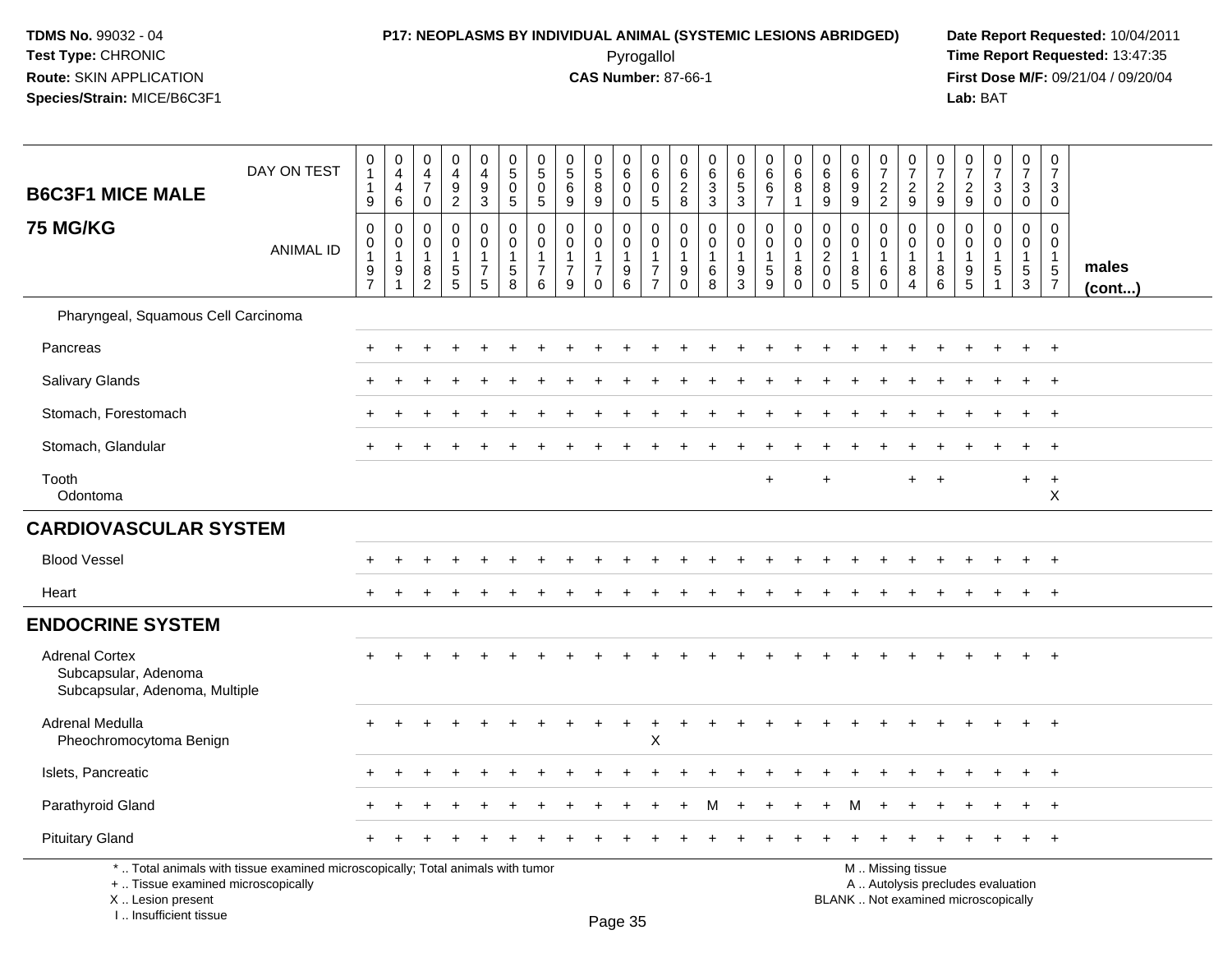**TDMS No.** 99032 - 04
**Test Type:** CHRONIC
**Route:** SKIN APPLICATION
**Species/Strain:** MICE/B6C3F1

**P17: NEOPLASMS BY INDIVIDUAL ANIMAL (SYSTEMIC LESIONS ABRIDGED)**
Pyrogallol
**CAS Number:** 87-66-1

**Date Report Requested:** 10/04/2011
**Time Report Requested:** 13:47:35
**First Dose M/F:** 09/21/04 / 09/20/04
**Lab:** BAT

| B6C3F1 MICE MALE 75 MG/KG | | | | | | | | | | | | | | | | | | | | | | | | | | |
|---|---|---|---|---|---|---|---|---|---|---|---|---|---|---|---|---|---|---|---|---|---|---|---|---|---|---|
| DAY ON TEST | 0119 | 0446 | 0470 | 0492 | 0493 | 0505 | 0505 | 0569 | 0589 | 0600 | 0605 | 0628 | 0633 | 0653 | 0667 | 0681 | 0689 | 0699 | 0722 | 0729 | 0729 | 0729 | 0730 | 0730 | 0730 | |
| ANIMAL ID | 00197 | 00191 | 00182 | 00155 | 00175 | 00158 | 00176 | 00179 | 00170 | 00196 | 00177 | 00190 | 00168 | 00193 | 00159 | 00180 | 00200 | 00185 | 00160 | 00184 | 00186 | 00195 | 00151 | 00153 | 00157 | males (cont...) |
| Pharyngeal, Squamous Cell Carcinoma | | | | | | | | | | | | | | | | | | | | | | | | | | |
| Pancreas | + | + | + | + | + | + | + | + | + | + | + | + | + | + | + | + | + | + | + | + | + | + | + | + | + | |
| Salivary Glands | + | + | + | + | + | + | + | + | + | + | + | + | + | + | + | + | + | + | + | + | + | + | + | + | + | |
| Stomach, Forestomach | + | + | + | + | + | + | + | + | + | + | + | + | + | + | + | + | + | + | + | + | + | + | + | + | + | |
| Stomach, Glandular | + | + | + | + | + | + | + | + | + | + | + | + | + | + | + | + | + | + | + | + | + | + | + | + | + | |
| Tooth | | | | | | | | | | | | | | | + | | + | | | + | + | | | + | + | |
| Odontoma | | | | | | | | | | | | | | | | | | | | | | | | | X | |
| **CARDIOVASCULAR SYSTEM** | | | | | | | | | | | | | | | | | | | | | | | | | | |
| Blood Vessel | + | + | + | + | + | + | + | + | + | + | + | + | + | + | + | + | + | + | + | + | + | + | + | + | + | |
| Heart | + | + | + | + | + | + | + | + | + | + | + | + | + | + | + | + | + | + | + | + | + | + | + | + | + | |
| **ENDOCRINE SYSTEM** | | | | | | | | | | | | | | | | | | | | | | | | | | |
| Adrenal Cortex | + | + | + | + | + | + | + | + | + | + | + | + | + | + | + | + | + | + | + | + | + | + | + | + | + | |
| Subcapsular, Adenoma | | | | | | | | | | | | | | | | | | | | | | | | | | |
| Subcapsular, Adenoma, Multiple | | | | | | | | | | | | | | | | | | | | | | | | | | |
| Adrenal Medulla | + | + | + | + | + | + | + | + | + | + | + | + | + | + | + | + | + | + | + | + | + | + | + | + | + | |
| Pheochromocytoma Benign | | | | | | | | | | | X | | | | | | | | | | | | | | | |
| Islets, Pancreatic | + | + | + | + | + | + | + | + | + | + | + | + | + | + | + | + | + | + | + | + | + | + | + | + | + | |
| Parathyroid Gland | + | + | + | + | + | + | + | + | + | + | + | + | M | + | + | + | + | M | + | + | + | + | + | + | + | |
| Pituitary Gland | + | + | + | + | + | + | + | + | + | + | + | + | + | + | + | + | + | + | + | + | + | + | + | + | + | |

\* .. Total animals with tissue examined microscopically; Total animals with tumor
\+ .. Tissue examined microscopically
X .. Lesion present
I .. Insufficient tissue

M .. Missing tissue
A .. Autolysis precludes evaluation
BLANK .. Not examined microscopically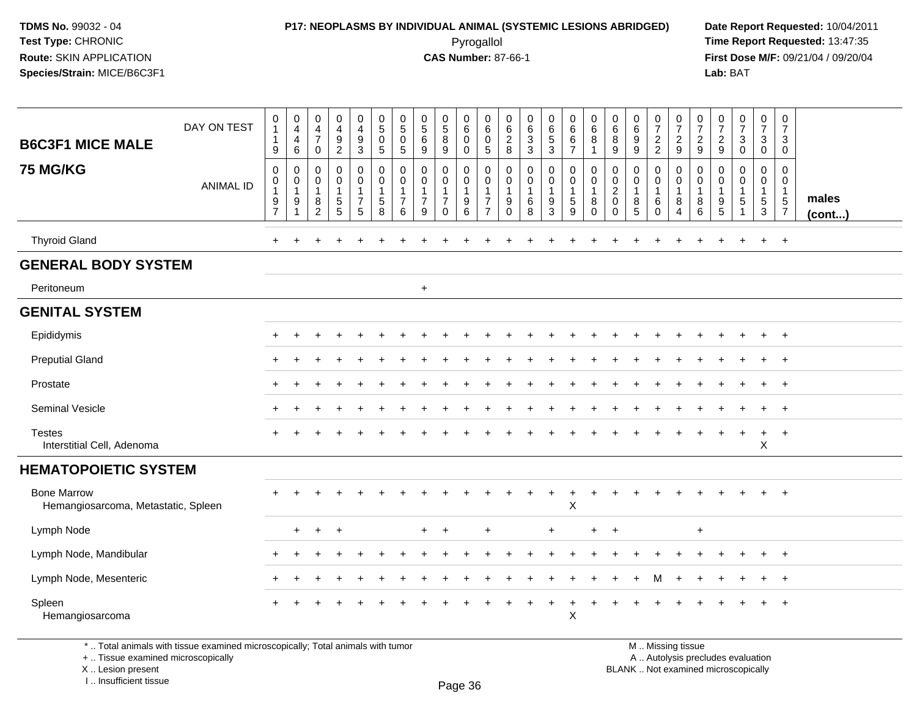TDMS No. 99032 - 04
Test Type: CHRONIC
Route: SKIN APPLICATION
Species/Strain: MICE/B6C3F1

**P17: NEOPLASMS BY INDIVIDUAL ANIMAL (SYSTEMIC LESIONS ABRIDGED)**
Pyrogallol
**CAS Number:** 87-66-1

Date Report Requested: 10/04/2011
Time Report Requested: 13:47:35
First Dose M/F: 09/21/04 / 09/20/04
Lab: BAT

## B6C3F1 MICE MALE 75 MG/KG

| DAY ON TEST | 0119 | 0446 | 0470 | 0492 | 0493 | 0505 | 0505 | 0569 | 0589 | 0600 | 0605 | 0628 | 0633 | 0653 | 0667 | 0681 | 0689 | 0699 | 0722 | 0729 | 0729 | 0729 | 0730 | 0730 | 0730 | |
|---|---|---|---|---|---|---|---|---|---|---|---|---|---|---|---|---|---|---|---|---|---|---|---|---|---|---|
| ANIMAL ID | 0019 7 | 0019 1 | 0018 2 | 0015 5 | 0017 5 | 0015 8 | 0017 6 | 0017 9 | 0017 0 | 0019 6 | 0017 7 | 0019 0 | 0016 8 | 0019 3 | 0015 9 | 0018 0 | 0020 0 | 0018 5 | 0016 0 | 0018 4 | 0018 6 | 0019 5 | 0015 1 | 0015 3 | 0015 7 | males (cont...) |
| Thyroid Gland | + | + | + | + | + | + | + | + | + | + | + | + | + | + | + | + | + | + | + | + | + | + | + | + | + | |
| **GENERAL BODY SYSTEM** | | | | | | | | | | | | | | | | | | | | | | | | | | |
| Peritoneum | | | | | | | | + | | | | | | | | | | | | | | | | | | |
| **GENITAL SYSTEM** | | | | | | | | | | | | | | | | | | | | | | | | | | |
| Epididymis | + | + | + | + | + | + | + | + | + | + | + | + | + | + | + | + | + | + | + | + | + | + | + | + | + | |
| Preputial Gland | + | + | + | + | + | + | + | + | + | + | + | + | + | + | + | + | + | + | + | + | + | + | + | + | + | |
| Prostate | + | + | + | + | + | + | + | + | + | + | + | + | + | + | + | + | + | + | + | + | + | + | + | + | + | |
| Seminal Vesicle | + | + | + | + | + | + | + | + | + | + | + | + | + | + | + | + | + | + | + | + | + | + | + | + | + | |
| Testes | + | + | + | + | + | + | + | + | + | + | + | + | + | + | + | + | + | + | + | + | + | + | + | + | + | |
| Interstitial Cell, Adenoma | | | | | | | | | | | | | | | | | | | | | | | | X | | |
| **HEMATOPOIETIC SYSTEM** | | | | | | | | | | | | | | | | | | | | | | | | | | |
| Bone Marrow | + | + | + | + | + | + | + | + | + | + | + | + | + | + | + | + | + | + | + | + | + | + | + | + | + | |
| Hemangiosarcoma, Metastatic, Spleen | | | | | | | | | | | | | | | X | | | | | | | | | | | |
| Lymph Node | | + | + | + | | | | + | + | | + | | | + | | + | + | | | | + | | | | | |
| Lymph Node, Mandibular | + | + | + | + | + | + | + | + | + | + | + | + | + | + | + | + | + | + | + | + | + | + | + | + | + | |
| Lymph Node, Mesenteric | + | + | + | + | + | + | + | + | + | + | + | + | + | + | + | + | + | + | M | + | + | + | + | + | + | |
| Spleen | + | + | + | + | + | + | + | + | + | + | + | + | + | + | + | + | + | + | + | + | + | + | + | + | + | |
| Hemangiosarcoma | | | | | | | | | | | | | | | X | | | | | | | | | | | |

* .. Total animals with tissue examined microscopically; Total animals with tumor
+ .. Tissue examined microscopically
X .. Lesion present
I .. Insufficient tissue

M .. Missing tissue
A .. Autolysis precludes evaluation
BLANK .. Not examined microscopically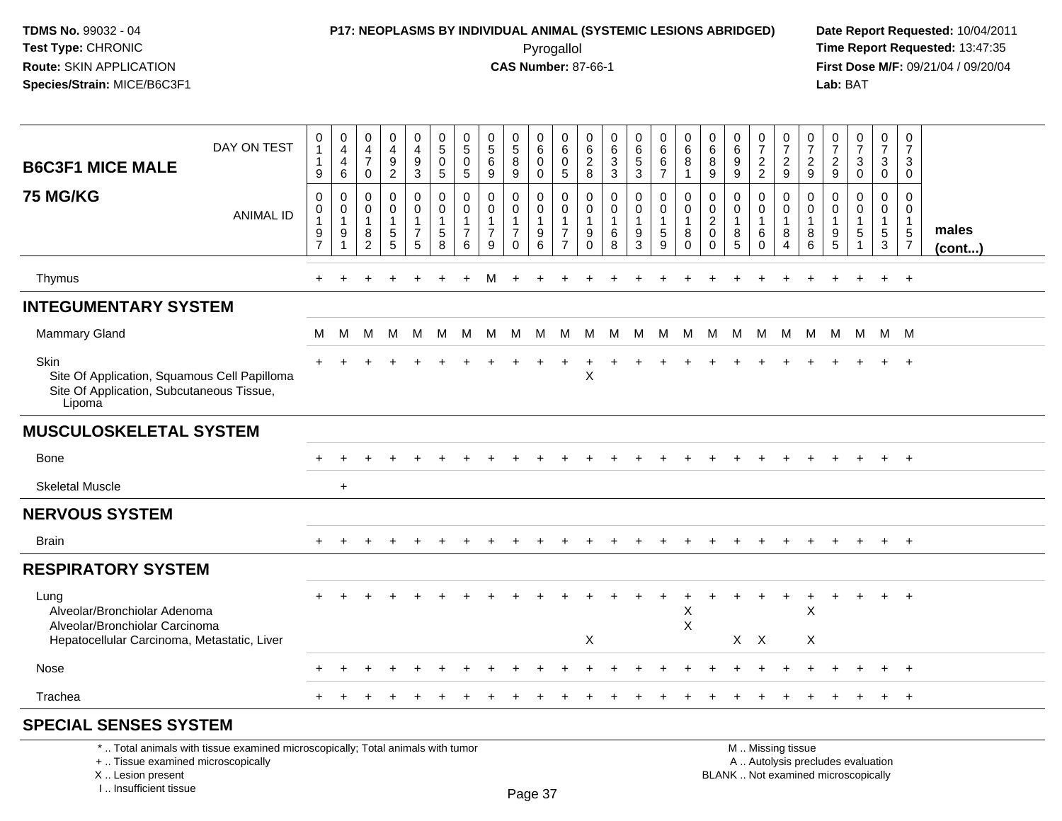**TDMS No.** 99032 - 04
**Test Type:** CHRONIC
**Route:** SKIN APPLICATION
**Species/Strain:** MICE/B6C3F1

**P17: NEOPLASMS BY INDIVIDUAL ANIMAL (SYSTEMIC LESIONS ABRIDGED)**
Pyrogallol
**CAS Number:** 87-66-1

**Date Report Requested:** 10/04/2011
**Time Report Requested:** 13:47:35
**First Dose M/F:** 09/21/04 / 09/20/04
**Lab:** BAT

## B6C3F1 MICE MALE 75 MG/KG

| DAY ON TEST | 0119 | 0446 | 0470 | 0492 | 0493 | 0505 | 0505 | 0569 | 0589 | 0600 | 0605 | 0628 | 0633 | 0653 | 0667 | 0681 | 0689 | 0699 | 0722 | 0729 | 0729 | 0729 | 0730 | 0730 | 0730 | |
|---|---|---|---|---|---|---|---|---|---|---|---|---|---|---|---|---|---|---|---|---|---|---|---|---|---|---|
| **ANIMAL ID** | 00197 | 00191 | 00182 | 00155 | 00175 | 00158 | 00176 | 00179 | 00170 | 00196 | 00177 | 00190 | 00168 | 00193 | 00159 | 00180 | 00200 | 00185 | 00160 | 00184 | 00186 | 00195 | 00151 | 00153 | 00157 | **males (cont...)** |
| Thymus | + | + | + | + | + | + | + | M | + | + | + | + | + | + | + | + | + | + | + | + | + | + | + | + | + | |
| **INTEGUMENTARY SYSTEM** | | | | | | | | | | | | | | | | | | | | | | | | | | |
| Mammary Gland | M | M | M | M | M | M | M | M | M | M | M | M | M | M | M | M | M | M | M | M | M | M | M | M | M | |
| Skin | + | + | + | + | + | + | + | + | + | + | + | + | + | + | + | + | + | + | + | + | + | + | + | + | + | |
| Site Of Application, Squamous Cell Papilloma | | | | | | | | | | | | X | | | | | | | | | | | | | | |
| Site Of Application, Subcutaneous Tissue, Lipoma | | | | | | | | | | | | | | | | | | | | | | | | | | |
| **MUSCULOSKELETAL SYSTEM** | | | | | | | | | | | | | | | | | | | | | | | | | | |
| Bone | + | + | + | + | + | + | + | + | + | + | + | + | + | + | + | + | + | + | + | + | + | + | + | + | + | |
| Skeletal Muscle | | + | | | | | | | | | | | | | | | | | | | | | | | | |
| **NERVOUS SYSTEM** | | | | | | | | | | | | | | | | | | | | | | | | | | |
| Brain | + | + | + | + | + | + | + | + | + | + | + | + | + | + | + | + | + | + | + | + | + | + | + | + | + | |
| **RESPIRATORY SYSTEM** | | | | | | | | | | | | | | | | | | | | | | | | | | |
| Lung | + | + | + | + | + | + | + | + | + | + | + | + | + | + | + | + | + | + | + | + | + | + | + | + | + | |
| Alveolar/Bronchiolar Adenoma | | | | | | | | | | | | | | | | X | | | | | X | | | | | |
| Alveolar/Bronchiolar Carcinoma | | | | | | | | | | | | | | | | X | | | | | | | | | | |
| Hepatocellular Carcinoma, Metastatic, Liver | | | | | | | | | | | | X | | | | | | X | X | | X | | | | | |
| Nose | + | + | + | + | + | + | + | + | + | + | + | + | + | + | + | + | + | + | + | + | + | + | + | + | + | |
| Trachea | + | + | + | + | + | + | + | + | + | + | + | + | + | + | + | + | + | + | + | + | + | + | + | + | + | |
| **SPECIAL SENSES SYSTEM** | | | | | | | | | | | | | | | | | | | | | | | | | | |

\* .. Total animals with tissue examined microscopically; Total animals with tumor
\+ .. Tissue examined microscopically
X .. Lesion present
I .. Insufficient tissue

M .. Missing tissue
A .. Autolysis precludes evaluation
BLANK .. Not examined microscopically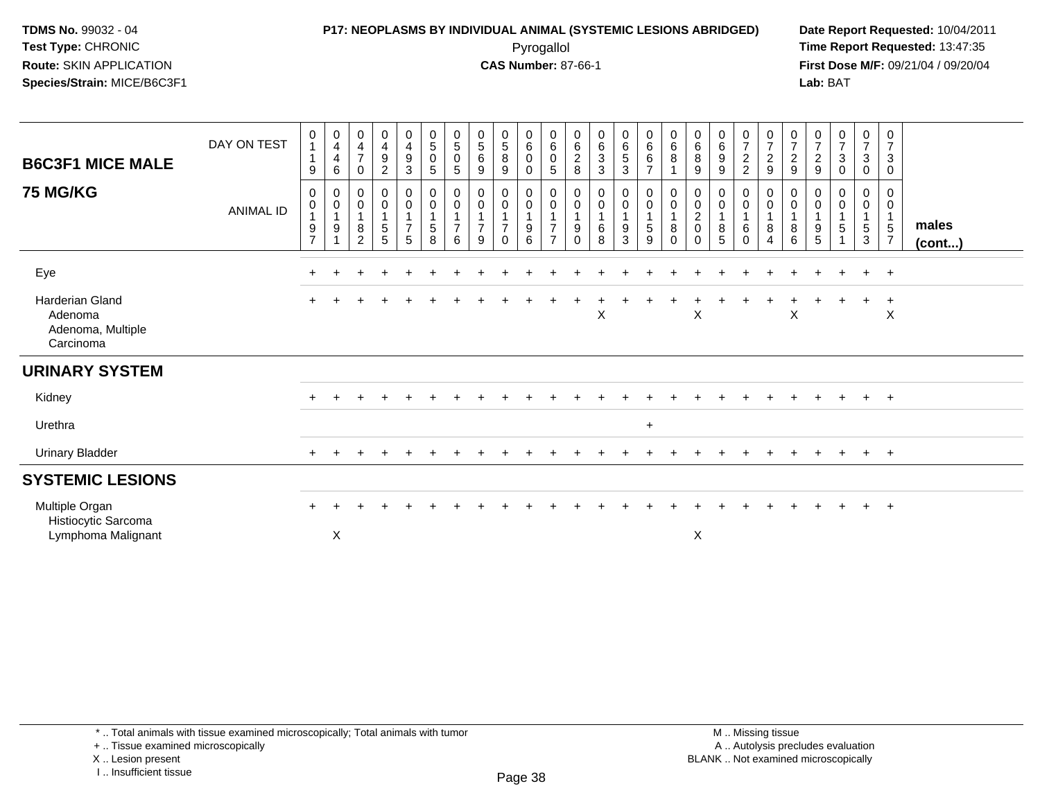TDMS No. 99032 - 04
Test Type: CHRONIC
Route: SKIN APPLICATION
Species/Strain: MICE/B6C3F1

**P17: NEOPLASMS BY INDIVIDUAL ANIMAL (SYSTEMIC LESIONS ABRIDGED)**
Pyrogallol
**CAS Number:** 87-66-1

Date Report Requested: 10/04/2011
Time Report Requested: 13:47:35
First Dose M/F: 09/21/04 / 09/20/04
Lab: BAT

| B6C3F1 MICE MALE 75 MG/KG | | | | | | | | | | | | | | | | | | | | | | | | | | |
|---|---|---|---|---|---|---|---|---|---|---|---|---|---|---|---|---|---|---|---|---|---|---|---|---|---|---|
| DAY ON TEST | 0119 | 0446 | 0470 | 0492 | 0493 | 0505 | 0505 | 0569 | 0589 | 0600 | 0605 | 0628 | 0633 | 0653 | 0667 | 0681 | 0689 | 0699 | 0722 | 0729 | 0729 | 0729 | 0730 | 0730 | 0730 | |
| ANIMAL ID | 00197 | 00191 | 00182 | 00155 | 00175 | 00158 | 00176 | 00179 | 00170 | 00196 | 00177 | 00190 | 00168 | 00193 | 00159 | 00180 | 00200 | 00185 | 00160 | 00184 | 00186 | 00195 | 00151 | 00153 | 00157 | males (cont...) |
| Eye | + | + | + | + | + | + | + | + | + | + | + | + | + | + | + | + | + | + | + | + | + | + | + | + | + | |
| Harderian Gland | + | + | + | + | + | + | + | + | + | + | + | + | + | + | + | + | + | + | + | + | + | + | + | + | + | |
| Adenoma | | | | | | | | | | | | | X | | | | X | | | | X | | | | X | |
| Adenoma, Multiple | | | | | | | | | | | | | | | | | | | | | | | | | | |
| Carcinoma | | | | | | | | | | | | | | | | | | | | | | | | | | |
| **URINARY SYSTEM** | | | | | | | | | | | | | | | | | | | | | | | | | | |
| Kidney | + | + | + | + | + | + | + | + | + | + | + | + | + | + | + | + | + | + | + | + | + | + | + | + | + | |
| Urethra | | | | | | | | | | | | | | | + | | | | | | | | | | | |
| Urinary Bladder | + | + | + | + | + | + | + | + | + | + | + | + | + | + | + | + | + | + | + | + | + | + | + | + | + | |
| **SYSTEMIC LESIONS** | | | | | | | | | | | | | | | | | | | | | | | | | | |
| Multiple Organ | + | + | + | + | + | + | + | + | + | + | + | + | + | + | + | + | + | + | + | + | + | + | + | + | + | |
| Histiocytic Sarcoma | | | | | | | | | | | | | | | | | | | | | | | | | | |
| Lymphoma Malignant | | X | | | | | | | | | | | | | | | X | | | | | | | | | |

\* .. Total animals with tissue examined microscopically; Total animals with tumor
\+ .. Tissue examined microscopically
X .. Lesion present
I .. Insufficient tissue

M .. Missing tissue
A .. Autolysis precludes evaluation
BLANK .. Not examined microscopically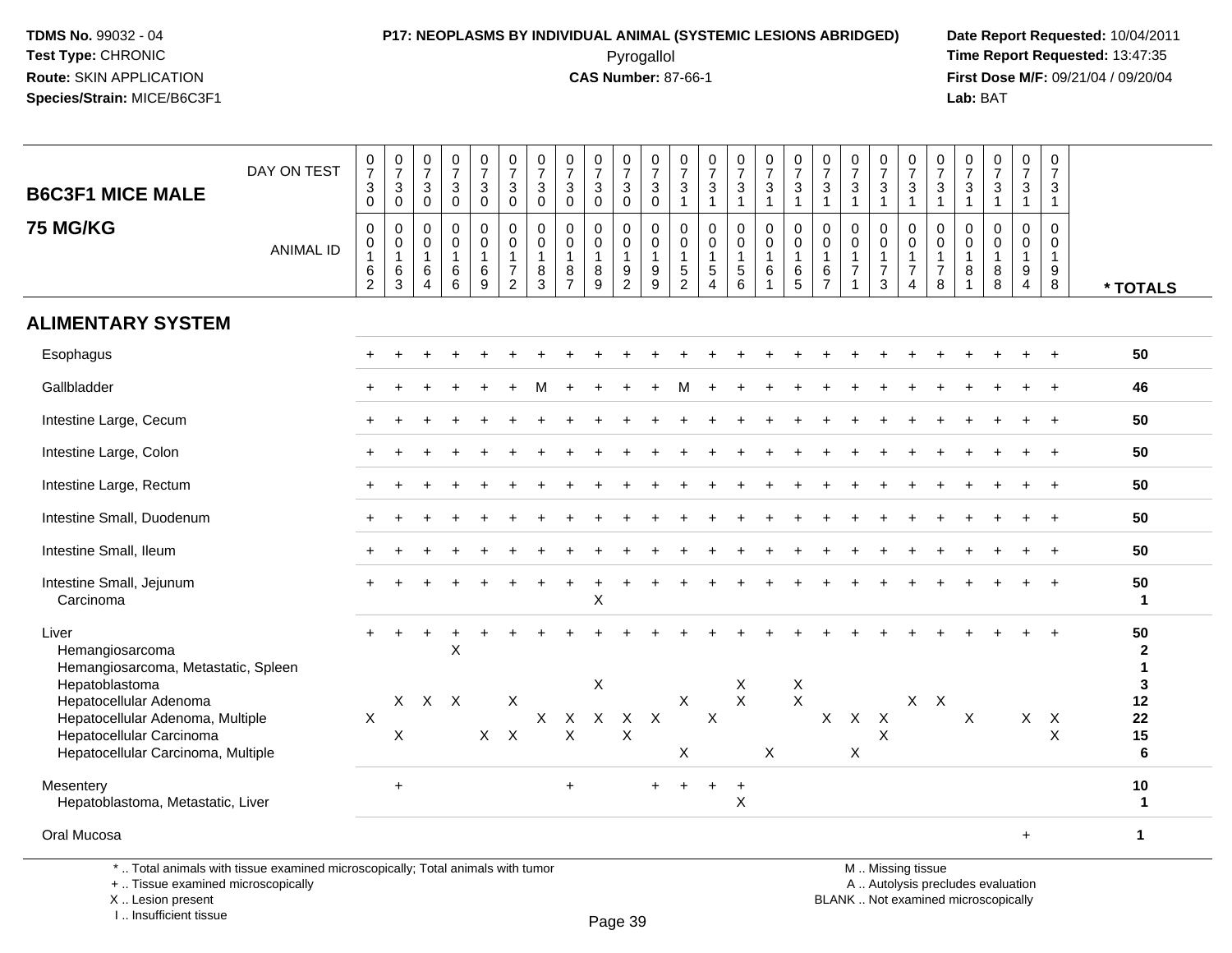**TDMS No.** 99032 - 04
**Test Type:** CHRONIC
**Route:** SKIN APPLICATION
**Species/Strain:** MICE/B6C3F1

**P17: NEOPLASMS BY INDIVIDUAL ANIMAL (SYSTEMIC LESIONS ABRIDGED)**
Pyrogallol
**CAS Number:** 87-66-1

**Date Report Requested:** 10/04/2011
**Time Report Requested:** 13:47:35
**First Dose M/F:** 09/21/04 / 09/20/04
**Lab:** BAT

## B6C3F1 MICE MALE 75 MG/KG

| DAY ON TEST | 0730 | 0730 | 0730 | 0730 | 0730 | 0730 | 0730 | 0730 | 0730 | 0730 | 0730 | 0731 | 0731 | 0731 | 0731 | 0731 | 0731 | 0731 | 0731 | 0731 | 0731 | 0731 | 0731 | 0731 | 0731 | |
|---|---|---|---|---|---|---|---|---|---|---|---|---|---|---|---|---|---|---|---|---|---|---|---|---|---|---|
| **ANIMAL ID** | 0162 | 0163 | 0164 | 0166 | 0169 | 0172 | 0183 | 0187 | 0189 | 0192 | 0199 | 0152 | 0154 | 0156 | 0161 | 0165 | 0167 | 0171 | 0173 | 0174 | 0178 | 0181 | 0188 | 0194 | 0198 | *** TOTALS** |
| **ALIMENTARY SYSTEM** | | | | | | | | | | | | | | | | | | | | | | | | | | |
| Esophagus | + | + | + | + | + | + | + | + | + | + | + | + | + | + | + | + | + | + | + | + | + | + | + | + | + | 50 |
| Gallbladder | + | + | + | + | + | + | M | + | + | + | + | M | + | + | + | + | + | + | + | + | + | + | + | + | + | 46 |
| Intestine Large, Cecum | + | + | + | + | + | + | + | + | + | + | + | + | + | + | + | + | + | + | + | + | + | + | + | + | + | 50 |
| Intestine Large, Colon | + | + | + | + | + | + | + | + | + | + | + | + | + | + | + | + | + | + | + | + | + | + | + | + | + | 50 |
| Intestine Large, Rectum | + | + | + | + | + | + | + | + | + | + | + | + | + | + | + | + | + | + | + | + | + | + | + | + | + | 50 |
| Intestine Small, Duodenum | + | + | + | + | + | + | + | + | + | + | + | + | + | + | + | + | + | + | + | + | + | + | + | + | + | 50 |
| Intestine Small, Ileum | + | + | + | + | + | + | + | + | + | + | + | + | + | + | + | + | + | + | + | + | + | + | + | + | + | 50 |
| Intestine Small, Jejunum | + | + | + | + | + | + | + | + | + | + | + | + | + | + | + | + | + | + | + | + | + | + | + | + | + | 50 |
| Carcinoma | | | | | | | | | X | | | | | | | | | | | | | | | | | 1 |
| Liver | + | + | + | + | + | + | + | + | + | + | + | + | + | + | + | + | + | + | + | + | + | + | + | + | + | 50 |
| Hemangiosarcoma | | | | X | | | | | | | | | | | | | | | | | | | | | | 2 |
| Hemangiosarcoma, Metastatic, Spleen | | | | | | | | | | | | | | | | | | | | | | | | | | 1 |
| Hepatoblastoma | | | | | | | | | X | | | | | X | | X | | | | | | | | | | 3 |
| Hepatocellular Adenoma | | X | X | X | | X | | | | | | X | | X | | X | | | | X | X | | | | | 12 |
| Hepatocellular Adenoma, Multiple | X | | | | | | X | X | X | X | X | | X | | | | X | X | X | | | X | | X | X | 22 |
| Hepatocellular Carcinoma | | X | | | X | X | | X | | X | | | | | | | | | X | | | | | | X | 15 |
| Hepatocellular Carcinoma, Multiple | | | | | | | | | | | | X | | | X | | | X | | | | | | | | 6 |
| Mesentery | | + | | | | | | + | | | + | + | + | + | | | | | | | | | | | | 10 |
| Hepatoblastoma, Metastatic, Liver | | | | | | | | | | | | | | X | | | | | | | | | | | | 1 |
| Oral Mucosa | | | | | | | | | | | | | | | | | | | | | | | | + | | 1 |

\* .. Total animals with tissue examined microscopically; Total animals with tumor
+ .. Tissue examined microscopically
X .. Lesion present
I .. Insufficient tissue

M .. Missing tissue
A .. Autolysis precludes evaluation
BLANK .. Not examined microscopically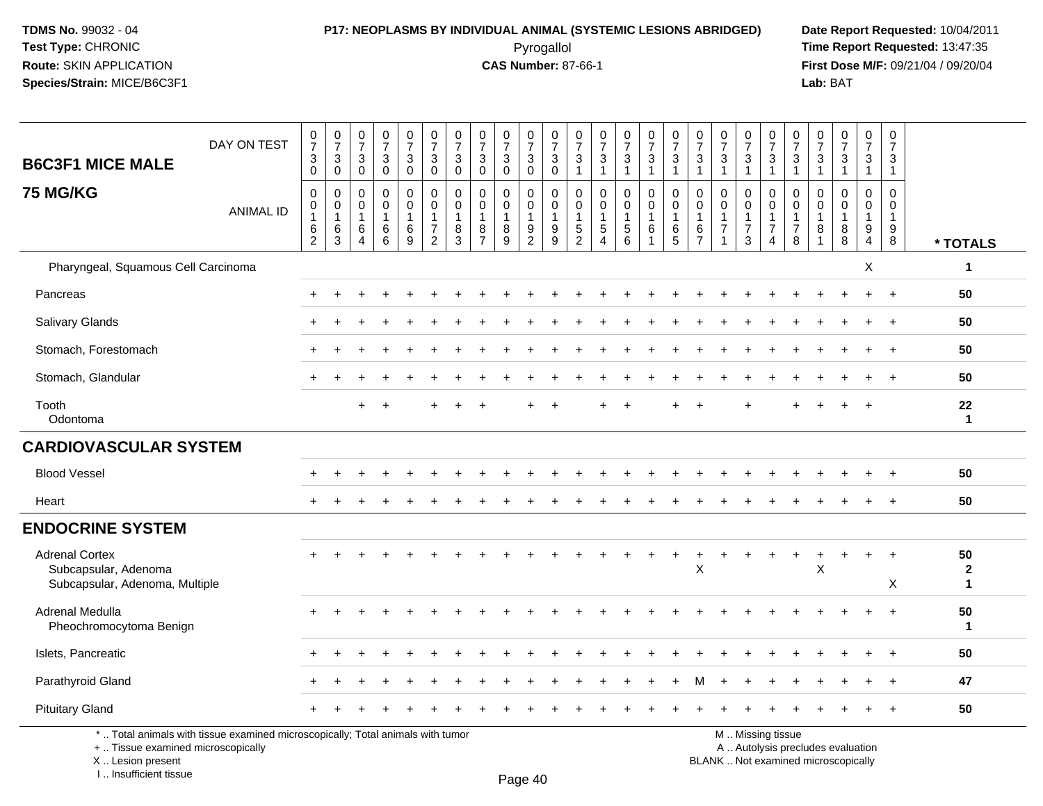**TDMS No.** 99032 - 04
**Test Type:** CHRONIC
**Route:** SKIN APPLICATION
**Species/Strain:** MICE/B6C3F1

**P17: NEOPLASMS BY INDIVIDUAL ANIMAL (SYSTEMIC LESIONS ABRIDGED)**
Pyrogallol
**CAS Number:** 87-66-1

**Date Report Requested:** 10/04/2011
**Time Report Requested:** 13:47:35
**First Dose M/F:** 09/21/04 / 09/20/04
**Lab:** BAT

## B6C3F1 MICE MALE
## 75 MG/KG

| DAY ON TEST | 0730 | 0730 | 0730 | 0730 | 0730 | 0730 | 0730 | 0730 | 0730 | 0730 | 0730 | 0731 | 0731 | 0731 | 0731 | 0731 | 0731 | 0731 | 0731 | 0731 | 0731 | 0731 | 0731 | 0731 | 0731 | |
|---|---|---|---|---|---|---|---|---|---|---|---|---|---|---|---|---|---|---|---|---|---|---|---|---|---|---|
| **ANIMAL ID** | 0162 | 0163 | 0164 | 0166 | 0169 | 0172 | 0183 | 0187 | 0189 | 0192 | 0199 | 0152 | 0154 | 0156 | 0161 | 0165 | 0167 | 0171 | 0173 | 0174 | 0178 | 0181 | 0188 | 0194 | 0198 | *** TOTALS** |
| Pharyngeal, Squamous Cell Carcinoma | | | | | | | | | | | | | | | | | | | | | | | | X | | 1 |
| Pancreas | + | + | + | + | + | + | + | + | + | + | + | + | + | + | + | + | + | + | + | + | + | + | + | + | + | 50 |
| Salivary Glands | + | + | + | + | + | + | + | + | + | + | + | + | + | + | + | + | + | + | + | + | + | + | + | + | + | 50 |
| Stomach, Forestomach | + | + | + | + | + | + | + | + | + | + | + | + | + | + | + | + | + | + | + | + | + | + | + | + | + | 50 |
| Stomach, Glandular | + | + | + | + | + | + | + | + | + | + | + | + | + | + | + | + | + | + | + | + | + | + | + | + | + | 50 |
| Tooth | | | + | + | | + | + | + | | + | + | | + | + | | + | + | | + | | + | + | + | + | | 22 |
| Odontoma | | | | | | | | | | | | | | | | | | | | | | | | | | 1 |
| **CARDIOVASCULAR SYSTEM** | | | | | | | | | | | | | | | | | | | | | | | | | | |
| Blood Vessel | + | + | + | + | + | + | + | + | + | + | + | + | + | + | + | + | + | + | + | + | + | + | + | + | + | 50 |
| Heart | + | + | + | + | + | + | + | + | + | + | + | + | + | + | + | + | + | + | + | + | + | + | + | + | + | 50 |
| **ENDOCRINE SYSTEM** | | | | | | | | | | | | | | | | | | | | | | | | | | |
| Adrenal Cortex | + | + | + | + | + | + | + | + | + | + | + | + | + | + | + | + | + | + | + | + | + | + | + | + | + | 50 |
| Subcapsular, Adenoma | | | | | | | | | | | | | | | | | X | | | | | X | | | | 2 |
| Subcapsular, Adenoma, Multiple | | | | | | | | | | | | | | | | | | | | | | | | | X | 1 |
| Adrenal Medulla | + | + | + | + | + | + | + | + | + | + | + | + | + | + | + | + | + | + | + | + | + | + | + | + | + | 50 |
| Pheochromocytoma Benign | | | | | | | | | | | | | | | | | | | | | | | | | | 1 |
| Islets, Pancreatic | + | + | + | + | + | + | + | + | + | + | + | + | + | + | + | + | + | + | + | + | + | + | + | + | + | 50 |
| Parathyroid Gland | + | + | + | + | + | + | + | + | + | + | + | + | + | + | + | + | M | + | + | + | + | + | + | + | + | 47 |
| Pituitary Gland | + | + | + | + | + | + | + | + | + | + | + | + | + | + | + | + | + | + | + | + | + | + | + | + | + | 50 |

\* .. Total animals with tissue examined microscopically; Total animals with tumor
\+ .. Tissue examined microscopically
X .. Lesion present
I .. Insufficient tissue

M .. Missing tissue
A .. Autolysis precludes evaluation
BLANK .. Not examined microscopically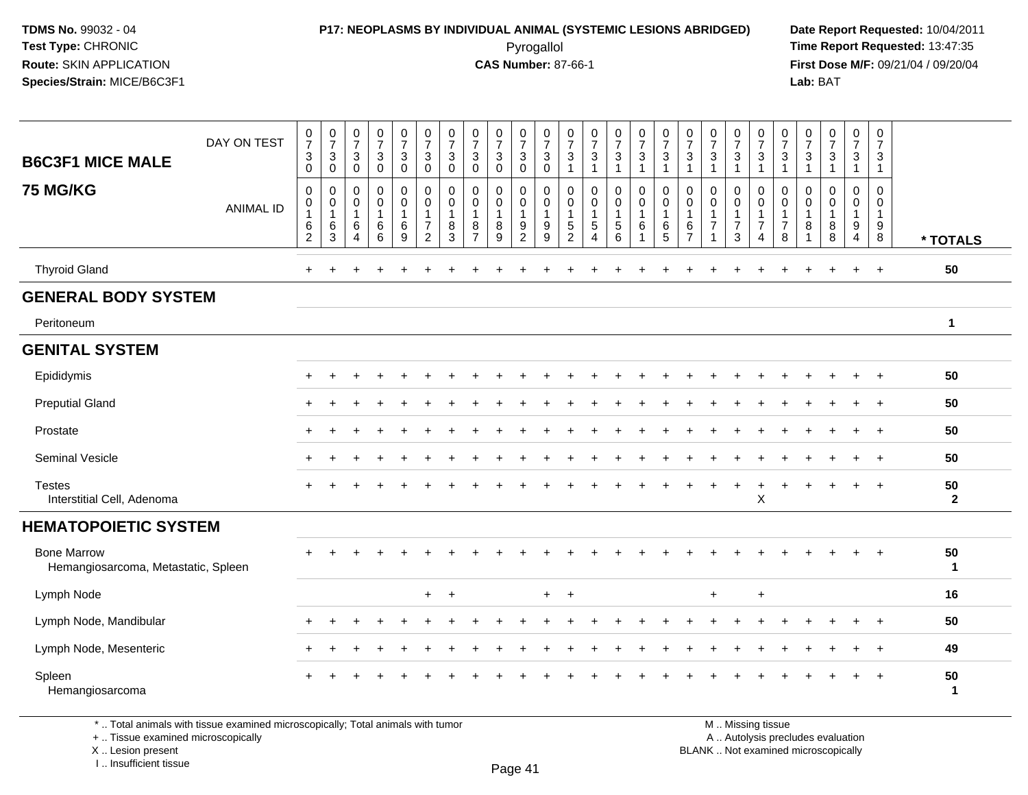**TDMS No.** 99032 - 04
**Test Type:** CHRONIC
**Route:** SKIN APPLICATION
**Species/Strain:** MICE/B6C3F1

**P17: NEOPLASMS BY INDIVIDUAL ANIMAL (SYSTEMIC LESIONS ABRIDGED)**
Pyrogallol
**CAS Number:** 87-66-1

**Date Report Requested:** 10/04/2011
**Time Report Requested:** 13:47:35
**First Dose M/F:** 09/21/04 / 09/20/04
**Lab:** BAT

| B6C3F1 MICE MALE 75 MG/KG | | | | | | | | | | | | | | | | | | | | | | | | | | |
|---|---|---|---|---|---|---|---|---|---|---|---|---|---|---|---|---|---|---|---|---|---|---|---|---|---|---|
| DAY ON TEST | 0730 | 0730 | 0730 | 0730 | 0730 | 0730 | 0730 | 0730 | 0730 | 0730 | 0730 | 0731 | 0731 | 0731 | 0731 | 0731 | 0731 | 0731 | 0731 | 0731 | 0731 | 0731 | 0731 | 0731 | 0731 | |
| ANIMAL ID | 00162 | 00163 | 00164 | 00166 | 00169 | 00172 | 00183 | 00187 | 00189 | 00192 | 00199 | 00152 | 00154 | 00156 | 00161 | 00165 | 00167 | 00171 | 00173 | 00174 | 00178 | 00181 | 00188 | 00194 | 00198 | * TOTALS |
| Thyroid Gland | + | + | + | + | + | + | + | + | + | + | + | + | + | + | + | + | + | + | + | + | + | + | + | + | + | 50 |
| **GENERAL BODY SYSTEM** | | | | | | | | | | | | | | | | | | | | | | | | | | |
| Peritoneum | | | | | | | | | | | | | | | | | | | | | | | | | | 1 |
| **GENITAL SYSTEM** | | | | | | | | | | | | | | | | | | | | | | | | | | |
| Epididymis | + | + | + | + | + | + | + | + | + | + | + | + | + | + | + | + | + | + | + | + | + | + | + | + | + | 50 |
| Preputial Gland | + | + | + | + | + | + | + | + | + | + | + | + | + | + | + | + | + | + | + | + | + | + | + | + | + | 50 |
| Prostate | + | + | + | + | + | + | + | + | + | + | + | + | + | + | + | + | + | + | + | + | + | + | + | + | + | 50 |
| Seminal Vesicle | + | + | + | + | + | + | + | + | + | + | + | + | + | + | + | + | + | + | + | + | + | + | + | + | + | 50 |
| Testes | + | + | + | + | + | + | + | + | + | + | + | + | + | + | + | + | + | + | + | + | + | + | + | + | + | 50 |
| Interstitial Cell, Adenoma | | | | | | | | | | | | | | | | | | | | X | | | | | | 2 |
| **HEMATOPOIETIC SYSTEM** | | | | | | | | | | | | | | | | | | | | | | | | | | |
| Bone Marrow | + | + | + | + | + | + | + | + | + | + | + | + | + | + | + | + | + | + | + | + | + | + | + | + | + | 50 |
| Hemangiosarcoma, Metastatic, Spleen | | | | | | | | | | | | | | | | | | | | | | | | | | 1 |
| Lymph Node | | | | | | + | + | | | | + | + | | | | | | + | | + | | | | | | 16 |
| Lymph Node, Mandibular | + | + | + | + | + | + | + | + | + | + | + | + | + | + | + | + | + | + | + | + | + | + | + | + | + | 50 |
| Lymph Node, Mesenteric | + | + | + | + | + | + | + | + | + | + | + | + | + | + | + | + | + | + | + | + | + | + | + | + | + | 49 |
| Spleen | + | + | + | + | + | + | + | + | + | + | + | + | + | + | + | + | + | + | + | + | + | + | + | + | + | 50 |
| Hemangiosarcoma | | | | | | | | | | | | | | | | | | | | | | | | | | 1 |

\* .. Total animals with tissue examined microscopically; Total animals with tumor
\+ .. Tissue examined microscopically
X .. Lesion present
I .. Insufficient tissue

M .. Missing tissue
A .. Autolysis precludes evaluation
BLANK .. Not examined microscopically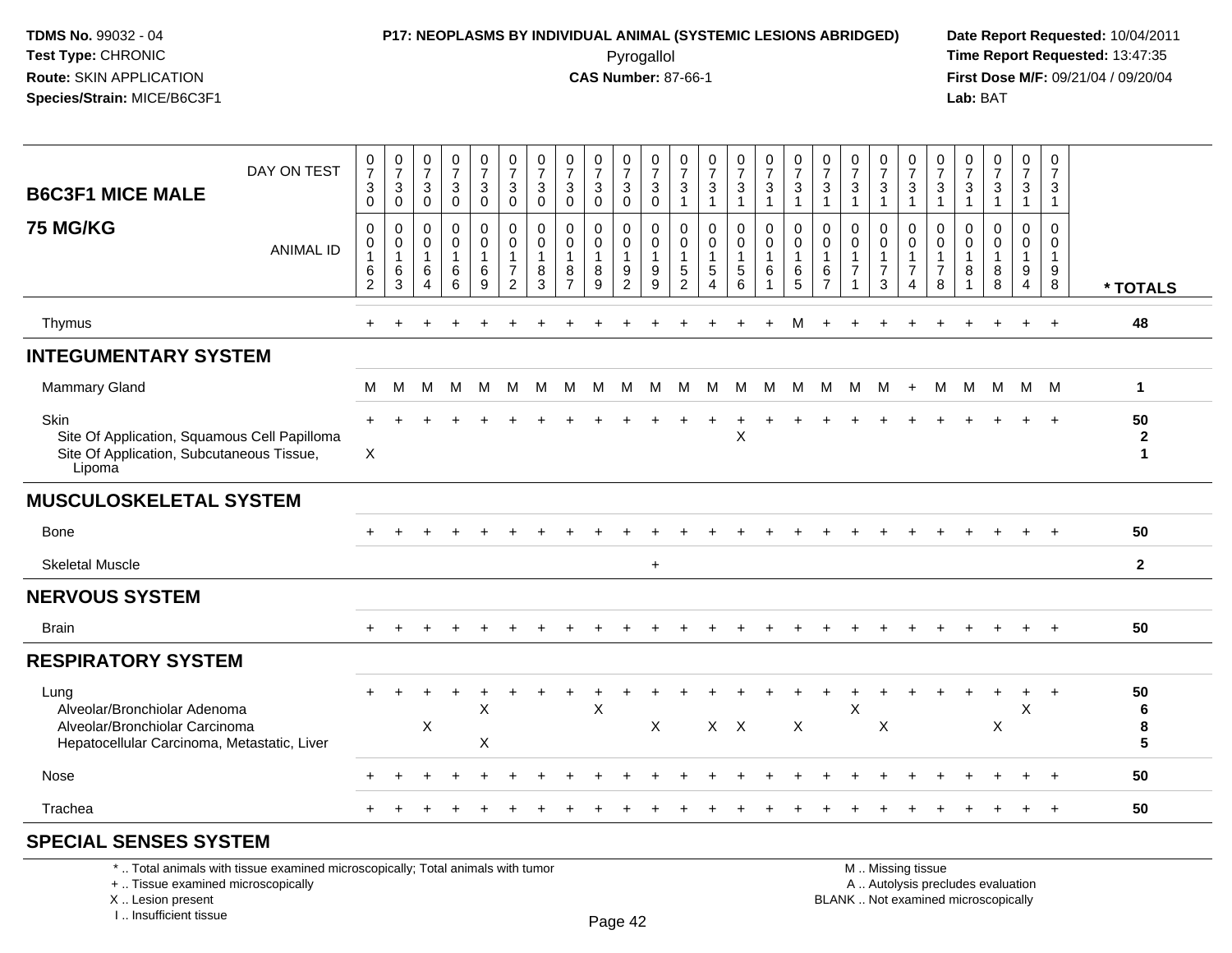**TDMS No.** 99032 - 04
**Test Type:** CHRONIC
**Route:** SKIN APPLICATION
**Species/Strain:** MICE/B6C3F1

**P17: NEOPLASMS BY INDIVIDUAL ANIMAL (SYSTEMIC LESIONS ABRIDGED)**
Pyrogallol
**CAS Number:** 87-66-1

**Date Report Requested:** 10/04/2011
**Time Report Requested:** 13:47:35
**First Dose M/F:** 09/21/04 / 09/20/04
**Lab:** BAT

## B6C3F1 MICE MALE

## 75 MG/KG

| DAY ON TEST | 0730 | 0730 | 0730 | 0730 | 0730 | 0730 | 0730 | 0730 | 0730 | 0730 | 0730 | 0731 | 0731 | 0731 | 0731 | 0731 | 0731 | 0731 | 0731 | 0731 | 0731 | 0731 | 0731 | 0731 | 0731 | |
|---|---|---|---|---|---|---|---|---|---|---|---|---|---|---|---|---|---|---|---|---|---|---|---|---|---|---|
| **ANIMAL ID** | 0162 | 0163 | 0164 | 0166 | 0169 | 0172 | 0183 | 0187 | 0189 | 0192 | 0199 | 0152 | 0154 | 0156 | 0161 | 0165 | 0167 | 0171 | 0173 | 0174 | 0178 | 0181 | 0188 | 0194 | 0198 | *** TOTALS** |
| Thymus | + | + | + | + | + | + | + | + | + | + | + | + | + | + | + | M | + | + | + | + | + | + | + | + | + | 48 |
| **INTEGUMENTARY SYSTEM** | | | | | | | | | | | | | | | | | | | | | | | | | | |
| Mammary Gland | M | M | M | M | M | M | M | M | M | M | M | M | M | M | M | M | M | M | M | + | M | M | M | M | M | 1 |
| Skin | + | + | + | + | + | + | + | + | + | + | + | + | + | + | + | + | + | + | + | + | + | + | + | + | + | 50 |
| Site Of Application, Squamous Cell Papilloma | | | | | | | | | | | | | | X | | | | | | | | | | | | 2 |
| Site Of Application, Subcutaneous Tissue, Lipoma | X | | | | | | | | | | | | | | | | | | | | | | | | | 1 |
| **MUSCULOSKELETAL SYSTEM** | | | | | | | | | | | | | | | | | | | | | | | | | | |
| Bone | + | + | + | + | + | + | + | + | + | + | + | + | + | + | + | + | + | + | + | + | + | + | + | + | + | 50 |
| Skeletal Muscle | | | | | | | | | | | + | | | | | | | | | | | | | | | 2 |
| **NERVOUS SYSTEM** | | | | | | | | | | | | | | | | | | | | | | | | | | |
| Brain | + | + | + | + | + | + | + | + | + | + | + | + | + | + | + | + | + | + | + | + | + | + | + | + | + | 50 |
| **RESPIRATORY SYSTEM** | | | | | | | | | | | | | | | | | | | | | | | | | | |
| Lung | + | + | + | + | + | + | + | + | + | + | + | + | + | + | + | + | + | + | + | + | + | + | + | + | + | 50 |
| Alveolar/Bronchiolar Adenoma | | | | | X | | | | X | | | | | | | | | X | | | | | | X | | 6 |
| Alveolar/Bronchiolar Carcinoma | | | X | | | | | | | | X | | X | X | | X | | | X | | | | X | | | 8 |
| Hepatocellular Carcinoma, Metastatic, Liver | | | | | X | | | | | | | | | | | | | | | | | | | | | 5 |
| Nose | + | + | + | + | + | + | + | + | + | + | + | + | + | + | + | + | + | + | + | + | + | + | + | + | + | 50 |
| Trachea | + | + | + | + | + | + | + | + | + | + | + | + | + | + | + | + | + | + | + | + | + | + | + | + | + | 50 |
| **SPECIAL SENSES SYSTEM** | | | | | | | | | | | | | | | | | | | | | | | | | | |

* .. Total animals with tissue examined microscopically; Total animals with tumor
+ .. Tissue examined microscopically
X .. Lesion present
I .. Insufficient tissue

M .. Missing tissue
A .. Autolysis precludes evaluation
BLANK .. Not examined microscopically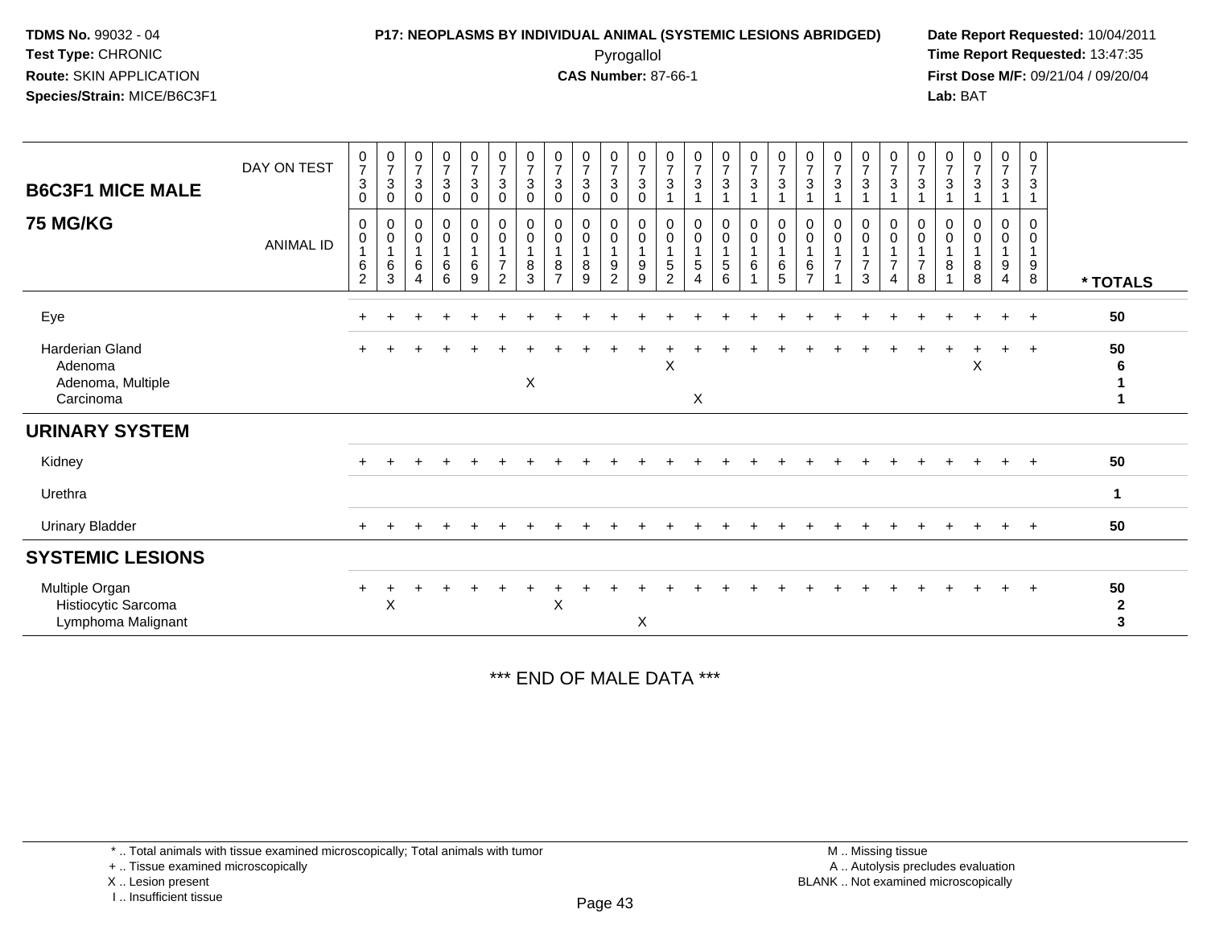**TDMS No.** 99032 - 04
**Test Type:** CHRONIC
**Route:** SKIN APPLICATION
**Species/Strain:** MICE/B6C3F1

**P17: NEOPLASMS BY INDIVIDUAL ANIMAL (SYSTEMIC LESIONS ABRIDGED)**
Pyrogallol
**CAS Number:** 87-66-1

**Date Report Requested:** 10/04/2011
**Time Report Requested:** 13:47:35
**First Dose M/F:** 09/21/04 / 09/20/04
**Lab:** BAT

## B6C3F1 MICE MALE 75 MG/KG

| DAY ON TEST | 0730 | 0730 | 0730 | 0730 | 0730 | 0730 | 0730 | 0730 | 0730 | 0730 | 0730 | 0731 | 0731 | 0731 | 0731 | 0731 | 0731 | 0731 | 0731 | 0731 | 0731 | 0731 | 0731 | 0731 | 0731 | |
|---|---|---|---|---|---|---|---|---|---|---|---|---|---|---|---|---|---|---|---|---|---|---|---|---|---|---|
| **ANIMAL ID** | 00162 | 00163 | 00164 | 00166 | 00169 | 00172 | 00183 | 00187 | 00189 | 00192 | 00199 | 00152 | 00154 | 00156 | 00161 | 00165 | 00167 | 00171 | 00173 | 00174 | 00178 | 00181 | 00188 | 00194 | 00198 | *** TOTALS** |
| Eye | + | + | + | + | + | + | + | + | + | + | + | + | + | + | + | + | + | + | + | + | + | + | + | + | + | 50 |
| Harderian Gland | + | + | + | + | + | + | + | + | + | + | + | + | + | + | + | + | + | + | + | + | + | + | + | + | + | 50 |
| Adenoma | | | | | | | | | | | | X | | | | | | | | | | | X | | | 6 |
| Adenoma, Multiple | | | | | | | X | | | | | | | | | | | | | | | | | | | 1 |
| Carcinoma | | | | | | | | | | | | | X | | | | | | | | | | | | | 1 |
| **URINARY SYSTEM** | | | | | | | | | | | | | | | | | | | | | | | | | | |
| Kidney | + | + | + | + | + | + | + | + | + | + | + | + | + | + | + | + | + | + | + | + | + | + | + | + | + | 50 |
| Urethra | | | | | | | | | | | | | | | | | | | | | | | | | | 1 |
| Urinary Bladder | + | + | + | + | + | + | + | + | + | + | + | + | + | + | + | + | + | + | + | + | + | + | + | + | + | 50 |
| **SYSTEMIC LESIONS** | | | | | | | | | | | | | | | | | | | | | | | | | | |
| Multiple Organ | + | + | + | + | + | + | + | + | + | + | + | + | + | + | + | + | + | + | + | + | + | + | + | + | + | 50 |
| Histiocytic Sarcoma | | X | | | | | | X | | | | | | | | | | | | | | | | | | 2 |
| Lymphoma Malignant | | | | | | | | | | | X | | | | | | | | | | | | | | | 3 |

*** END OF MALE DATA ***

\* .. Total animals with tissue examined microscopically; Total animals with tumor
\+ .. Tissue examined microscopically
X .. Lesion present
I .. Insufficient tissue

M .. Missing tissue
A .. Autolysis precludes evaluation
BLANK .. Not examined microscopically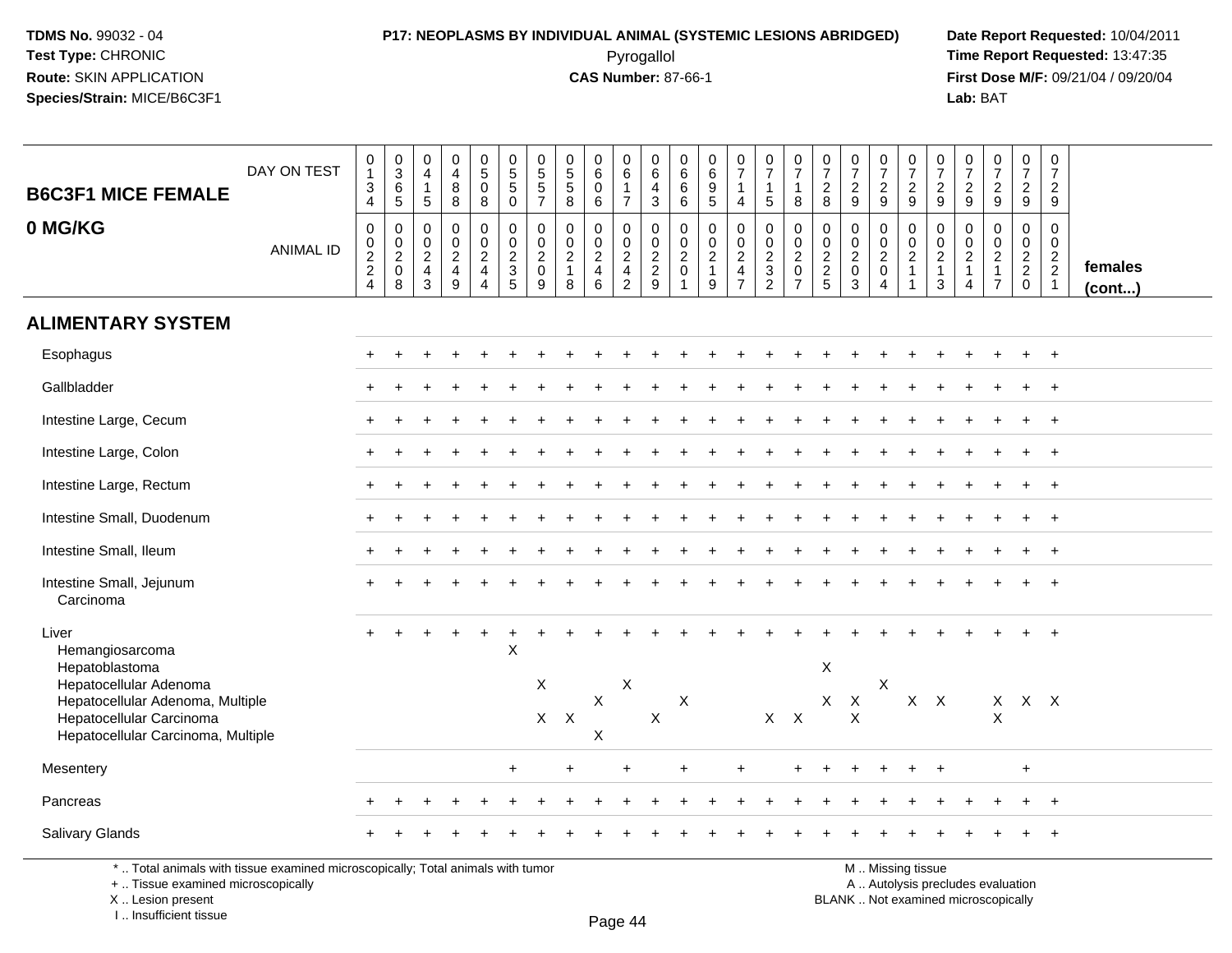**TDMS No.** 99032 - 04
**Test Type:** CHRONIC
**Route:** SKIN APPLICATION
**Species/Strain:** MICE/B6C3F1

**P17: NEOPLASMS BY INDIVIDUAL ANIMAL (SYSTEMIC LESIONS ABRIDGED)**
Pyrogallol
**CAS Number:** 87-66-1

**Date Report Requested:** 10/04/2011
**Time Report Requested:** 13:47:35
**First Dose M/F:** 09/21/04 / 09/20/04
**Lab:** BAT

| B6C3F1 MICE FEMALE 0 MG/KG | | | | | | | | | | | | | | | | | | | | | | | | | | |
|---|---|---|---|---|---|---|---|---|---|---|---|---|---|---|---|---|---|---|---|---|---|---|---|---|---|---|
| DAY ON TEST | 0134 | 0365 | 0415 | 0488 | 0508 | 0550 | 0557 | 0558 | 0606 | 0617 | 0643 | 0666 | 0695 | 0714 | 0715 | 0718 | 0728 | 0729 | 0729 | 0729 | 0729 | 0729 | 0729 | 0729 | 0729 | |
| ANIMAL ID | 0224 | 0208 | 0243 | 0249 | 0244 | 0235 | 0209 | 0218 | 0246 | 0242 | 0229 | 0201 | 0219 | 0247 | 0232 | 0207 | 0225 | 0203 | 0204 | 0211 | 0213 | 0214 | 0217 | 0220 | 0221 | females (cont...) |
| **ALIMENTARY SYSTEM** | | | | | | | | | | | | | | | | | | | | | | | | | | |
| Esophagus | + | + | + | + | + | + | + | + | + | + | + | + | + | + | + | + | + | + | + | + | + | + | + | + | + | |
| Gallbladder | + | + | + | + | + | + | + | + | + | + | + | + | + | + | + | + | + | + | + | + | + | + | + | + | + | |
| Intestine Large, Cecum | + | + | + | + | + | + | + | + | + | + | + | + | + | + | + | + | + | + | + | + | + | + | + | + | + | |
| Intestine Large, Colon | + | + | + | + | + | + | + | + | + | + | + | + | + | + | + | + | + | + | + | + | + | + | + | + | + | |
| Intestine Large, Rectum | + | + | + | + | + | + | + | + | + | + | + | + | + | + | + | + | + | + | + | + | + | + | + | + | + | |
| Intestine Small, Duodenum | + | + | + | + | + | + | + | + | + | + | + | + | + | + | + | + | + | + | + | + | + | + | + | + | + | |
| Intestine Small, Ileum | + | + | + | + | + | + | + | + | + | + | + | + | + | + | + | + | + | + | + | + | + | + | + | + | + | |
| Intestine Small, Jejunum | + | + | + | + | + | + | + | + | + | + | + | + | + | + | + | + | + | + | + | + | + | + | + | + | + | |
| Carcinoma | | | | | | | | | | | | | | | | | | | | | | | | | | |
| Liver | + | + | + | + | + | + | + | + | + | + | + | + | + | + | + | + | + | + | + | + | + | + | + | + | + | |
| Hemangiosarcoma | | | | | | X | | | | | | | | | | | | | | | | | | | | |
| Hepatoblastoma | | | | | | | | | | | | | | | | | X | | | | | | | | | |
| Hepatocellular Adenoma | | | | | | | X | | | X | | | | | | | | | X | | | | | | | |
| Hepatocellular Adenoma, Multiple | | | | | | | | | X | | | X | | | | | X | X | | X | X | | X | X | X | |
| Hepatocellular Carcinoma | | | | | | | X | X | | | X | | | | X | X | | X | | | | | X | | | |
| Hepatocellular Carcinoma, Multiple | | | | | | | | | X | | | | | | | | | | | | | | | | | |
| Mesentery | | | | | | + | | + | | + | | + | | + | | + | + | + | + | + | + | | | + | | |
| Pancreas | + | + | + | + | + | + | + | + | + | + | + | + | + | + | + | + | + | + | + | + | + | + | + | + | + | |
| Salivary Glands | + | + | + | + | + | + | + | + | + | + | + | + | + | + | + | + | + | + | + | + | + | + | + | + | + | |

\* .. Total animals with tissue examined microscopically; Total animals with tumor
\+ .. Tissue examined microscopically
X .. Lesion present
I .. Insufficient tissue

M .. Missing tissue
A .. Autolysis precludes evaluation
BLANK .. Not examined microscopically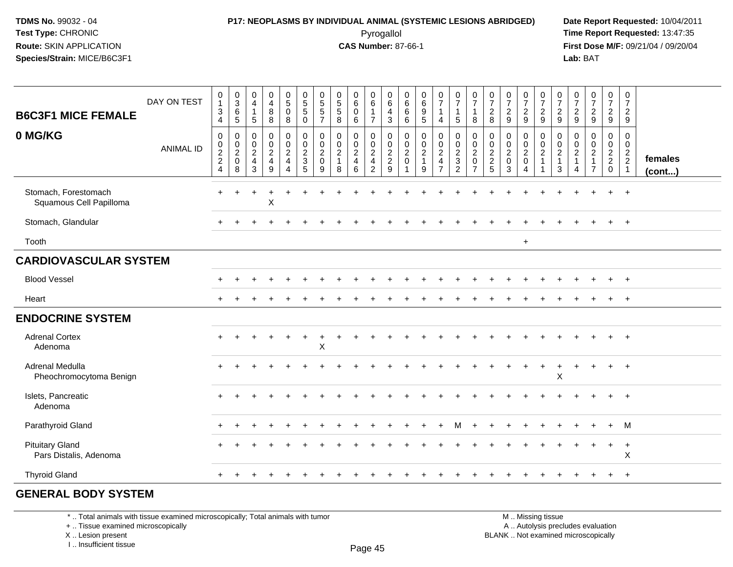**TDMS No.** 99032 - 04
**Test Type:** CHRONIC
**Route:** SKIN APPLICATION
**Species/Strain:** MICE/B6C3F1

**P17: NEOPLASMS BY INDIVIDUAL ANIMAL (SYSTEMIC LESIONS ABRIDGED)**
Pyrogallol
**CAS Number:** 87-66-1

**Date Report Requested:** 10/04/2011
**Time Report Requested:** 13:47:35
**First Dose M/F:** 09/21/04 / 09/20/04
**Lab:** BAT

## B6C3F1 MICE FEMALE 0 MG/KG

| DAY ON TEST | 0134 | 0365 | 0415 | 0488 | 0508 | 0550 | 0557 | 0558 | 0606 | 0617 | 0643 | 0666 | 0695 | 0714 | 0715 | 0718 | 0728 | 0729 | 0729 | 0729 | 0729 | 0729 | 0729 | 0729 | 0729 | |
|---|---|---|---|---|---|---|---|---|---|---|---|---|---|---|---|---|---|---|---|---|---|---|---|---|---|---|
| **ANIMAL ID** | 0022 4 | 0020 8 | 0024 3 | 0024 9 | 0024 4 | 0023 5 | 0020 9 | 0021 8 | 0024 6 | 0024 2 | 0022 9 | 0020 1 | 0021 9 | 0024 7 | 0023 2 | 0020 7 | 0022 5 | 0020 3 | 0020 4 | 0021 1 | 0021 3 | 0021 4 | 0021 7 | 0022 0 | 0022 1 | **females (cont...)** |
| Stomach, Forestomach | + | + | + | + | + | + | + | + | + | + | + | + | + | + | + | + | + | + | + | + | + | + | + | + | + | |
| Squamous Cell Papilloma | | | | X | | | | | | | | | | | | | | | | | | | | | | |
| Stomach, Glandular | + | + | + | + | + | + | + | + | + | + | + | + | + | + | + | + | + | + | + | + | + | + | + | + | + | |
| Tooth | | | | | | | | | | | | | | | | | | | + | | | | | | | |
| **CARDIOVASCULAR SYSTEM** | | | | | | | | | | | | | | | | | | | | | | | | | | |
| Blood Vessel | + | + | + | + | + | + | + | + | + | + | + | + | + | + | + | + | + | + | + | + | + | + | + | + | + | |
| Heart | + | + | + | + | + | + | + | + | + | + | + | + | + | + | + | + | + | + | + | + | + | + | + | + | + | |
| **ENDOCRINE SYSTEM** | | | | | | | | | | | | | | | | | | | | | | | | | | |
| Adrenal Cortex | + | + | + | + | + | + | + | + | + | + | + | + | + | + | + | + | + | + | + | + | + | + | + | + | + | |
| Adenoma | | | | | | | X | | | | | | | | | | | | | | | | | | | |
| Adrenal Medulla | + | + | + | + | + | + | + | + | + | + | + | + | + | + | + | + | + | + | + | + | + | + | + | + | + | |
| Pheochromocytoma Benign | | | | | | | | | | | | | | | | | | | | | X | | | | | |
| Islets, Pancreatic | + | + | + | + | + | + | + | + | + | + | + | + | + | + | + | + | + | + | + | + | + | + | + | + | + | |
| Adenoma | | | | | | | | | | | | | | | | | | | | | | | | | | |
| Parathyroid Gland | + | + | + | + | + | + | + | + | + | + | + | + | + | + | M | + | + | + | + | + | + | + | + | + | M | |
| Pituitary Gland | + | + | + | + | + | + | + | + | + | + | + | + | + | + | + | + | + | + | + | + | + | + | + | + | + | |
| Pars Distalis, Adenoma | | | | | | | | | | | | | | | | | | | | | | | | | X | |
| Thyroid Gland | + | + | + | + | + | + | + | + | + | + | + | + | + | + | + | + | + | + | + | + | + | + | + | + | + | |
| **GENERAL BODY SYSTEM** | | | | | | | | | | | | | | | | | | | | | | | | | | |

\* .. Total animals with tissue examined microscopically; Total animals with tumor
\+ .. Tissue examined microscopically
X .. Lesion present
I .. Insufficient tissue

M .. Missing tissue
A .. Autolysis precludes evaluation
BLANK .. Not examined microscopically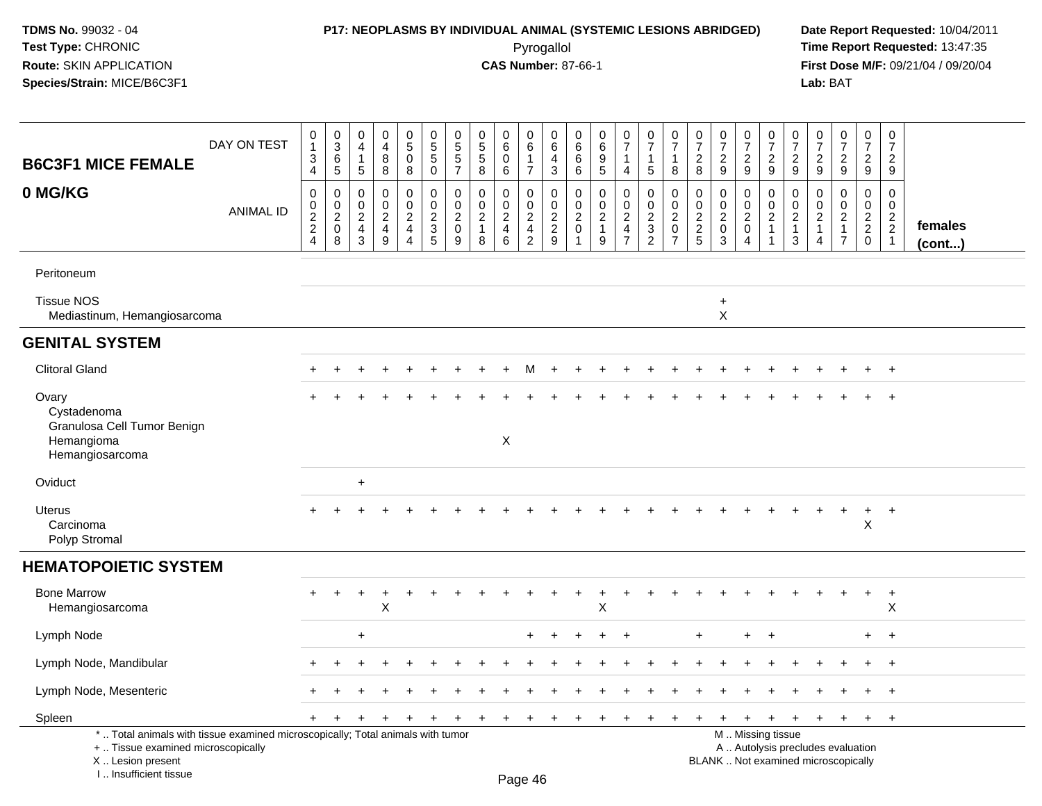**TDMS No.** 99032 - 04
**Test Type:** CHRONIC
**Route:** SKIN APPLICATION
**Species/Strain:** MICE/B6C3F1

**P17: NEOPLASMS BY INDIVIDUAL ANIMAL (SYSTEMIC LESIONS ABRIDGED)**
Pyrogallol
**CAS Number:** 87-66-1

**Date Report Requested:** 10/04/2011
**Time Report Requested:** 13:47:35
**First Dose M/F:** 09/21/04 / 09/20/04
**Lab:** BAT

## B6C3F1 MICE FEMALE 0 MG/KG

| DAY ON TEST | 0134 | 0365 | 0415 | 0488 | 0508 | 0550 | 0557 | 0558 | 0606 | 0617 | 0643 | 0666 | 0695 | 0714 | 0715 | 0718 | 0728 | 0729 | 0729 | 0729 | 0729 | 0729 | 0729 | 0729 | 0729 | |
|---|---|---|---|---|---|---|---|---|---|---|---|---|---|---|---|---|---|---|---|---|---|---|---|---|---|---|
| ANIMAL ID | 00224 | 00208 | 00243 | 00249 | 00244 | 00235 | 00209 | 00218 | 00246 | 00242 | 00229 | 00201 | 00219 | 00247 | 00232 | 00207 | 00225 | 00203 | 00204 | 00211 | 00213 | 00214 | 00217 | 00220 | 00221 | females (cont...) |
| Peritoneum | | | | | | | | | | | | | | | | | | | | | | | | | | |
| Tissue NOS | | | | | | | | | | | | | | | | | | + | | | | | | | | |
| Mediastinum, Hemangiosarcoma | | | | | | | | | | | | | | | | | | X | | | | | | | | |
| **GENITAL SYSTEM** | | | | | | | | | | | | | | | | | | | | | | | | | | |
| Clitoral Gland | + | + | + | + | + | + | + | + | + | M | + | + | + | + | + | + | + | + | + | + | + | + | + | + | + | |
| Ovary | + | + | + | + | + | + | + | + | + | + | + | + | + | + | + | + | + | + | + | + | + | + | + | + | + | |
| Cystadenoma | | | | | | | | | | | | | | | | | | | | | | | | | | |
| Granulosa Cell Tumor Benign | | | | | | | | | | | | | | | | | | | | | | | | | | |
| Hemangioma | | | | | | | | | X | | | | | | | | | | | | | | | | | |
| Hemangiosarcoma | | | | | | | | | | | | | | | | | | | | | | | | | | |
| Oviduct | | | + | | | | | | | | | | | | | | | | | | | | | | | |
| Uterus | + | + | + | + | + | + | + | + | + | + | + | + | + | + | + | + | + | + | + | + | + | + | + | + | + | |
| Carcinoma | | | | | | | | | | | | | | | | | | | | | | | | X | | |
| Polyp Stromal | | | | | | | | | | | | | | | | | | | | | | | | | | |
| **HEMATOPOIETIC SYSTEM** | | | | | | | | | | | | | | | | | | | | | | | | | | |
| Bone Marrow | + | + | + | + | + | + | + | + | + | + | + | + | + | + | + | + | + | + | + | + | + | + | + | + | + | |
| Hemangiosarcoma | | | | X | | | | | | | | | X | | | | | | | | | | | | X | |
| Lymph Node | | | + | | | | | | | + | + | + | + | + | | | + | | + | + | | | | + | + | |
| Lymph Node, Mandibular | + | + | + | + | + | + | + | + | + | + | + | + | + | + | + | + | + | + | + | + | + | + | + | + | + | |
| Lymph Node, Mesenteric | + | + | + | + | + | + | + | + | + | + | + | + | + | + | + | + | + | + | + | + | + | + | + | + | + | |
| Spleen | + | + | + | + | + | + | + | + | + | + | + | + | + | + | + | + | + | + | + | + | + | + | + | + | + | |

\* .. Total animals with tissue examined microscopically; Total animals with tumor
\+ .. Tissue examined microscopically
X .. Lesion present
I .. Insufficient tissue

M .. Missing tissue
A .. Autolysis precludes evaluation
BLANK .. Not examined microscopically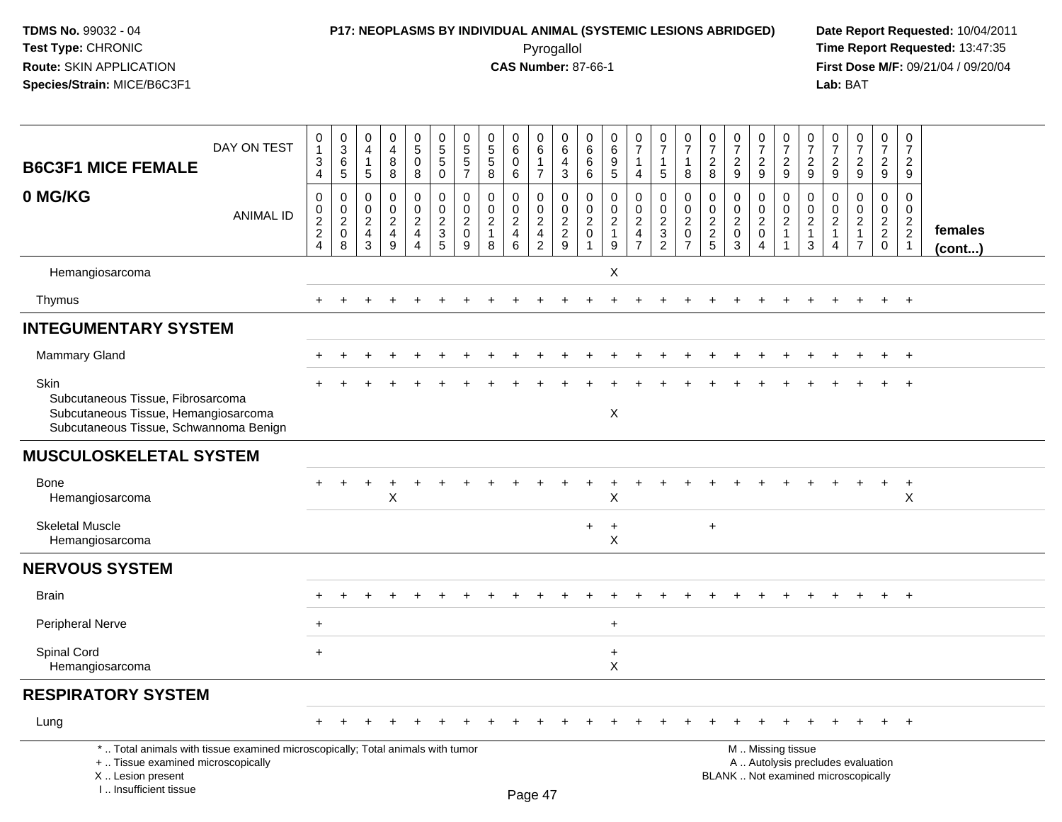**TDMS No.** 99032 - 04
**Test Type:** CHRONIC
**Route:** SKIN APPLICATION
**Species/Strain:** MICE/B6C3F1

**P17: NEOPLASMS BY INDIVIDUAL ANIMAL (SYSTEMIC LESIONS ABRIDGED)**
Pyrogallol
**CAS Number:** 87-66-1

**Date Report Requested:** 10/04/2011
**Time Report Requested:** 13:47:35
**First Dose M/F:** 09/21/04 / 09/20/04
**Lab:** BAT

| B6C3F1 MICE FEMALE 0 MG/KG | | | | | | | | | | | | | | | | | | | | | | | | | | |
|---|---|---|---|---|---|---|---|---|---|---|---|---|---|---|---|---|---|---|---|---|---|---|---|---|---|---|
| DAY ON TEST | 0134 | 0365 | 0415 | 0488 | 0508 | 0550 | 0557 | 0558 | 0606 | 0617 | 0643 | 0666 | 0695 | 0714 | 0715 | 0718 | 0728 | 0729 | 0729 | 0729 | 0729 | 0729 | 0729 | 0729 | 0729 | |
| ANIMAL ID | 00224 | 00208 | 00243 | 00249 | 00244 | 00235 | 00209 | 00218 | 00246 | 00242 | 00229 | 00201 | 00219 | 00247 | 00232 | 00207 | 00225 | 00203 | 00204 | 00211 | 00213 | 00214 | 00217 | 00220 | 00221 | females (cont...) |
| Hemangiosarcoma | | | | | | | | | | | | | X | | | | | | | | | | | | | |
| Thymus | + | + | + | + | + | + | + | + | + | + | + | + | + | + | + | + | + | + | + | + | + | + | + | + | + | |
| **INTEGUMENTARY SYSTEM** | | | | | | | | | | | | | | | | | | | | | | | | | | |
| Mammary Gland | + | + | + | + | + | + | + | + | + | + | + | + | + | + | + | + | + | + | + | + | + | + | + | + | + | |
| Skin | + | + | + | + | + | + | + | + | + | + | + | + | + | + | + | + | + | + | + | + | + | + | + | + | + | |
| Subcutaneous Tissue, Fibrosarcoma | | | | | | | | | | | | | | | | | | | | | | | | | | |
| Subcutaneous Tissue, Hemangiosarcoma | | | | | | | | | | | | | X | | | | | | | | | | | | | |
| Subcutaneous Tissue, Schwannoma Benign | | | | | | | | | | | | | | | | | | | | | | | | | | |
| **MUSCULOSKELETAL SYSTEM** | | | | | | | | | | | | | | | | | | | | | | | | | | |
| Bone | + | + | + | + | + | + | + | + | + | + | + | + | + | + | + | + | + | + | + | + | + | + | + | + | + | |
| Hemangiosarcoma | | | | X | | | | | | | | | X | | | | | | | | | | | | X | |
| Skeletal Muscle | | | | | | | | | | | | + | + | | | | + | | | | | | | | | |
| Hemangiosarcoma | | | | | | | | | | | | | X | | | | | | | | | | | | | |
| **NERVOUS SYSTEM** | | | | | | | | | | | | | | | | | | | | | | | | | | |
| Brain | + | + | + | + | + | + | + | + | + | + | + | + | + | + | + | + | + | + | + | + | + | + | + | + | + | |
| Peripheral Nerve | + | | | | | | | | | | | | + | | | | | | | | | | | | | |
| Spinal Cord | + | | | | | | | | | | | | + | | | | | | | | | | | | | |
| Hemangiosarcoma | | | | | | | | | | | | | X | | | | | | | | | | | | | |
| **RESPIRATORY SYSTEM** | | | | | | | | | | | | | | | | | | | | | | | | | | |
| Lung | + | + | + | + | + | + | + | + | + | + | + | + | + | + | + | + | + | + | + | + | + | + | + | + | + | |

\* .. Total animals with tissue examined microscopically; Total animals with tumor
\+ .. Tissue examined microscopically
X .. Lesion present
I .. Insufficient tissue

M .. Missing tissue
A .. Autolysis precludes evaluation
BLANK .. Not examined microscopically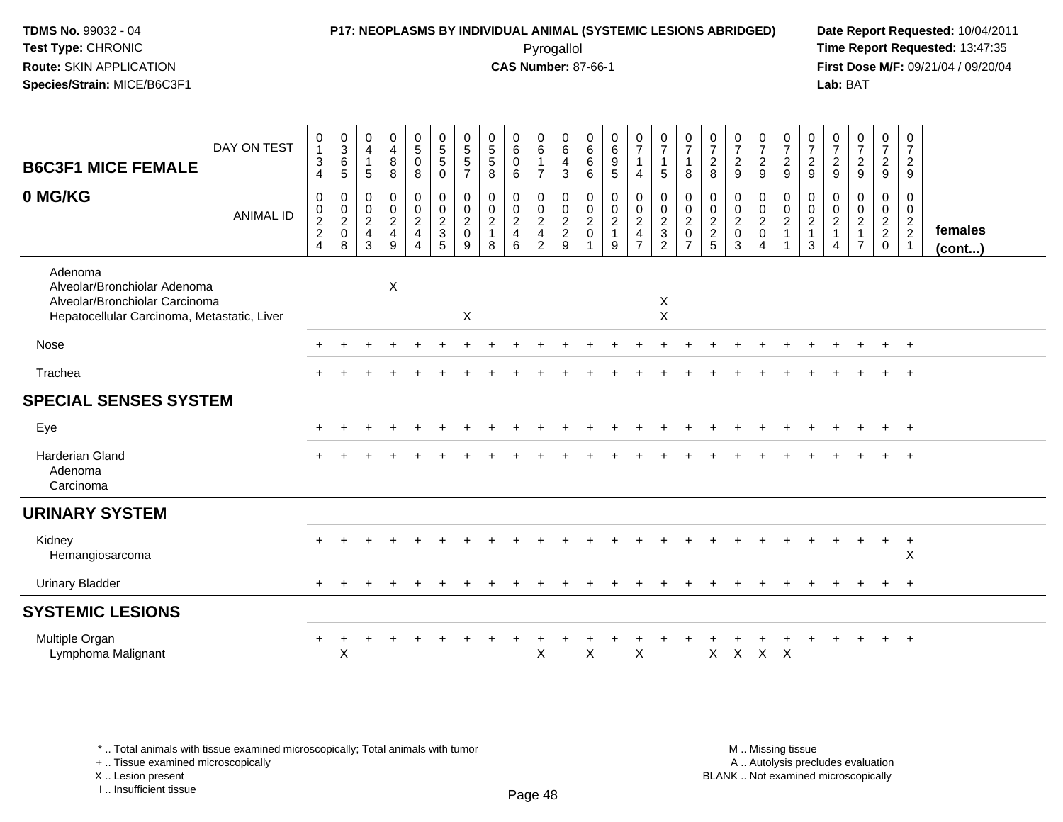**TDMS No.** 99032 - 04
**Test Type:** CHRONIC
**Route:** SKIN APPLICATION
**Species/Strain:** MICE/B6C3F1

**P17: NEOPLASMS BY INDIVIDUAL ANIMAL (SYSTEMIC LESIONS ABRIDGED)**
Pyrogallol
**CAS Number:** 87-66-1

**Date Report Requested:** 10/04/2011
**Time Report Requested:** 13:47:35
**First Dose M/F:** 09/21/04 / 09/20/04
**Lab:** BAT

| B6C3F1 MICE FEMALE 0 MG/KG | DAY ON TEST | 0134 | 0365 | 0415 | 0488 | 0508 | 0550 | 0557 | 0558 | 0606 | 0617 | 0643 | 0666 | 0695 | 0714 | 0715 | 0718 | 0728 | 0729 | 0729 | 0729 | 0729 | 0729 | 0729 | 0729 | 0729 | |
|---|---|---|---|---|---|---|---|---|---|---|---|---|---|---|---|---|---|---|---|---|---|---|---|---|---|---|---|
| | ANIMAL ID | 00224 | 00208 | 00243 | 00249 | 00244 | 00235 | 00209 | 00218 | 00246 | 00242 | 00229 | 00201 | 00219 | 00247 | 00232 | 00207 | 00225 | 00203 | 00204 | 00211 | 00213 | 00214 | 00217 | 00220 | 00221 | **females (cont...)** |
| Adenoma | | | | | | | | | | | | | | | | | | | | | | | | | | | |
| Alveolar/Bronchiolar Adenoma | | | | | X | | | | | | | | | | | | | | | | | | | | | | |
| Alveolar/Bronchiolar Carcinoma | | | | | | | | | | | | | | | | X | | | | | | | | | | | |
| Hepatocellular Carcinoma, Metastatic, Liver | | | | | | | | X | | | | | | | | X | | | | | | | | | | | |
| Nose | | + | + | + | + | + | + | + | + | + | + | + | + | + | + | + | + | + | + | + | + | + | + | + | + | + | |
| Trachea | | + | + | + | + | + | + | + | + | + | + | + | + | + | + | + | + | + | + | + | + | + | + | + | + | + | |
| **SPECIAL SENSES SYSTEM** | | | | | | | | | | | | | | | | | | | | | | | | | | | |
| Eye | | + | + | + | + | + | + | + | + | + | + | + | + | + | + | + | + | + | + | + | + | + | + | + | + | + | |
| Harderian Gland | | + | + | + | + | + | + | + | + | + | + | + | + | + | + | + | + | + | + | + | + | + | + | + | + | + | |
| Adenoma | | | | | | | | | | | | | | | | | | | | | | | | | | | |
| Carcinoma | | | | | | | | | | | | | | | | | | | | | | | | | | | |
| **URINARY SYSTEM** | | | | | | | | | | | | | | | | | | | | | | | | | | | |
| Kidney | | + | + | + | + | + | + | + | + | + | + | + | + | + | + | + | + | + | + | + | + | + | + | + | + | + | |
| Hemangiosarcoma | | | | | | | | | | | | | | | | | | | | | | | | | | X | |
| Urinary Bladder | | + | + | + | + | + | + | + | + | + | + | + | + | + | + | + | + | + | + | + | + | + | + | + | + | + | |
| **SYSTEMIC LESIONS** | | | | | | | | | | | | | | | | | | | | | | | | | | | |
| Multiple Organ | | + | + | + | + | + | + | + | + | + | + | + | + | + | + | + | + | + | + | + | + | + | + | + | + | + | |
| Lymphoma Malignant | | | X | | | | | | | | X | | X | | X | | | X | X | X | X | | | | | | |

\* .. Total animals with tissue examined microscopically; Total animals with tumor
+ .. Tissue examined microscopically
X .. Lesion present
I .. Insufficient tissue

M .. Missing tissue
A .. Autolysis precludes evaluation
BLANK .. Not examined microscopically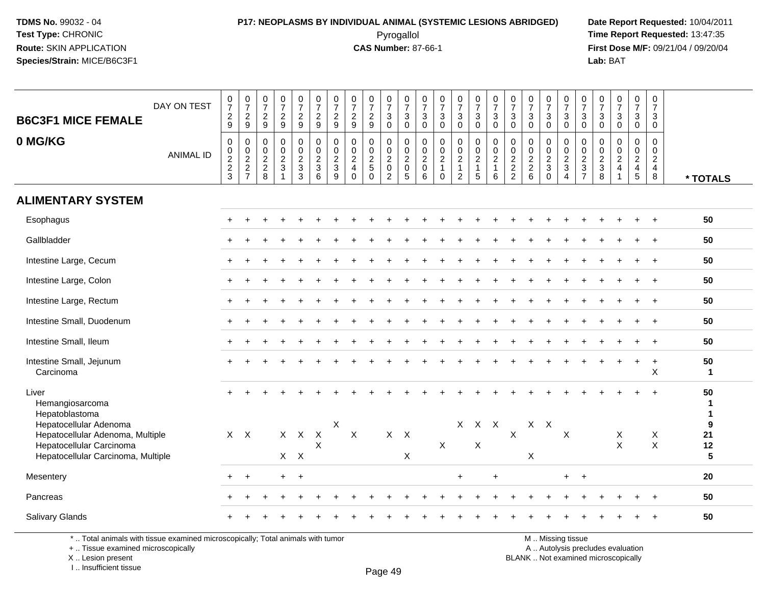# P17: NEOPLASMS BY INDIVIDUAL ANIMAL (SYSTEMIC LESIONS ABRIDGED)

Pyrogallol

**CAS Number:** 87-66-1

**TDMS No.** 99032 - 04
**Test Type:** CHRONIC
**Route:** SKIN APPLICATION
**Species/Strain:** MICE/B6C3F1

**Date Report Requested:** 10/04/2011
**Time Report Requested:** 13:47:35
**First Dose M/F:** 09/21/04 / 09/20/04
**Lab:** BAT

## B6C3F1 MICE FEMALE
## 0 MG/KG

| DAY ON TEST | 0729 | 0729 | 0729 | 0729 | 0729 | 0729 | 0729 | 0729 | 0729 | 0730 | 0730 | 0730 | 0730 | 0730 | 0730 | 0730 | 0730 | 0730 | 0730 | 0730 | 0730 | 0730 | 0730 | 0730 | 0730 | |
|---|---|---|---|---|---|---|---|---|---|---|---|---|---|---|---|---|---|---|---|---|---|---|---|---|---|---|
| **ANIMAL ID** | 0223 | 0227 | 0228 | 0231 | 0233 | 0236 | 0239 | 0240 | 0250 | 0202 | 0205 | 0206 | 0210 | 0212 | 0215 | 0216 | 0222 | 0226 | 0230 | 0234 | 0237 | 0238 | 0241 | 0245 | 0248 | *** TOTALS** |
| **ALIMENTARY SYSTEM** | | | | | | | | | | | | | | | | | | | | | | | | | | |
| Esophagus | + | + | + | + | + | + | + | + | + | + | + | + | + | + | + | + | + | + | + | + | + | + | + | + | + | 50 |
| Gallbladder | + | + | + | + | + | + | + | + | + | + | + | + | + | + | + | + | + | + | + | + | + | + | + | + | + | 50 |
| Intestine Large, Cecum | + | + | + | + | + | + | + | + | + | + | + | + | + | + | + | + | + | + | + | + | + | + | + | + | + | 50 |
| Intestine Large, Colon | + | + | + | + | + | + | + | + | + | + | + | + | + | + | + | + | + | + | + | + | + | + | + | + | + | 50 |
| Intestine Large, Rectum | + | + | + | + | + | + | + | + | + | + | + | + | + | + | + | + | + | + | + | + | + | + | + | + | + | 50 |
| Intestine Small, Duodenum | + | + | + | + | + | + | + | + | + | + | + | + | + | + | + | + | + | + | + | + | + | + | + | + | + | 50 |
| Intestine Small, Ileum | + | + | + | + | + | + | + | + | + | + | + | + | + | + | + | + | + | + | + | + | + | + | + | + | + | 50 |
| Intestine Small, Jejunum | + | + | + | + | + | + | + | + | + | + | + | + | + | + | + | + | + | + | + | + | + | + | + | + | + | 50 |
| Carcinoma | | | | | | | | | | | | | | | | | | | | | | | | | X | 1 |
| Liver | + | + | + | + | + | + | + | + | + | + | + | + | + | + | + | + | + | + | + | + | + | + | + | + | + | 50 |
| Hemangiosarcoma | | | | | | | | | | | | | | | | | | | | | | | | | | 1 |
| Hepatoblastoma | | | | | | | | | | | | | | | | | | | | | | | | | | 1 |
| Hepatocellular Adenoma | | | | | | | X | | | | | | | X | X | X | | X | X | | | | | | | 9 |
| Hepatocellular Adenoma, Multiple | X | X | | X | X | X | | X | | X | X | | | | | | X | | | X | | | X | | X | 21 |
| Hepatocellular Carcinoma | | | | | | X | | | | | | | X | | X | | | | | | | | X | | X | 12 |
| Hepatocellular Carcinoma, Multiple | | | | X | X | | | | | | X | | | | | | | X | | | | | | | | 5 |
| Mesentery | + | + | | + | + | | | | | | | | | + | | + | | | | + | + | | | | | 20 |
| Pancreas | + | + | + | + | + | + | + | + | + | + | + | + | + | + | + | + | + | + | + | + | + | + | + | + | + | 50 |
| Salivary Glands | + | + | + | + | + | + | + | + | + | + | + | + | + | + | + | + | + | + | + | + | + | + | + | + | + | 50 |

\* .. Total animals with tissue examined microscopically; Total animals with tumor
\+ .. Tissue examined microscopically
X .. Lesion present
I .. Insufficient tissue

M .. Missing tissue
A .. Autolysis precludes evaluation
BLANK .. Not examined microscopically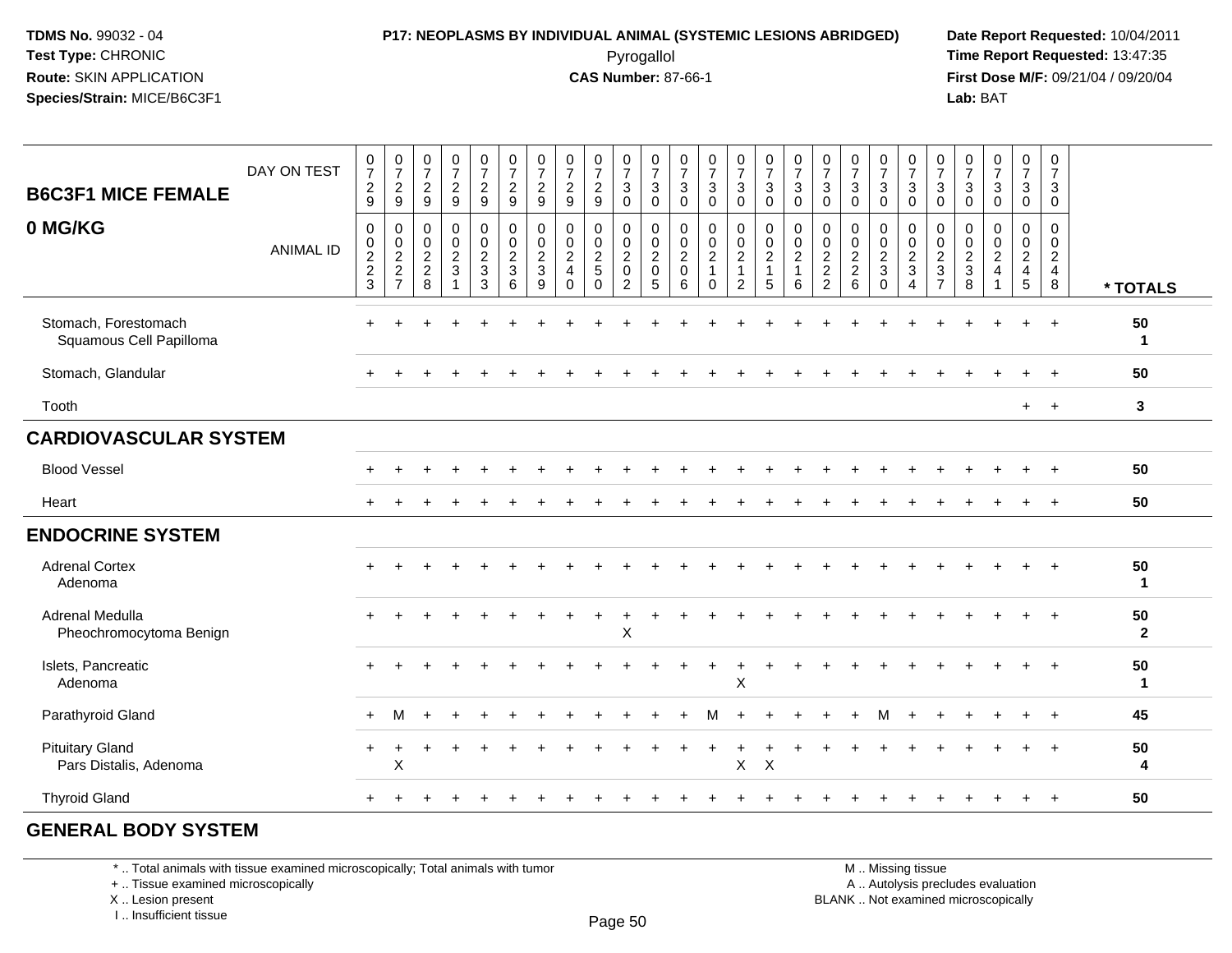**TDMS No.** 99032 - 04
**Test Type:** CHRONIC
**Route:** SKIN APPLICATION
**Species/Strain:** MICE/B6C3F1

**P17: NEOPLASMS BY INDIVIDUAL ANIMAL (SYSTEMIC LESIONS ABRIDGED)**
Pyrogallol
**CAS Number:** 87-66-1

**Date Report Requested:** 10/04/2011
**Time Report Requested:** 13:47:35
**First Dose M/F:** 09/21/04 / 09/20/04
**Lab:** BAT

| B6C3F1 MICE FEMALE 0 MG/KG | | | | | | | | | | | | | | | | | | | | | | | | | | |
|---|---|---|---|---|---|---|---|---|---|---|---|---|---|---|---|---|---|---|---|---|---|---|---|---|---|---|
| DAY ON TEST | 0729 | 0729 | 0729 | 0729 | 0729 | 0729 | 0729 | 0729 | 0729 | 0730 | 0730 | 0730 | 0730 | 0730 | 0730 | 0730 | 0730 | 0730 | 0730 | 0730 | 0730 | 0730 | 0730 | 0730 | 0730 | |
| ANIMAL ID | 0223 | 0227 | 0228 | 0231 | 0233 | 0236 | 0239 | 0240 | 0250 | 0202 | 0205 | 0206 | 0210 | 0212 | 0215 | 0216 | 0222 | 0226 | 0230 | 0234 | 0237 | 0238 | 0241 | 0245 | 0248 | * TOTALS |
| Stomach, Forestomach | + | + | + | + | + | + | + | + | + | + | + | + | + | + | + | + | + | + | + | + | + | + | + | + | + | 50 |
| Squamous Cell Papilloma | | | | | | | | | | | | | | | | | | | | | | | | | | 1 |
| Stomach, Glandular | + | + | + | + | + | + | + | + | + | + | + | + | + | + | + | + | + | + | + | + | + | + | + | + | + | 50 |
| Tooth | | | | | | | | | | | | | | | | | | | | | | | | + | + | 3 |
| **CARDIOVASCULAR SYSTEM** | | | | | | | | | | | | | | | | | | | | | | | | | | |
| Blood Vessel | + | + | + | + | + | + | + | + | + | + | + | + | + | + | + | + | + | + | + | + | + | + | + | + | + | 50 |
| Heart | + | + | + | + | + | + | + | + | + | + | + | + | + | + | + | + | + | + | + | + | + | + | + | + | + | 50 |
| **ENDOCRINE SYSTEM** | | | | | | | | | | | | | | | | | | | | | | | | | | |
| Adrenal Cortex | + | + | + | + | + | + | + | + | + | + | + | + | + | + | + | + | + | + | + | + | + | + | + | + | + | 50 |
| Adenoma | | | | | | | | | | | | | | | | | | | | | | | | | | 1 |
| Adrenal Medulla | + | + | + | + | + | + | + | + | + | + | + | + | + | + | + | + | + | + | + | + | + | + | + | + | + | 50 |
| Pheochromocytoma Benign | | | | | | | | | | X | | | | | | | | | | | | | | | | 2 |
| Islets, Pancreatic | + | + | + | + | + | + | + | + | + | + | + | + | + | + | + | + | + | + | + | + | + | + | + | + | + | 50 |
| Adenoma | | | | | | | | | | | | | | X | | | | | | | | | | | | 1 |
| Parathyroid Gland | + | M | + | + | + | + | + | + | + | + | + | + | M | + | + | + | + | + | M | + | + | + | + | + | + | 45 |
| Pituitary Gland | + | + | + | + | + | + | + | + | + | + | + | + | + | + | + | + | + | + | + | + | + | + | + | + | + | 50 |
| Pars Distalis, Adenoma | | X | | | | | | | | | | | | X | X | | | | | | | | | | | 4 |
| Thyroid Gland | + | + | + | + | + | + | + | + | + | + | + | + | + | + | + | + | + | + | + | + | + | + | + | + | + | 50 |
| **GENERAL BODY SYSTEM** | | | | | | | | | | | | | | | | | | | | | | | | | | |

\* .. Total animals with tissue examined microscopically; Total animals with tumor
\+ .. Tissue examined microscopically
X .. Lesion present
I .. Insufficient tissue

M .. Missing tissue
A .. Autolysis precludes evaluation
BLANK .. Not examined microscopically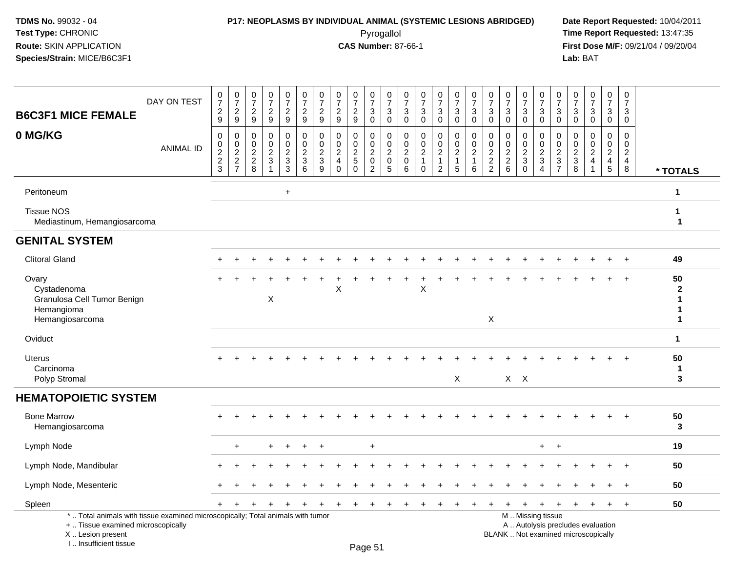**TDMS No.** 99032 - 04
**Test Type:** CHRONIC
**Route:** SKIN APPLICATION
**Species/Strain:** MICE/B6C3F1

**P17: NEOPLASMS BY INDIVIDUAL ANIMAL (SYSTEMIC LESIONS ABRIDGED)**
Pyrogallol
**CAS Number:** 87-66-1

**Date Report Requested:** 10/04/2011
**Time Report Requested:** 13:47:35
**First Dose M/F:** 09/21/04 / 09/20/04
**Lab:** BAT

| B6C3F1 MICE FEMALE 0 MG/KG | | | | | | | | | | | | | | | | | | | | | | | | | | |
|---|---|---|---|---|---|---|---|---|---|---|---|---|---|---|---|---|---|---|---|---|---|---|---|---|---|---|
| DAY ON TEST | 0729 | 0729 | 0729 | 0729 | 0729 | 0729 | 0729 | 0729 | 0729 | 0730 | 0730 | 0730 | 0730 | 0730 | 0730 | 0730 | 0730 | 0730 | 0730 | 0730 | 0730 | 0730 | 0730 | 0730 | 0730 | |
| ANIMAL ID | 0023 | 0027 | 0028 | 0031 | 0033 | 0036 | 0039 | 0040 | 0050 | 0002 | 0005 | 0006 | 0010 | 0012 | 0015 | 0016 | 0022 | 0026 | 0030 | 0034 | 0037 | 0038 | 0041 | 0045 | 0048 | * TOTALS |
| Peritoneum | | | | | + | | | | | | | | | | | | | | | | | | | | | 1 |
| Tissue NOS | | | | | | | | | | | | | | | | | | | | | | | | | | 1 |
| Mediastinum, Hemangiosarcoma | | | | | | | | | | | | | | | | | | | | | | | | | | 1 |
| **GENITAL SYSTEM** | | | | | | | | | | | | | | | | | | | | | | | | | | |
| Clitoral Gland | + | + | + | + | + | + | + | + | + | + | + | + | + | + | + | + | + | + | + | + | + | + | + | + | + | 49 |
| Ovary | + | + | + | + | + | + | + | + | + | + | + | + | + | + | + | + | + | + | + | + | + | + | + | + | + | 50 |
| Cystadenoma | | | | | | | | X | | | | | X | | | | | | | | | | | | | 2 |
| Granulosa Cell Tumor Benign | | | | X | | | | | | | | | | | | | | | | | | | | | | 1 |
| Hemangioma | | | | | | | | | | | | | | | | | | | | | | | | | | 1 |
| Hemangiosarcoma | | | | | | | | | | | | | | | | | X | | | | | | | | | 1 |
| Oviduct | | | | | | | | | | | | | | | | | | | | | | | | | | 1 |
| Uterus | + | + | + | + | + | + | + | + | + | + | + | + | + | + | + | + | + | + | + | + | + | + | + | + | + | 50 |
| Carcinoma | | | | | | | | | | | | | | | | | | | | | | | | | | 1 |
| Polyp Stromal | | | | | | | | | | | | | | | X | | | X | X | | | | | | | 3 |
| **HEMATOPOIETIC SYSTEM** | | | | | | | | | | | | | | | | | | | | | | | | | | |
| Bone Marrow | + | + | + | + | + | + | + | + | + | + | + | + | + | + | + | + | + | + | + | + | + | + | + | + | + | 50 |
| Hemangiosarcoma | | | | | | | | | | | | | | | | | | | | | | | | | | 3 |
| Lymph Node | | + | | + | + | + | + | | | + | | | | | | | | | | + | + | | | | | 19 |
| Lymph Node, Mandibular | + | + | + | + | + | + | + | + | + | + | + | + | + | + | + | + | + | + | + | + | + | + | + | + | + | 50 |
| Lymph Node, Mesenteric | + | + | + | + | + | + | + | + | + | + | + | + | + | + | + | + | + | + | + | + | + | + | + | + | + | 50 |
| Spleen | + | + | + | + | + | + | + | + | + | + | + | + | + | + | + | + | + | + | + | + | + | + | + | + | + | 50 |

\* .. Total animals with tissue examined microscopically; Total animals with tumor
+ .. Tissue examined microscopically
X .. Lesion present
I .. Insufficient tissue

M .. Missing tissue
A .. Autolysis precludes evaluation
BLANK .. Not examined microscopically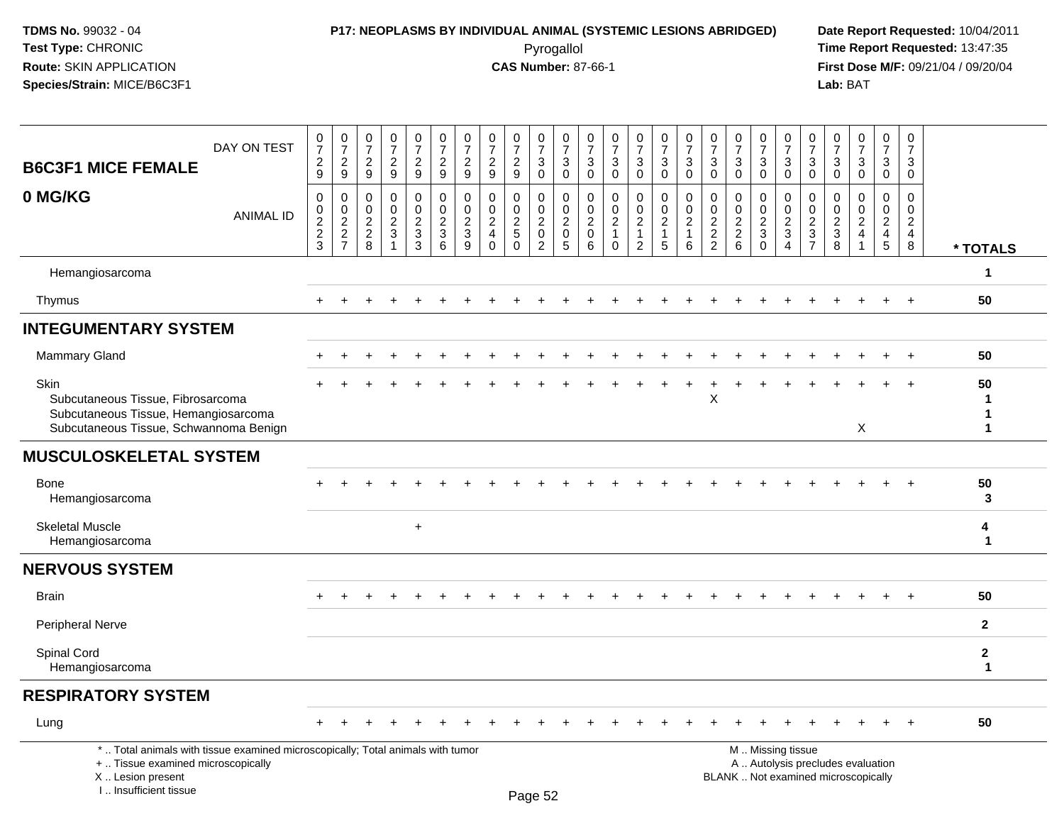**TDMS No.** 99032 - 04
**Test Type:** CHRONIC
**Route:** SKIN APPLICATION
**Species/Strain:** MICE/B6C3F1

**P17: NEOPLASMS BY INDIVIDUAL ANIMAL (SYSTEMIC LESIONS ABRIDGED)**
Pyrogallol
**CAS Number:** 87-66-1

**Date Report Requested:** 10/04/2011
**Time Report Requested:** 13:47:35
**First Dose M/F:** 09/21/04 / 09/20/04
**Lab:** BAT

## B6C3F1 MICE FEMALE 0 MG/KG

| DAY ON TEST | 0729 | 0729 | 0729 | 0729 | 0729 | 0729 | 0729 | 0729 | 0729 | 0730 | 0730 | 0730 | 0730 | 0730 | 0730 | 0730 | 0730 | 0730 | 0730 | 0730 | 0730 | 0730 | 0730 | 0730 | 0730 | |
|---|---|---|---|---|---|---|---|---|---|---|---|---|---|---|---|---|---|---|---|---|---|---|---|---|---|---|
| **ANIMAL ID** | 0223 | 0227 | 0228 | 0231 | 0233 | 0236 | 0239 | 0240 | 0250 | 0202 | 0205 | 0206 | 0210 | 0212 | 0215 | 0216 | 0222 | 0226 | 0230 | 0234 | 0237 | 0238 | 0241 | 0245 | 0248 | *** TOTALS** |
| Hemangiosarcoma | | | | | | | | | | | | | | | | | | | | | | | | | | 1 |
| Thymus | + | + | + | + | + | + | + | + | + | + | + | + | + | + | + | + | + | + | + | + | + | + | + | + | + | 50 |
| **INTEGUMENTARY SYSTEM** | | | | | | | | | | | | | | | | | | | | | | | | | | |
| Mammary Gland | + | + | + | + | + | + | + | + | + | + | + | + | + | + | + | + | + | + | + | + | + | + | + | + | + | 50 |
| Skin | + | + | + | + | + | + | + | + | + | + | + | + | + | + | + | + | + | + | + | + | + | + | + | + | + | 50 |
| Subcutaneous Tissue, Fibrosarcoma | | | | | | | | | | | | | | | | | X | | | | | | | | | 1 |
| Subcutaneous Tissue, Hemangiosarcoma | | | | | | | | | | | | | | | | | | | | | | | | | | 1 |
| Subcutaneous Tissue, Schwannoma Benign | | | | | | | | | | | | | | | | | | | | | | | X | | | 1 |
| **MUSCULOSKELETAL SYSTEM** | | | | | | | | | | | | | | | | | | | | | | | | | | |
| Bone | + | + | + | + | + | + | + | + | + | + | + | + | + | + | + | + | + | + | + | + | + | + | + | + | + | 50 |
| Hemangiosarcoma | | | | | | | | | | | | | | | | | | | | | | | | | | 3 |
| Skeletal Muscle | | | | | + | | | | | | | | | | | | | | | | | | | | | 4 |
| Hemangiosarcoma | | | | | | | | | | | | | | | | | | | | | | | | | | 1 |
| **NERVOUS SYSTEM** | | | | | | | | | | | | | | | | | | | | | | | | | | |
| Brain | + | + | + | + | + | + | + | + | + | + | + | + | + | + | + | + | + | + | + | + | + | + | + | + | + | 50 |
| Peripheral Nerve | | | | | | | | | | | | | | | | | | | | | | | | | | 2 |
| Spinal Cord | | | | | | | | | | | | | | | | | | | | | | | | | | 2 |
| Hemangiosarcoma | | | | | | | | | | | | | | | | | | | | | | | | | | 1 |
| **RESPIRATORY SYSTEM** | | | | | | | | | | | | | | | | | | | | | | | | | | |
| Lung | + | + | + | + | + | + | + | + | + | + | + | + | + | + | + | + | + | + | + | + | + | + | + | + | + | 50 |

\* .. Total animals with tissue examined microscopically; Total animals with tumor
\+ .. Tissue examined microscopically
X .. Lesion present
I .. Insufficient tissue

M .. Missing tissue
A .. Autolysis precludes evaluation
BLANK .. Not examined microscopically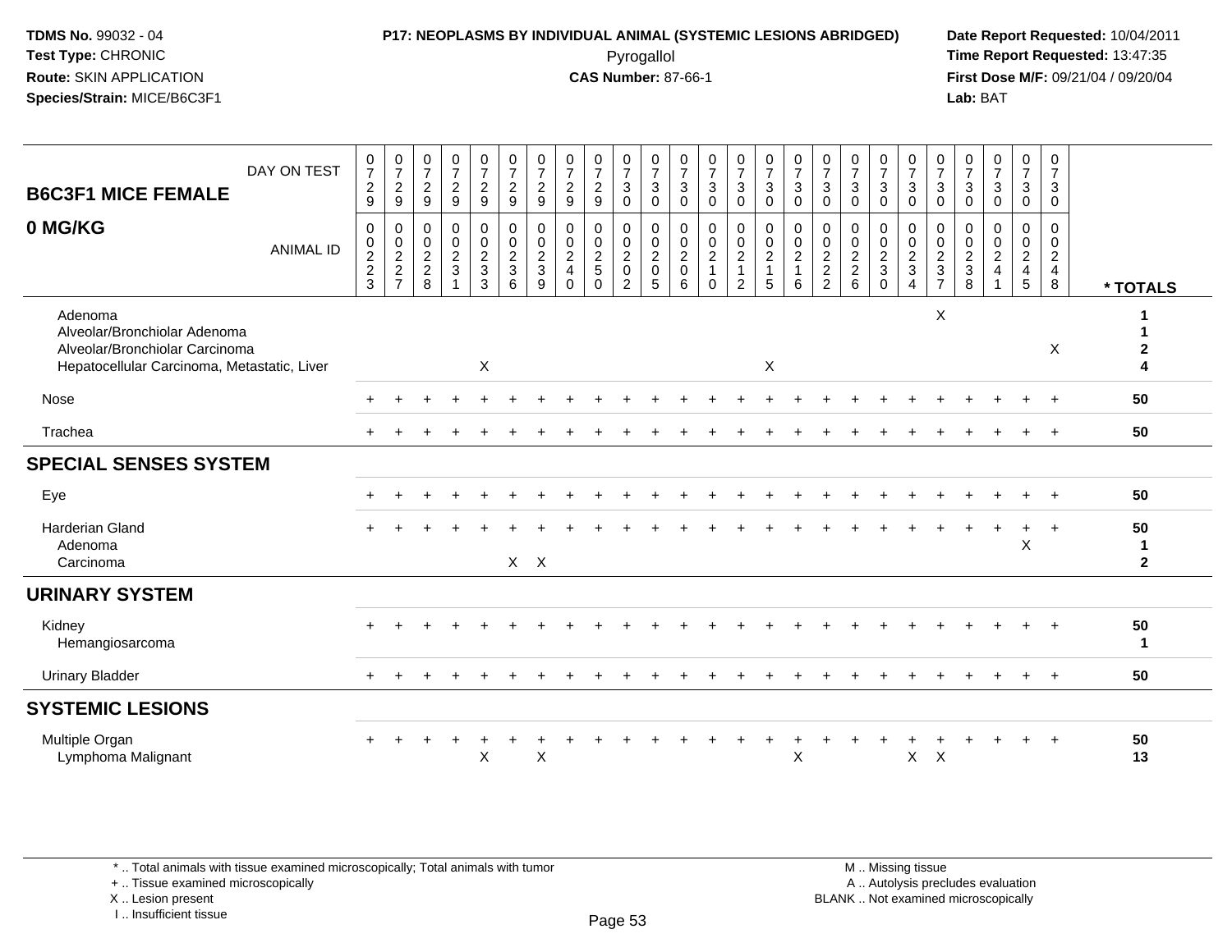**TDMS No.** 99032 - 04
**Test Type:** CHRONIC
**Route:** SKIN APPLICATION
**Species/Strain:** MICE/B6C3F1

**P17: NEOPLASMS BY INDIVIDUAL ANIMAL (SYSTEMIC LESIONS ABRIDGED)**
Pyrogallol
**CAS Number:** 87-66-1

**Date Report Requested:** 10/04/2011
**Time Report Requested:** 13:47:35
**First Dose M/F:** 09/21/04 / 09/20/04
**Lab:** BAT

| B6C3F1 MICE FEMALE 0 MG/KG | DAY ON TEST | 0729 | 0729 | 0729 | 0729 | 0729 | 0729 | 0729 | 0729 | 0729 | 0730 | 0730 | 0730 | 0730 | 0730 | 0730 | 0730 | 0730 | 0730 | 0730 | 0730 | 0730 | 0730 | 0730 | 0730 | 0730 | |
|---|---|---|---|---|---|---|---|---|---|---|---|---|---|---|---|---|---|---|---|---|---|---|---|---|---|---|---|
| | ANIMAL ID | 00223 | 00227 | 00228 | 00231 | 00233 | 00236 | 00239 | 00240 | 00250 | 00202 | 00205 | 00206 | 00210 | 00212 | 00215 | 00216 | 00222 | 00226 | 00230 | 00234 | 00237 | 00238 | 00241 | 00245 | 00248 | * TOTALS |
| Adenoma | | | | | | | | | | | | | | | | | | | | | | X | | | | | 1 |
| Alveolar/Bronchiolar Adenoma | | | | | | | | | | | | | | | | | | | | | | | | | | | 1 |
| Alveolar/Bronchiolar Carcinoma | | | | | | | | | | | | | | | | | | | | | | | | | | X | 2 |
| Hepatocellular Carcinoma, Metastatic, Liver | | | | | | X | | | | | | | | | | X | | | | | | | | | | | 4 |
| Nose | | + | + | + | + | + | + | + | + | + | + | + | + | + | + | + | + | + | + | + | + | + | + | + | + | + | 50 |
| Trachea | | + | + | + | + | + | + | + | + | + | + | + | + | + | + | + | + | + | + | + | + | + | + | + | + | + | 50 |
| **SPECIAL SENSES SYSTEM** | | | | | | | | | | | | | | | | | | | | | | | | | | | |
| Eye | | + | + | + | + | + | + | + | + | + | + | + | + | + | + | + | + | + | + | + | + | + | + | + | + | + | 50 |
| Harderian Gland | | + | + | + | + | + | + | + | + | + | + | + | + | + | + | + | + | + | + | + | + | + | + | + | + | + | 50 |
| Adenoma | | | | | | | | | | | | | | | | | | | | | | | | | X | | 1 |
| Carcinoma | | | | | | | X | X | | | | | | | | | | | | | | | | | | | 2 |
| **URINARY SYSTEM** | | | | | | | | | | | | | | | | | | | | | | | | | | | |
| Kidney | | + | + | + | + | + | + | + | + | + | + | + | + | + | + | + | + | + | + | + | + | + | + | + | + | + | 50 |
| Hemangiosarcoma | | | | | | | | | | | | | | | | | | | | | | | | | | | 1 |
| Urinary Bladder | | + | + | + | + | + | + | + | + | + | + | + | + | + | + | + | + | + | + | + | + | + | + | + | + | + | 50 |
| **SYSTEMIC LESIONS** | | | | | | | | | | | | | | | | | | | | | | | | | | | |
| Multiple Organ | | + | + | + | + | + | + | + | + | + | + | + | + | + | + | + | + | + | + | + | + | + | + | + | + | + | 50 |
| Lymphoma Malignant | | | | | | X | | X | | | | | | | | | X | | | | X | X | | | | | 13 |

\* .. Total animals with tissue examined microscopically; Total animals with tumor
\+ .. Tissue examined microscopically
X .. Lesion present
I .. Insufficient tissue

M .. Missing tissue
A .. Autolysis precludes evaluation
BLANK .. Not examined microscopically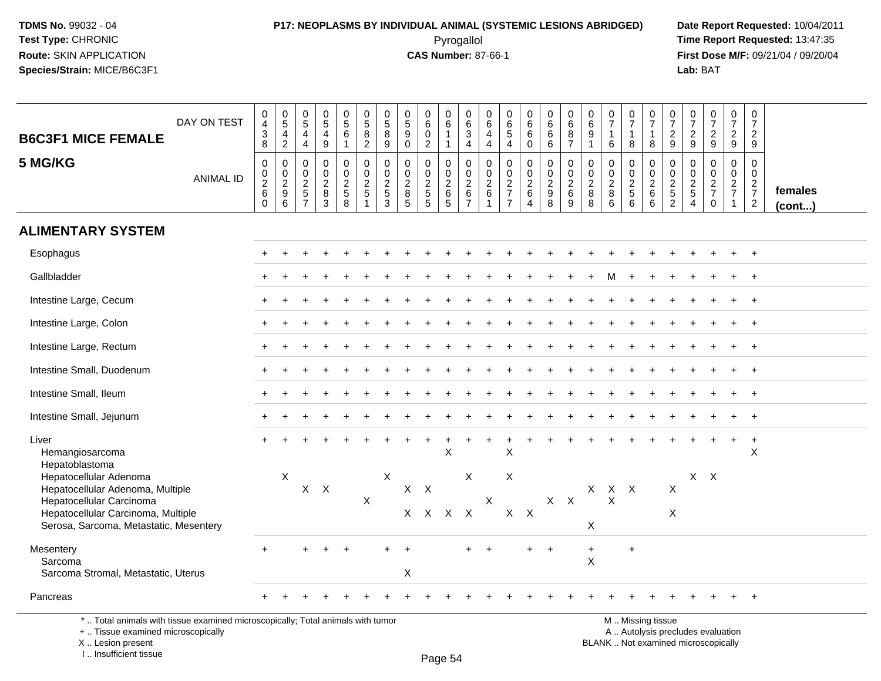**TDMS No.** 99032 - 04
**Test Type:** CHRONIC
**Route:** SKIN APPLICATION
**Species/Strain:** MICE/B6C3F1

**P17: NEOPLASMS BY INDIVIDUAL ANIMAL (SYSTEMIC LESIONS ABRIDGED)**
Pyrogallol
**CAS Number:** 87-66-1

**Date Report Requested:** 10/04/2011
**Time Report Requested:** 13:47:35
**First Dose M/F:** 09/21/04 / 09/20/04
**Lab:** BAT

## B6C3F1 MICE FEMALE
## 5 MG/KG

| DAY ON TEST | 0438 | 0542 | 0544 | 0549 | 0561 | 0582 | 0589 | 0590 | 0602 | 0611 | 0634 | 0644 | 0654 | 0660 | 0666 | 0687 | 0691 | 0716 | 0718 | 0718 | 0729 | 0729 | 0729 | 0729 | 0729 | |
|---|---|---|---|---|---|---|---|---|---|---|---|---|---|---|---|---|---|---|---|---|---|---|---|---|---|---|
| **ANIMAL ID** | 00260 | 00296 | 00257 | 00283 | 00258 | 00251 | 00253 | 00285 | 00255 | 00265 | 00267 | 00261 | 00277 | 00264 | 00298 | 00269 | 00288 | 00286 | 00256 | 00266 | 00252 | 00254 | 00270 | 00271 | 00272 | **females (cont...)** |
| **ALIMENTARY SYSTEM** | | | | | | | | | | | | | | | | | | | | | | | | | | |
| Esophagus | + | + | + | + | + | + | + | + | + | + | + | + | + | + | + | + | + | + | + | + | + | + | + | + | + | |
| Gallbladder | + | + | + | + | + | + | + | + | + | + | + | + | + | + | + | + | + | M | + | + | + | + | + | + | + | |
| Intestine Large, Cecum | + | + | + | + | + | + | + | + | + | + | + | + | + | + | + | + | + | + | + | + | + | + | + | + | + | |
| Intestine Large, Colon | + | + | + | + | + | + | + | + | + | + | + | + | + | + | + | + | + | + | + | + | + | + | + | + | + | |
| Intestine Large, Rectum | + | + | + | + | + | + | + | + | + | + | + | + | + | + | + | + | + | + | + | + | + | + | + | + | + | |
| Intestine Small, Duodenum | + | + | + | + | + | + | + | + | + | + | + | + | + | + | + | + | + | + | + | + | + | + | + | + | + | |
| Intestine Small, Ileum | + | + | + | + | + | + | + | + | + | + | + | + | + | + | + | + | + | + | + | + | + | + | + | + | + | |
| Intestine Small, Jejunum | + | + | + | + | + | + | + | + | + | + | + | + | + | + | + | + | + | + | + | + | + | + | + | + | + | |
| Liver | + | + | + | + | + | + | + | + | + | + | + | + | + | + | + | + | + | + | + | + | + | + | + | + | + | |
| Hemangiosarcoma | | | | | | | | | | X | | | X | | | | | | | | | | | | X | |
| Hepatoblastoma | | | | | | | | | | | | | | | | | | | | | | | | | | |
| Hepatocellular Adenoma | | X | | | | | X | | | | X | | X | | | | | | | | | X | X | | | |
| Hepatocellular Adenoma, Multiple | | | X | X | | | | X | X | | | | | | | | X | X | X | | X | | | | | |
| Hepatocellular Carcinoma | | | | | | X | | | | | | X | | | X | X | | X | | | | | | | | |
| Hepatocellular Carcinoma, Multiple | | | | | | | | X | X | X | X | | X | X | | | | | | | X | | | | | |
| Serosa, Sarcoma, Metastatic, Mesentery | | | | | | | | | | | | | | | | | X | | | | | | | | | |
| Mesentery | + | | + | + | + | | + | + | | | + | + | | + | + | | + | | + | | | | | | | |
| Sarcoma | | | | | | | | | | | | | | | | | X | | | | | | | | | |
| Sarcoma Stromal, Metastatic, Uterus | | | | | | | | X | | | | | | | | | | | | | | | | | | |
| Pancreas | + | + | + | + | + | + | + | + | + | + | + | + | + | + | + | + | + | + | + | + | + | + | + | + | + | |

\* .. Total animals with tissue examined microscopically; Total animals with tumor
+ .. Tissue examined microscopically
X .. Lesion present
I .. Insufficient tissue

M .. Missing tissue
A .. Autolysis precludes evaluation
BLANK .. Not examined microscopically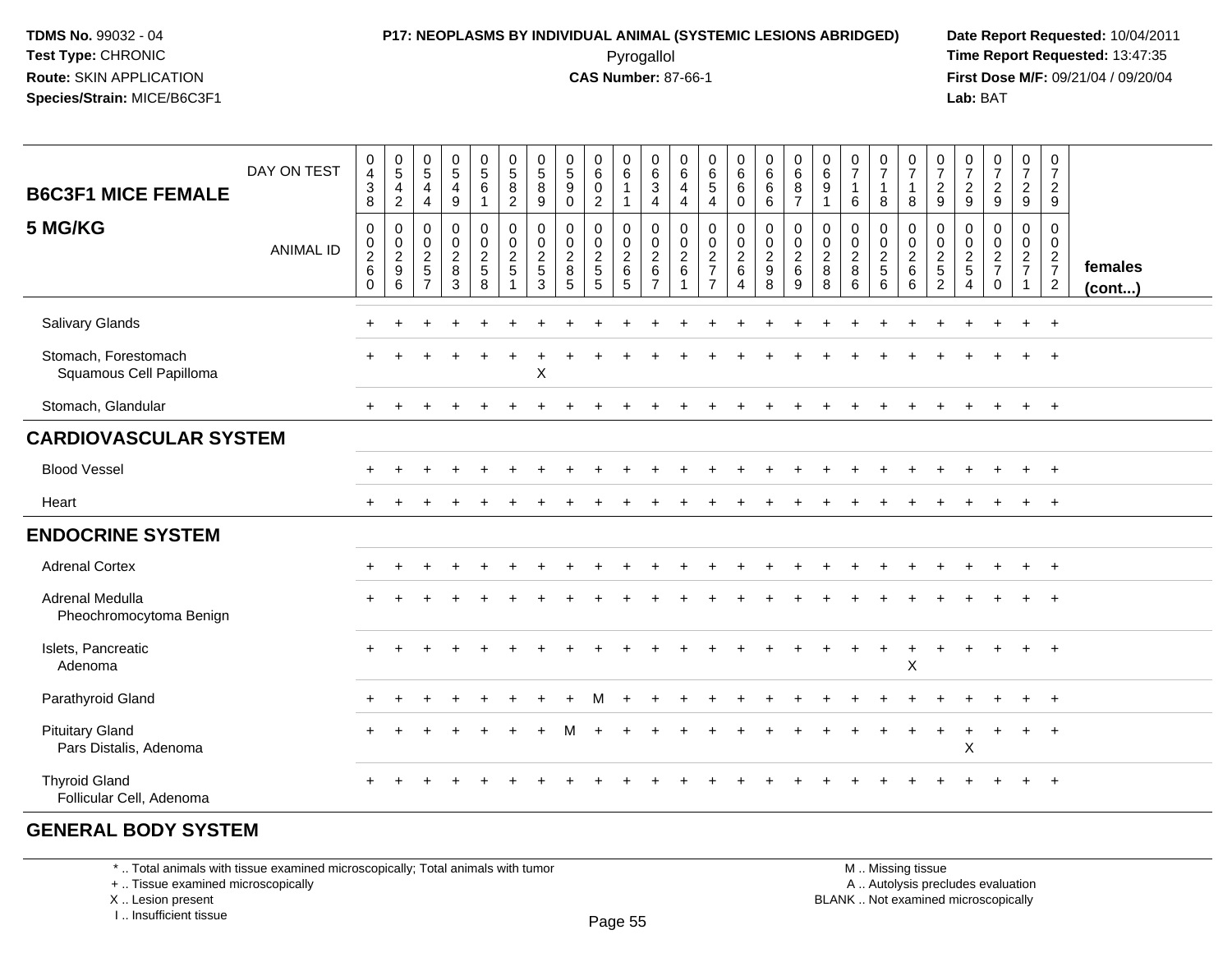**TDMS No.** 99032 - 04
**Test Type:** CHRONIC
**Route:** SKIN APPLICATION
**Species/Strain:** MICE/B6C3F1

**P17: NEOPLASMS BY INDIVIDUAL ANIMAL (SYSTEMIC LESIONS ABRIDGED)**
Pyrogallol
**CAS Number:** 87-66-1

**Date Report Requested:** 10/04/2011
**Time Report Requested:** 13:47:35
**First Dose M/F:** 09/21/04 / 09/20/04
**Lab:** BAT

| B6C3F1 MICE FEMALE 5 MG/KG | | | | | | | | | | | | | | | | | | | | | | | | | | |
|---|---|---|---|---|---|---|---|---|---|---|---|---|---|---|---|---|---|---|---|---|---|---|---|---|---|---|
| DAY ON TEST | 0438 | 0542 | 0544 | 0549 | 0561 | 0582 | 0589 | 0590 | 0602 | 0611 | 0634 | 0644 | 0654 | 0660 | 0666 | 0687 | 0691 | 0716 | 0718 | 0718 | 0729 | 0729 | 0729 | 0729 | 0729 | |
| ANIMAL ID | 00260 | 00296 | 00257 | 00283 | 00258 | 00251 | 00253 | 00285 | 00255 | 00265 | 00267 | 00261 | 00277 | 00264 | 00298 | 00269 | 00288 | 00286 | 00256 | 00266 | 00252 | 00254 | 00270 | 00271 | 00272 | **females (cont...)** |
| Salivary Glands | + | + | + | + | + | + | + | + | + | + | + | + | + | + | + | + | + | + | + | + | + | + | + | + | + | |
| Stomach, Forestomach | + | + | + | + | + | + | + | + | + | + | + | + | + | + | + | + | + | + | + | + | + | + | + | + | + | |
| Squamous Cell Papilloma | | | | | | | X | | | | | | | | | | | | | | | | | | | |
| Stomach, Glandular | + | + | + | + | + | + | + | + | + | + | + | + | + | + | + | + | + | + | + | + | + | + | + | + | + | |
| **CARDIOVASCULAR SYSTEM** | | | | | | | | | | | | | | | | | | | | | | | | | | |
| Blood Vessel | + | + | + | + | + | + | + | + | + | + | + | + | + | + | + | + | + | + | + | + | + | + | + | + | + | |
| Heart | + | + | + | + | + | + | + | + | + | + | + | + | + | + | + | + | + | + | + | + | + | + | + | + | + | |
| **ENDOCRINE SYSTEM** | | | | | | | | | | | | | | | | | | | | | | | | | | |
| Adrenal Cortex | + | + | + | + | + | + | + | + | + | + | + | + | + | + | + | + | + | + | + | + | + | + | + | + | + | |
| Adrenal Medulla | + | + | + | + | + | + | + | + | + | + | + | + | + | + | + | + | + | + | + | + | + | + | + | + | + | |
| Pheochromocytoma Benign | | | | | | | | | | | | | | | | | | | | | | | | | | |
| Islets, Pancreatic | + | + | + | + | + | + | + | + | + | + | + | + | + | + | + | + | + | + | + | + | + | + | + | + | + | |
| Adenoma | | | | | | | | | | | | | | | | | | | | X | | | | | | |
| Parathyroid Gland | + | + | + | + | + | + | + | + | M | + | + | + | + | + | + | + | + | + | + | + | + | + | + | + | + | |
| Pituitary Gland | + | + | + | + | + | + | + | M | + | + | + | + | + | + | + | + | + | + | + | + | + | + | + | + | + | |
| Pars Distalis, Adenoma | | | | | | | | | | | | | | | | | | | | | | X | | | | |
| Thyroid Gland | + | + | + | + | + | + | + | + | + | + | + | + | + | + | + | + | + | + | + | + | + | + | + | + | + | |
| Follicular Cell, Adenoma | | | | | | | | | | | | | | | | | | | | | | | | | | |
| **GENERAL BODY SYSTEM** | | | | | | | | | | | | | | | | | | | | | | | | | | |

\* .. Total animals with tissue examined microscopically; Total animals with tumor
+ .. Tissue examined microscopically
X .. Lesion present
I .. Insufficient tissue

M .. Missing tissue
A .. Autolysis precludes evaluation
BLANK .. Not examined microscopically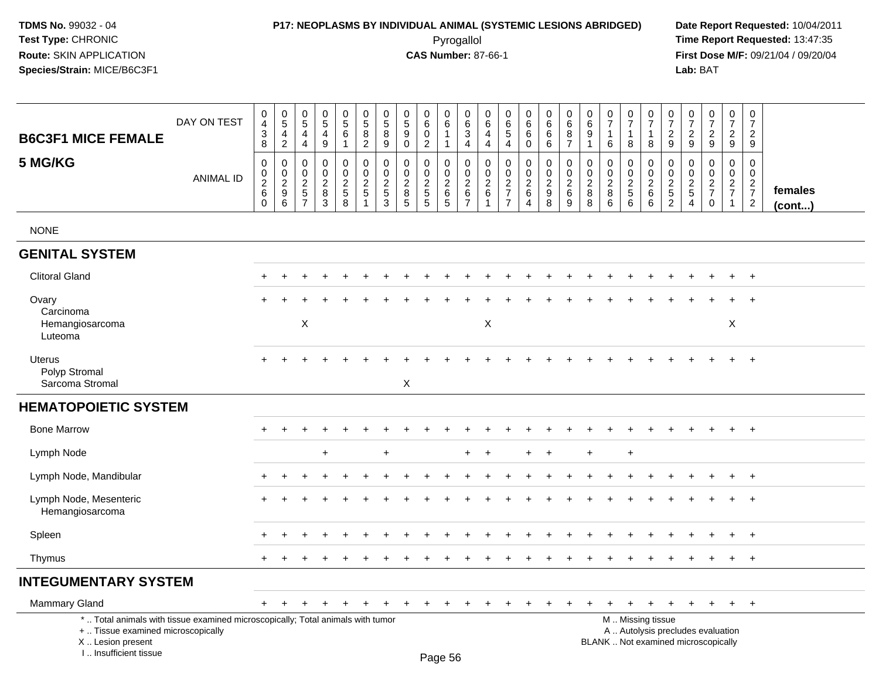TDMS No. 99032 - 04
Test Type: CHRONIC
Route: SKIN APPLICATION
Species/Strain: MICE/B6C3F1

**P17: NEOPLASMS BY INDIVIDUAL ANIMAL (SYSTEMIC LESIONS ABRIDGED)**
Pyrogallol
**CAS Number:** 87-66-1

Date Report Requested: 10/04/2011
Time Report Requested: 13:47:35
First Dose M/F: 09/21/04 / 09/20/04
Lab: BAT

| B6C3F1 MICE FEMALE 5 MG/KG | | | | | | | | | | | | | | | | | | | | | | | | | | |
|---|---|---|---|---|---|---|---|---|---|---|---|---|---|---|---|---|---|---|---|---|---|---|---|---|---|---|
| DAY ON TEST | 0438 | 0542 | 0544 | 0549 | 0561 | 0582 | 0589 | 0590 | 0602 | 0611 | 0634 | 0644 | 0654 | 0660 | 0666 | 0687 | 0691 | 0716 | 0718 | 0718 | 0729 | 0729 | 0729 | 0729 | 0729 | |
| ANIMAL ID | 00260 | 00296 | 00257 | 00283 | 00258 | 00251 | 00253 | 00285 | 00255 | 00265 | 00267 | 00261 | 00277 | 00264 | 00298 | 00269 | 00288 | 00286 | 00256 | 00266 | 00252 | 00254 | 00270 | 00271 | 00272 | females (cont...) |
| NONE | | | | | | | | | | | | | | | | | | | | | | | | | | |
| **GENITAL SYSTEM** | | | | | | | | | | | | | | | | | | | | | | | | | | |
| Clitoral Gland | + | + | + | + | + | + | + | + | + | + | + | + | + | + | + | + | + | + | + | + | + | + | + | + | + | |
| Ovary | + | + | + | + | + | + | + | + | + | + | + | + | + | + | + | + | + | + | + | + | + | + | + | + | + | |
| Carcinoma | | | | | | | | | | | | | | | | | | | | | | | | | | |
| Hemangiosarcoma | | | X | | | | | | | | | X | | | | | | | | | | | | X | | |
| Luteoma | | | | | | | | | | | | | | | | | | | | | | | | | | |
| Uterus | + | + | + | + | + | + | + | + | + | + | + | + | + | + | + | + | + | + | + | + | + | + | + | + | + | |
| Polyp Stromal | | | | | | | | | | | | | | | | | | | | | | | | | | |
| Sarcoma Stromal | | | | | | | | X | | | | | | | | | | | | | | | | | | |
| **HEMATOPOIETIC SYSTEM** | | | | | | | | | | | | | | | | | | | | | | | | | | |
| Bone Marrow | + | + | + | + | + | + | + | + | + | + | + | + | + | + | + | + | + | + | + | + | + | + | + | + | + | |
| Lymph Node | | | | + | | | + | | | | + | + | | + | + | | + | | + | | | | | | | |
| Lymph Node, Mandibular | + | + | + | + | + | + | + | + | + | + | + | + | + | + | + | + | + | + | + | + | + | + | + | + | + | |
| Lymph Node, Mesenteric | + | + | + | + | + | + | + | + | + | + | + | + | + | + | + | + | + | + | + | + | + | + | + | + | + | |
| Hemangiosarcoma | | | | | | | | | | | | | | | | | | | | | | | | | | |
| Spleen | + | + | + | + | + | + | + | + | + | + | + | + | + | + | + | + | + | + | + | + | + | + | + | + | + | |
| Thymus | + | + | + | + | + | + | + | + | + | + | + | + | + | + | + | + | + | + | + | + | + | + | + | + | + | |
| **INTEGUMENTARY SYSTEM** | | | | | | | | | | | | | | | | | | | | | | | | | | |
| Mammary Gland | + | + | + | + | + | + | + | + | + | + | + | + | + | + | + | + | + | + | + | + | + | + | + | + | + | |

\* .. Total animals with tissue examined microscopically; Total animals with tumor
\+ .. Tissue examined microscopically
X .. Lesion present
I .. Insufficient tissue

M .. Missing tissue
A .. Autolysis precludes evaluation
BLANK .. Not examined microscopically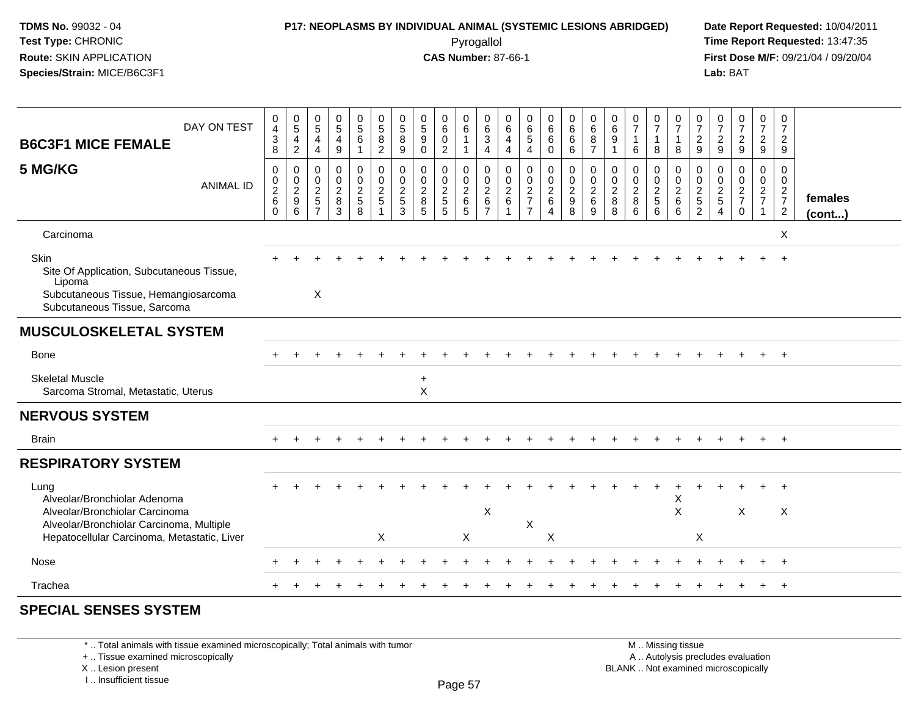**TDMS No.** 99032 - 04
**Test Type:** CHRONIC
**Route:** SKIN APPLICATION
**Species/Strain:** MICE/B6C3F1

**P17: NEOPLASMS BY INDIVIDUAL ANIMAL (SYSTEMIC LESIONS ABRIDGED)**
Pyrogallol
**CAS Number:** 87-66-1

**Date Report Requested:** 10/04/2011
**Time Report Requested:** 13:47:35
**First Dose M/F:** 09/21/04 / 09/20/04
**Lab:** BAT

| B6C3F1 MICE FEMALE 5 MG/KG — DAY ON TEST | 0438 | 0542 | 0544 | 0549 | 0561 | 0582 | 0589 | 0590 | 0602 | 0611 | 0634 | 0644 | 0654 | 0660 | 0666 | 0687 | 0691 | 0716 | 0718 | 0718 | 0729 | 0729 | 0729 | 0729 | 0729 | |
|---|---|---|---|---|---|---|---|---|---|---|---|---|---|---|---|---|---|---|---|---|---|---|---|---|---|---|
| ANIMAL ID | 00260 | 00296 | 00257 | 00283 | 00258 | 00251 | 00253 | 00285 | 00255 | 00265 | 00267 | 00261 | 00277 | 00264 | 00298 | 00269 | 00288 | 00286 | 00256 | 00266 | 00252 | 00254 | 00270 | 00271 | 00272 | females (cont...) |
| Carcinoma | | | | | | | | | | | | | | | | | | | | | | | | | X | |
| Skin | + | + | + | + | + | + | + | + | + | + | + | + | + | + | + | + | + | + | + | + | + | + | + | + | + | |
| Site Of Application, Subcutaneous Tissue, Lipoma | | | | | | | | | | | | | | | | | | | | | | | | | | |
| Subcutaneous Tissue, Hemangiosarcoma | | | X | | | | | | | | | | | | | | | | | | | | | | | |
| Subcutaneous Tissue, Sarcoma | | | | | | | | | | | | | | | | | | | | | | | | | | |
| **MUSCULOSKELETAL SYSTEM** | | | | | | | | | | | | | | | | | | | | | | | | | | |
| Bone | + | + | + | + | + | + | + | + | + | + | + | + | + | + | + | + | + | + | + | + | + | + | + | + | + | |
| Skeletal Muscle | | | | | | | | + | | | | | | | | | | | | | | | | | | |
| Sarcoma Stromal, Metastatic, Uterus | | | | | | | | X | | | | | | | | | | | | | | | | | | |
| **NERVOUS SYSTEM** | | | | | | | | | | | | | | | | | | | | | | | | | | |
| Brain | + | + | + | + | + | + | + | + | + | + | + | + | + | + | + | + | + | + | + | + | + | + | + | + | + | |
| **RESPIRATORY SYSTEM** | | | | | | | | | | | | | | | | | | | | | | | | | | |
| Lung | + | + | + | + | + | + | + | + | + | + | + | + | + | + | + | + | + | + | + | + | + | + | + | + | + | |
| Alveolar/Bronchiolar Adenoma | | | | | | | | | | | | | | | | | | | | X | | | | | | |
| Alveolar/Bronchiolar Carcinoma | | | | | | | | | | | X | | | | | | | | | X | | | X | | X | |
| Alveolar/Bronchiolar Carcinoma, Multiple | | | | | | | | | | | | | X | | | | | | | | | | | | | |
| Hepatocellular Carcinoma, Metastatic, Liver | | | | | | X | | | | X | | | | X | | | | | | | X | | | | | |
| Nose | + | + | + | + | + | + | + | + | + | + | + | + | + | + | + | + | + | + | + | + | + | + | + | + | + | |
| Trachea | + | + | + | + | + | + | + | + | + | + | + | + | + | + | + | + | + | + | + | + | + | + | + | + | + | |
| **SPECIAL SENSES SYSTEM** | | | | | | | | | | | | | | | | | | | | | | | | | | |

\* .. Total animals with tissue examined microscopically; Total animals with tumor
\+ .. Tissue examined microscopically
X .. Lesion present
I .. Insufficient tissue

M .. Missing tissue
A .. Autolysis precludes evaluation
BLANK .. Not examined microscopically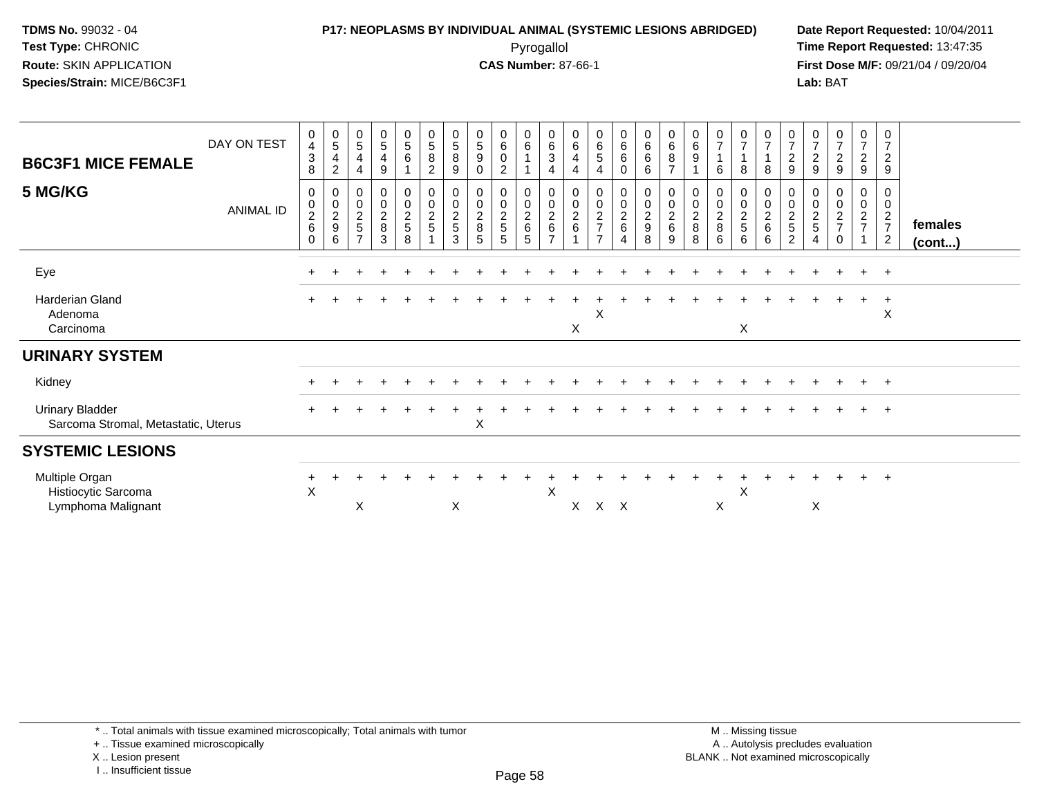**TDMS No.** 99032 - 04
**Test Type:** CHRONIC
**Route:** SKIN APPLICATION
**Species/Strain:** MICE/B6C3F1

**P17: NEOPLASMS BY INDIVIDUAL ANIMAL (SYSTEMIC LESIONS ABRIDGED)**
Pyrogallol
**CAS Number:** 87-66-1

**Date Report Requested:** 10/04/2011
**Time Report Requested:** 13:47:35
**First Dose M/F:** 09/21/04 / 09/20/04
**Lab:** BAT

| B6C3F1 MICE FEMALE 5 MG/KG | | | | | | | | | | | | | | | | | | | | | | | | | | |
|---|---|---|---|---|---|---|---|---|---|---|---|---|---|---|---|---|---|---|---|---|---|---|---|---|---|---|
| DAY ON TEST | 0438 | 0542 | 0544 | 0549 | 0561 | 0582 | 0589 | 0590 | 0602 | 0611 | 0634 | 0644 | 0654 | 0660 | 0666 | 0687 | 0691 | 0716 | 0718 | 0718 | 0729 | 0729 | 0729 | 0729 | 0729 | |
| ANIMAL ID | 00260 | 00296 | 00257 | 00283 | 00258 | 00251 | 00253 | 00285 | 00255 | 00265 | 00267 | 00261 | 00277 | 00264 | 00298 | 00269 | 00288 | 00286 | 00256 | 00266 | 00252 | 00254 | 00270 | 00271 | 00272 | females (cont...) |
| Eye | + | + | + | + | + | + | + | + | + | + | + | + | + | + | + | + | + | + | + | + | + | + | + | + | + | |
| Harderian Gland | + | + | + | + | + | + | + | + | + | + | + | + | + | + | + | + | + | + | + | + | + | + | + | + | + | |
| Adenoma | | | | | | | | | | | | | X | | | | | | | | | | | | X | |
| Carcinoma | | | | | | | | | | | | X | | | | | | | X | | | | | | | |
| **URINARY SYSTEM** | | | | | | | | | | | | | | | | | | | | | | | | | | |
| Kidney | + | + | + | + | + | + | + | + | + | + | + | + | + | + | + | + | + | + | + | + | + | + | + | + | + | |
| Urinary Bladder | + | + | + | + | + | + | + | + | + | + | + | + | + | + | + | + | + | + | + | + | + | + | + | + | + | |
| Sarcoma Stromal, Metastatic, Uterus | | | | | | | | X | | | | | | | | | | | | | | | | | | |
| **SYSTEMIC LESIONS** | | | | | | | | | | | | | | | | | | | | | | | | | | |
| Multiple Organ | + | + | + | + | + | + | + | + | + | + | + | + | + | + | + | + | + | + | + | + | + | + | + | + | + | |
| Histiocytic Sarcoma | X | | | | | | | | | | X | | | | | | | | X | | | | | | | |
| Lymphoma Malignant | | | X | | | | X | | | | | X | X | X | | | | X | | | | X | | | | |

\* .. Total animals with tissue examined microscopically; Total animals with tumor
\+ .. Tissue examined microscopically
X .. Lesion present
I .. Insufficient tissue

M .. Missing tissue
A .. Autolysis precludes evaluation
BLANK .. Not examined microscopically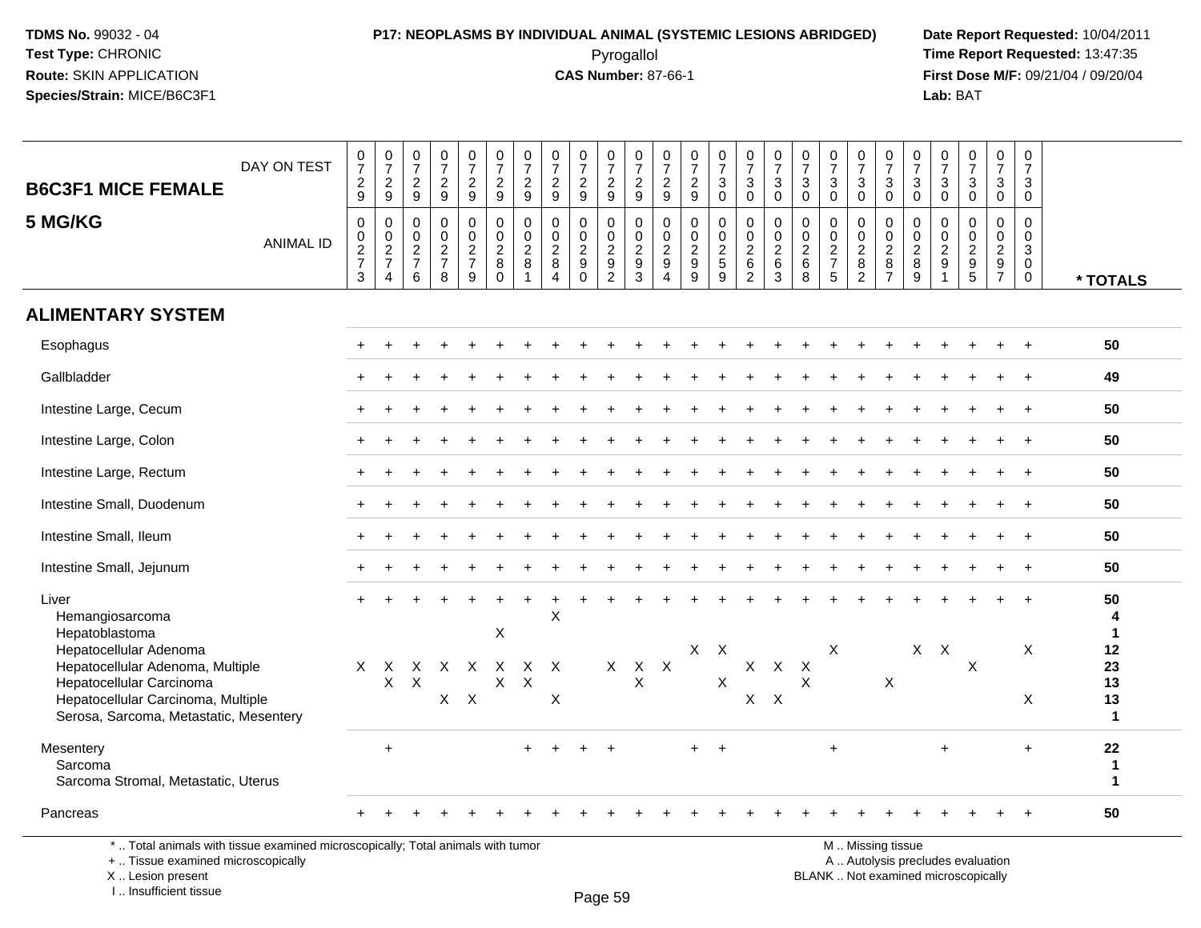**P17: NEOPLASMS BY INDIVIDUAL ANIMAL (SYSTEMIC LESIONS ABRIDGED)**
Pyrogallol
**CAS Number:** 87-66-1

TDMS No. 99032 - 04
Test Type: CHRONIC
Route: SKIN APPLICATION
Species/Strain: MICE/B6C3F1

Date Report Requested: 10/04/2011
Time Report Requested: 13:47:35
First Dose M/F: 09/21/04 / 09/20/04
Lab: BAT

**B6C3F1 MICE FEMALE**
**5 MG/KG**

| DAY ON TEST | 0729 | 0729 | 0729 | 0729 | 0729 | 0729 | 0729 | 0729 | 0729 | 0729 | 0729 | 0729 | 0729 | 0730 | 0730 | 0730 | 0730 | 0730 | 0730 | 0730 | 0730 | 0730 | 0730 | 0730 | 0730 | |
|---|---|---|---|---|---|---|---|---|---|---|---|---|---|---|---|---|---|---|---|---|---|---|---|---|---|---|
| **ANIMAL ID** | 0273 | 0274 | 0276 | 0278 | 0279 | 0280 | 0281 | 0284 | 0290 | 0292 | 0293 | 0294 | 0299 | 0259 | 0262 | 0263 | 0268 | 0275 | 0282 | 0287 | 0289 | 0291 | 0295 | 0297 | 0300 | *** TOTALS** |
| **ALIMENTARY SYSTEM** | | | | | | | | | | | | | | | | | | | | | | | | | | |
| Esophagus | + | + | + | + | + | + | + | + | + | + | + | + | + | + | + | + | + | + | + | + | + | + | + | + | + | 50 |
| Gallbladder | + | + | + | + | + | + | + | + | + | + | + | + | + | + | + | + | + | + | + | + | + | + | + | + | + | 49 |
| Intestine Large, Cecum | + | + | + | + | + | + | + | + | + | + | + | + | + | + | + | + | + | + | + | + | + | + | + | + | + | 50 |
| Intestine Large, Colon | + | + | + | + | + | + | + | + | + | + | + | + | + | + | + | + | + | + | + | + | + | + | + | + | + | 50 |
| Intestine Large, Rectum | + | + | + | + | + | + | + | + | + | + | + | + | + | + | + | + | + | + | + | + | + | + | + | + | + | 50 |
| Intestine Small, Duodenum | + | + | + | + | + | + | + | + | + | + | + | + | + | + | + | + | + | + | + | + | + | + | + | + | + | 50 |
| Intestine Small, Ileum | + | + | + | + | + | + | + | + | + | + | + | + | + | + | + | + | + | + | + | + | + | + | + | + | + | 50 |
| Intestine Small, Jejunum | + | + | + | + | + | + | + | + | + | + | + | + | + | + | + | + | + | + | + | + | + | + | + | + | + | 50 |
| Liver | + | + | + | + | + | + | + | + | + | + | + | + | + | + | + | + | + | + | + | + | + | + | + | + | + | 50 |
| Hemangiosarcoma | | | | | | | | X | | | | | | | | | | | | | | | | | | 4 |
| Hepatoblastoma | | | | | | X | | | | | | | | | | | | | | | | | | | | 1 |
| Hepatocellular Adenoma | | | | | | | | | | | | | X | X | | | | X | | | X | X | | | X | 12 |
| Hepatocellular Adenoma, Multiple | X | X | X | X | X | X | X | X | | X | X | X | | | X | X | X | | | | | | X | | | 23 |
| Hepatocellular Carcinoma | | X | X | | | X | X | | | | X | | | X | | | X | | | X | | | | | | 13 |
| Hepatocellular Carcinoma, Multiple | | | | X | X | | | X | | | | | | | X | X | | | | | | | | | X | 13 |
| Serosa, Sarcoma, Metastatic, Mesentery | | | | | | | | | | | | | | | | | | | | | | | | | | 1 |
| Mesentery | | + | | | | | + | + | + | + | | | + | + | | | | + | | | | + | | | + | 22 |
| Sarcoma | | | | | | | | | | | | | | | | | | | | | | | | | | 1 |
| Sarcoma Stromal, Metastatic, Uterus | | | | | | | | | | | | | | | | | | | | | | | | | | 1 |
| Pancreas | + | + | + | + | + | + | + | + | + | + | + | + | + | + | + | + | + | + | + | + | + | + | + | + | + | 50 |

* .. Total animals with tissue examined microscopically; Total animals with tumor
+ .. Tissue examined microscopically
X .. Lesion present
I .. Insufficient tissue

M .. Missing tissue
A .. Autolysis precludes evaluation
BLANK .. Not examined microscopically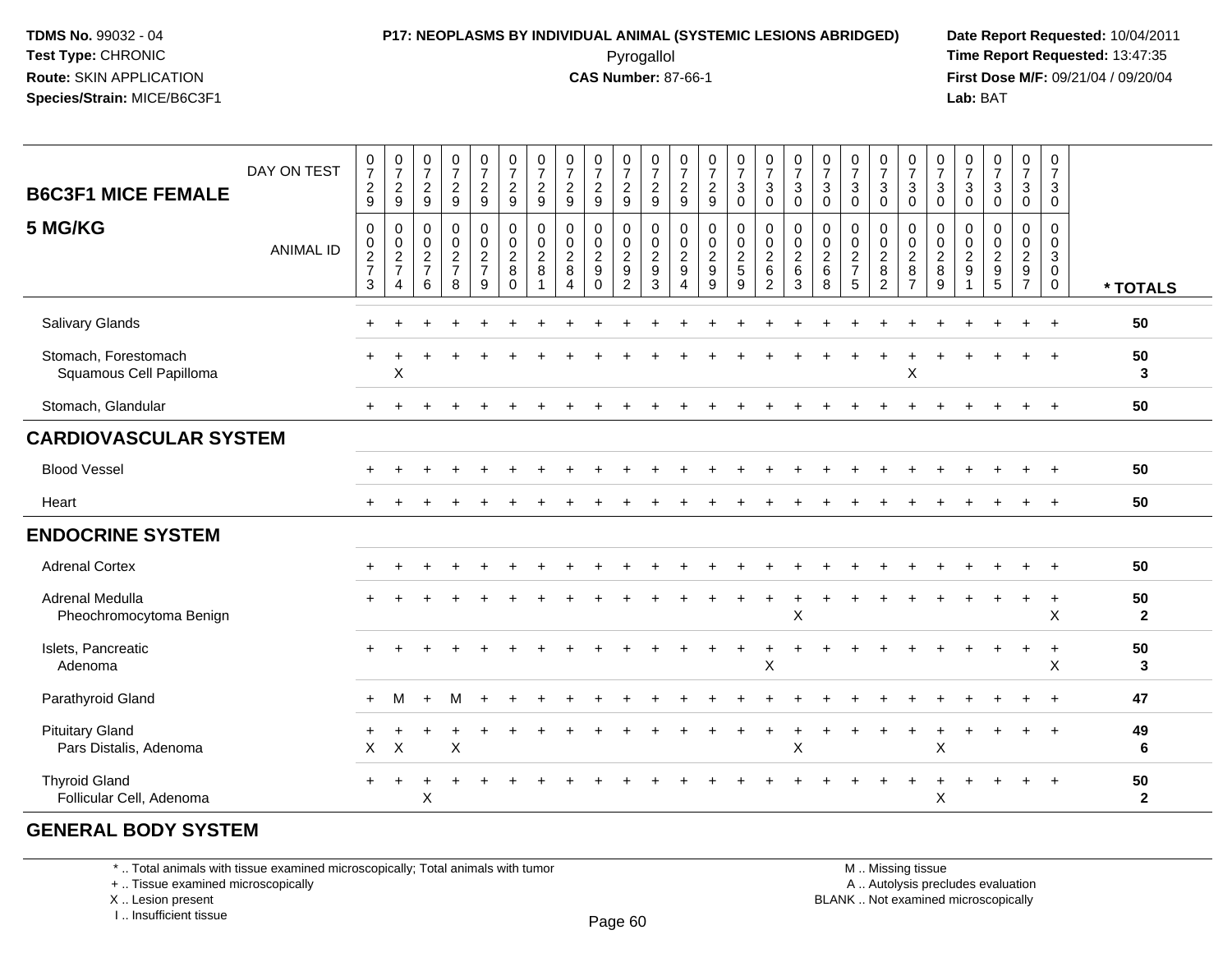**TDMS No.** 99032 - 04
**Test Type:** CHRONIC
**Route:** SKIN APPLICATION
**Species/Strain:** MICE/B6C3F1

**P17: NEOPLASMS BY INDIVIDUAL ANIMAL (SYSTEMIC LESIONS ABRIDGED)**
Pyrogallol
**CAS Number:** 87-66-1

**Date Report Requested:** 10/04/2011
**Time Report Requested:** 13:47:35
**First Dose M/F:** 09/21/04 / 09/20/04
**Lab:** BAT

| B6C3F1 MICE FEMALE 5 MG/KG | DAY ON TEST | 0729 | 0729 | 0729 | 0729 | 0729 | 0729 | 0729 | 0729 | 0729 | 0729 | 0729 | 0729 | 0729 | 0730 | 0730 | 0730 | 0730 | 0730 | 0730 | 0730 | 0730 | 0730 | 0730 | 0730 | 0730 | |
|---|---|---|---|---|---|---|---|---|---|---|---|---|---|---|---|---|---|---|---|---|---|---|---|---|---|---|---|
| | ANIMAL ID | 00273 | 00274 | 00276 | 00278 | 00279 | 00280 | 00281 | 00284 | 00290 | 00292 | 00293 | 00294 | 00299 | 00259 | 00262 | 00263 | 00268 | 00275 | 00282 | 00287 | 00289 | 00291 | 00295 | 00297 | 00300 | * TOTALS |
| Salivary Glands | | + | + | + | + | + | + | + | + | + | + | + | + | + | + | + | + | + | + | + | + | + | + | + | + | + | 50 |
| Stomach, Forestomach | | + | + | + | + | + | + | + | + | + | + | + | + | + | + | + | + | + | + | + | + | + | + | + | + | + | 50 |
| Squamous Cell Papilloma | | | X | | | | | | | | | | | | | | | | | | X | | | | | | 3 |
| Stomach, Glandular | | + | + | + | + | + | + | + | + | + | + | + | + | + | + | + | + | + | + | + | + | + | + | + | + | + | 50 |
| **CARDIOVASCULAR SYSTEM** | | | | | | | | | | | | | | | | | | | | | | | | | | | |
| Blood Vessel | | + | + | + | + | + | + | + | + | + | + | + | + | + | + | + | + | + | + | + | + | + | + | + | + | + | 50 |
| Heart | | + | + | + | + | + | + | + | + | + | + | + | + | + | + | + | + | + | + | + | + | + | + | + | + | + | 50 |
| **ENDOCRINE SYSTEM** | | | | | | | | | | | | | | | | | | | | | | | | | | | |
| Adrenal Cortex | | + | + | + | + | + | + | + | + | + | + | + | + | + | + | + | + | + | + | + | + | + | + | + | + | + | 50 |
| Adrenal Medulla | | + | + | + | + | + | + | + | + | + | + | + | + | + | + | + | + | + | + | + | + | + | + | + | + | + | 50 |
| Pheochromocytoma Benign | | | | | | | | | | | | | | | | | X | | | | | | | | | X | 2 |
| Islets, Pancreatic | | + | + | + | + | + | + | + | + | + | + | + | + | + | + | + | + | + | + | + | + | + | + | + | + | + | 50 |
| Adenoma | | | | | | | | | | | | | | | | X | | | | | | | | | | X | 3 |
| Parathyroid Gland | | + | M | + | M | + | + | + | + | + | + | + | + | + | + | + | + | + | + | + | + | + | + | + | + | + | 47 |
| Pituitary Gland | | + | + | + | + | + | + | + | + | + | + | + | + | + | + | + | + | + | + | + | + | + | + | + | + | + | 49 |
| Pars Distalis, Adenoma | | X | X | | X | | | | | | | | | | | | X | | | | | X | | | | | 6 |
| Thyroid Gland | | + | + | + | + | + | + | + | + | + | + | + | + | + | + | + | + | + | + | + | + | + | + | + | + | + | 50 |
| Follicular Cell, Adenoma | | | | X | | | | | | | | | | | | | | | | | | X | | | | | 2 |
| **GENERAL BODY SYSTEM** | | | | | | | | | | | | | | | | | | | | | | | | | | | |

\* .. Total animals with tissue examined microscopically; Total animals with tumor
\+ .. Tissue examined microscopically
X .. Lesion present
I .. Insufficient tissue

M .. Missing tissue
A .. Autolysis precludes evaluation
BLANK .. Not examined microscopically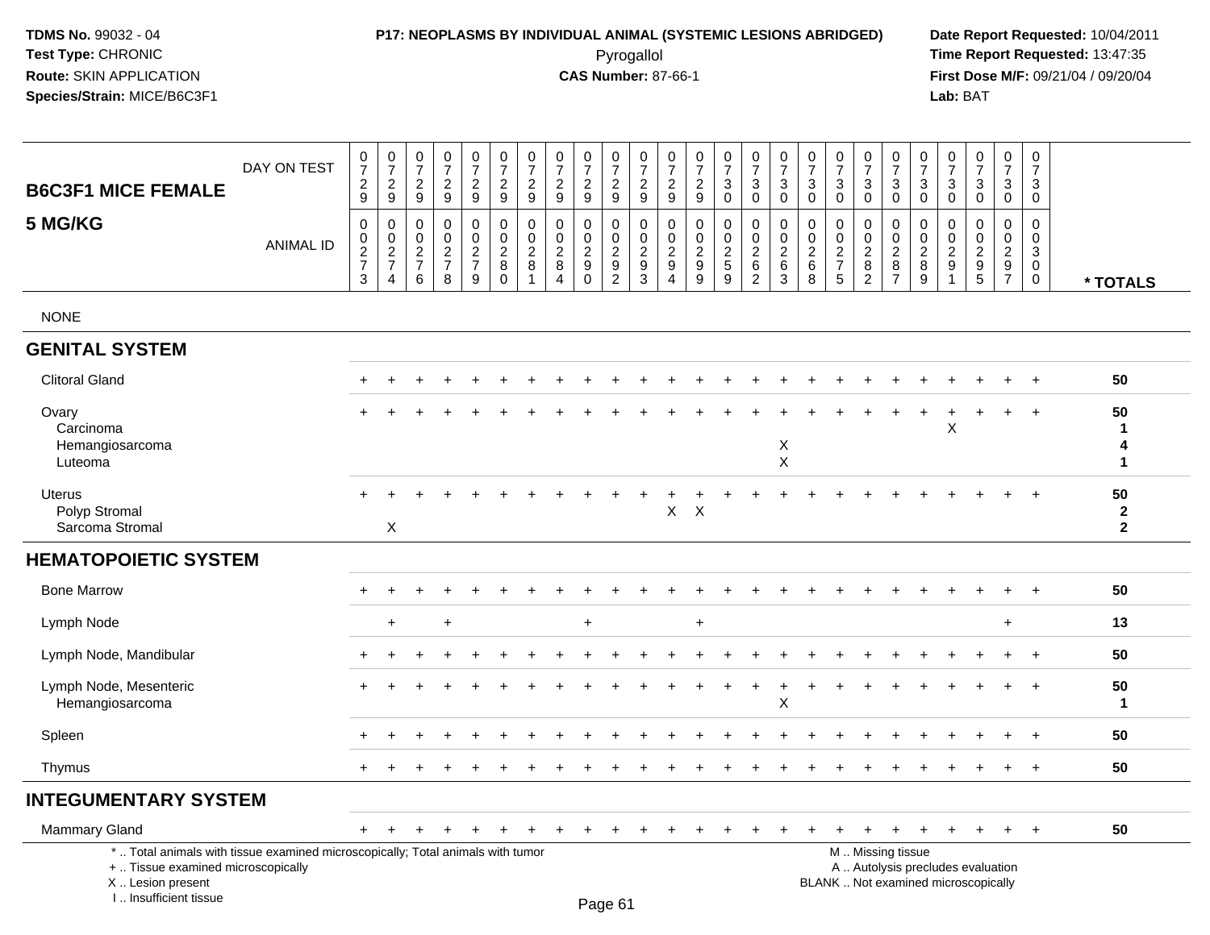**TDMS No.** 99032 - 04
**Test Type:** CHRONIC
**Route:** SKIN APPLICATION
**Species/Strain:** MICE/B6C3F1

**P17: NEOPLASMS BY INDIVIDUAL ANIMAL (SYSTEMIC LESIONS ABRIDGED)**
Pyrogallol
**CAS Number:** 87-66-1

**Date Report Requested:** 10/04/2011
**Time Report Requested:** 13:47:35
**First Dose M/F:** 09/21/04 / 09/20/04
**Lab:** BAT

## B6C3F1 MICE FEMALE
## 5 MG/KG

| DAY ON TEST | 0729 | 0729 | 0729 | 0729 | 0729 | 0729 | 0729 | 0729 | 0729 | 0729 | 0729 | 0729 | 0729 | 0730 | 0730 | 0730 | 0730 | 0730 | 0730 | 0730 | 0730 | 0730 | 0730 | 0730 | 0730 | |
|---|---|---|---|---|---|---|---|---|---|---|---|---|---|---|---|---|---|---|---|---|---|---|---|---|---|---|
| **ANIMAL ID** | 00273 | 00274 | 00276 | 00278 | 00279 | 00280 | 00281 | 00284 | 00290 | 00292 | 00293 | 00294 | 00299 | 00259 | 00262 | 00263 | 00268 | 00275 | 00282 | 00287 | 00289 | 00291 | 00295 | 00297 | 00300 | *** TOTALS** |
| NONE | | | | | | | | | | | | | | | | | | | | | | | | | | |
| **GENITAL SYSTEM** | | | | | | | | | | | | | | | | | | | | | | | | | | |
| Clitoral Gland | + | + | + | + | + | + | + | + | + | + | + | + | + | + | + | + | + | + | + | + | + | + | + | + | + | 50 |
| Ovary | + | + | + | + | + | + | + | + | + | + | + | + | + | + | + | + | + | + | + | + | + | + | + | + | + | 50 |
| Carcinoma | | | | | | | | | | | | | | | | | | | | | | X | | | | 1 |
| Hemangiosarcoma | | | | | | | | | | | | | | | | X | | | | | | | | | | 4 |
| Luteoma | | | | | | | | | | | | | | | | X | | | | | | | | | | 1 |
| Uterus | + | + | + | + | + | + | + | + | + | + | + | + | + | + | + | + | + | + | + | + | + | + | + | + | + | 50 |
| Polyp Stromal | | | | | | | | | | | | X | X | | | | | | | | | | | | | 2 |
| Sarcoma Stromal | | X | | | | | | | | | | | | | | | | | | | | | | | | 2 |
| **HEMATOPOIETIC SYSTEM** | | | | | | | | | | | | | | | | | | | | | | | | | | |
| Bone Marrow | + | + | + | + | + | + | + | + | + | + | + | + | + | + | + | + | + | + | + | + | + | + | + | + | + | 50 |
| Lymph Node | | + | | + | | | | | + | | | | + | | | | | | | | | | | + | | 13 |
| Lymph Node, Mandibular | + | + | + | + | + | + | + | + | + | + | + | + | + | + | + | + | + | + | + | + | + | + | + | + | + | 50 |
| Lymph Node, Mesenteric | + | + | + | + | + | + | + | + | + | + | + | + | + | + | + | + | + | + | + | + | + | + | + | + | + | 50 |
| Hemangiosarcoma | | | | | | | | | | | | | | | | X | | | | | | | | | | 1 |
| Spleen | + | + | + | + | + | + | + | + | + | + | + | + | + | + | + | + | + | + | + | + | + | + | + | + | + | 50 |
| Thymus | + | + | + | + | + | + | + | + | + | + | + | + | + | + | + | + | + | + | + | + | + | + | + | + | + | 50 |
| **INTEGUMENTARY SYSTEM** | | | | | | | | | | | | | | | | | | | | | | | | | | |
| Mammary Gland | + | + | + | + | + | + | + | + | + | + | + | + | + | + | + | + | + | + | + | + | + | + | + | + | + | 50 |

* .. Total animals with tissue examined microscopically; Total animals with tumor
+ .. Tissue examined microscopically
X .. Lesion present
I .. Insufficient tissue

M .. Missing tissue
A .. Autolysis precludes evaluation
BLANK .. Not examined microscopically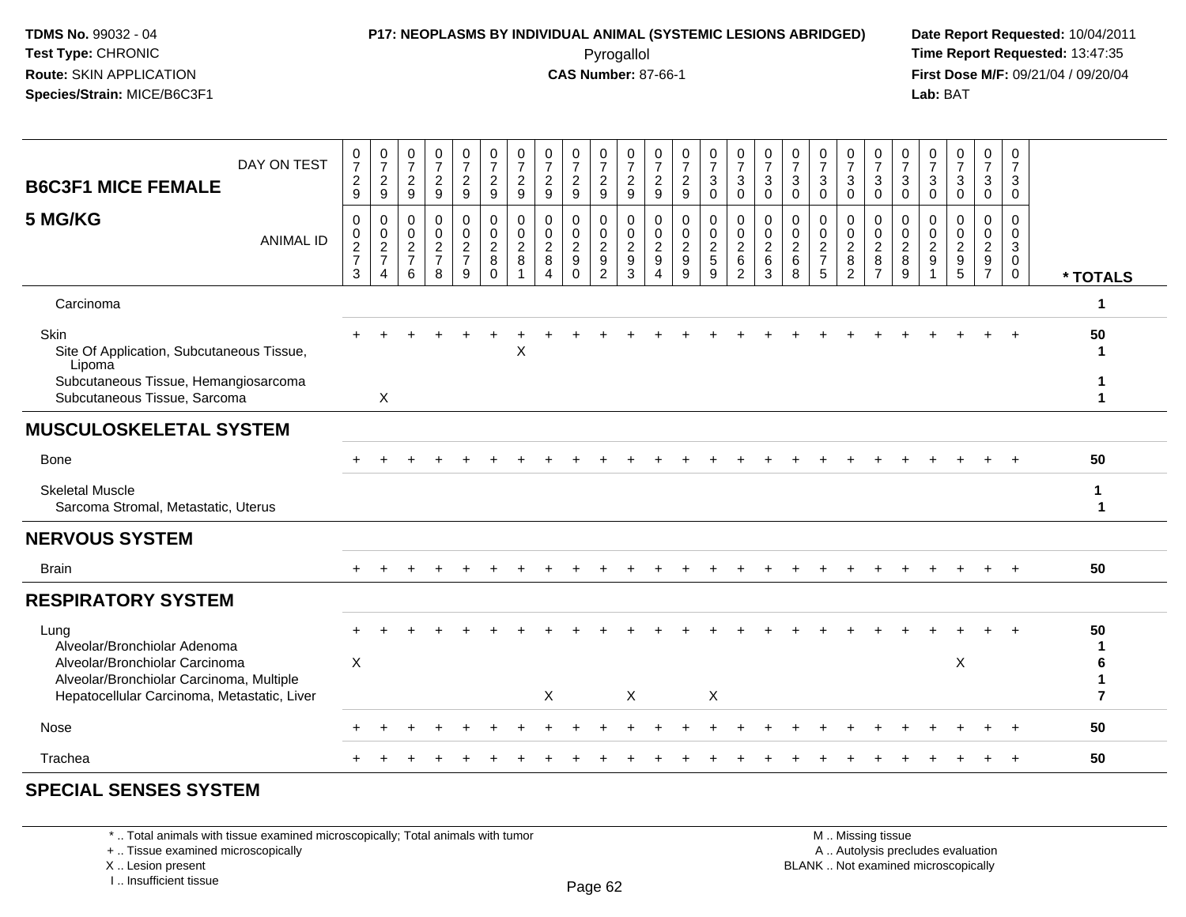**TDMS No.** 99032 - 04
**Test Type:** CHRONIC
**Route:** SKIN APPLICATION
**Species/Strain:** MICE/B6C3F1

**P17: NEOPLASMS BY INDIVIDUAL ANIMAL (SYSTEMIC LESIONS ABRIDGED)**
Pyrogallol
**CAS Number:** 87-66-1

**Date Report Requested:** 10/04/2011
**Time Report Requested:** 13:47:35
**First Dose M/F:** 09/21/04 / 09/20/04
**Lab:** BAT

## B6C3F1 MICE FEMALE
## 5 MG/KG

| DAY ON TEST | 0729 | 0729 | 0729 | 0729 | 0729 | 0729 | 0729 | 0729 | 0729 | 0729 | 0729 | 0729 | 0729 | 0730 | 0730 | 0730 | 0730 | 0730 | 0730 | 0730 | 0730 | 0730 | 0730 | 0730 | 0730 | |
|---|---|---|---|---|---|---|---|---|---|---|---|---|---|---|---|---|---|---|---|---|---|---|---|---|---|---|
| **ANIMAL ID** | 00273 | 00274 | 00276 | 00278 | 00279 | 00280 | 00281 | 00284 | 00290 | 00292 | 00293 | 00294 | 00299 | 00259 | 00262 | 00263 | 00268 | 00275 | 00282 | 00287 | 00289 | 00291 | 00295 | 00297 | 00300 | *** TOTALS** |
| Carcinoma | | | | | | | | | | | | | | | | | | | | | | | | | | 1 |
| Skin | + | + | + | + | + | + | + | + | + | + | + | + | + | + | + | + | + | + | + | + | + | + | + | + | + | 50 |
| Site Of Application, Subcutaneous Tissue, Lipoma | | | | | | | X | | | | | | | | | | | | | | | | | | | 1 |
| Subcutaneous Tissue, Hemangiosarcoma | | | | | | | | | | | | | | | | | | | | | | | | | | 1 |
| Subcutaneous Tissue, Sarcoma | | X | | | | | | | | | | | | | | | | | | | | | | | | 1 |
| **MUSCULOSKELETAL SYSTEM** | | | | | | | | | | | | | | | | | | | | | | | | | | |
| Bone | + | + | + | + | + | + | + | + | + | + | + | + | + | + | + | + | + | + | + | + | + | + | + | + | + | 50 |
| Skeletal Muscle | | | | | | | | | | | | | | | | | | | | | | | | | | 1 |
| Sarcoma Stromal, Metastatic, Uterus | | | | | | | | | | | | | | | | | | | | | | | | | | 1 |
| **NERVOUS SYSTEM** | | | | | | | | | | | | | | | | | | | | | | | | | | |
| Brain | + | + | + | + | + | + | + | + | + | + | + | + | + | + | + | + | + | + | + | + | + | + | + | + | + | 50 |
| **RESPIRATORY SYSTEM** | | | | | | | | | | | | | | | | | | | | | | | | | | |
| Lung | + | + | + | + | + | + | + | + | + | + | + | + | + | + | + | + | + | + | + | + | + | + | + | + | + | 50 |
| Alveolar/Bronchiolar Adenoma | | | | | | | | | | | | | | | | | | | | | | | | | | 1 |
| Alveolar/Bronchiolar Carcinoma | X | | | | | | | | | | | | | | | | | | | | | | X | | | 6 |
| Alveolar/Bronchiolar Carcinoma, Multiple | | | | | | | | | | | | | | | | | | | | | | | | | | 1 |
| Hepatocellular Carcinoma, Metastatic, Liver | | | | | | | | X | | | X | | | X | | | | | | | | | | | | 7 |
| Nose | + | + | + | + | + | + | + | + | + | + | + | + | + | + | + | + | + | + | + | + | + | + | + | + | + | 50 |
| Trachea | + | + | + | + | + | + | + | + | + | + | + | + | + | + | + | + | + | + | + | + | + | + | + | + | + | 50 |

## SPECIAL SENSES SYSTEM

\* .. Total animals with tissue examined microscopically; Total animals with tumor
\+ .. Tissue examined microscopically
X .. Lesion present
I .. Insufficient tissue

M .. Missing tissue
A .. Autolysis precludes evaluation
BLANK .. Not examined microscopically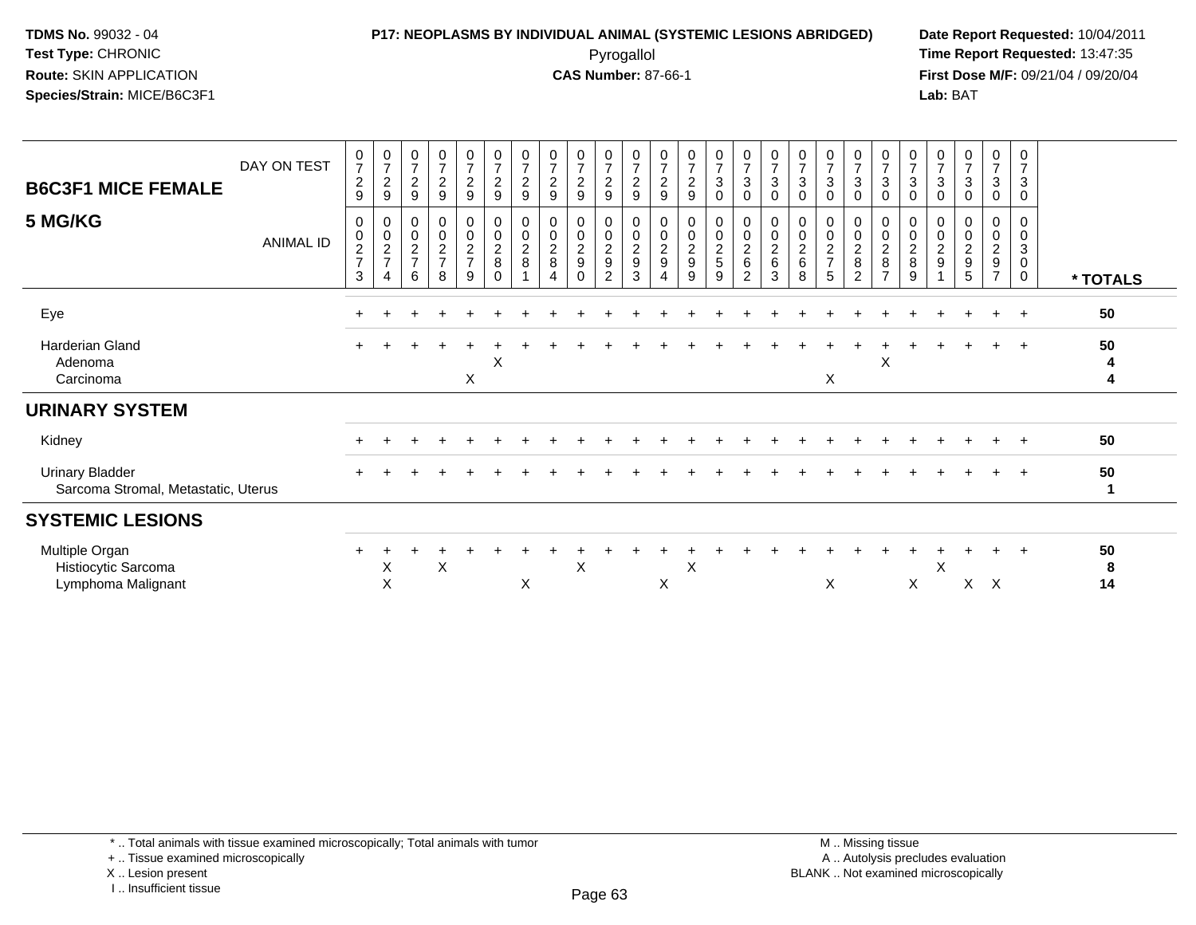**TDMS No.** 99032 - 04
**Test Type:** CHRONIC
**Route:** SKIN APPLICATION
**Species/Strain:** MICE/B6C3F1

**P17: NEOPLASMS BY INDIVIDUAL ANIMAL (SYSTEMIC LESIONS ABRIDGED)**
Pyrogallol
**CAS Number:** 87-66-1

**Date Report Requested:** 10/04/2011
**Time Report Requested:** 13:47:35
**First Dose M/F:** 09/21/04 / 09/20/04
**Lab:** BAT

| B6C3F1 MICE FEMALE 5 MG/KG | | | | | | | | | | | | | | | | | | | | | | | | | | |
|---|---|---|---|---|---|---|---|---|---|---|---|---|---|---|---|---|---|---|---|---|---|---|---|---|---|---|
| DAY ON TEST | 0729 | 0729 | 0729 | 0729 | 0729 | 0729 | 0729 | 0729 | 0729 | 0729 | 0729 | 0729 | 0729 | 0730 | 0730 | 0730 | 0730 | 0730 | 0730 | 0730 | 0730 | 0730 | 0730 | 0730 | 0730 | |
| ANIMAL ID | 0273 | 0274 | 0276 | 0278 | 0279 | 0280 | 0281 | 0284 | 0290 | 0292 | 0293 | 0294 | 0299 | 0259 | 0262 | 0263 | 0268 | 0275 | 0282 | 0287 | 0289 | 0291 | 0295 | 0297 | 0300 | * TOTALS |
| Eye | + | + | + | + | + | + | + | + | + | + | + | + | + | + | + | + | + | + | + | + | + | + | + | + | + | 50 |
| Harderian Gland | + | + | + | + | + | + | + | + | + | + | + | + | + | + | + | + | + | + | + | + | + | + | + | + | + | 50 |
| Adenoma | | | | | | X | | | | | | | | | | | | | | X | | | | | | 4 |
| Carcinoma | | | | | X | | | | | | | | | | | | | X | | | | | | | | 4 |
| **URINARY SYSTEM** | | | | | | | | | | | | | | | | | | | | | | | | | | |
| Kidney | + | + | + | + | + | + | + | + | + | + | + | + | + | + | + | + | + | + | + | + | + | + | + | + | + | 50 |
| Urinary Bladder | + | + | + | + | + | + | + | + | + | + | + | + | + | + | + | + | + | + | + | + | + | + | + | + | + | 50 |
| Sarcoma Stromal, Metastatic, Uterus | | | | | | | | | | | | | | | | | | | | | | | | | | 1 |
| **SYSTEMIC LESIONS** | | | | | | | | | | | | | | | | | | | | | | | | | | |
| Multiple Organ | + | + | + | + | + | + | + | + | + | + | + | + | + | + | + | + | + | + | + | + | + | + | + | + | + | 50 |
| Histiocytic Sarcoma | | X | | X | | | | | X | | | | X | | | | | | | | | X | | | | 8 |
| Lymphoma Malignant | | X | | | | | X | | | | | X | | | | | | X | | | X | | X | X | | 14 |

\* .. Total animals with tissue examined microscopically; Total animals with tumor
+ .. Tissue examined microscopically
X .. Lesion present
I .. Insufficient tissue

M .. Missing tissue
A .. Autolysis precludes evaluation
BLANK .. Not examined microscopically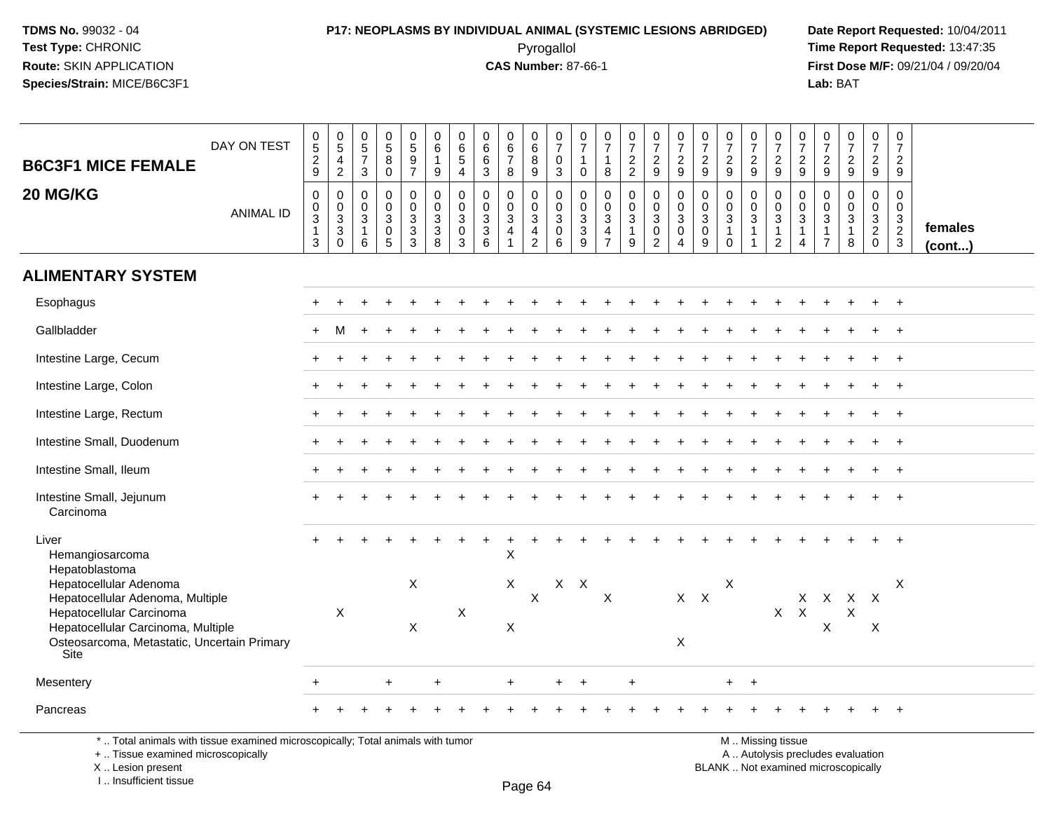**TDMS No.** 99032 - 04
**Test Type:** CHRONIC
**Route:** SKIN APPLICATION
**Species/Strain:** MICE/B6C3F1

**P17: NEOPLASMS BY INDIVIDUAL ANIMAL (SYSTEMIC LESIONS ABRIDGED)**
Pyrogallol
**CAS Number:** 87-66-1

**Date Report Requested:** 10/04/2011
**Time Report Requested:** 13:47:35
**First Dose M/F:** 09/21/04 / 09/20/04
**Lab:** BAT

| B6C3F1 MICE FEMALE 20 MG/KG | | | | | | | | | | | | | | | | | | | | | | | | | | |
|---|---|---|---|---|---|---|---|---|---|---|---|---|---|---|---|---|---|---|---|---|---|---|---|---|---|---|
| DAY ON TEST | 0529 | 0542 | 0573 | 0580 | 0597 | 0619 | 0654 | 0663 | 0678 | 0689 | 0703 | 0710 | 0718 | 0722 | 0729 | 0729 | 0729 | 0729 | 0729 | 0729 | 0729 | 0729 | 0729 | 0729 | 0729 | |
| ANIMAL ID | 00313 | 00330 | 00316 | 00305 | 00333 | 00338 | 00303 | 00336 | 00341 | 00342 | 00306 | 00339 | 00347 | 00319 | 00302 | 00304 | 00309 | 00310 | 00311 | 00312 | 00314 | 00317 | 00318 | 00320 | 00323 | females (cont...) |
| **ALIMENTARY SYSTEM** | | | | | | | | | | | | | | | | | | | | | | | | | | |
| Esophagus | + | + | + | + | + | + | + | + | + | + | + | + | + | + | + | + | + | + | + | + | + | + | + | + | + | |
| Gallbladder | + | M | + | + | + | + | + | + | + | + | + | + | + | + | + | + | + | + | + | + | + | + | + | + | + | |
| Intestine Large, Cecum | + | + | + | + | + | + | + | + | + | + | + | + | + | + | + | + | + | + | + | + | + | + | + | + | + | |
| Intestine Large, Colon | + | + | + | + | + | + | + | + | + | + | + | + | + | + | + | + | + | + | + | + | + | + | + | + | + | |
| Intestine Large, Rectum | + | + | + | + | + | + | + | + | + | + | + | + | + | + | + | + | + | + | + | + | + | + | + | + | + | |
| Intestine Small, Duodenum | + | + | + | + | + | + | + | + | + | + | + | + | + | + | + | + | + | + | + | + | + | + | + | + | + | |
| Intestine Small, Ileum | + | + | + | + | + | + | + | + | + | + | + | + | + | + | + | + | + | + | + | + | + | + | + | + | + | |
| Intestine Small, Jejunum | + | + | + | + | + | + | + | + | + | + | + | + | + | + | + | + | + | + | + | + | + | + | + | + | + | |
| Carcinoma | | | | | | | | | | | | | | | | | | | | | | | | | | |
| Liver | + | + | + | + | + | + | + | + | + | + | + | + | + | + | + | + | + | + | + | + | + | + | + | + | + | |
| Hemangiosarcoma | | | | | | | | | X | | | | | | | | | | | | | | | | | |
| Hepatoblastoma | | | | | | | | | | | | | | | | | | | | | | | | | | |
| Hepatocellular Adenoma | | | | | X | | | | X | | X | X | | | | | | X | | | | | | | X | |
| Hepatocellular Adenoma, Multiple | | | | | | | | | | X | | | X | | | X | X | | | | X | X | X | X | | |
| Hepatocellular Carcinoma | | X | | | | | X | | | | | | | | | | | | | X | X | | X | | | |
| Hepatocellular Carcinoma, Multiple | | | | | X | | | | X | | | | | | | | | | | | | X | | X | | |
| Osteosarcoma, Metastatic, Uncertain Primary Site | | | | | | | | | | | | | | | | X | | | | | | | | | | |
| Mesentery | + | | | + | | + | | | + | | + | + | | + | | | | + | + | | | | | | | |
| Pancreas | + | + | + | + | + | + | + | + | + | + | + | + | + | + | + | + | + | + | + | + | + | + | + | + | + | |

\* .. Total animals with tissue examined microscopically; Total animals with tumor
\+ .. Tissue examined microscopically
X .. Lesion present
I .. Insufficient tissue

M .. Missing tissue
A .. Autolysis precludes evaluation
BLANK .. Not examined microscopically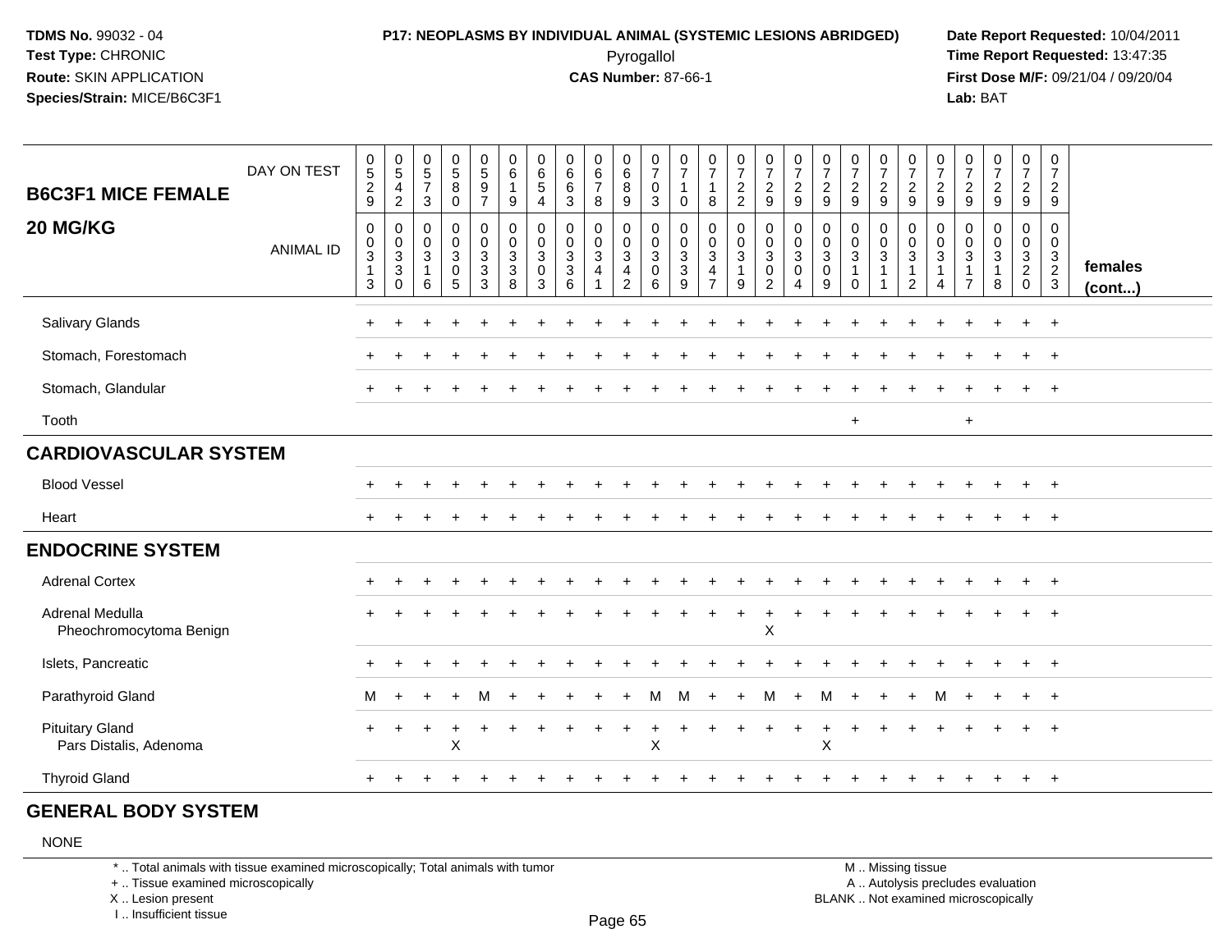**TDMS No.** 99032 - 04
**Test Type:** CHRONIC
**Route:** SKIN APPLICATION
**Species/Strain:** MICE/B6C3F1

**P17: NEOPLASMS BY INDIVIDUAL ANIMAL (SYSTEMIC LESIONS ABRIDGED)**
Pyrogallol
**CAS Number:** 87-66-1

**Date Report Requested:** 10/04/2011
**Time Report Requested:** 13:47:35
**First Dose M/F:** 09/21/04 / 09/20/04
**Lab:** BAT

| B6C3F1 MICE FEMALE 20 MG/KG | | | | | | | | | | | | | | | | | | | | | | | | | | | |
|---|---|---|---|---|---|---|---|---|---|---|---|---|---|---|---|---|---|---|---|---|---|---|---|---|---|---|---|
| DAY ON TEST | 0529 | 0542 | 0573 | 0580 | 0597 | 0619 | 0654 | 0663 | 0678 | 0689 | 0703 | 0710 | 0718 | 0722 | 0729 | 0729 | 0729 | 0729 | 0729 | 0729 | 0729 | 0729 | 0729 | 0729 | 0729 | |
| ANIMAL ID | 00313 | 00330 | 00316 | 00305 | 00333 | 00338 | 00303 | 00336 | 00341 | 00342 | 00306 | 00339 | 00347 | 00319 | 00302 | 00304 | 00309 | 00310 | 00311 | 00312 | 00314 | 00317 | 00318 | 00320 | 00323 | females (cont...) |
| Salivary Glands | + | + | + | + | + | + | + | + | + | + | + | + | + | + | + | + | + | + | + | + | + | + | + | + | + | |
| Stomach, Forestomach | + | + | + | + | + | + | + | + | + | + | + | + | + | + | + | + | + | + | + | + | + | + | + | + | + | |
| Stomach, Glandular | + | + | + | + | + | + | + | + | + | + | + | + | + | + | + | + | + | + | + | + | + | + | + | + | + | |
| Tooth | | | | | | | | | | | | | | | | | | + | | | | + | | | | |
| **CARDIOVASCULAR SYSTEM** | | | | | | | | | | | | | | | | | | | | | | | | | | |
| Blood Vessel | + | + | + | + | + | + | + | + | + | + | + | + | + | + | + | + | + | + | + | + | + | + | + | + | + | |
| Heart | + | + | + | + | + | + | + | + | + | + | + | + | + | + | + | + | + | + | + | + | + | + | + | + | + | |
| **ENDOCRINE SYSTEM** | | | | | | | | | | | | | | | | | | | | | | | | | | |
| Adrenal Cortex | + | + | + | + | + | + | + | + | + | + | + | + | + | + | + | + | + | + | + | + | + | + | + | + | + | |
| Adrenal Medulla | + | + | + | + | + | + | + | + | + | + | + | + | + | + | + | + | + | + | + | + | + | + | + | + | + | |
| Pheochromocytoma Benign | | | | | | | | | | | | | | | X | | | | | | | | | | | |
| Islets, Pancreatic | + | + | + | + | + | + | + | + | + | + | + | + | + | + | + | + | + | + | + | + | + | + | + | + | + | |
| Parathyroid Gland | M | + | + | + | M | + | + | + | + | + | M | M | + | + | M | + | M | + | + | + | M | + | + | + | + | |
| Pituitary Gland | + | + | + | + | + | + | + | + | + | + | + | + | + | + | + | + | + | + | + | + | + | + | + | + | + | |
| Pars Distalis, Adenoma | | | | X | | | | | | | X | | | | | | X | | | | | | | | | |
| Thyroid Gland | + | + | + | + | + | + | + | + | + | + | + | + | + | + | + | + | + | + | + | + | + | + | + | + | + | |
| **GENERAL BODY SYSTEM** | | | | | | | | | | | | | | | | | | | | | | | | | | |
| NONE | | | | | | | | | | | | | | | | | | | | | | | | | | |

\* .. Total animals with tissue examined microscopically; Total animals with tumor
+ .. Tissue examined microscopically
X .. Lesion present
I .. Insufficient tissue

M .. Missing tissue
A .. Autolysis precludes evaluation
BLANK .. Not examined microscopically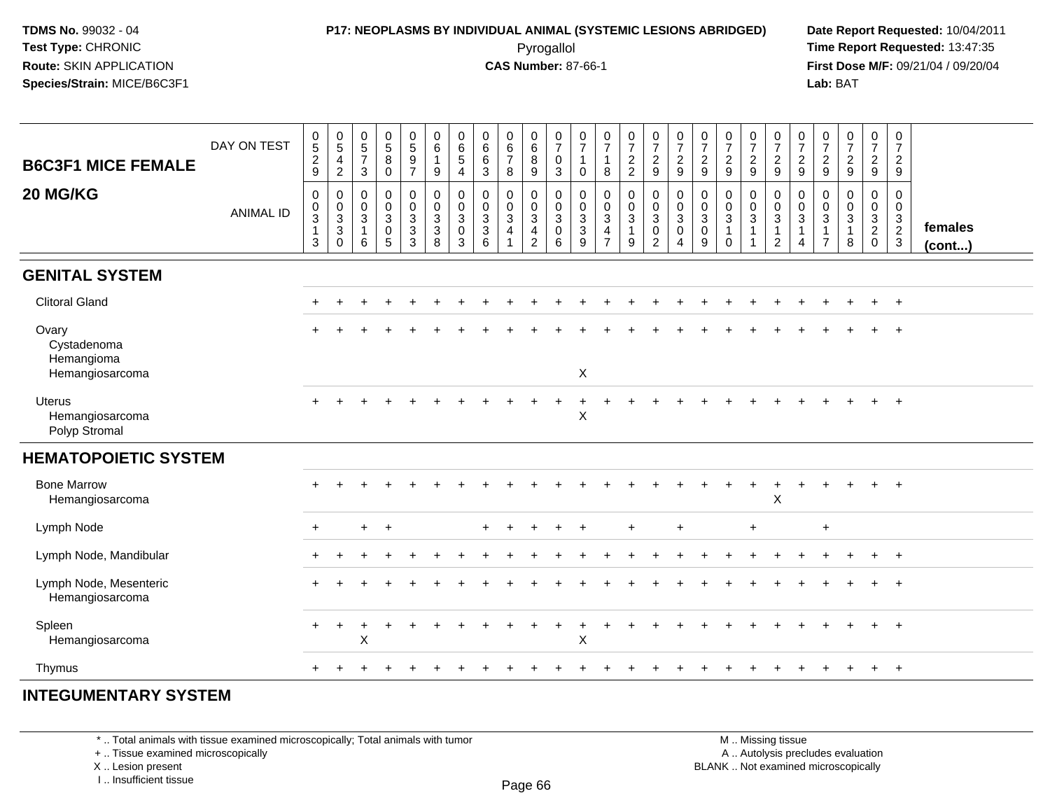**TDMS No.** 99032 - 04
**Test Type:** CHRONIC
**Route:** SKIN APPLICATION
**Species/Strain:** MICE/B6C3F1

**P17: NEOPLASMS BY INDIVIDUAL ANIMAL (SYSTEMIC LESIONS ABRIDGED)**
Pyrogallol
**CAS Number:** 87-66-1

**Date Report Requested:** 10/04/2011
**Time Report Requested:** 13:47:35
**First Dose M/F:** 09/21/04 / 09/20/04
**Lab:** BAT

## B6C3F1 MICE FEMALE 20 MG/KG

| DAY ON TEST | 0529 | 0542 | 0573 | 0580 | 0597 | 0619 | 0654 | 0663 | 0678 | 0689 | 0703 | 0710 | 0718 | 0722 | 0729 | 0729 | 0729 | 0729 | 0729 | 0729 | 0729 | 0729 | 0729 | 0729 | 0729 | |
|---|---|---|---|---|---|---|---|---|---|---|---|---|---|---|---|---|---|---|---|---|---|---|---|---|---|---|
| **ANIMAL ID** | 00313 | 00330 | 00316 | 00305 | 00333 | 00338 | 00303 | 00336 | 00341 | 00342 | 00306 | 00339 | 00347 | 00319 | 00302 | 00304 | 00309 | 00310 | 00311 | 00312 | 00314 | 00317 | 00318 | 00320 | 00323 | **females (cont...)** |
| **GENITAL SYSTEM** | | | | | | | | | | | | | | | | | | | | | | | | | | |
| Clitoral Gland | + | + | + | + | + | + | + | + | + | + | + | + | + | + | + | + | + | + | + | + | + | + | + | + | + | |
| Ovary | + | + | + | + | + | + | + | + | + | + | + | + | + | + | + | + | + | + | + | + | + | + | + | + | + | |
| Cystadenoma | | | | | | | | | | | | | | | | | | | | | | | | | | |
| Hemangioma | | | | | | | | | | | | | | | | | | | | | | | | | | |
| Hemangiosarcoma | | | | | | | | | | | | X | | | | | | | | | | | | | | |
| Uterus | + | + | + | + | + | + | + | + | + | + | + | + | + | + | + | + | + | + | + | + | + | + | + | + | + | |
| Hemangiosarcoma | | | | | | | | | | | | X | | | | | | | | | | | | | | |
| Polyp Stromal | | | | | | | | | | | | | | | | | | | | | | | | | | |
| **HEMATOPOIETIC SYSTEM** | | | | | | | | | | | | | | | | | | | | | | | | | | |
| Bone Marrow | + | + | + | + | + | + | + | + | + | + | + | + | + | + | + | + | + | + | + | + | + | + | + | + | + | |
| Hemangiosarcoma | | | | | | | | | | | | | | | | | | | | X | | | | | | |
| Lymph Node | + | | + | + | | | | + | + | + | + | + | | + | | + | | | + | | | + | | | | |
| Lymph Node, Mandibular | + | + | + | + | + | + | + | + | + | + | + | + | + | + | + | + | + | + | + | + | + | + | + | + | + | |
| Lymph Node, Mesenteric | + | + | + | + | + | + | + | + | + | + | + | + | + | + | + | + | + | + | + | + | + | + | + | + | + | |
| Hemangiosarcoma | | | | | | | | | | | | | | | | | | | | | | | | | | |
| Spleen | + | + | + | + | + | + | + | + | + | + | + | + | + | + | + | + | + | + | + | + | + | + | + | + | + | |
| Hemangiosarcoma | | | X | | | | | | | | | X | | | | | | | | | | | | | | |
| Thymus | + | + | + | + | + | + | + | + | + | + | + | + | + | + | + | + | + | + | + | + | + | + | + | + | + | |
| **INTEGUMENTARY SYSTEM** | | | | | | | | | | | | | | | | | | | | | | | | | | |

\* .. Total animals with tissue examined microscopically; Total animals with tumor
\+ .. Tissue examined microscopically
X .. Lesion present
I .. Insufficient tissue

M .. Missing tissue
A .. Autolysis precludes evaluation
BLANK .. Not examined microscopically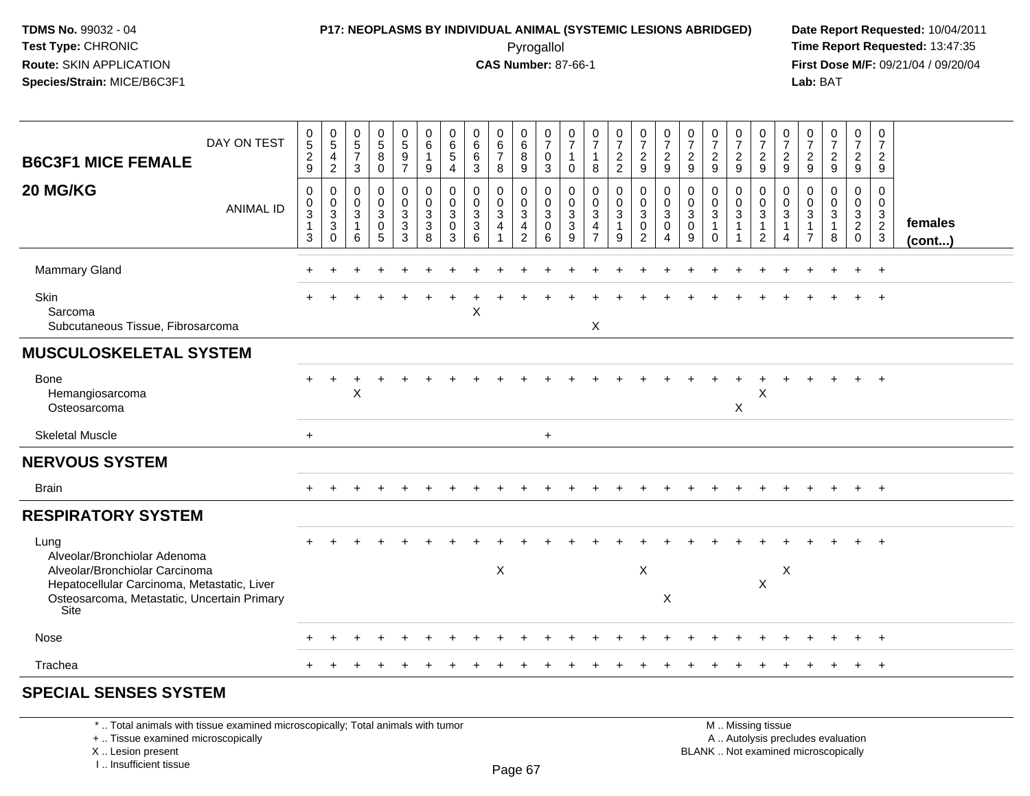**TDMS No.** 99032 - 04
**Test Type:** CHRONIC
**Route:** SKIN APPLICATION
**Species/Strain:** MICE/B6C3F1

**P17: NEOPLASMS BY INDIVIDUAL ANIMAL (SYSTEMIC LESIONS ABRIDGED)**
Pyrogallol
**CAS Number:** 87-66-1

**Date Report Requested:** 10/04/2011
**Time Report Requested:** 13:47:35
**First Dose M/F:** 09/21/04 / 09/20/04
**Lab:** BAT

| B6C3F1 MICE FEMALE 20 MG/KG | | | | | | | | | | | | | | | | | | | | | | | | | | |
|---|---|---|---|---|---|---|---|---|---|---|---|---|---|---|---|---|---|---|---|---|---|---|---|---|---|---|
| DAY ON TEST | 0529 | 0542 | 0573 | 0580 | 0597 | 0619 | 0654 | 0663 | 0678 | 0689 | 0703 | 0710 | 0718 | 0722 | 0729 | 0729 | 0729 | 0729 | 0729 | 0729 | 0729 | 0729 | 0729 | 0729 | 0729 | |
| ANIMAL ID | 00313 | 00330 | 00316 | 00305 | 00333 | 00338 | 00303 | 00336 | 00341 | 00342 | 00306 | 00339 | 00347 | 00319 | 00302 | 00304 | 00309 | 00310 | 00311 | 00312 | 00314 | 00317 | 00318 | 00320 | 00323 | females (cont...) |
| Mammary Gland | + | + | + | + | + | + | + | + | + | + | + | + | + | + | + | + | + | + | + | + | + | + | + | + | + | |
| Skin | + | + | + | + | + | + | + | + | + | + | + | + | + | + | + | + | + | + | + | + | + | + | + | + | + | |
| Sarcoma | | | | | | | | X | | | | | | | | | | | | | | | | | | |
| Subcutaneous Tissue, Fibrosarcoma | | | | | | | | | | | | | X | | | | | | | | | | | | | |
| **MUSCULOSKELETAL SYSTEM** | | | | | | | | | | | | | | | | | | | | | | | | | | |
| Bone | + | + | + | + | + | + | + | + | + | + | + | + | + | + | + | + | + | + | + | + | + | + | + | + | + | |
| Hemangiosarcoma | | | X | | | | | | | | | | | | | | | | | X | | | | | | |
| Osteosarcoma | | | | | | | | | | | | | | | | | | | X | | | | | | | |
| Skeletal Muscle | + | | | | | | | | | | + | | | | | | | | | | | | | | | |
| **NERVOUS SYSTEM** | | | | | | | | | | | | | | | | | | | | | | | | | | |
| Brain | + | + | + | + | + | + | + | + | + | + | + | + | + | + | + | + | + | + | + | + | + | + | + | + | + | |
| **RESPIRATORY SYSTEM** | | | | | | | | | | | | | | | | | | | | | | | | | | |
| Lung | + | + | + | + | + | + | + | + | + | + | + | + | + | + | + | + | + | + | + | + | + | + | + | + | + | |
| Alveolar/Bronchiolar Adenoma | | | | | | | | | | | | | | | | | | | | | | | | | | |
| Alveolar/Bronchiolar Carcinoma | | | | | | | | | X | | | | | | X | | | | | | X | | | | | |
| Hepatocellular Carcinoma, Metastatic, Liver | | | | | | | | | | | | | | | | | | | | X | | | | | | |
| Osteosarcoma, Metastatic, Uncertain Primary Site | | | | | | | | | | | | | | | | X | | | | | | | | | | |
| Nose | + | + | + | + | + | + | + | + | + | + | + | + | + | + | + | + | + | + | + | + | + | + | + | + | + | |
| Trachea | + | + | + | + | + | + | + | + | + | + | + | + | + | + | + | + | + | + | + | + | + | + | + | + | + | |
| **SPECIAL SENSES SYSTEM** | | | | | | | | | | | | | | | | | | | | | | | | | | |

\* .. Total animals with tissue examined microscopically; Total animals with tumor
+ .. Tissue examined microscopically
X .. Lesion present
I .. Insufficient tissue

M .. Missing tissue
A .. Autolysis precludes evaluation
BLANK .. Not examined microscopically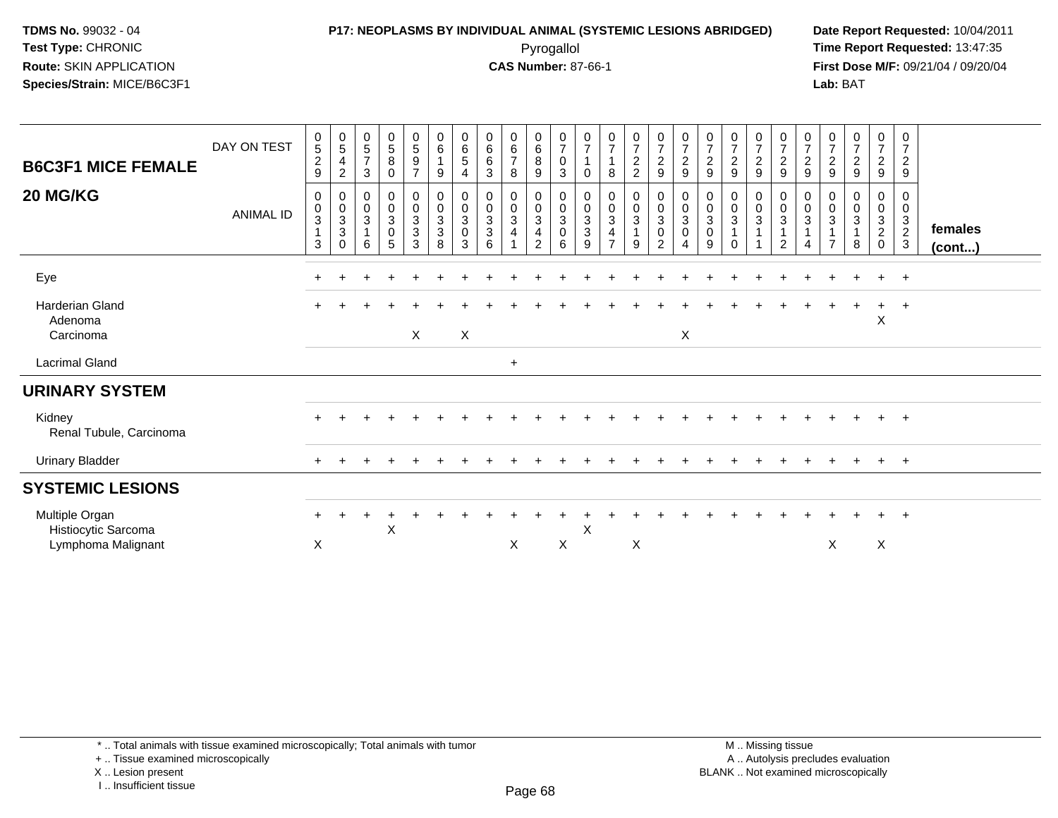TDMS No. 99032 - 04
Test Type: CHRONIC
Route: SKIN APPLICATION
Species/Strain: MICE/B6C3F1

**P17: NEOPLASMS BY INDIVIDUAL ANIMAL (SYSTEMIC LESIONS ABRIDGED)**
Pyrogallol
**CAS Number:** 87-66-1

Date Report Requested: 10/04/2011
Time Report Requested: 13:47:35
First Dose M/F: 09/21/04 / 09/20/04
Lab: BAT

## B6C3F1 MICE FEMALE 20 MG/KG

| DAY ON TEST | 0529 | 0542 | 0573 | 0580 | 0597 | 0619 | 0654 | 0663 | 0678 | 0689 | 0703 | 0710 | 0718 | 0722 | 0729 | 0729 | 0729 | 0729 | 0729 | 0729 | 0729 | 0729 | 0729 | 0729 | 0729 | |
|---|---|---|---|---|---|---|---|---|---|---|---|---|---|---|---|---|---|---|---|---|---|---|---|---|---|---|
| **ANIMAL ID** | 00313 | 00330 | 00316 | 00305 | 00333 | 00338 | 00303 | 00336 | 00341 | 00342 | 00306 | 00339 | 00347 | 00319 | 00302 | 00304 | 00309 | 00310 | 00311 | 00312 | 00314 | 00317 | 00318 | 00320 | 00323 | **females (cont...)** |
| Eye | + | + | + | + | + | + | + | + | + | + | + | + | + | + | + | + | + | + | + | + | + | + | + | + | + | |
| Harderian Gland | + | + | + | + | + | + | + | + | + | + | + | + | + | + | + | + | + | + | + | + | + | + | + | + | + | |
| Adenoma | | | | | | | | | | | | | | | | | | | | | | | | X | | |
| Carcinoma | | | | | X | | X | | | | | | | | | X | | | | | | | | | | |
| Lacrimal Gland | | | | | | | | | + | | | | | | | | | | | | | | | | | |
| **URINARY SYSTEM** | | | | | | | | | | | | | | | | | | | | | | | | | | |
| Kidney | + | + | + | + | + | + | + | + | + | + | + | + | + | + | + | + | + | + | + | + | + | + | + | + | + | |
| Renal Tubule, Carcinoma | | | | | | | | | | | | | | | | | | | | | | | | | | |
| Urinary Bladder | + | + | + | + | + | + | + | + | + | + | + | + | + | + | + | + | + | + | + | + | + | + | + | + | + | |
| **SYSTEMIC LESIONS** | | | | | | | | | | | | | | | | | | | | | | | | | | |
| Multiple Organ | + | + | + | + | + | + | + | + | + | + | + | + | + | + | + | + | + | + | + | + | + | + | + | + | + | |
| Histiocytic Sarcoma | | | | X | | | | | | | | X | | | | | | | | | | | | | | |
| Lymphoma Malignant | X | | | | | | | | X | | X | | | X | | | | | | | | X | | X | | |

\* .. Total animals with tissue examined microscopically; Total animals with tumor
+ .. Tissue examined microscopically
X .. Lesion present
I .. Insufficient tissue

M .. Missing tissue
A .. Autolysis precludes evaluation
BLANK .. Not examined microscopically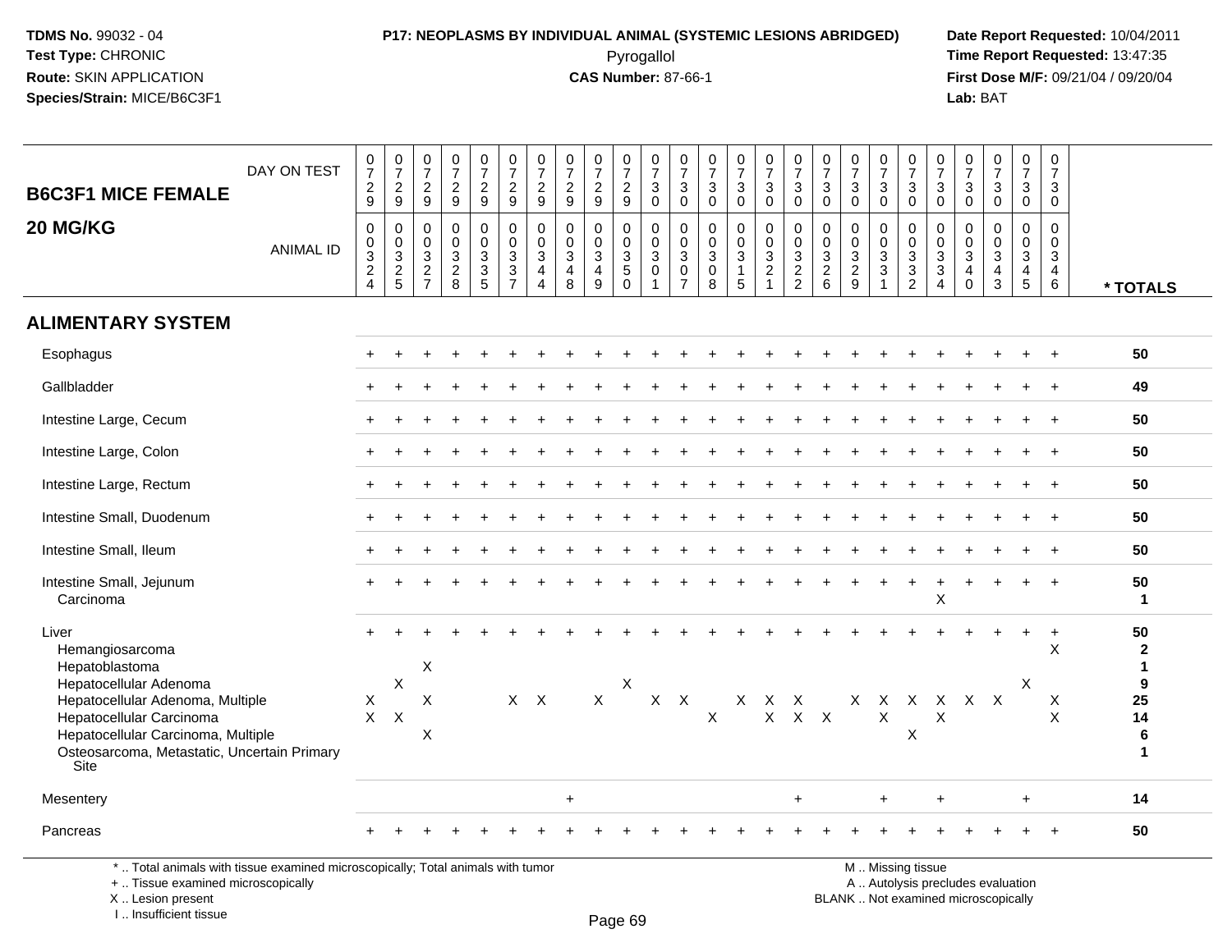**TDMS No.** 99032 - 04
**Test Type:** CHRONIC
**Route:** SKIN APPLICATION
**Species/Strain:** MICE/B6C3F1

**P17: NEOPLASMS BY INDIVIDUAL ANIMAL (SYSTEMIC LESIONS ABRIDGED)**
Pyrogallol
**CAS Number:** 87-66-1

**Date Report Requested:** 10/04/2011
**Time Report Requested:** 13:47:35
**First Dose M/F:** 09/21/04 / 09/20/04
**Lab:** BAT

## B6C3F1 MICE FEMALE 20 MG/KG

| DAY ON TEST | 0729 | 0729 | 0729 | 0729 | 0729 | 0729 | 0729 | 0729 | 0729 | 0729 | 0730 | 0730 | 0730 | 0730 | 0730 | 0730 | 0730 | 0730 | 0730 | 0730 | 0730 | 0730 | 0730 | 0730 | 0730 | |
|---|---|---|---|---|---|---|---|---|---|---|---|---|---|---|---|---|---|---|---|---|---|---|---|---|---|---|
| **ANIMAL ID** | 0324 | 0325 | 0327 | 0328 | 0335 | 0337 | 0344 | 0348 | 0349 | 0350 | 0301 | 0307 | 0308 | 0315 | 0321 | 0322 | 0326 | 0329 | 0331 | 0332 | 0334 | 0340 | 0343 | 0345 | 0346 | *** TOTALS** |
| **ALIMENTARY SYSTEM** | | | | | | | | | | | | | | | | | | | | | | | | | | |
| Esophagus | + | + | + | + | + | + | + | + | + | + | + | + | + | + | + | + | + | + | + | + | + | + | + | + | + | 50 |
| Gallbladder | + | + | + | + | + | + | + | + | + | + | + | + | + | + | + | + | + | + | + | + | + | + | + | + | + | 49 |
| Intestine Large, Cecum | + | + | + | + | + | + | + | + | + | + | + | + | + | + | + | + | + | + | + | + | + | + | + | + | + | 50 |
| Intestine Large, Colon | + | + | + | + | + | + | + | + | + | + | + | + | + | + | + | + | + | + | + | + | + | + | + | + | + | 50 |
| Intestine Large, Rectum | + | + | + | + | + | + | + | + | + | + | + | + | + | + | + | + | + | + | + | + | + | + | + | + | + | 50 |
| Intestine Small, Duodenum | + | + | + | + | + | + | + | + | + | + | + | + | + | + | + | + | + | + | + | + | + | + | + | + | + | 50 |
| Intestine Small, Ileum | + | + | + | + | + | + | + | + | + | + | + | + | + | + | + | + | + | + | + | + | + | + | + | + | + | 50 |
| Intestine Small, Jejunum | + | + | + | + | + | + | + | + | + | + | + | + | + | + | + | + | + | + | + | + | + | + | + | + | + | 50 |
| Carcinoma | | | | | | | | | | | | | | | | | | | | | X | | | | | 1 |
| Liver | + | + | + | + | + | + | + | + | + | + | + | + | + | + | + | + | + | + | + | + | + | + | + | + | + | 50 |
| Hemangiosarcoma | | | | | | | | | | | | | | | | | | | | | | | | | X | 2 |
| Hepatoblastoma | | | X | | | | | | | | | | | | | | | | | | | | | | | 1 |
| Hepatocellular Adenoma | | X | | | | | | | | X | | | | | | | | | | | | | | X | | 9 |
| Hepatocellular Adenoma, Multiple | X | | X | | | X | X | | X | | X | X | | X | X | X | | X | X | X | X | X | X | | X | 25 |
| Hepatocellular Carcinoma | X | X | | | | | | | | | | | X | | X | X | X | | X | | X | | | | X | 14 |
| Hepatocellular Carcinoma, Multiple | | | X | | | | | | | | | | | | | | | | | X | | | | | | 6 |
| Osteosarcoma, Metastatic, Uncertain Primary Site | | | | | | | | | | | | | | | | | | | | | | | | | | 1 |
| Mesentery | | | | | | | | + | | | | | | | | + | | | + | | + | | | + | | 14 |
| Pancreas | + | + | + | + | + | + | + | + | + | + | + | + | + | + | + | + | + | + | + | + | + | + | + | + | + | 50 |

\* .. Total animals with tissue examined microscopically; Total animals with tumor
\+ .. Tissue examined microscopically
X .. Lesion present
I .. Insufficient tissue

M .. Missing tissue
A .. Autolysis precludes evaluation
BLANK .. Not examined microscopically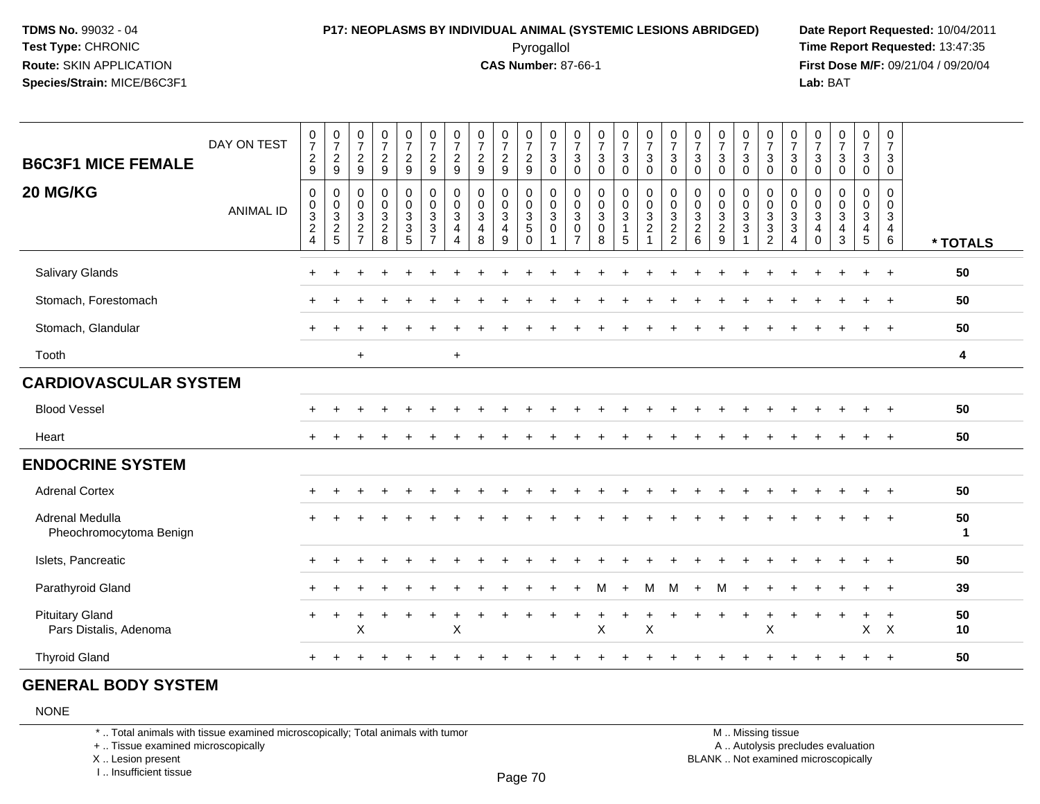**TDMS No.** 99032 - 04
**Test Type:** CHRONIC
**Route:** SKIN APPLICATION
**Species/Strain:** MICE/B6C3F1

**P17: NEOPLASMS BY INDIVIDUAL ANIMAL (SYSTEMIC LESIONS ABRIDGED)**
Pyrogallol
**CAS Number:** 87-66-1

**Date Report Requested:** 10/04/2011
**Time Report Requested:** 13:47:35
**First Dose M/F:** 09/21/04 / 09/20/04
**Lab:** BAT

**B6C3F1 MICE FEMALE 20 MG/KG**

| DAY ON TEST | 0729 | 0729 | 0729 | 0729 | 0729 | 0729 | 0729 | 0729 | 0729 | 0729 | 0730 | 0730 | 0730 | 0730 | 0730 | 0730 | 0730 | 0730 | 0730 | 0730 | 0730 | 0730 | 0730 | 0730 | 0730 | |
|---|---|---|---|---|---|---|---|---|---|---|---|---|---|---|---|---|---|---|---|---|---|---|---|---|---|---|
| **ANIMAL ID** | 00324 | 00325 | 00327 | 00328 | 00335 | 00337 | 00344 | 00348 | 00349 | 00350 | 00301 | 00307 | 00308 | 00315 | 00321 | 00322 | 00326 | 00329 | 00331 | 00332 | 00334 | 00340 | 00343 | 00345 | 00346 | *** TOTALS** |
| Salivary Glands | + | + | + | + | + | + | + | + | + | + | + | + | + | + | + | + | + | + | + | + | + | + | + | + | + | 50 |
| Stomach, Forestomach | + | + | + | + | + | + | + | + | + | + | + | + | + | + | + | + | + | + | + | + | + | + | + | + | + | 50 |
| Stomach, Glandular | + | + | + | + | + | + | + | + | + | + | + | + | + | + | + | + | + | + | + | + | + | + | + | + | + | 50 |
| Tooth | | | + | | | | + | | | | | | | | | | | | | | | | | | | 4 |
| **CARDIOVASCULAR SYSTEM** | | | | | | | | | | | | | | | | | | | | | | | | | | |
| Blood Vessel | + | + | + | + | + | + | + | + | + | + | + | + | + | + | + | + | + | + | + | + | + | + | + | + | + | 50 |
| Heart | + | + | + | + | + | + | + | + | + | + | + | + | + | + | + | + | + | + | + | + | + | + | + | + | + | 50 |
| **ENDOCRINE SYSTEM** | | | | | | | | | | | | | | | | | | | | | | | | | | |
| Adrenal Cortex | + | + | + | + | + | + | + | + | + | + | + | + | + | + | + | + | + | + | + | + | + | + | + | + | + | 50 |
| Adrenal Medulla | + | + | + | + | + | + | + | + | + | + | + | + | + | + | + | + | + | + | + | + | + | + | + | + | + | 50 |
| Pheochromocytoma Benign | | | | | | | | | | | | | | | | | | | | | | | | | | 1 |
| Islets, Pancreatic | + | + | + | + | + | + | + | + | + | + | + | + | + | + | + | + | + | + | + | + | + | + | + | + | + | 50 |
| Parathyroid Gland | + | + | + | + | + | + | + | + | + | + | + | + | M | + | M | M | + | M | + | + | + | + | + | + | + | 39 |
| Pituitary Gland | + | + | + | + | + | + | + | + | + | + | + | + | + | + | + | + | + | + | + | + | + | + | + | + | + | 50 |
| Pars Distalis, Adenoma | | | X | | | | X | | | | | | X | | X | | | | | X | | | | X | X | 10 |
| Thyroid Gland | + | + | + | + | + | + | + | + | + | + | + | + | + | + | + | + | + | + | + | + | + | + | + | + | + | 50 |

**GENERAL BODY SYSTEM**

NONE

\* .. Total animals with tissue examined microscopically; Total animals with tumor
\+ .. Tissue examined microscopically
X .. Lesion present
I .. Insufficient tissue

M .. Missing tissue
A .. Autolysis precludes evaluation
BLANK .. Not examined microscopically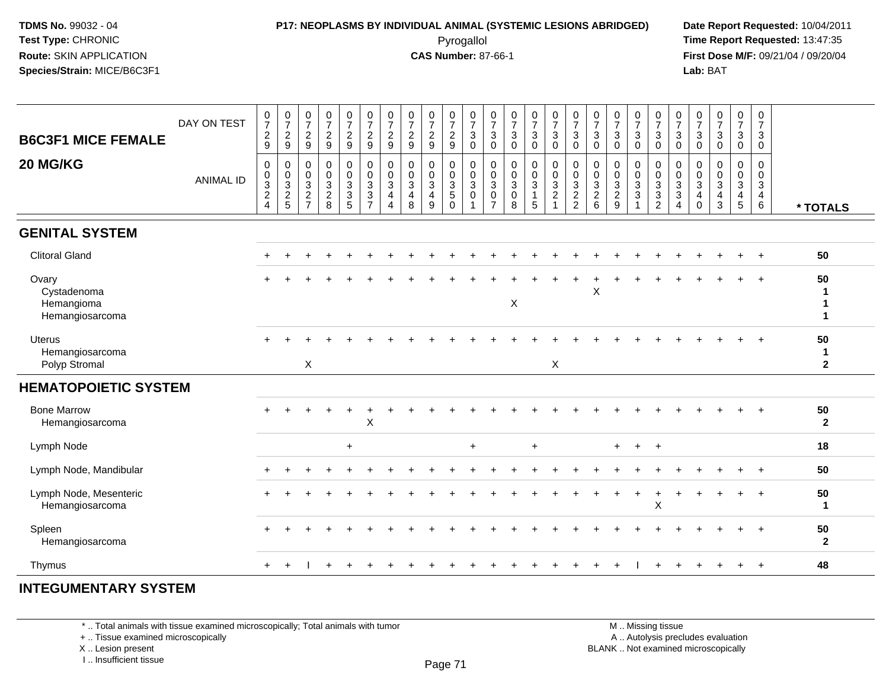TDMS No. 99032 - 04
Test Type: CHRONIC
Route: SKIN APPLICATION
Species/Strain: MICE/B6C3F1

**P17: NEOPLASMS BY INDIVIDUAL ANIMAL (SYSTEMIC LESIONS ABRIDGED)**
Pyrogallol
**CAS Number:** 87-66-1

Date Report Requested: 10/04/2011
Time Report Requested: 13:47:35
First Dose M/F: 09/21/04 / 09/20/04
Lab: BAT

## B6C3F1 MICE FEMALE 20 MG/KG

| DAY ON TEST | 0729 | 0729 | 0729 | 0729 | 0729 | 0729 | 0729 | 0729 | 0729 | 0729 | 0730 | 0730 | 0730 | 0730 | 0730 | 0730 | 0730 | 0730 | 0730 | 0730 | 0730 | 0730 | 0730 | 0730 | 0730 | |
|---|---|---|---|---|---|---|---|---|---|---|---|---|---|---|---|---|---|---|---|---|---|---|---|---|---|---|
| **ANIMAL ID** | 00324 | 00325 | 00327 | 00328 | 00335 | 00337 | 00344 | 00348 | 00349 | 00350 | 00301 | 00307 | 00308 | 00315 | 00321 | 00322 | 00326 | 00329 | 00331 | 00332 | 00334 | 00340 | 00343 | 00345 | 00346 | *** TOTALS** |
| **GENITAL SYSTEM** | | | | | | | | | | | | | | | | | | | | | | | | | | |
| Clitoral Gland | + | + | + | + | + | + | + | + | + | + | + | + | + | + | + | + | + | + | + | + | + | + | + | + | + | 50 |
| Ovary | + | + | + | + | + | + | + | + | + | + | + | + | + | + | + | + | + | + | + | + | + | + | + | + | + | 50 |
| Cystadenoma | | | | | | | | | | | | | | | | | X | | | | | | | | | 1 |
| Hemangioma | | | | | | | | | | | | | X | | | | | | | | | | | | | 1 |
| Hemangiosarcoma | | | | | | | | | | | | | | | | | | | | | | | | | | 1 |
| Uterus | + | + | + | + | + | + | + | + | + | + | + | + | + | + | + | + | + | + | + | + | + | + | + | + | + | 50 |
| Hemangiosarcoma | | | | | | | | | | | | | | | | | | | | | | | | | | 1 |
| Polyp Stromal | | | X | | | | | | | | | | | | X | | | | | | | | | | | 2 |
| **HEMATOPOIETIC SYSTEM** | | | | | | | | | | | | | | | | | | | | | | | | | | |
| Bone Marrow | + | + | + | + | + | + | + | + | + | + | + | + | + | + | + | + | + | + | + | + | + | + | + | + | + | 50 |
| Hemangiosarcoma | | | | | | X | | | | | | | | | | | | | | | | | | | | 2 |
| Lymph Node | | | | | + | | | | | | + | | | + | | | | + | + | + | | | | | | 18 |
| Lymph Node, Mandibular | + | + | + | + | + | + | + | + | + | + | + | + | + | + | + | + | + | + | + | + | + | + | + | + | + | 50 |
| Lymph Node, Mesenteric | + | + | + | + | + | + | + | + | + | + | + | + | + | + | + | + | + | + | + | + | + | + | + | + | + | 50 |
| Hemangiosarcoma | | | | | | | | | | | | | | | | | | | | X | | | | | | 1 |
| Spleen | + | + | + | + | + | + | + | + | + | + | + | + | + | + | + | + | + | + | + | + | + | + | + | + | + | 50 |
| Hemangiosarcoma | | | | | | | | | | | | | | | | | | | | | | | | | | 2 |
| Thymus | + | + | I | + | + | + | + | + | + | + | + | + | + | + | + | + | + | + | I | + | + | + | + | + | + | 48 |
| **INTEGUMENTARY SYSTEM** | | | | | | | | | | | | | | | | | | | | | | | | | | |

\* .. Total animals with tissue examined microscopically; Total animals with tumor
+ .. Tissue examined microscopically
X .. Lesion present
I .. Insufficient tissue

M .. Missing tissue
A .. Autolysis precludes evaluation
BLANK .. Not examined microscopically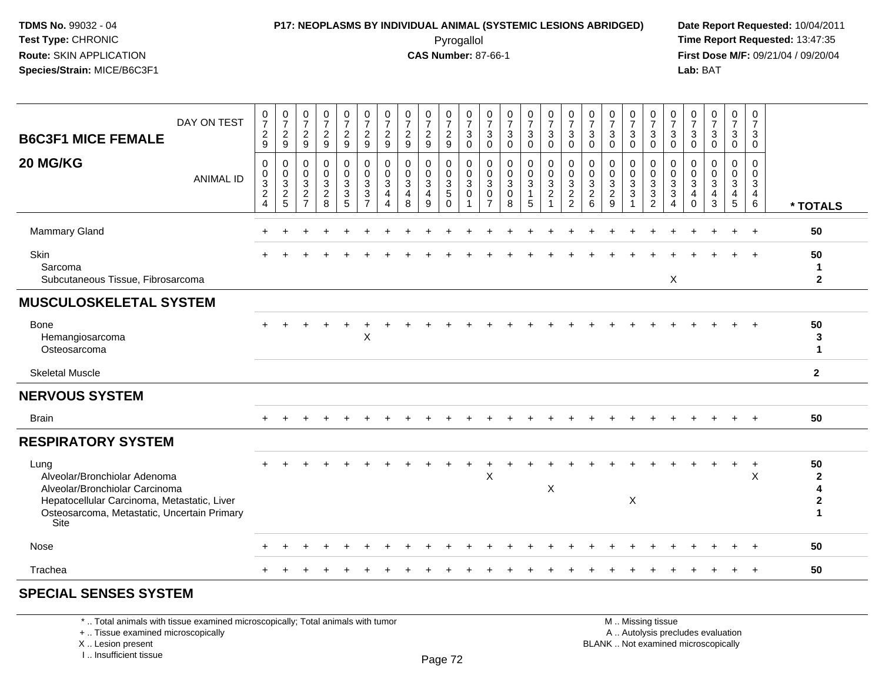**TDMS No.** 99032 - 04
**Test Type:** CHRONIC
**Route:** SKIN APPLICATION
**Species/Strain:** MICE/B6C3F1

**P17: NEOPLASMS BY INDIVIDUAL ANIMAL (SYSTEMIC LESIONS ABRIDGED)**
Pyrogallol
**CAS Number:** 87-66-1

**Date Report Requested:** 10/04/2011
**Time Report Requested:** 13:47:35
**First Dose M/F:** 09/21/04 / 09/20/04
**Lab:** BAT

**B6C3F1 MICE FEMALE 20 MG/KG**

| DAY ON TEST | 0729 | 0729 | 0729 | 0729 | 0729 | 0729 | 0729 | 0729 | 0729 | 0729 | 0730 | 0730 | 0730 | 0730 | 0730 | 0730 | 0730 | 0730 | 0730 | 0730 | 0730 | 0730 | 0730 | 0730 | 0730 | |
|---|---|---|---|---|---|---|---|---|---|---|---|---|---|---|---|---|---|---|---|---|---|---|---|---|---|---|
| **ANIMAL ID** | 00324 | 00325 | 00327 | 00328 | 00335 | 00337 | 00344 | 00348 | 00349 | 00350 | 00301 | 00307 | 00308 | 00315 | 00321 | 00322 | 00326 | 00329 | 00331 | 00332 | 00334 | 00340 | 00343 | 00345 | 00346 | *** TOTALS** |
| Mammary Gland | + | + | + | + | + | + | + | + | + | + | + | + | + | + | + | + | + | + | + | + | + | + | + | + | + | 50 |
| Skin | + | + | + | + | + | + | + | + | + | + | + | + | + | + | + | + | + | + | + | + | + | + | + | + | + | 50 |
| Sarcoma | | | | | | | | | | | | | | | | | | | | | | | | | | 1 |
| Subcutaneous Tissue, Fibrosarcoma | | | | | | | | | | | | | | | | | | | | | X | | | | | 2 |
| **MUSCULOSKELETAL SYSTEM** | | | | | | | | | | | | | | | | | | | | | | | | | | |
| Bone | + | + | + | + | + | + | + | + | + | + | + | + | + | + | + | + | + | + | + | + | + | + | + | + | + | 50 |
| Hemangiosarcoma | | | | | | X | | | | | | | | | | | | | | | | | | | | 3 |
| Osteosarcoma | | | | | | | | | | | | | | | | | | | | | | | | | | 1 |
| Skeletal Muscle | | | | | | | | | | | | | | | | | | | | | | | | | | 2 |
| **NERVOUS SYSTEM** | | | | | | | | | | | | | | | | | | | | | | | | | | |
| Brain | + | + | + | + | + | + | + | + | + | + | + | + | + | + | + | + | + | + | + | + | + | + | + | + | + | 50 |
| **RESPIRATORY SYSTEM** | | | | | | | | | | | | | | | | | | | | | | | | | | |
| Lung | + | + | + | + | + | + | + | + | + | + | + | + | + | + | + | + | + | + | + | + | + | + | + | + | + | 50 |
| Alveolar/Bronchiolar Adenoma | | | | | | | | | | | | X | | | | | | | | | | | | | X | 2 |
| Alveolar/Bronchiolar Carcinoma | | | | | | | | | | | | | | | X | | | | | | | | | | | 4 |
| Hepatocellular Carcinoma, Metastatic, Liver | | | | | | | | | | | | | | | | | | | X | | | | | | | 2 |
| Osteosarcoma, Metastatic, Uncertain Primary Site | | | | | | | | | | | | | | | | | | | | | | | | | | 1 |
| Nose | + | + | + | + | + | + | + | + | + | + | + | + | + | + | + | + | + | + | + | + | + | + | + | + | + | 50 |
| Trachea | + | + | + | + | + | + | + | + | + | + | + | + | + | + | + | + | + | + | + | + | + | + | + | + | + | 50 |
| **SPECIAL SENSES SYSTEM** | | | | | | | | | | | | | | | | | | | | | | | | | | |

\* .. Total animals with tissue examined microscopically; Total animals with tumor
\+ .. Tissue examined microscopically
X .. Lesion present
I .. Insufficient tissue

M .. Missing tissue
A .. Autolysis precludes evaluation
BLANK .. Not examined microscopically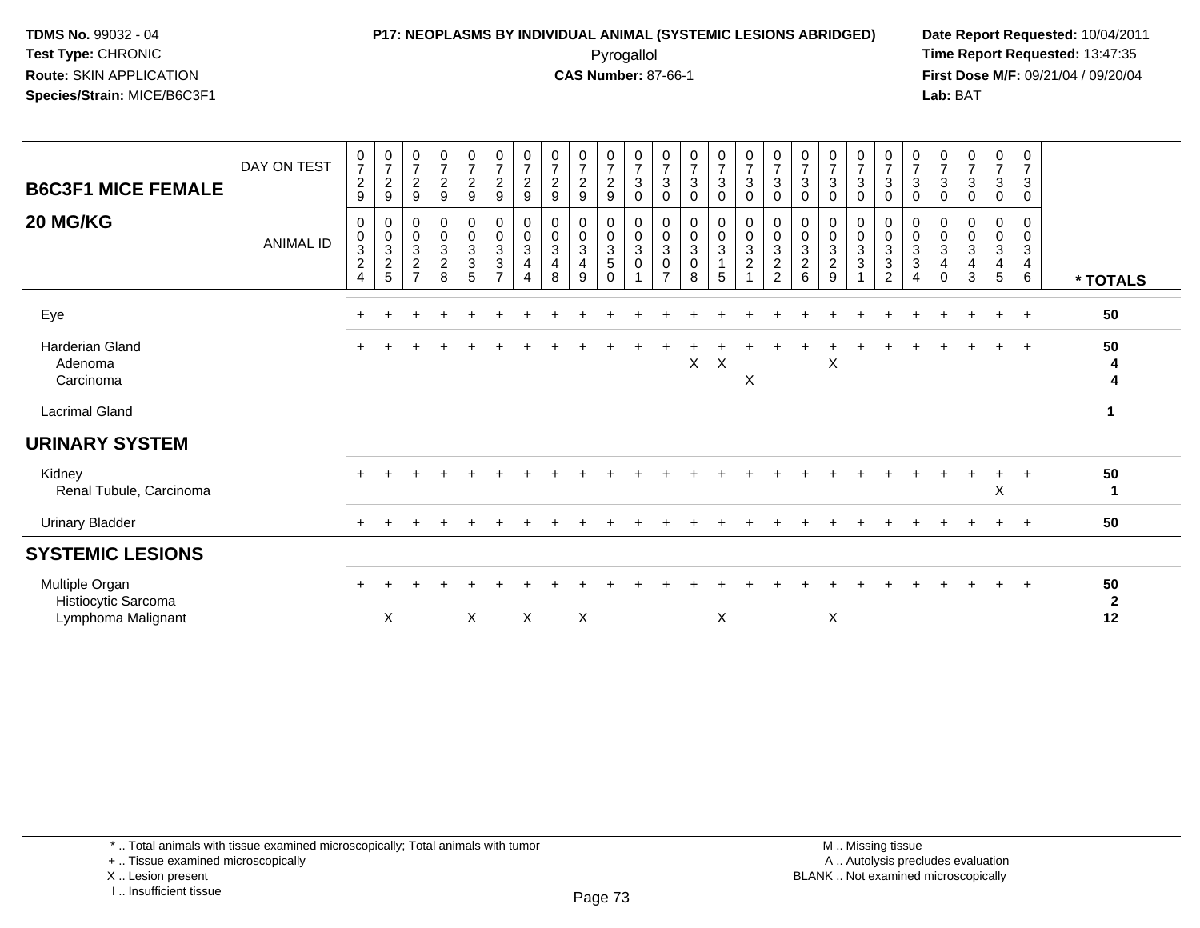**TDMS No.** 99032 - 04
**Test Type:** CHRONIC
**Route:** SKIN APPLICATION
**Species/Strain:** MICE/B6C3F1

**P17: NEOPLASMS BY INDIVIDUAL ANIMAL (SYSTEMIC LESIONS ABRIDGED)**
Pyrogallol
**CAS Number:** 87-66-1

**Date Report Requested:** 10/04/2011
**Time Report Requested:** 13:47:35
**First Dose M/F:** 09/21/04 / 09/20/04
**Lab:** BAT

## B6C3F1 MICE FEMALE 20 MG/KG

| DAY ON TEST | 0729 | 0729 | 0729 | 0729 | 0729 | 0729 | 0729 | 0729 | 0729 | 0729 | 0730 | 0730 | 0730 | 0730 | 0730 | 0730 | 0730 | 0730 | 0730 | 0730 | 0730 | 0730 | 0730 | 0730 | 0730 | |
|---|---|---|---|---|---|---|---|---|---|---|---|---|---|---|---|---|---|---|---|---|---|---|---|---|---|---|
| **ANIMAL ID** | 0324 | 0325 | 0327 | 0328 | 0335 | 0337 | 0344 | 0348 | 0349 | 0350 | 0301 | 0307 | 0308 | 0315 | 0321 | 0322 | 0326 | 0329 | 0331 | 0332 | 0334 | 0340 | 0343 | 0345 | 0346 | *** TOTALS** |
| Eye | + | + | + | + | + | + | + | + | + | + | + | + | + | + | + | + | + | + | + | + | + | + | + | + | + | 50 |
| Harderian Gland | + | + | + | + | + | + | + | + | + | + | + | + | + | + | + | + | + | + | + | + | + | + | + | + | + | 50 |
| Adenoma | | | | | | | | | | | | | X | X | | | | X | | | | | | | | 4 |
| Carcinoma | | | | | | | | | | | | | | | X | | | | | | | | | | | 4 |
| Lacrimal Gland | | | | | | | | | | | | | | | | | | | | | | | | | | 1 |
| **URINARY SYSTEM** | | | | | | | | | | | | | | | | | | | | | | | | | | |
| Kidney | + | + | + | + | + | + | + | + | + | + | + | + | + | + | + | + | + | + | + | + | + | + | + | + | + | 50 |
| Renal Tubule, Carcinoma | | | | | | | | | | | | | | | | | | | | | | | | X | | 1 |
| Urinary Bladder | + | + | + | + | + | + | + | + | + | + | + | + | + | + | + | + | + | + | + | + | + | + | + | + | + | 50 |
| **SYSTEMIC LESIONS** | | | | | | | | | | | | | | | | | | | | | | | | | | |
| Multiple Organ | + | + | + | + | + | + | + | + | + | + | + | + | + | + | + | + | + | + | + | + | + | + | + | + | + | 50 |
| Histiocytic Sarcoma | | | | | | | | | | | | | | | | | | | | | | | | | | 2 |
| Lymphoma Malignant | | X | | | X | | X | | X | | | | | X | | | | X | | | | | | | | 12 |

* .. Total animals with tissue examined microscopically; Total animals with tumor
+ .. Tissue examined microscopically
X .. Lesion present
I .. Insufficient tissue

M .. Missing tissue
A .. Autolysis precludes evaluation
BLANK .. Not examined microscopically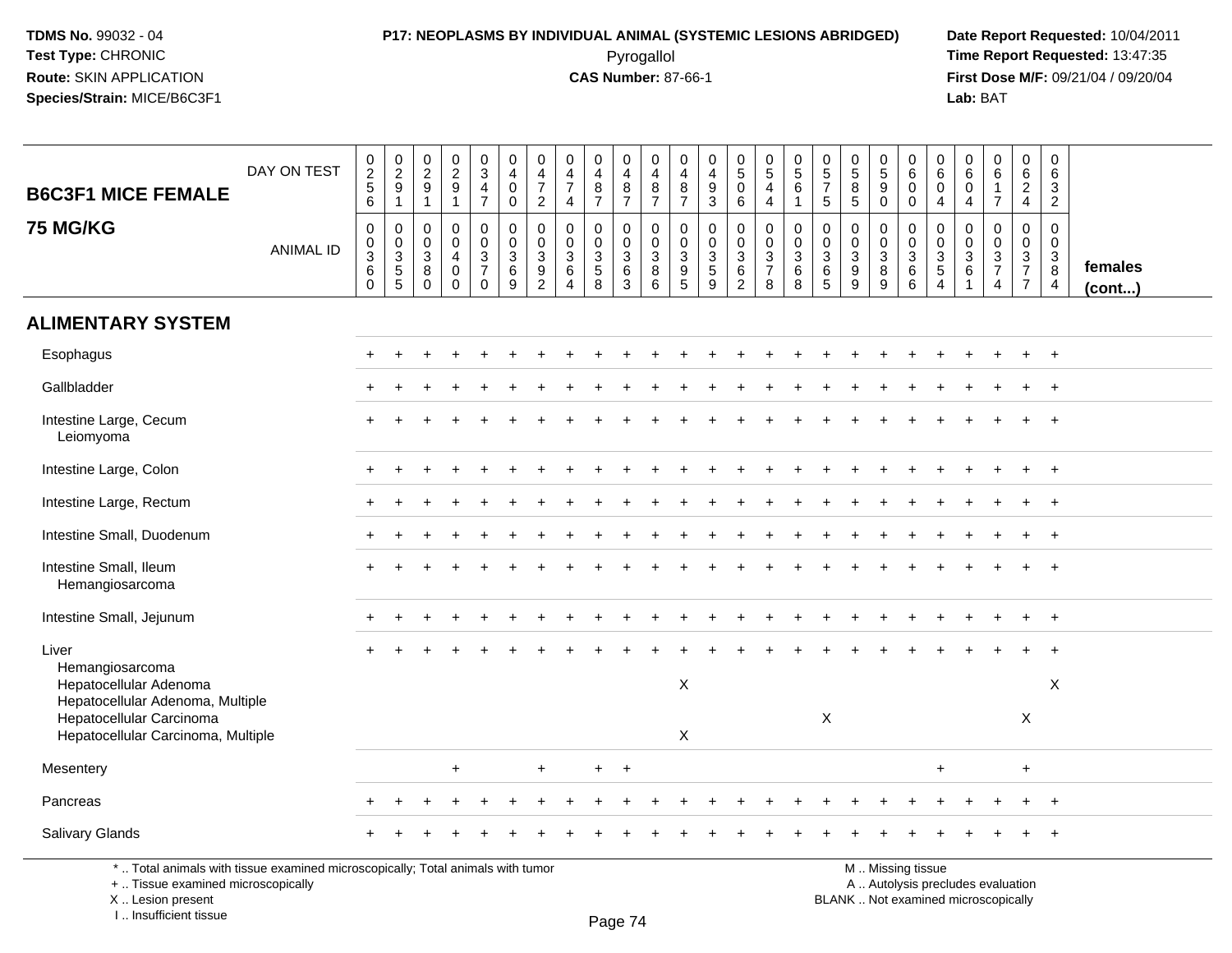TDMS No. 99032 - 04
Test Type: CHRONIC
Route: SKIN APPLICATION
Species/Strain: MICE/B6C3F1

**P17: NEOPLASMS BY INDIVIDUAL ANIMAL (SYSTEMIC LESIONS ABRIDGED)**
Pyrogallol
**CAS Number:** 87-66-1

Date Report Requested: 10/04/2011
Time Report Requested: 13:47:35
First Dose M/F: 09/21/04 / 09/20/04
Lab: BAT

## B6C3F1 MICE FEMALE 75 MG/KG

| DAY ON TEST | 0256 | 0291 | 0291 | 0291 | 0347 | 0400 | 0472 | 0474 | 0487 | 0487 | 0487 | 0487 | 0493 | 0506 | 0544 | 0561 | 0575 | 0585 | 0590 | 0600 | 0604 | 0604 | 0617 | 0624 | 0632 | |
|---|---|---|---|---|---|---|---|---|---|---|---|---|---|---|---|---|---|---|---|---|---|---|---|---|---|---|
| **ANIMAL ID** | 00360 | 00355 | 00380 | 00400 | 00370 | 00369 | 00392 | 00364 | 00358 | 00363 | 00386 | 00395 | 00359 | 00362 | 00378 | 00368 | 00365 | 00399 | 00389 | 00366 | 00354 | 00361 | 00374 | 00377 | 00384 | **females (cont...)** |
| **ALIMENTARY SYSTEM** | | | | | | | | | | | | | | | | | | | | | | | | | | |
| Esophagus | + | + | + | + | + | + | + | + | + | + | + | + | + | + | + | + | + | + | + | + | + | + | + | + | + | |
| Gallbladder | + | + | + | + | + | + | + | + | + | + | + | + | + | + | + | + | + | + | + | + | + | + | + | + | + | |
| Intestine Large, Cecum | + | + | + | + | + | + | + | + | + | + | + | + | + | + | + | + | + | + | + | + | + | + | + | + | + | |
| Leiomyoma | | | | | | | | | | | | | | | | | | | | | | | | | | |
| Intestine Large, Colon | + | + | + | + | + | + | + | + | + | + | + | + | + | + | + | + | + | + | + | + | + | + | + | + | + | |
| Intestine Large, Rectum | + | + | + | + | + | + | + | + | + | + | + | + | + | + | + | + | + | + | + | + | + | + | + | + | + | |
| Intestine Small, Duodenum | + | + | + | + | + | + | + | + | + | + | + | + | + | + | + | + | + | + | + | + | + | + | + | + | + | |
| Intestine Small, Ileum | + | + | + | + | + | + | + | + | + | + | + | + | + | + | + | + | + | + | + | + | + | + | + | + | + | |
| Hemangiosarcoma | | | | | | | | | | | | | | | | | | | | | | | | | | |
| Intestine Small, Jejunum | + | + | + | + | + | + | + | + | + | + | + | + | + | + | + | + | + | + | + | + | + | + | + | + | + | |
| Liver | + | + | + | + | + | + | + | + | + | + | + | + | + | + | + | + | + | + | + | + | + | + | + | + | + | |
| Hemangiosarcoma | | | | | | | | | | | | | | | | | | | | | | | | | | |
| Hepatocellular Adenoma | | | | | | | | | | | | X | | | | | | | | | | | | | X | |
| Hepatocellular Adenoma, Multiple | | | | | | | | | | | | | | | | | | | | | | | | | | |
| Hepatocellular Carcinoma | | | | | | | | | | | | | | | | | X | | | | | | | X | | |
| Hepatocellular Carcinoma, Multiple | | | | | | | | | | | | X | | | | | | | | | | | | | | |
| Mesentery | | | | + | | | + | | + | + | | | | | | | | | | | + | | | + | | |
| Pancreas | + | + | + | + | + | + | + | + | + | + | + | + | + | + | + | + | + | + | + | + | + | + | + | + | + | |
| Salivary Glands | + | + | + | + | + | + | + | + | + | + | + | + | + | + | + | + | + | + | + | + | + | + | + | + | + | |

\* .. Total animals with tissue examined microscopically; Total animals with tumor
\+ .. Tissue examined microscopically
X .. Lesion present
I .. Insufficient tissue

M .. Missing tissue
A .. Autolysis precludes evaluation
BLANK .. Not examined microscopically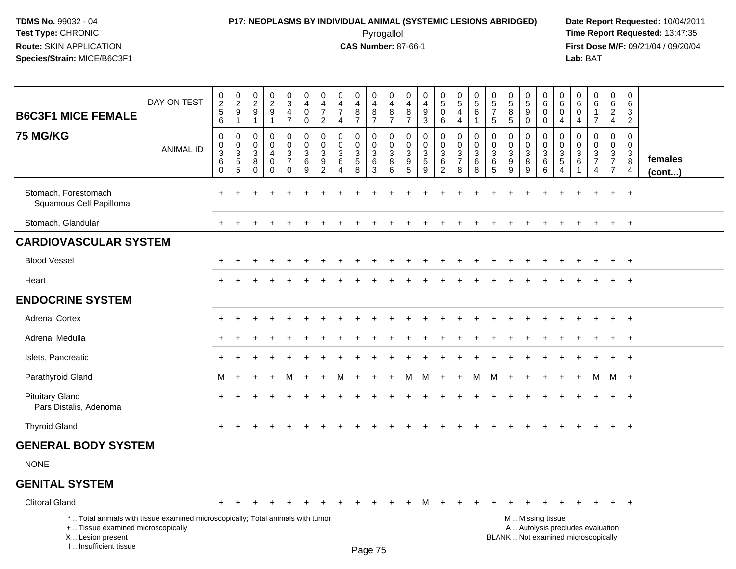**TDMS No.** 99032 - 04
**Test Type:** CHRONIC
**Route:** SKIN APPLICATION
**Species/Strain:** MICE/B6C3F1

**P17: NEOPLASMS BY INDIVIDUAL ANIMAL (SYSTEMIC LESIONS ABRIDGED)**
Pyrogallol
**CAS Number:** 87-66-1

**Date Report Requested:** 10/04/2011
**Time Report Requested:** 13:47:35
**First Dose M/F:** 09/21/04 / 09/20/04
**Lab:** BAT

## B6C3F1 MICE FEMALE 75 MG/KG

| DAY ON TEST | 0256 | 0291 | 0291 | 0291 | 0347 | 0400 | 0472 | 0474 | 0487 | 0487 | 0487 | 0487 | 0493 | 0506 | 0544 | 0561 | 0575 | 0585 | 0590 | 0600 | 0604 | 0604 | 0617 | 0624 | 0632 | |
|---|---|---|---|---|---|---|---|---|---|---|---|---|---|---|---|---|---|---|---|---|---|---|---|---|---|---|
| **ANIMAL ID** | 0036 0 | 0035 5 | 0038 0 | 0040 0 | 0037 0 | 0036 9 | 0039 2 | 0036 4 | 0035 8 | 0036 3 | 0038 6 | 0039 5 | 0035 9 | 0036 2 | 0037 8 | 0036 8 | 0036 5 | 0039 9 | 0038 9 | 0036 6 | 0035 4 | 0036 1 | 0037 4 | 0037 7 | 0038 4 | **females (cont...)** |
| Stomach, Forestomach | + | + | + | + | + | + | + | + | + | + | + | + | + | + | + | + | + | + | + | + | + | + | + | + | + | |
| Squamous Cell Papilloma | | | | | | | | | | | | | | | | | | | | | | | | | | |
| Stomach, Glandular | + | + | + | + | + | + | + | + | + | + | + | + | + | + | + | + | + | + | + | + | + | + | + | + | + | |
| **CARDIOVASCULAR SYSTEM** | | | | | | | | | | | | | | | | | | | | | | | | | | |
| Blood Vessel | + | + | + | + | + | + | + | + | + | + | + | + | + | + | + | + | + | + | + | + | + | + | + | + | + | |
| Heart | + | + | + | + | + | + | + | + | + | + | + | + | + | + | + | + | + | + | + | + | + | + | + | + | + | |
| **ENDOCRINE SYSTEM** | | | | | | | | | | | | | | | | | | | | | | | | | | |
| Adrenal Cortex | + | + | + | + | + | + | + | + | + | + | + | + | + | + | + | + | + | + | + | + | + | + | + | + | + | |
| Adrenal Medulla | + | + | + | + | + | + | + | + | + | + | + | + | + | + | + | + | + | + | + | + | + | + | + | + | + | |
| Islets, Pancreatic | + | + | + | + | + | + | + | + | + | + | + | + | + | + | + | + | + | + | + | + | + | + | + | + | + | |
| Parathyroid Gland | M | + | + | + | M | + | + | M | + | + | + | M | M | + | + | M | M | + | + | + | + | + | M | M | + | |
| Pituitary Gland | + | + | + | + | + | + | + | + | + | + | + | + | + | + | + | + | + | + | + | + | + | + | + | + | + | |
| Pars Distalis, Adenoma | | | | | | | | | | | | | | | | | | | | | | | | | | |
| Thyroid Gland | + | + | + | + | + | + | + | + | + | + | + | + | + | + | + | + | + | + | + | + | + | + | + | + | + | |
| **GENERAL BODY SYSTEM** | | | | | | | | | | | | | | | | | | | | | | | | | | |
| NONE | | | | | | | | | | | | | | | | | | | | | | | | | | |
| **GENITAL SYSTEM** | | | | | | | | | | | | | | | | | | | | | | | | | | |
| Clitoral Gland | + | + | + | + | + | + | + | + | + | + | + | + | M | + | + | + | + | + | + | + | + | + | + | + | + | |

\* .. Total animals with tissue examined microscopically; Total animals with tumor
\+ .. Tissue examined microscopically
X .. Lesion present
I .. Insufficient tissue

M .. Missing tissue
A .. Autolysis precludes evaluation
BLANK .. Not examined microscopically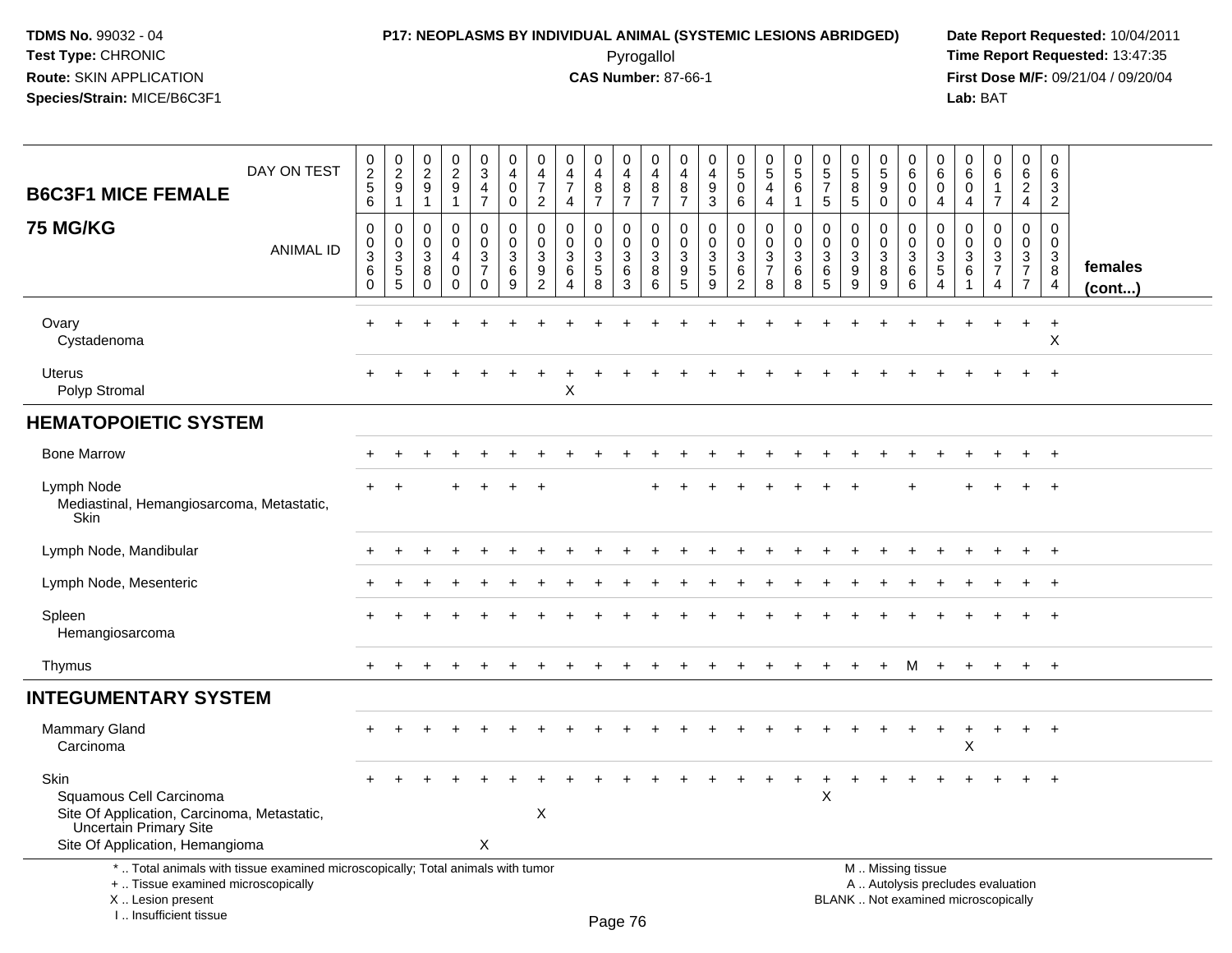## B6C3F1 MICE FEMALE 75 MG/KG

| | 1 | 2 | 3 | 4 | 5 | 6 | 7 | 8 | 9 | 10 | 11 | 12 | 13 | 14 | 15 | 16 | 17 | 18 | 19 | 20 | 21 | 22 | 23 | 24 | 25 | females (cont...) |
|---|---|---|---|---|---|---|---|---|---|---|---|---|---|---|---|---|---|---|---|---|---|---|---|---|---|---|
| DAY ON TEST | 0256 | 0291 | 0291 | 0291 | 0347 | 0400 | 0472 | 0474 | 0487 | 0487 | 0487 | 0487 | 0493 | 0506 | 0544 | 0561 | 0575 | 0585 | 0590 | 0600 | 0604 | 0604 | 0617 | 0624 | 0632 | |
| ANIMAL ID | 00360 | 00355 | 00380 | 00400 | 00370 | 00369 | 00392 | 00364 | 00358 | 00363 | 00386 | 00395 | 00359 | 00362 | 00378 | 00368 | 00365 | 00399 | 00389 | 00366 | 00354 | 00361 | 00374 | 00377 | 00384 | |
| Ovary | + | + | + | + | + | + | + | + | + | + | + | + | + | + | + | + | + | + | + | + | + | + | + | + | + | |
| Cystadenoma | | | | | | | | | | | | | | | | | | | | | | | | | X | |
| Uterus | + | + | + | + | + | + | + | + | + | + | + | + | + | + | + | + | + | + | + | + | + | + | + | + | + | |
| Polyp Stromal | | | | | | | | X | | | | | | | | | | | | | | | | | | |
| **HEMATOPOIETIC SYSTEM** | | | | | | | | | | | | | | | | | | | | | | | | | | |
| Bone Marrow | + | + | + | + | + | + | + | + | + | + | + | + | + | + | + | + | + | + | + | + | + | + | + | + | + | |
| Lymph Node | + | + | | + | + | + | + | | | | + | + | + | + | + | + | + | + | | + | | + | + | + | + | |
| Mediastinal, Hemangiosarcoma, Metastatic, Skin | | | | | | | | | | | | | | | | | | | | | | | | | | |
| Lymph Node, Mandibular | + | + | + | + | + | + | + | + | + | + | + | + | + | + | + | + | + | + | + | + | + | + | + | + | + | |
| Lymph Node, Mesenteric | + | + | + | + | + | + | + | + | + | + | + | + | + | + | + | + | + | + | + | + | + | + | + | + | + | |
| Spleen | + | + | + | + | + | + | + | + | + | + | + | + | + | + | + | + | + | + | + | + | + | + | + | + | + | |
| Hemangiosarcoma | | | | | | | | | | | | | | | | | | | | | | | | | | |
| Thymus | + | + | + | + | + | + | + | + | + | + | + | + | + | + | + | + | + | + | + | M | + | + | + | + | + | |
| **INTEGUMENTARY SYSTEM** | | | | | | | | | | | | | | | | | | | | | | | | | | |
| Mammary Gland | + | + | + | + | + | + | + | + | + | + | + | + | + | + | + | + | + | + | + | + | + | + | + | + | + | |
| Carcinoma | | | | | | | | | | | | | | | | | | | | | | X | | | | |
| Skin | + | + | + | + | + | + | + | + | + | + | + | + | + | + | + | + | + | + | + | + | + | + | + | + | + | |
| Squamous Cell Carcinoma | | | | | | | | | | | | | | | | | X | | | | | | | | | |
| Site Of Application, Carcinoma, Metastatic, Uncertain Primary Site | | | | | | | X | | | | | | | | | | | | | | | | | | | |
| Site Of Application, Hemangioma | | | | | X | | | | | | | | | | | | | | | | | | | | | |

\* .. Total animals with tissue examined microscopically; Total animals with tumor
\+ .. Tissue examined microscopically
X .. Lesion present
I .. Insufficient tissue

M .. Missing tissue
A .. Autolysis precludes evaluation
BLANK .. Not examined microscopically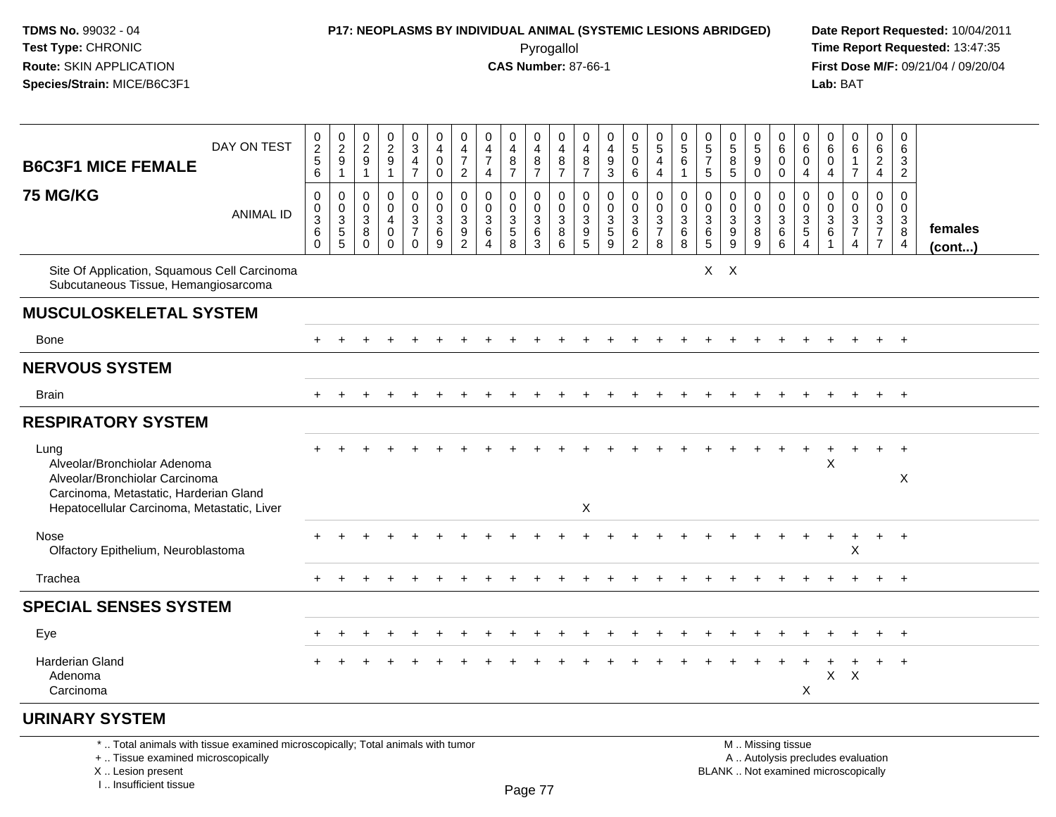**TDMS No.** 99032 - 04
**Test Type:** CHRONIC
**Route:** SKIN APPLICATION
**Species/Strain:** MICE/B6C3F1

**P17: NEOPLASMS BY INDIVIDUAL ANIMAL (SYSTEMIC LESIONS ABRIDGED)**
Pyrogallol
**CAS Number:** 87-66-1

**Date Report Requested:** 10/04/2011
**Time Report Requested:** 13:47:35
**First Dose M/F:** 09/21/04 / 09/20/04
**Lab:** BAT

| B6C3F1 MICE FEMALE 75 MG/KG | | | | | | | | | | | | | | | | | | | | | | | | | | |
|---|---|---|---|---|---|---|---|---|---|---|---|---|---|---|---|---|---|---|---|---|---|---|---|---|---|---|
| DAY ON TEST | 0256 | 0291 | 0291 | 0291 | 0347 | 0400 | 0472 | 0474 | 0487 | 0487 | 0487 | 0487 | 0493 | 0506 | 0544 | 0561 | 0575 | 0585 | 0590 | 0600 | 0604 | 0604 | 0617 | 0624 | 0632 | |
| ANIMAL ID | 00360 | 00355 | 00380 | 00400 | 00370 | 00369 | 00392 | 00364 | 00358 | 00363 | 00386 | 00395 | 00359 | 00362 | 00378 | 00368 | 00365 | 00399 | 00389 | 00366 | 00354 | 00361 | 00374 | 00377 | 00384 | females (cont...) |
| Site Of Application, Squamous Cell Carcinoma | | | | | | | | | | | | | | | | | X | X | | | | | | | | |
| Subcutaneous Tissue, Hemangiosarcoma | | | | | | | | | | | | | | | | | | | | | | | | | | |
| **MUSCULOSKELETAL SYSTEM** | | | | | | | | | | | | | | | | | | | | | | | | | | |
| Bone | + | + | + | + | + | + | + | + | + | + | + | + | + | + | + | + | + | + | + | + | + | + | + | + | + | |
| **NERVOUS SYSTEM** | | | | | | | | | | | | | | | | | | | | | | | | | | |
| Brain | + | + | + | + | + | + | + | + | + | + | + | + | + | + | + | + | + | + | + | + | + | + | + | + | + | |
| **RESPIRATORY SYSTEM** | | | | | | | | | | | | | | | | | | | | | | | | | | |
| Lung | + | + | + | + | + | + | + | + | + | + | + | + | + | + | + | + | + | + | + | + | + | + | + | + | + | |
| Alveolar/Bronchiolar Adenoma | | | | | | | | | | | | | | | | | | | | | | X | | | | |
| Alveolar/Bronchiolar Carcinoma | | | | | | | | | | | | | | | | | | | | | | | | | X | |
| Carcinoma, Metastatic, Harderian Gland | | | | | | | | | | | | | | | | | | | | | | | | | | |
| Hepatocellular Carcinoma, Metastatic, Liver | | | | | | | | | | | | X | | | | | | | | | | | | | | |
| Nose | + | + | + | + | + | + | + | + | + | + | + | + | + | + | + | + | + | + | + | + | + | + | + | + | + | |
| Olfactory Epithelium, Neuroblastoma | | | | | | | | | | | | | | | | | | | | | | | X | | | |
| Trachea | + | + | + | + | + | + | + | + | + | + | + | + | + | + | + | + | + | + | + | + | + | + | + | + | + | |
| **SPECIAL SENSES SYSTEM** | | | | | | | | | | | | | | | | | | | | | | | | | | |
| Eye | + | + | + | + | + | + | + | + | + | + | + | + | + | + | + | + | + | + | + | + | + | + | + | + | + | |
| Harderian Gland | + | + | + | + | + | + | + | + | + | + | + | + | + | + | + | + | + | + | + | + | + | + | + | + | + | |
| Adenoma | | | | | | | | | | | | | | | | | | | | | | X | X | | | |
| Carcinoma | | | | | | | | | | | | | | | | | | | | | X | | | | | |
| **URINARY SYSTEM** | | | | | | | | | | | | | | | | | | | | | | | | | | |

\* .. Total animals with tissue examined microscopically; Total animals with tumor
+ .. Tissue examined microscopically
X .. Lesion present
I .. Insufficient tissue

M .. Missing tissue
A .. Autolysis precludes evaluation
BLANK .. Not examined microscopically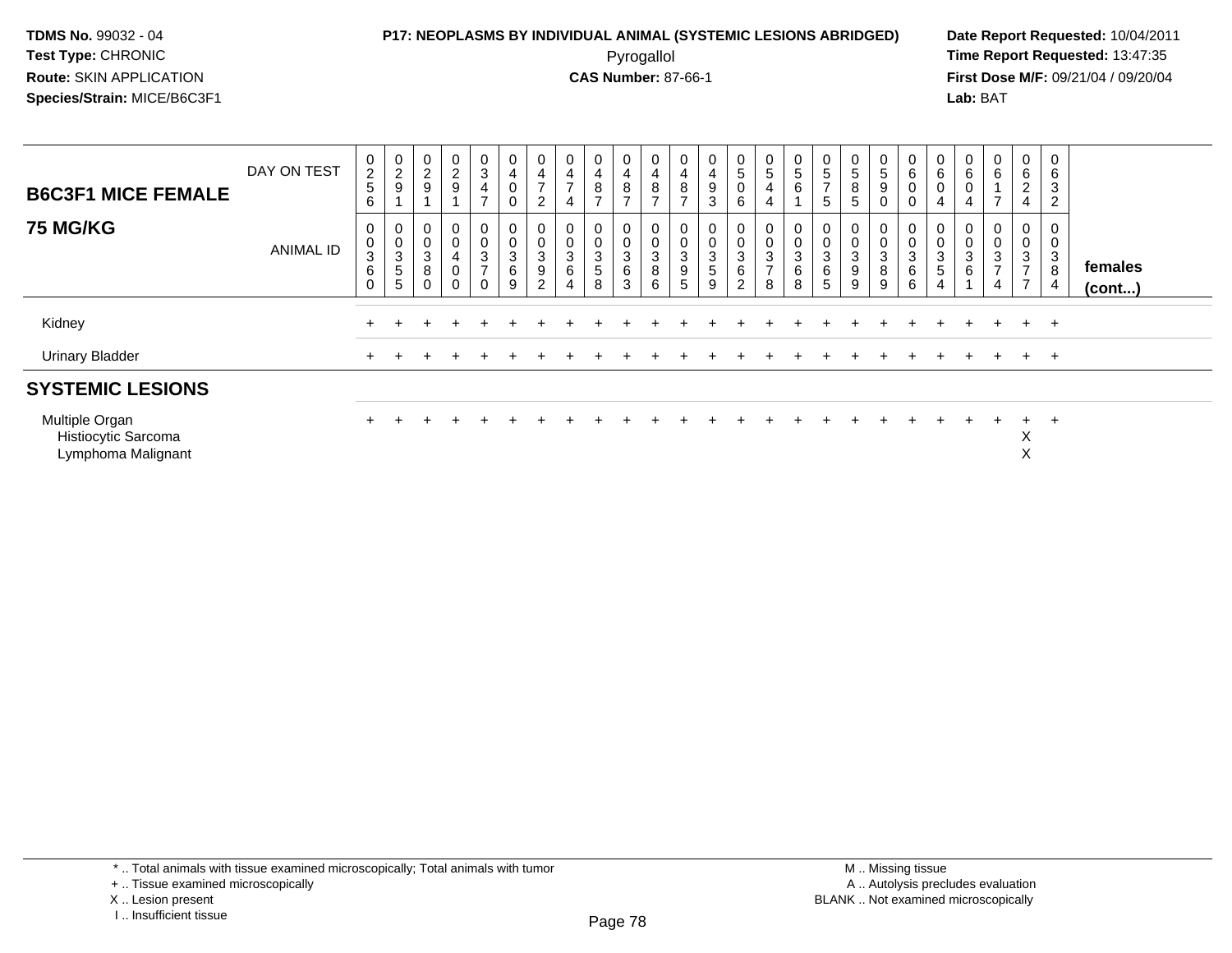**TDMS No.** 99032 - 04
**Test Type:** CHRONIC
**Route:** SKIN APPLICATION
**Species/Strain:** MICE/B6C3F1

**P17: NEOPLASMS BY INDIVIDUAL ANIMAL (SYSTEMIC LESIONS ABRIDGED)**
Pyrogallol
**CAS Number:** 87-66-1

**Date Report Requested:** 10/04/2011
**Time Report Requested:** 13:47:35
**First Dose M/F:** 09/21/04 / 09/20/04
**Lab:** BAT

| B6C3F1 MICE FEMALE 75 MG/KG | | | | | | | | | | | | | | | | | | | | | | | | | | | |
|---|---|---|---|---|---|---|---|---|---|---|---|---|---|---|---|---|---|---|---|---|---|---|---|---|---|---|---|
| DAY ON TEST | 0256 | 0291 | 0291 | 0291 | 0347 | 0400 | 0472 | 0474 | 0487 | 0487 | 0487 | 0487 | 0493 | 0506 | 0544 | 0561 | 0575 | 0585 | 0590 | 0600 | 0604 | 0604 | 0617 | 0624 | 0632 | |
| ANIMAL ID | 00360 | 00355 | 00380 | 00400 | 00370 | 00369 | 00392 | 00364 | 00358 | 00363 | 00386 | 00395 | 00359 | 00362 | 00378 | 00368 | 00365 | 00399 | 00389 | 00366 | 00354 | 00361 | 00374 | 00377 | 00384 | females (cont...) |
| Kidney | + | + | + | + | + | + | + | + | + | + | + | + | + | + | + | + | + | + | + | + | + | + | + | + | + | |
| Urinary Bladder | + | + | + | + | + | + | + | + | + | + | + | + | + | + | + | + | + | + | + | + | + | + | + | + | + | |
| **SYSTEMIC LESIONS** | | | | | | | | | | | | | | | | | | | | | | | | | | |
| Multiple Organ | + | + | + | + | + | + | + | + | + | + | + | + | + | + | + | + | + | + | + | + | + | + | + | + | + | |
| Histiocytic Sarcoma | | | | | | | | | | | | | | | | | | | | | | | | X | | |
| Lymphoma Malignant | | | | | | | | | | | | | | | | | | | | | | | | X | | |

\* .. Total animals with tissue examined microscopically; Total animals with tumor
\+ .. Tissue examined microscopically
X .. Lesion present
I .. Insufficient tissue

M .. Missing tissue
A .. Autolysis precludes evaluation
BLANK .. Not examined microscopically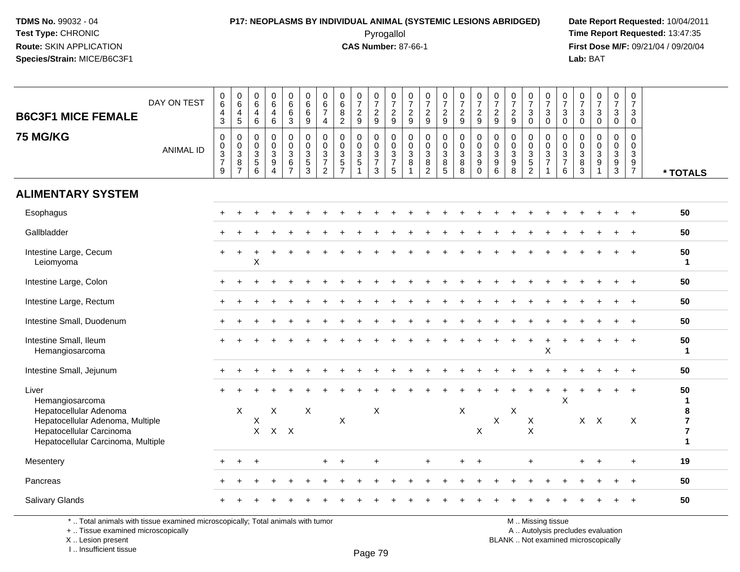**TDMS No.** 99032 - 04
**Test Type:** CHRONIC
**Route:** SKIN APPLICATION
**Species/Strain:** MICE/B6C3F1

**P17: NEOPLASMS BY INDIVIDUAL ANIMAL (SYSTEMIC LESIONS ABRIDGED)**
Pyrogallol
**CAS Number:** 87-66-1

**Date Report Requested:** 10/04/2011
**Time Report Requested:** 13:47:35
**First Dose M/F:** 09/21/04 / 09/20/04
**Lab:** BAT

## B6C3F1 MICE FEMALE 75 MG/KG

| DAY ON TEST | 0643 | 0645 | 0646 | 0646 | 0663 | 0669 | 0674 | 0682 | 0729 | 0729 | 0729 | 0729 | 0729 | 0729 | 0729 | 0729 | 0729 | 0729 | 0730 | 0730 | 0730 | 0730 | 0730 | 0730 | 0730 | |
|---|---|---|---|---|---|---|---|---|---|---|---|---|---|---|---|---|---|---|---|---|---|---|---|---|---|---|
| **ANIMAL ID** | 00379 | 00387 | 00356 | 00394 | 00367 | 00353 | 00372 | 00357 | 00351 | 00373 | 00375 | 00381 | 00382 | 00385 | 00388 | 00390 | 00396 | 00398 | 00352 | 00371 | 00376 | 00383 | 00391 | 00393 | 00397 | *** TOTALS** |
| **ALIMENTARY SYSTEM** | | | | | | | | | | | | | | | | | | | | | | | | | | |
| Esophagus | + | + | + | + | + | + | + | + | + | + | + | + | + | + | + | + | + | + | + | + | + | + | + | + | + | 50 |
| Gallbladder | + | + | + | + | + | + | + | + | + | + | + | + | + | + | + | + | + | + | + | + | + | + | + | + | + | 50 |
| Intestine Large, Cecum | + | + | + | + | + | + | + | + | + | + | + | + | + | + | + | + | + | + | + | + | + | + | + | + | + | 50 |
| Leiomyoma | | | X | | | | | | | | | | | | | | | | | | | | | | | 1 |
| Intestine Large, Colon | + | + | + | + | + | + | + | + | + | + | + | + | + | + | + | + | + | + | + | + | + | + | + | + | + | 50 |
| Intestine Large, Rectum | + | + | + | + | + | + | + | + | + | + | + | + | + | + | + | + | + | + | + | + | + | + | + | + | + | 50 |
| Intestine Small, Duodenum | + | + | + | + | + | + | + | + | + | + | + | + | + | + | + | + | + | + | + | + | + | + | + | + | + | 50 |
| Intestine Small, Ileum | + | + | + | + | + | + | + | + | + | + | + | + | + | + | + | + | + | + | + | + | + | + | + | + | + | 50 |
| Hemangiosarcoma | | | | | | | | | | | | | | | | | | | | X | | | | | | 1 |
| Intestine Small, Jejunum | + | + | + | + | + | + | + | + | + | + | + | + | + | + | + | + | + | + | + | + | + | + | + | + | + | 50 |
| Liver | + | + | + | + | + | + | + | + | + | + | + | + | + | + | + | + | + | + | + | + | + | + | + | + | + | 50 |
| Hemangiosarcoma | | | | | | | | | | | | | | | | | | | | | X | | | | | 1 |
| Hepatocellular Adenoma | | X | | X | | X | | | | X | | | | | X | | | X | | | | | | | | 8 |
| Hepatocellular Adenoma, Multiple | | | X | | | | | X | | | | | | | | | X | | X | | | X | X | | X | 7 |
| Hepatocellular Carcinoma | | | X | X | X | | | | | | | | | | | X | | | X | | | | | | | 7 |
| Hepatocellular Carcinoma, Multiple | | | | | | | | | | | | | | | | | | | | | | | | | | 1 |
| Mesentery | + | + | + | | | | + | + | | + | | | + | | + | + | | | + | | | + | + | | + | 19 |
| Pancreas | + | + | + | + | + | + | + | + | + | + | + | + | + | + | + | + | + | + | + | + | + | + | + | + | + | 50 |
| Salivary Glands | + | + | + | + | + | + | + | + | + | + | + | + | + | + | + | + | + | + | + | + | + | + | + | + | + | 50 |

\* .. Total animals with tissue examined microscopically; Total animals with tumor
\+ .. Tissue examined microscopically
X .. Lesion present
I .. Insufficient tissue

M .. Missing tissue
A .. Autolysis precludes evaluation
BLANK .. Not examined microscopically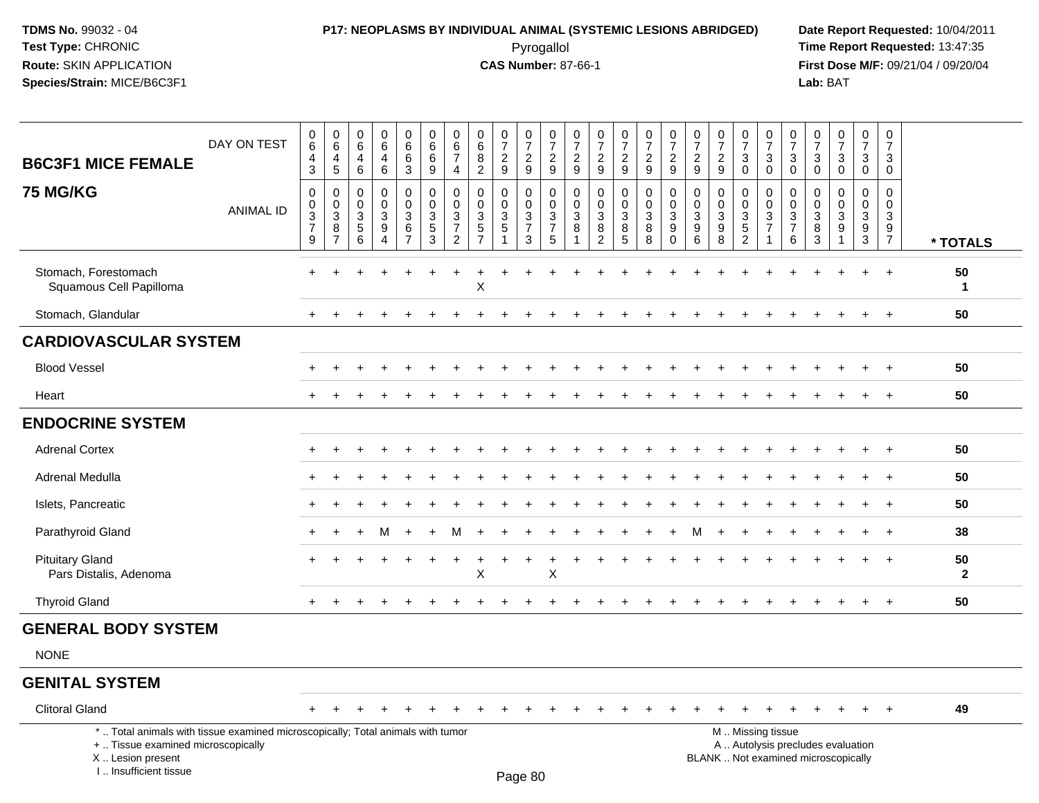TDMS No. 99032 - 04
Test Type: CHRONIC
Route: SKIN APPLICATION
Species/Strain: MICE/B6C3F1

**P17: NEOPLASMS BY INDIVIDUAL ANIMAL (SYSTEMIC LESIONS ABRIDGED)**
Pyrogallol
**CAS Number:** 87-66-1

Date Report Requested: 10/04/2011
Time Report Requested: 13:47:35
First Dose M/F: 09/21/04 / 09/20/04
Lab: BAT

## B6C3F1 MICE FEMALE
## 75 MG/KG

| DAY ON TEST | 0643 | 0645 | 0646 | 0646 | 0663 | 0669 | 0674 | 0682 | 0729 | 0729 | 0729 | 0729 | 0729 | 0729 | 0729 | 0729 | 0729 | 0729 | 0730 | 0730 | 0730 | 0730 | 0730 | 0730 | 0730 | |
|---|---|---|---|---|---|---|---|---|---|---|---|---|---|---|---|---|---|---|---|---|---|---|---|---|---|---|
| **ANIMAL ID** | 00379 | 00387 | 00356 | 00394 | 00367 | 00353 | 00372 | 00357 | 00351 | 00373 | 00375 | 00381 | 00382 | 00385 | 00388 | 00390 | 00396 | 00398 | 00352 | 00371 | 00376 | 00383 | 00391 | 00393 | 00397 | *** TOTALS** |
| Stomach, Forestomach | + | + | + | + | + | + | + | + | + | + | + | + | + | + | + | + | + | + | + | + | + | + | + | + | + | 50 |
| Squamous Cell Papilloma | | | | | | | | X | | | | | | | | | | | | | | | | | | 1 |
| Stomach, Glandular | + | + | + | + | + | + | + | + | + | + | + | + | + | + | + | + | + | + | + | + | + | + | + | + | + | 50 |
| **CARDIOVASCULAR SYSTEM** | | | | | | | | | | | | | | | | | | | | | | | | | | |
| Blood Vessel | + | + | + | + | + | + | + | + | + | + | + | + | + | + | + | + | + | + | + | + | + | + | + | + | + | 50 |
| Heart | + | + | + | + | + | + | + | + | + | + | + | + | + | + | + | + | + | + | + | + | + | + | + | + | + | 50 |
| **ENDOCRINE SYSTEM** | | | | | | | | | | | | | | | | | | | | | | | | | | |
| Adrenal Cortex | + | + | + | + | + | + | + | + | + | + | + | + | + | + | + | + | + | + | + | + | + | + | + | + | + | 50 |
| Adrenal Medulla | + | + | + | + | + | + | + | + | + | + | + | + | + | + | + | + | + | + | + | + | + | + | + | + | + | 50 |
| Islets, Pancreatic | + | + | + | + | + | + | + | + | + | + | + | + | + | + | + | + | + | + | + | + | + | + | + | + | + | 50 |
| Parathyroid Gland | + | + | + | M | + | + | M | + | + | + | + | + | + | + | + | + | M | + | + | + | + | + | + | + | + | 38 |
| Pituitary Gland | + | + | + | + | + | + | + | + | + | + | + | + | + | + | + | + | + | + | + | + | + | + | + | + | + | 50 |
| Pars Distalis, Adenoma | | | | | | | | X | | | X | | | | | | | | | | | | | | | 2 |
| Thyroid Gland | + | + | + | + | + | + | + | + | + | + | + | + | + | + | + | + | + | + | + | + | + | + | + | + | + | 50 |
| **GENERAL BODY SYSTEM** | | | | | | | | | | | | | | | | | | | | | | | | | | |
| NONE | | | | | | | | | | | | | | | | | | | | | | | | | | |
| **GENITAL SYSTEM** | | | | | | | | | | | | | | | | | | | | | | | | | | |
| Clitoral Gland | + | + | + | + | + | + | + | + | + | + | + | + | + | + | + | + | + | + | + | + | + | + | + | + | + | 49 |

\* .. Total animals with tissue examined microscopically; Total animals with tumor
\+ .. Tissue examined microscopically
X .. Lesion present
I .. Insufficient tissue

M .. Missing tissue
A .. Autolysis precludes evaluation
BLANK .. Not examined microscopically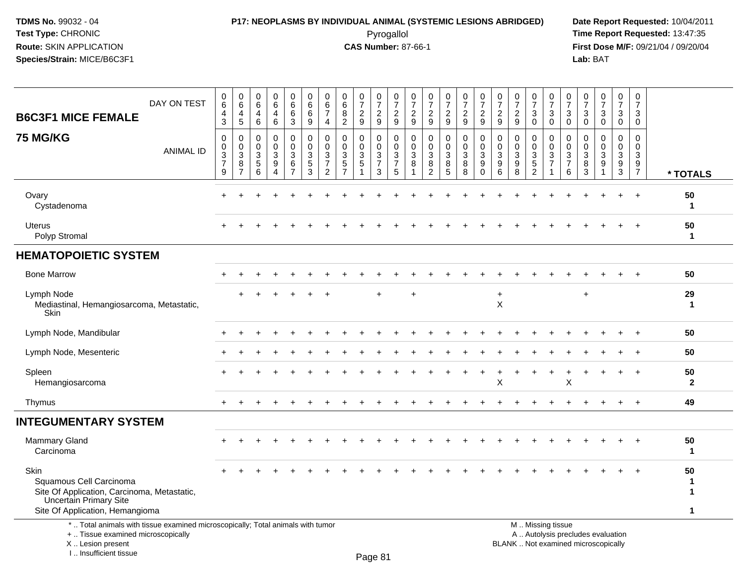**TDMS No.** 99032 - 04
**Test Type:** CHRONIC
**Route:** SKIN APPLICATION
**Species/Strain:** MICE/B6C3F1

**P17: NEOPLASMS BY INDIVIDUAL ANIMAL (SYSTEMIC LESIONS ABRIDGED)**
Pyrogallol
**CAS Number:** 87-66-1

**Date Report Requested:** 10/04/2011
**Time Report Requested:** 13:47:35
**First Dose M/F:** 09/21/04 / 09/20/04
**Lab:** BAT

| B6C3F1 MICE FEMALE 75 MG/KG | | | | | | | | | | | | | | | | | | | | | | | | | | |
|---|---|---|---|---|---|---|---|---|---|---|---|---|---|---|---|---|---|---|---|---|---|---|---|---|---|---|
| DAY ON TEST | 0643 | 0645 | 0646 | 0646 | 0663 | 0669 | 0674 | 0682 | 0729 | 0729 | 0729 | 0729 | 0729 | 0729 | 0729 | 0729 | 0729 | 0729 | 0730 | 0730 | 0730 | 0730 | 0730 | 0730 | 0730 | |
| ANIMAL ID | 00379 | 00387 | 00356 | 00394 | 00367 | 00353 | 00372 | 00357 | 00351 | 00373 | 00375 | 00381 | 00382 | 00385 | 00388 | 00390 | 00396 | 00398 | 00352 | 00371 | 00376 | 00383 | 00391 | 00393 | 00397 | * TOTALS |
| Ovary | + | + | + | + | + | + | + | + | + | + | + | + | + | + | + | + | + | + | + | + | + | + | + | + | + | 50 |
| Cystadenoma | | | | | | | | | | | | | | | | | | | | | | | | | | 1 |
| Uterus | + | + | + | + | + | + | + | + | + | + | + | + | + | + | + | + | + | + | + | + | + | + | + | + | + | 50 |
| Polyp Stromal | | | | | | | | | | | | | | | | | | | | | | | | | | 1 |
| **HEMATOPOIETIC SYSTEM** | | | | | | | | | | | | | | | | | | | | | | | | | | |
| Bone Marrow | + | + | + | + | + | + | + | + | + | + | + | + | + | + | + | + | + | + | + | + | + | + | + | + | + | 50 |
| Lymph Node | | + | + | + | + | + | + | | | + | | + | | | | | + | | | | | + | | | | 29 |
| Mediastinal, Hemangiosarcoma, Metastatic, Skin | | | | | | | | | | | | | | | | | X | | | | | | | | | 1 |
| Lymph Node, Mandibular | + | + | + | + | + | + | + | + | + | + | + | + | + | + | + | + | + | + | + | + | + | + | + | + | + | 50 |
| Lymph Node, Mesenteric | + | + | + | + | + | + | + | + | + | + | + | + | + | + | + | + | + | + | + | + | + | + | + | + | + | 50 |
| Spleen | + | + | + | + | + | + | + | + | + | + | + | + | + | + | + | + | + | + | + | + | + | + | + | + | + | 50 |
| Hemangiosarcoma | | | | | | | | | | | | | | | | | X | | | | X | | | | | 2 |
| Thymus | + | + | + | + | + | + | + | + | + | + | + | + | + | + | + | + | + | + | + | + | + | + | + | + | + | 49 |
| **INTEGUMENTARY SYSTEM** | | | | | | | | | | | | | | | | | | | | | | | | | | |
| Mammary Gland | + | + | + | + | + | + | + | + | + | + | + | + | + | + | + | + | + | + | + | + | + | + | + | + | + | 50 |
| Carcinoma | | | | | | | | | | | | | | | | | | | | | | | | | | 1 |
| Skin | + | + | + | + | + | + | + | + | + | + | + | + | + | + | + | + | + | + | + | + | + | + | + | + | + | 50 |
| Squamous Cell Carcinoma | | | | | | | | | | | | | | | | | | | | | | | | | | 1 |
| Site Of Application, Carcinoma, Metastatic, Uncertain Primary Site | | | | | | | | | | | | | | | | | | | | | | | | | | 1 |
| Site Of Application, Hemangioma | | | | | | | | | | | | | | | | | | | | | | | | | | 1 |

\* .. Total animals with tissue examined microscopically; Total animals with tumor
\+ .. Tissue examined microscopically
X .. Lesion present
I .. Insufficient tissue

M .. Missing tissue
A .. Autolysis precludes evaluation
BLANK .. Not examined microscopically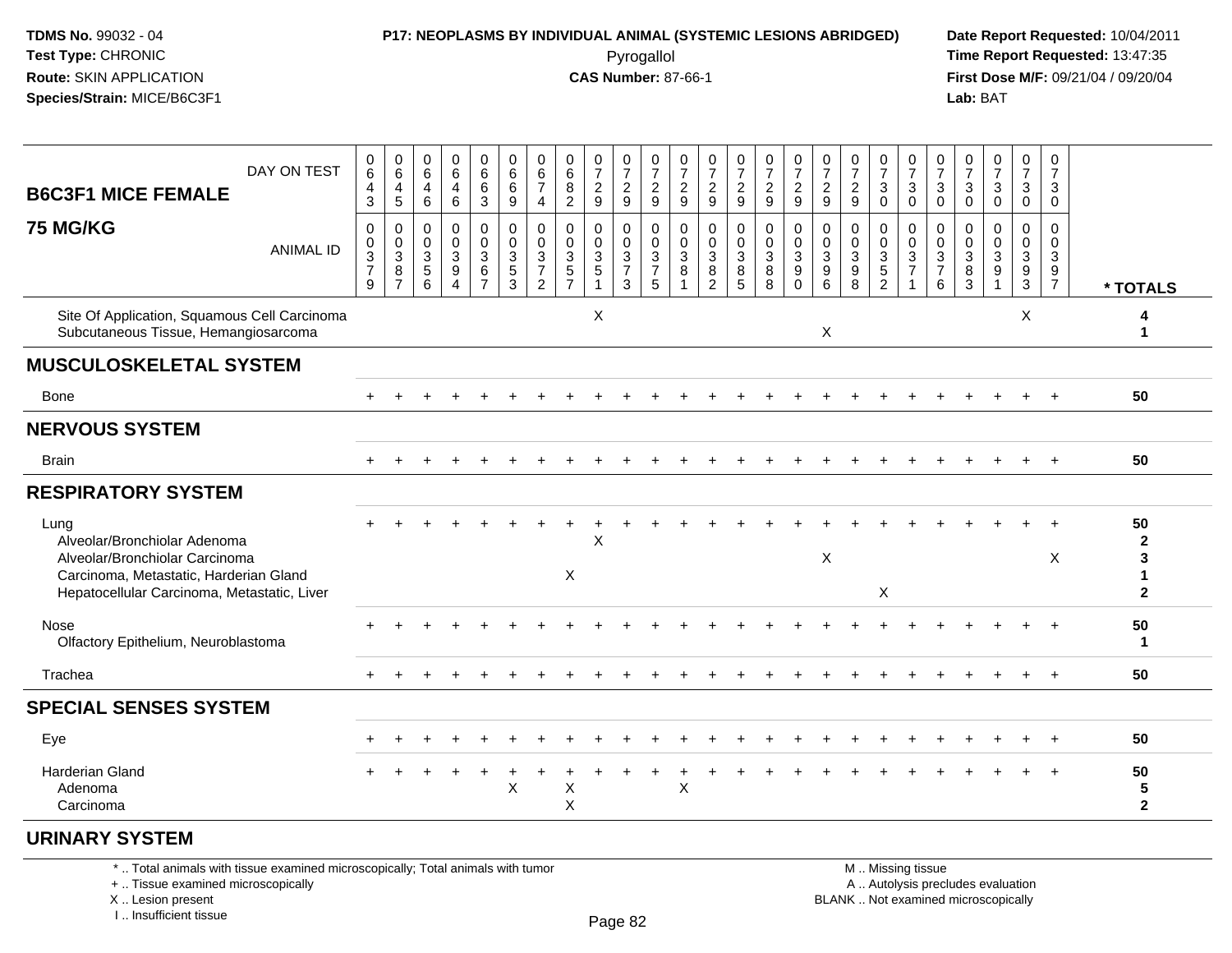**TDMS No.** 99032 - 04
**Test Type:** CHRONIC
**Route:** SKIN APPLICATION
**Species/Strain:** MICE/B6C3F1

**P17: NEOPLASMS BY INDIVIDUAL ANIMAL (SYSTEMIC LESIONS ABRIDGED)**
Pyrogallol
**CAS Number:** 87-66-1

**Date Report Requested:** 10/04/2011
**Time Report Requested:** 13:47:35
**First Dose M/F:** 09/21/04 / 09/20/04
**Lab:** BAT

## B6C3F1 MICE FEMALE 75 MG/KG

| DAY ON TEST | 0643 | 0645 | 0646 | 0646 | 0663 | 0669 | 0674 | 0682 | 0729 | 0729 | 0729 | 0729 | 0729 | 0729 | 0729 | 0729 | 0729 | 0729 | 0730 | 0730 | 0730 | 0730 | 0730 | 0730 | 0730 | |
|---|---|---|---|---|---|---|---|---|---|---|---|---|---|---|---|---|---|---|---|---|---|---|---|---|---|---|
| **ANIMAL ID** | 00379 | 00387 | 00356 | 00394 | 00367 | 00353 | 00372 | 00357 | 00351 | 00373 | 00375 | 00381 | 00382 | 00385 | 00388 | 00390 | 00396 | 00398 | 00352 | 00371 | 00376 | 00383 | 00391 | 00393 | 00397 | *** TOTALS** |
| Site Of Application, Squamous Cell Carcinoma | | | | | | | | | X | | | | | | | | | | | | | | | X | | 4 |
| Subcutaneous Tissue, Hemangiosarcoma | | | | | | | | | | | | | | | | | X | | | | | | | | | 1 |
| **MUSCULOSKELETAL SYSTEM** | | | | | | | | | | | | | | | | | | | | | | | | | | |
| Bone | + | + | + | + | + | + | + | + | + | + | + | + | + | + | + | + | + | + | + | + | + | + | + | + | + | 50 |
| **NERVOUS SYSTEM** | | | | | | | | | | | | | | | | | | | | | | | | | | |
| Brain | + | + | + | + | + | + | + | + | + | + | + | + | + | + | + | + | + | + | + | + | + | + | + | + | + | 50 |
| **RESPIRATORY SYSTEM** | | | | | | | | | | | | | | | | | | | | | | | | | | |
| Lung | + | + | + | + | + | + | + | + | + | + | + | + | + | + | + | + | + | + | + | + | + | + | + | + | + | 50 |
| Alveolar/Bronchiolar Adenoma | | | | | | | | | X | | | | | | | | | | | | | | | | | 2 |
| Alveolar/Bronchiolar Carcinoma | | | | | | | | | | | | | | | | | X | | | | | | | | X | 3 |
| Carcinoma, Metastatic, Harderian Gland | | | | | | | | X | | | | | | | | | | | | | | | | | | 1 |
| Hepatocellular Carcinoma, Metastatic, Liver | | | | | | | | | | | | | | | | | | | X | | | | | | | 2 |
| Nose | + | + | + | + | + | + | + | + | + | + | + | + | + | + | + | + | + | + | + | + | + | + | + | + | + | 50 |
| Olfactory Epithelium, Neuroblastoma | | | | | | | | | | | | | | | | | | | | | | | | | | 1 |
| Trachea | + | + | + | + | + | + | + | + | + | + | + | + | + | + | + | + | + | + | + | + | + | + | + | + | + | 50 |
| **SPECIAL SENSES SYSTEM** | | | | | | | | | | | | | | | | | | | | | | | | | | |
| Eye | + | + | + | + | + | + | + | + | + | + | + | + | + | + | + | + | + | + | + | + | + | + | + | + | + | 50 |
| Harderian Gland | + | + | + | + | + | + | + | + | + | + | + | + | + | + | + | + | + | + | + | + | + | + | + | + | + | 50 |
| Adenoma | | | | | | X | | X | | | | X | | | | | | | | | | | | | | 5 |
| Carcinoma | | | | | | | | X | | | | | | | | | | | | | | | | | | 2 |
| **URINARY SYSTEM** | | | | | | | | | | | | | | | | | | | | | | | | | | |

\* .. Total animals with tissue examined microscopically; Total animals with tumor
\+ .. Tissue examined microscopically
X .. Lesion present
I .. Insufficient tissue

M .. Missing tissue
A .. Autolysis precludes evaluation
BLANK .. Not examined microscopically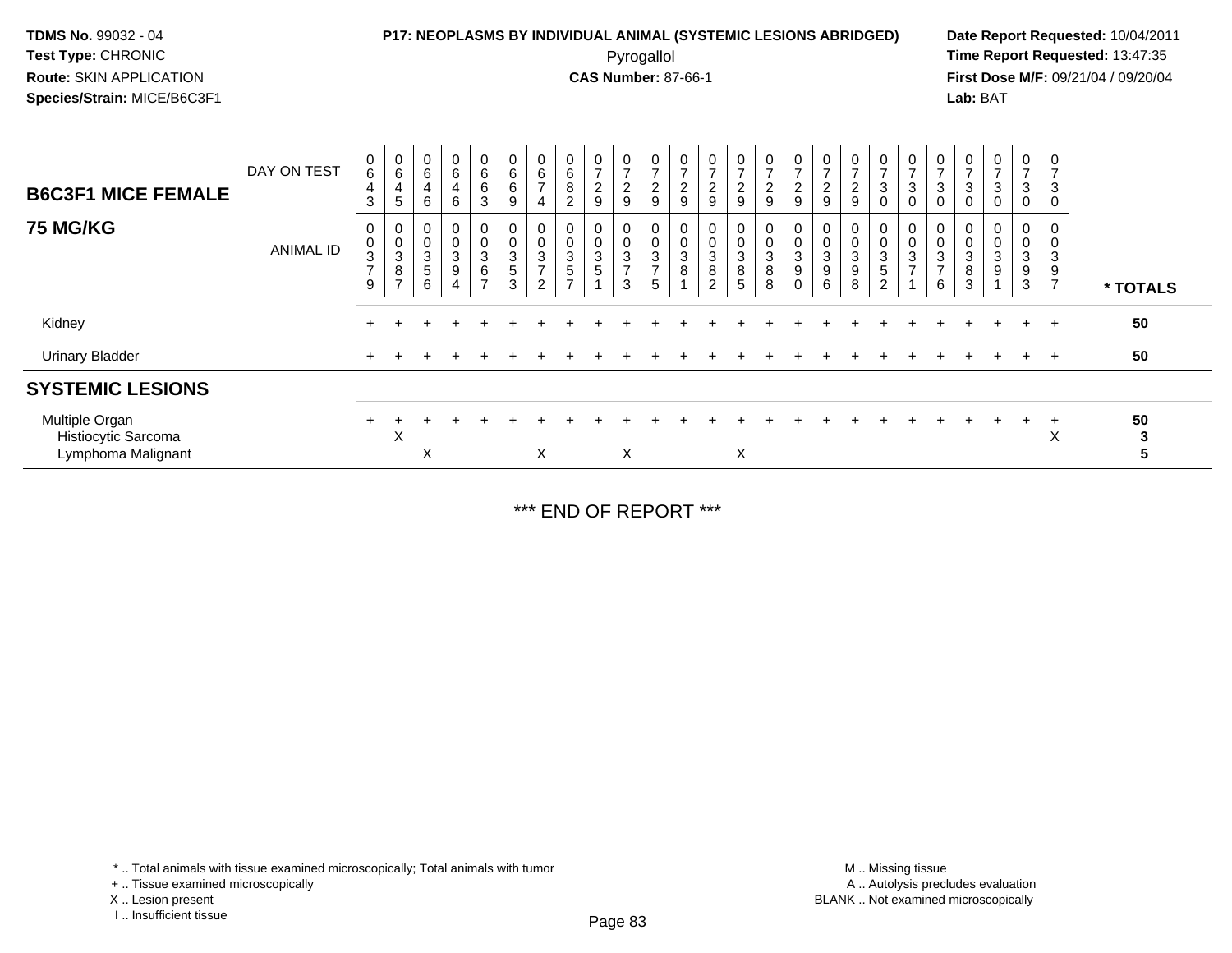**TDMS No.** 99032 - 04
**Test Type:** CHRONIC
**Route:** SKIN APPLICATION
**Species/Strain:** MICE/B6C3F1

**P17: NEOPLASMS BY INDIVIDUAL ANIMAL (SYSTEMIC LESIONS ABRIDGED)**
Pyrogallol
**CAS Number:** 87-66-1

**Date Report Requested:** 10/04/2011
**Time Report Requested:** 13:47:35
**First Dose M/F:** 09/21/04 / 09/20/04
**Lab:** BAT

| B6C3F1 MICE FEMALE 75 MG/KG | | | | | | | | | | | | | | | | | | | | | | | | | | |
|---|---|---|---|---|---|---|---|---|---|---|---|---|---|---|---|---|---|---|---|---|---|---|---|---|---|---|
| DAY ON TEST | 0643 | 0645 | 0646 | 0646 | 0663 | 0669 | 0674 | 0682 | 0729 | 0729 | 0729 | 0729 | 0729 | 0729 | 0729 | 0729 | 0729 | 0729 | 0730 | 0730 | 0730 | 0730 | 0730 | 0730 | 0730 | |
| ANIMAL ID | 00379 | 00387 | 00356 | 00394 | 00367 | 00353 | 00372 | 00357 | 00351 | 00373 | 00375 | 00381 | 00382 | 00385 | 00388 | 00390 | 00396 | 00398 | 00352 | 00371 | 00376 | 00383 | 00391 | 00393 | 00397 | * TOTALS |
| Kidney | + | + | + | + | + | + | + | + | + | + | + | + | + | + | + | + | + | + | + | + | + | + | + | + | + | 50 |
| Urinary Bladder | + | + | + | + | + | + | + | + | + | + | + | + | + | + | + | + | + | + | + | + | + | + | + | + | + | 50 |
| **SYSTEMIC LESIONS** | | | | | | | | | | | | | | | | | | | | | | | | | | |
| Multiple Organ | + | + | + | + | + | + | + | + | + | + | + | + | + | + | + | + | + | + | + | + | + | + | + | + | + | 50 |
| Histiocytic Sarcoma | | X | | | | | | | | | | | | | | | | | | | | | | | X | 3 |
| Lymphoma Malignant | | | X | | | | X | | | X | | | | X | | | | | | | | | | | | 5 |

*** END OF REPORT ***

* .. Total animals with tissue examined microscopically; Total animals with tumor
+ .. Tissue examined microscopically
X .. Lesion present
I .. Insufficient tissue

M .. Missing tissue
A .. Autolysis precludes evaluation
BLANK .. Not examined microscopically